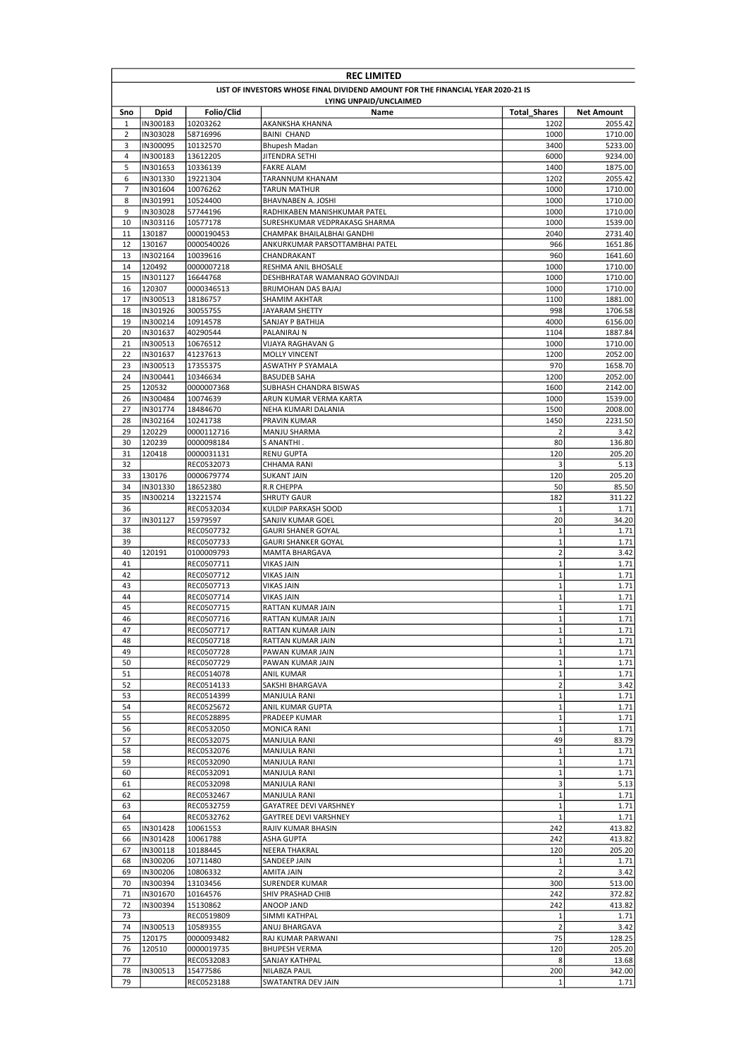# REC LIMITED

## LIST OF INVESTORS WHOSE FINAL DIVIDEND AMOUNT FOR THE FINANCIAL YEAR 2020-21 IS LYING UNPAID/UNCLAIMED

| Sno | Dpid | Folio/Clid | Name | Total_Shares | Net Amount |
|---|---|---|---|---|---|
| 1 | IN300183 | 10203262 | AKANKSHA KHANNA | 1202 | 2055.42 |
| 2 | IN303028 | 58716996 | BAINI CHAND | 1000 | 1710.00 |
| 3 | IN300095 | 10132570 | Bhupesh Madan | 3400 | 5233.00 |
| 4 | IN300183 | 13612205 | JITENDRA SETHI | 6000 | 9234.00 |
| 5 | IN301653 | 10336139 | FAKRE ALAM | 1400 | 1875.00 |
| 6 | IN301330 | 19221304 | TARANNUM KHANAM | 1202 | 2055.42 |
| 7 | IN301604 | 10076262 | TARUN MATHUR | 1000 | 1710.00 |
| 8 | IN301991 | 10524400 | BHAVNABEN A. JOSHI | 1000 | 1710.00 |
| 9 | IN303028 | 57744196 | RADHIKABEN MANISHKUMAR PATEL | 1000 | 1710.00 |
| 10 | IN303116 | 10577178 | SURESHKUMAR VEDPRAKASG SHARMA | 1000 | 1539.00 |
| 11 | 130187 | 0000190453 | CHAMPAK BHAILALBHAI GANDHI | 2040 | 2731.40 |
| 12 | 130167 | 0000540026 | ANKURKUMAR PARSOTTAMBHAI PATEL | 966 | 1651.86 |
| 13 | IN302164 | 10039616 | CHANDRAKANT | 960 | 1641.60 |
| 14 | 120492 | 0000007218 | RESHMA ANIL BHOSALE | 1000 | 1710.00 |
| 15 | IN301127 | 16644768 | DESHBHRATAR WAMANRAO GOVINDAJI | 1000 | 1710.00 |
| 16 | 120307 | 0000346513 | BRIJMOHAN DAS BAJAJ | 1000 | 1710.00 |
| 17 | IN300513 | 18186757 | SHAMIM AKHTAR | 1100 | 1881.00 |
| 18 | IN301926 | 30055755 | JAYARAM SHETTY | 998 | 1706.58 |
| 19 | IN300214 | 10914578 | SANJAY P BATHIJA | 4000 | 6156.00 |
| 20 | IN301637 | 40290544 | PALANIRAJ N | 1104 | 1887.84 |
| 21 | IN300513 | 10676512 | VIJAYA RAGHAVAN G | 1000 | 1710.00 |
| 22 | IN301637 | 41237613 | MOLLY VINCENT | 1200 | 2052.00 |
| 23 | IN300513 | 17355375 | ASWATHY P SYAMALA | 970 | 1658.70 |
| 24 | IN300441 | 10346634 | BASUDEB SAHA | 1200 | 2052.00 |
| 25 | 120532 | 0000007368 | SUBHASH CHANDRA BISWAS | 1600 | 2142.00 |
| 26 | IN300484 | 10074639 | ARUN KUMAR VERMA KARTA | 1000 | 1539.00 |
| 27 | IN301774 | 18484670 | NEHA KUMARI DALANIA | 1500 | 2008.00 |
| 28 | IN302164 | 10241738 | PRAVIN KUMAR | 1450 | 2231.50 |
| 29 | 120229 | 0000112716 | MANJU SHARMA | 2 | 3.42 |
| 30 | 120239 | 0000098184 | S ANANTHI . | 80 | 136.80 |
| 31 | 120418 | 0000031131 | RENU GUPTA | 120 | 205.20 |
| 32 | | REC0532073 | CHHAMA RANI | 3 | 5.13 |
| 33 | 130176 | 0000679774 | SUKANT JAIN | 120 | 205.20 |
| 34 | IN301330 | 18652380 | R.R CHEPPA | 50 | 85.50 |
| 35 | IN300214 | 13221574 | SHRUTY GAUR | 182 | 311.22 |
| 36 | | REC0532034 | KULDIP PARKASH SOOD | 1 | 1.71 |
| 37 | IN301127 | 15979597 | SANJIV KUMAR GOEL | 20 | 34.20 |
| 38 | | REC0507732 | GAURI SHANER GOYAL | 1 | 1.71 |
| 39 | | REC0507733 | GAURI SHANKER GOYAL | 1 | 1.71 |
| 40 | 120191 | 0100009793 | MAMTA BHARGAVA | 2 | 3.42 |
| 41 | | REC0507711 | VIKAS JAIN | 1 | 1.71 |
| 42 | | REC0507712 | VIKAS JAIN | 1 | 1.71 |
| 43 | | REC0507713 | VIKAS JAIN | 1 | 1.71 |
| 44 | | REC0507714 | VIKAS JAIN | 1 | 1.71 |
| 45 | | REC0507715 | RATTAN KUMAR JAIN | 1 | 1.71 |
| 46 | | REC0507716 | RATTAN KUMAR JAIN | 1 | 1.71 |
| 47 | | REC0507717 | RATTAN KUMAR JAIN | 1 | 1.71 |
| 48 | | REC0507718 | RATTAN KUMAR JAIN | 1 | 1.71 |
| 49 | | REC0507728 | PAWAN KUMAR JAIN | 1 | 1.71 |
| 50 | | REC0507729 | PAWAN KUMAR JAIN | 1 | 1.71 |
| 51 | | REC0514078 | ANIL KUMAR | 1 | 1.71 |
| 52 | | REC0514133 | SAKSHI BHARGAVA | 2 | 3.42 |
| 53 | | REC0514399 | MANJULA RANI | 1 | 1.71 |
| 54 | | REC0525672 | ANIL KUMAR GUPTA | 1 | 1.71 |
| 55 | | REC0528895 | PRADEEP KUMAR | 1 | 1.71 |
| 56 | | REC0532050 | MONICA RANI | 1 | 1.71 |
| 57 | | REC0532075 | MANJULA RANI | 49 | 83.79 |
| 58 | | REC0532076 | MANJULA RANI | 1 | 1.71 |
| 59 | | REC0532090 | MANJULA RANI | 1 | 1.71 |
| 60 | | REC0532091 | MANJULA RANI | 1 | 1.71 |
| 61 | | REC0532098 | MANJULA RANI | 3 | 5.13 |
| 62 | | REC0532467 | MANJULA RANI | 1 | 1.71 |
| 63 | | REC0532759 | GAYATREE DEVI VARSHNEY | 1 | 1.71 |
| 64 | | REC0532762 | GAYTREE DEVI VARSHNEY | 1 | 1.71 |
| 65 | IN301428 | 10061553 | RAJIV KUMAR BHASIN | 242 | 413.82 |
| 66 | IN301428 | 10061788 | ASHA GUPTA | 242 | 413.82 |
| 67 | IN300118 | 10188445 | NEERA THAKRAL | 120 | 205.20 |
| 68 | IN300206 | 10711480 | SANDEEP JAIN | 1 | 1.71 |
| 69 | IN300206 | 10806332 | AMITA JAIN | 2 | 3.42 |
| 70 | IN300394 | 13103456 | SURENDER KUMAR | 300 | 513.00 |
| 71 | IN301670 | 10164576 | SHIV PRASHAD CHIB | 242 | 372.82 |
| 72 | IN300394 | 15130862 | ANOOP JAND | 242 | 413.82 |
| 73 | | REC0519809 | SIMMI KATHPAL | 1 | 1.71 |
| 74 | IN300513 | 10589355 | ANUJ BHARGAVA | 2 | 3.42 |
| 75 | 120175 | 0000093482 | RAJ KUMAR PARWANI | 75 | 128.25 |
| 76 | 120510 | 0000019735 | BHUPESH VERMA | 120 | 205.20 |
| 77 | | REC0532083 | SANJAY KATHPAL | 8 | 13.68 |
| 78 | IN300513 | 15477586 | NILABZA PAUL | 200 | 342.00 |
| 79 | | REC0523188 | SWATANTRA DEV JAIN | 1 | 1.71 |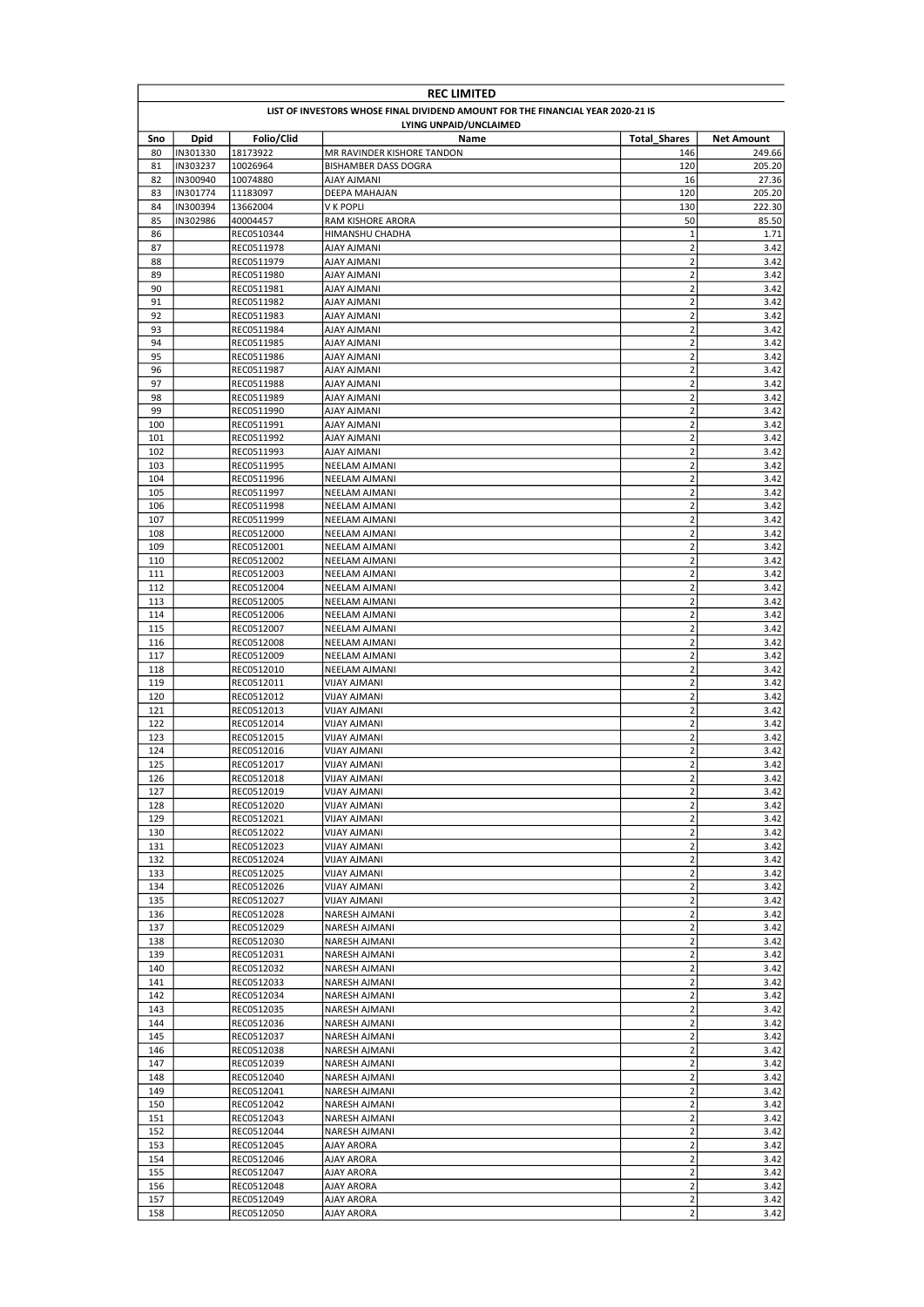| REC LIMITED | | | | | |
|---|---|---|---|---|---|
| LIST OF INVESTORS WHOSE FINAL DIVIDEND AMOUNT FOR THE FINANCIAL YEAR 2020-21 IS LYING UNPAID/UNCLAIMED | | | | | |
| Sno | Dpid | Folio/Clid | Name | Total_Shares | Net Amount |
| 80 | IN301330 | 18173922 | MR RAVINDER KISHORE TANDON | 146 | 249.66 |
| 81 | IN303237 | 10026964 | BISHAMBER DASS DOGRA | 120 | 205.20 |
| 82 | IN300940 | 10074880 | AJAY AJMANI | 16 | 27.36 |
| 83 | IN301774 | 11183097 | DEEPA MAHAJAN | 120 | 205.20 |
| 84 | IN300394 | 13662004 | V K POPLI | 130 | 222.30 |
| 85 | IN302986 | 40004457 | RAM KISHORE ARORA | 50 | 85.50 |
| 86 | | REC0510344 | HIMANSHU CHADHA | 1 | 1.71 |
| 87 | | REC0511978 | AJAY AJMANI | 2 | 3.42 |
| 88 | | REC0511979 | AJAY AJMANI | 2 | 3.42 |
| 89 | | REC0511980 | AJAY AJMANI | 2 | 3.42 |
| 90 | | REC0511981 | AJAY AJMANI | 2 | 3.42 |
| 91 | | REC0511982 | AJAY AJMANI | 2 | 3.42 |
| 92 | | REC0511983 | AJAY AJMANI | 2 | 3.42 |
| 93 | | REC0511984 | AJAY AJMANI | 2 | 3.42 |
| 94 | | REC0511985 | AJAY AJMANI | 2 | 3.42 |
| 95 | | REC0511986 | AJAY AJMANI | 2 | 3.42 |
| 96 | | REC0511987 | AJAY AJMANI | 2 | 3.42 |
| 97 | | REC0511988 | AJAY AJMANI | 2 | 3.42 |
| 98 | | REC0511989 | AJAY AJMANI | 2 | 3.42 |
| 99 | | REC0511990 | AJAY AJMANI | 2 | 3.42 |
| 100 | | REC0511991 | AJAY AJMANI | 2 | 3.42 |
| 101 | | REC0511992 | AJAY AJMANI | 2 | 3.42 |
| 102 | | REC0511993 | AJAY AJMANI | 2 | 3.42 |
| 103 | | REC0511995 | NEELAM AJMANI | 2 | 3.42 |
| 104 | | REC0511996 | NEELAM AJMANI | 2 | 3.42 |
| 105 | | REC0511997 | NEELAM AJMANI | 2 | 3.42 |
| 106 | | REC0511998 | NEELAM AJMANI | 2 | 3.42 |
| 107 | | REC0511999 | NEELAM AJMANI | 2 | 3.42 |
| 108 | | REC0512000 | NEELAM AJMANI | 2 | 3.42 |
| 109 | | REC0512001 | NEELAM AJMANI | 2 | 3.42 |
| 110 | | REC0512002 | NEELAM AJMANI | 2 | 3.42 |
| 111 | | REC0512003 | NEELAM AJMANI | 2 | 3.42 |
| 112 | | REC0512004 | NEELAM AJMANI | 2 | 3.42 |
| 113 | | REC0512005 | NEELAM AJMANI | 2 | 3.42 |
| 114 | | REC0512006 | NEELAM AJMANI | 2 | 3.42 |
| 115 | | REC0512007 | NEELAM AJMANI | 2 | 3.42 |
| 116 | | REC0512008 | NEELAM AJMANI | 2 | 3.42 |
| 117 | | REC0512009 | NEELAM AJMANI | 2 | 3.42 |
| 118 | | REC0512010 | NEELAM AJMANI | 2 | 3.42 |
| 119 | | REC0512011 | VIJAY AJMANI | 2 | 3.42 |
| 120 | | REC0512012 | VIJAY AJMANI | 2 | 3.42 |
| 121 | | REC0512013 | VIJAY AJMANI | 2 | 3.42 |
| 122 | | REC0512014 | VIJAY AJMANI | 2 | 3.42 |
| 123 | | REC0512015 | VIJAY AJMANI | 2 | 3.42 |
| 124 | | REC0512016 | VIJAY AJMANI | 2 | 3.42 |
| 125 | | REC0512017 | VIJAY AJMANI | 2 | 3.42 |
| 126 | | REC0512018 | VIJAY AJMANI | 2 | 3.42 |
| 127 | | REC0512019 | VIJAY AJMANI | 2 | 3.42 |
| 128 | | REC0512020 | VIJAY AJMANI | 2 | 3.42 |
| 129 | | REC0512021 | VIJAY AJMANI | 2 | 3.42 |
| 130 | | REC0512022 | VIJAY AJMANI | 2 | 3.42 |
| 131 | | REC0512023 | VIJAY AJMANI | 2 | 3.42 |
| 132 | | REC0512024 | VIJAY AJMANI | 2 | 3.42 |
| 133 | | REC0512025 | VIJAY AJMANI | 2 | 3.42 |
| 134 | | REC0512026 | VIJAY AJMANI | 2 | 3.42 |
| 135 | | REC0512027 | VIJAY AJMANI | 2 | 3.42 |
| 136 | | REC0512028 | NARESH AJMANI | 2 | 3.42 |
| 137 | | REC0512029 | NARESH AJMANI | 2 | 3.42 |
| 138 | | REC0512030 | NARESH AJMANI | 2 | 3.42 |
| 139 | | REC0512031 | NARESH AJMANI | 2 | 3.42 |
| 140 | | REC0512032 | NARESH AJMANI | 2 | 3.42 |
| 141 | | REC0512033 | NARESH AJMANI | 2 | 3.42 |
| 142 | | REC0512034 | NARESH AJMANI | 2 | 3.42 |
| 143 | | REC0512035 | NARESH AJMANI | 2 | 3.42 |
| 144 | | REC0512036 | NARESH AJMANI | 2 | 3.42 |
| 145 | | REC0512037 | NARESH AJMANI | 2 | 3.42 |
| 146 | | REC0512038 | NARESH AJMANI | 2 | 3.42 |
| 147 | | REC0512039 | NARESH AJMANI | 2 | 3.42 |
| 148 | | REC0512040 | NARESH AJMANI | 2 | 3.42 |
| 149 | | REC0512041 | NARESH AJMANI | 2 | 3.42 |
| 150 | | REC0512042 | NARESH AJMANI | 2 | 3.42 |
| 151 | | REC0512043 | NARESH AJMANI | 2 | 3.42 |
| 152 | | REC0512044 | NARESH AJMANI | 2 | 3.42 |
| 153 | | REC0512045 | AJAY ARORA | 2 | 3.42 |
| 154 | | REC0512046 | AJAY ARORA | 2 | 3.42 |
| 155 | | REC0512047 | AJAY ARORA | 2 | 3.42 |
| 156 | | REC0512048 | AJAY ARORA | 2 | 3.42 |
| 157 | | REC0512049 | AJAY ARORA | 2 | 3.42 |
| 158 | | REC0512050 | AJAY ARORA | 2 | 3.42 |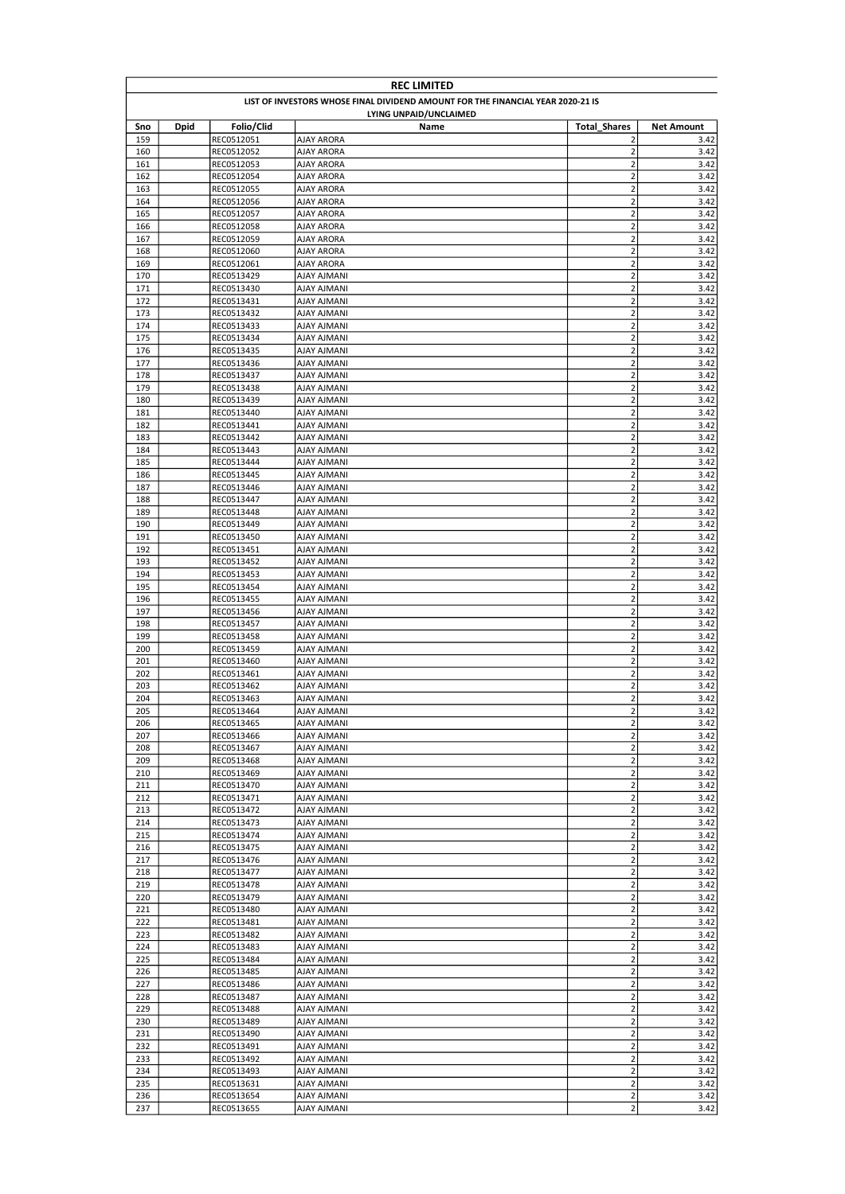| REC LIMITED | | | | | |
|---|---|---|---|---|---|
| LIST OF INVESTORS WHOSE FINAL DIVIDEND AMOUNT FOR THE FINANCIAL YEAR 2020-21 IS LYING UNPAID/UNCLAIMED | | | | | |
| Sno | Dpid | Folio/Clid | Name | Total_Shares | Net Amount |
| 159 | | REC0512051 | AJAY ARORA | 2 | 3.42 |
| 160 | | REC0512052 | AJAY ARORA | 2 | 3.42 |
| 161 | | REC0512053 | AJAY ARORA | 2 | 3.42 |
| 162 | | REC0512054 | AJAY ARORA | 2 | 3.42 |
| 163 | | REC0512055 | AJAY ARORA | 2 | 3.42 |
| 164 | | REC0512056 | AJAY ARORA | 2 | 3.42 |
| 165 | | REC0512057 | AJAY ARORA | 2 | 3.42 |
| 166 | | REC0512058 | AJAY ARORA | 2 | 3.42 |
| 167 | | REC0512059 | AJAY ARORA | 2 | 3.42 |
| 168 | | REC0512060 | AJAY ARORA | 2 | 3.42 |
| 169 | | REC0512061 | AJAY ARORA | 2 | 3.42 |
| 170 | | REC0513429 | AJAY AJMANI | 2 | 3.42 |
| 171 | | REC0513430 | AJAY AJMANI | 2 | 3.42 |
| 172 | | REC0513431 | AJAY AJMANI | 2 | 3.42 |
| 173 | | REC0513432 | AJAY AJMANI | 2 | 3.42 |
| 174 | | REC0513433 | AJAY AJMANI | 2 | 3.42 |
| 175 | | REC0513434 | AJAY AJMANI | 2 | 3.42 |
| 176 | | REC0513435 | AJAY AJMANI | 2 | 3.42 |
| 177 | | REC0513436 | AJAY AJMANI | 2 | 3.42 |
| 178 | | REC0513437 | AJAY AJMANI | 2 | 3.42 |
| 179 | | REC0513438 | AJAY AJMANI | 2 | 3.42 |
| 180 | | REC0513439 | AJAY AJMANI | 2 | 3.42 |
| 181 | | REC0513440 | AJAY AJMANI | 2 | 3.42 |
| 182 | | REC0513441 | AJAY AJMANI | 2 | 3.42 |
| 183 | | REC0513442 | AJAY AJMANI | 2 | 3.42 |
| 184 | | REC0513443 | AJAY AJMANI | 2 | 3.42 |
| 185 | | REC0513444 | AJAY AJMANI | 2 | 3.42 |
| 186 | | REC0513445 | AJAY AJMANI | 2 | 3.42 |
| 187 | | REC0513446 | AJAY AJMANI | 2 | 3.42 |
| 188 | | REC0513447 | AJAY AJMANI | 2 | 3.42 |
| 189 | | REC0513448 | AJAY AJMANI | 2 | 3.42 |
| 190 | | REC0513449 | AJAY AJMANI | 2 | 3.42 |
| 191 | | REC0513450 | AJAY AJMANI | 2 | 3.42 |
| 192 | | REC0513451 | AJAY AJMANI | 2 | 3.42 |
| 193 | | REC0513452 | AJAY AJMANI | 2 | 3.42 |
| 194 | | REC0513453 | AJAY AJMANI | 2 | 3.42 |
| 195 | | REC0513454 | AJAY AJMANI | 2 | 3.42 |
| 196 | | REC0513455 | AJAY AJMANI | 2 | 3.42 |
| 197 | | REC0513456 | AJAY AJMANI | 2 | 3.42 |
| 198 | | REC0513457 | AJAY AJMANI | 2 | 3.42 |
| 199 | | REC0513458 | AJAY AJMANI | 2 | 3.42 |
| 200 | | REC0513459 | AJAY AJMANI | 2 | 3.42 |
| 201 | | REC0513460 | AJAY AJMANI | 2 | 3.42 |
| 202 | | REC0513461 | AJAY AJMANI | 2 | 3.42 |
| 203 | | REC0513462 | AJAY AJMANI | 2 | 3.42 |
| 204 | | REC0513463 | AJAY AJMANI | 2 | 3.42 |
| 205 | | REC0513464 | AJAY AJMANI | 2 | 3.42 |
| 206 | | REC0513465 | AJAY AJMANI | 2 | 3.42 |
| 207 | | REC0513466 | AJAY AJMANI | 2 | 3.42 |
| 208 | | REC0513467 | AJAY AJMANI | 2 | 3.42 |
| 209 | | REC0513468 | AJAY AJMANI | 2 | 3.42 |
| 210 | | REC0513469 | AJAY AJMANI | 2 | 3.42 |
| 211 | | REC0513470 | AJAY AJMANI | 2 | 3.42 |
| 212 | | REC0513471 | AJAY AJMANI | 2 | 3.42 |
| 213 | | REC0513472 | AJAY AJMANI | 2 | 3.42 |
| 214 | | REC0513473 | AJAY AJMANI | 2 | 3.42 |
| 215 | | REC0513474 | AJAY AJMANI | 2 | 3.42 |
| 216 | | REC0513475 | AJAY AJMANI | 2 | 3.42 |
| 217 | | REC0513476 | AJAY AJMANI | 2 | 3.42 |
| 218 | | REC0513477 | AJAY AJMANI | 2 | 3.42 |
| 219 | | REC0513478 | AJAY AJMANI | 2 | 3.42 |
| 220 | | REC0513479 | AJAY AJMANI | 2 | 3.42 |
| 221 | | REC0513480 | AJAY AJMANI | 2 | 3.42 |
| 222 | | REC0513481 | AJAY AJMANI | 2 | 3.42 |
| 223 | | REC0513482 | AJAY AJMANI | 2 | 3.42 |
| 224 | | REC0513483 | AJAY AJMANI | 2 | 3.42 |
| 225 | | REC0513484 | AJAY AJMANI | 2 | 3.42 |
| 226 | | REC0513485 | AJAY AJMANI | 2 | 3.42 |
| 227 | | REC0513486 | AJAY AJMANI | 2 | 3.42 |
| 228 | | REC0513487 | AJAY AJMANI | 2 | 3.42 |
| 229 | | REC0513488 | AJAY AJMANI | 2 | 3.42 |
| 230 | | REC0513489 | AJAY AJMANI | 2 | 3.42 |
| 231 | | REC0513490 | AJAY AJMANI | 2 | 3.42 |
| 232 | | REC0513491 | AJAY AJMANI | 2 | 3.42 |
| 233 | | REC0513492 | AJAY AJMANI | 2 | 3.42 |
| 234 | | REC0513493 | AJAY AJMANI | 2 | 3.42 |
| 235 | | REC0513631 | AJAY AJMANI | 2 | 3.42 |
| 236 | | REC0513654 | AJAY AJMANI | 2 | 3.42 |
| 237 | | REC0513655 | AJAY AJMANI | 2 | 3.42 |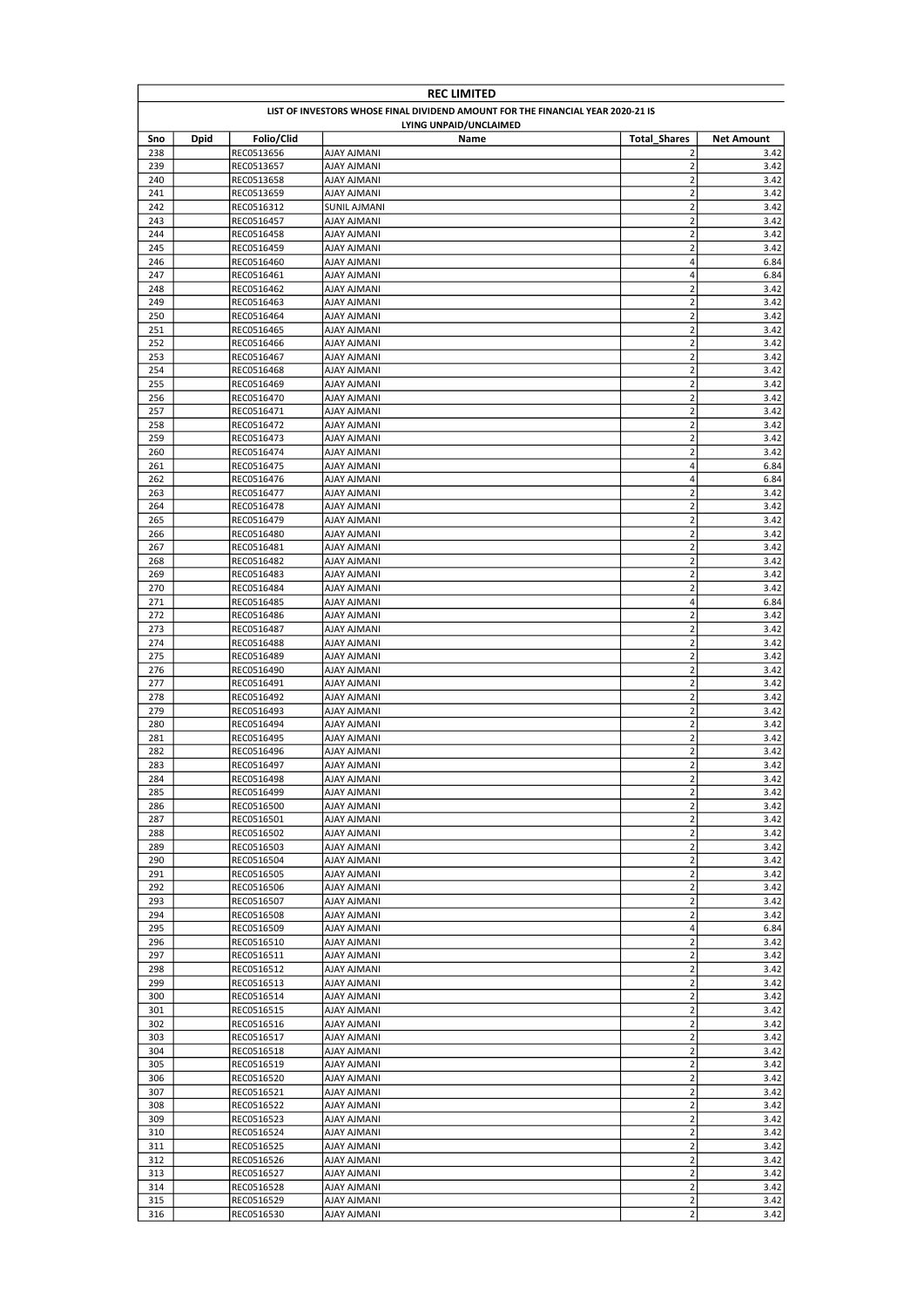| REC LIMITED | | | | | |
|---|---|---|---|---|---|
| LIST OF INVESTORS WHOSE FINAL DIVIDEND AMOUNT FOR THE FINANCIAL YEAR 2020-21 IS LYING UNPAID/UNCLAIMED | | | | | |
| Sno | Dpid | Folio/Clid | Name | Total_Shares | Net Amount |
| 238 | | REC0513656 | AJAY AJMANI | 2 | 3.42 |
| 239 | | REC0513657 | AJAY AJMANI | 2 | 3.42 |
| 240 | | REC0513658 | AJAY AJMANI | 2 | 3.42 |
| 241 | | REC0513659 | AJAY AJMANI | 2 | 3.42 |
| 242 | | REC0516312 | SUNIL AJMANI | 2 | 3.42 |
| 243 | | REC0516457 | AJAY AJMANI | 2 | 3.42 |
| 244 | | REC0516458 | AJAY AJMANI | 2 | 3.42 |
| 245 | | REC0516459 | AJAY AJMANI | 2 | 3.42 |
| 246 | | REC0516460 | AJAY AJMANI | 4 | 6.84 |
| 247 | | REC0516461 | AJAY AJMANI | 4 | 6.84 |
| 248 | | REC0516462 | AJAY AJMANI | 2 | 3.42 |
| 249 | | REC0516463 | AJAY AJMANI | 2 | 3.42 |
| 250 | | REC0516464 | AJAY AJMANI | 2 | 3.42 |
| 251 | | REC0516465 | AJAY AJMANI | 2 | 3.42 |
| 252 | | REC0516466 | AJAY AJMANI | 2 | 3.42 |
| 253 | | REC0516467 | AJAY AJMANI | 2 | 3.42 |
| 254 | | REC0516468 | AJAY AJMANI | 2 | 3.42 |
| 255 | | REC0516469 | AJAY AJMANI | 2 | 3.42 |
| 256 | | REC0516470 | AJAY AJMANI | 2 | 3.42 |
| 257 | | REC0516471 | AJAY AJMANI | 2 | 3.42 |
| 258 | | REC0516472 | AJAY AJMANI | 2 | 3.42 |
| 259 | | REC0516473 | AJAY AJMANI | 2 | 3.42 |
| 260 | | REC0516474 | AJAY AJMANI | 2 | 3.42 |
| 261 | | REC0516475 | AJAY AJMANI | 4 | 6.84 |
| 262 | | REC0516476 | AJAY AJMANI | 4 | 6.84 |
| 263 | | REC0516477 | AJAY AJMANI | 2 | 3.42 |
| 264 | | REC0516478 | AJAY AJMANI | 2 | 3.42 |
| 265 | | REC0516479 | AJAY AJMANI | 2 | 3.42 |
| 266 | | REC0516480 | AJAY AJMANI | 2 | 3.42 |
| 267 | | REC0516481 | AJAY AJMANI | 2 | 3.42 |
| 268 | | REC0516482 | AJAY AJMANI | 2 | 3.42 |
| 269 | | REC0516483 | AJAY AJMANI | 2 | 3.42 |
| 270 | | REC0516484 | AJAY AJMANI | 2 | 3.42 |
| 271 | | REC0516485 | AJAY AJMANI | 4 | 6.84 |
| 272 | | REC0516486 | AJAY AJMANI | 2 | 3.42 |
| 273 | | REC0516487 | AJAY AJMANI | 2 | 3.42 |
| 274 | | REC0516488 | AJAY AJMANI | 2 | 3.42 |
| 275 | | REC0516489 | AJAY AJMANI | 2 | 3.42 |
| 276 | | REC0516490 | AJAY AJMANI | 2 | 3.42 |
| 277 | | REC0516491 | AJAY AJMANI | 2 | 3.42 |
| 278 | | REC0516492 | AJAY AJMANI | 2 | 3.42 |
| 279 | | REC0516493 | AJAY AJMANI | 2 | 3.42 |
| 280 | | REC0516494 | AJAY AJMANI | 2 | 3.42 |
| 281 | | REC0516495 | AJAY AJMANI | 2 | 3.42 |
| 282 | | REC0516496 | AJAY AJMANI | 2 | 3.42 |
| 283 | | REC0516497 | AJAY AJMANI | 2 | 3.42 |
| 284 | | REC0516498 | AJAY AJMANI | 2 | 3.42 |
| 285 | | REC0516499 | AJAY AJMANI | 2 | 3.42 |
| 286 | | REC0516500 | AJAY AJMANI | 2 | 3.42 |
| 287 | | REC0516501 | AJAY AJMANI | 2 | 3.42 |
| 288 | | REC0516502 | AJAY AJMANI | 2 | 3.42 |
| 289 | | REC0516503 | AJAY AJMANI | 2 | 3.42 |
| 290 | | REC0516504 | AJAY AJMANI | 2 | 3.42 |
| 291 | | REC0516505 | AJAY AJMANI | 2 | 3.42 |
| 292 | | REC0516506 | AJAY AJMANI | 2 | 3.42 |
| 293 | | REC0516507 | AJAY AJMANI | 2 | 3.42 |
| 294 | | REC0516508 | AJAY AJMANI | 2 | 3.42 |
| 295 | | REC0516509 | AJAY AJMANI | 4 | 6.84 |
| 296 | | REC0516510 | AJAY AJMANI | 2 | 3.42 |
| 297 | | REC0516511 | AJAY AJMANI | 2 | 3.42 |
| 298 | | REC0516512 | AJAY AJMANI | 2 | 3.42 |
| 299 | | REC0516513 | AJAY AJMANI | 2 | 3.42 |
| 300 | | REC0516514 | AJAY AJMANI | 2 | 3.42 |
| 301 | | REC0516515 | AJAY AJMANI | 2 | 3.42 |
| 302 | | REC0516516 | AJAY AJMANI | 2 | 3.42 |
| 303 | | REC0516517 | AJAY AJMANI | 2 | 3.42 |
| 304 | | REC0516518 | AJAY AJMANI | 2 | 3.42 |
| 305 | | REC0516519 | AJAY AJMANI | 2 | 3.42 |
| 306 | | REC0516520 | AJAY AJMANI | 2 | 3.42 |
| 307 | | REC0516521 | AJAY AJMANI | 2 | 3.42 |
| 308 | | REC0516522 | AJAY AJMANI | 2 | 3.42 |
| 309 | | REC0516523 | AJAY AJMANI | 2 | 3.42 |
| 310 | | REC0516524 | AJAY AJMANI | 2 | 3.42 |
| 311 | | REC0516525 | AJAY AJMANI | 2 | 3.42 |
| 312 | | REC0516526 | AJAY AJMANI | 2 | 3.42 |
| 313 | | REC0516527 | AJAY AJMANI | 2 | 3.42 |
| 314 | | REC0516528 | AJAY AJMANI | 2 | 3.42 |
| 315 | | REC0516529 | AJAY AJMANI | 2 | 3.42 |
| 316 | | REC0516530 | AJAY AJMANI | 2 | 3.42 |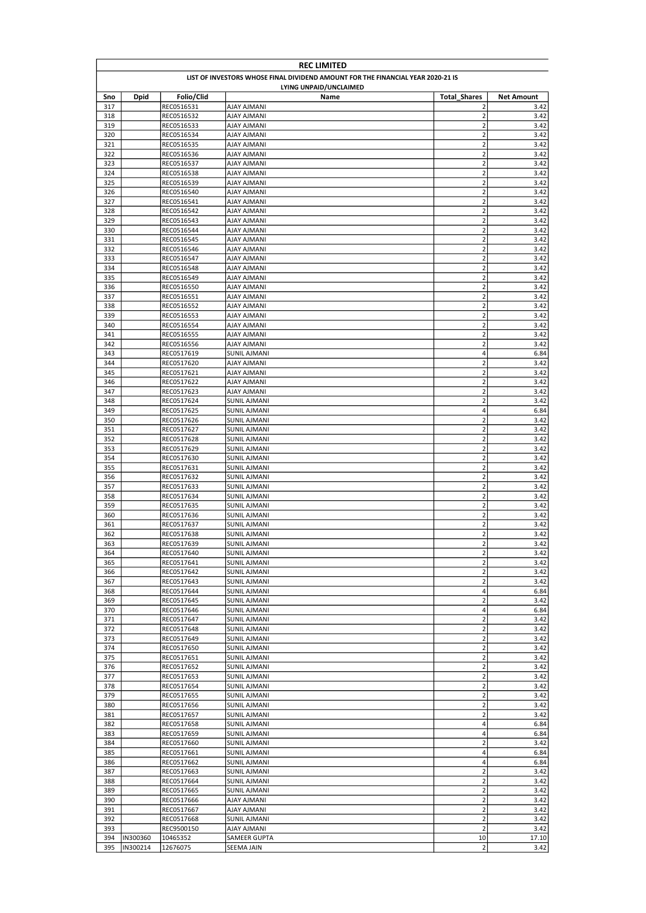| REC LIMITED | | | | | |
|---|---|---|---|---|---|
| LIST OF INVESTORS WHOSE FINAL DIVIDEND AMOUNT FOR THE FINANCIAL YEAR 2020-21 IS LYING UNPAID/UNCLAIMED | | | | | |
| Sno | Dpid | Folio/Clid | Name | Total_Shares | Net Amount |
| 317 | | REC0516531 | AJAY AJMANI | 2 | 3.42 |
| 318 | | REC0516532 | AJAY AJMANI | 2 | 3.42 |
| 319 | | REC0516533 | AJAY AJMANI | 2 | 3.42 |
| 320 | | REC0516534 | AJAY AJMANI | 2 | 3.42 |
| 321 | | REC0516535 | AJAY AJMANI | 2 | 3.42 |
| 322 | | REC0516536 | AJAY AJMANI | 2 | 3.42 |
| 323 | | REC0516537 | AJAY AJMANI | 2 | 3.42 |
| 324 | | REC0516538 | AJAY AJMANI | 2 | 3.42 |
| 325 | | REC0516539 | AJAY AJMANI | 2 | 3.42 |
| 326 | | REC0516540 | AJAY AJMANI | 2 | 3.42 |
| 327 | | REC0516541 | AJAY AJMANI | 2 | 3.42 |
| 328 | | REC0516542 | AJAY AJMANI | 2 | 3.42 |
| 329 | | REC0516543 | AJAY AJMANI | 2 | 3.42 |
| 330 | | REC0516544 | AJAY AJMANI | 2 | 3.42 |
| 331 | | REC0516545 | AJAY AJMANI | 2 | 3.42 |
| 332 | | REC0516546 | AJAY AJMANI | 2 | 3.42 |
| 333 | | REC0516547 | AJAY AJMANI | 2 | 3.42 |
| 334 | | REC0516548 | AJAY AJMANI | 2 | 3.42 |
| 335 | | REC0516549 | AJAY AJMANI | 2 | 3.42 |
| 336 | | REC0516550 | AJAY AJMANI | 2 | 3.42 |
| 337 | | REC0516551 | AJAY AJMANI | 2 | 3.42 |
| 338 | | REC0516552 | AJAY AJMANI | 2 | 3.42 |
| 339 | | REC0516553 | AJAY AJMANI | 2 | 3.42 |
| 340 | | REC0516554 | AJAY AJMANI | 2 | 3.42 |
| 341 | | REC0516555 | AJAY AJMANI | 2 | 3.42 |
| 342 | | REC0516556 | AJAY AJMANI | 2 | 3.42 |
| 343 | | REC0517619 | SUNIL AJMANI | 4 | 6.84 |
| 344 | | REC0517620 | AJAY AJMANI | 2 | 3.42 |
| 345 | | REC0517621 | AJAY AJMANI | 2 | 3.42 |
| 346 | | REC0517622 | AJAY AJMANI | 2 | 3.42 |
| 347 | | REC0517623 | AJAY AJMANI | 2 | 3.42 |
| 348 | | REC0517624 | SUNIL AJMANI | 2 | 3.42 |
| 349 | | REC0517625 | SUNIL AJMANI | 4 | 6.84 |
| 350 | | REC0517626 | SUNIL AJMANI | 2 | 3.42 |
| 351 | | REC0517627 | SUNIL AJMANI | 2 | 3.42 |
| 352 | | REC0517628 | SUNIL AJMANI | 2 | 3.42 |
| 353 | | REC0517629 | SUNIL AJMANI | 2 | 3.42 |
| 354 | | REC0517630 | SUNIL AJMANI | 2 | 3.42 |
| 355 | | REC0517631 | SUNIL AJMANI | 2 | 3.42 |
| 356 | | REC0517632 | SUNIL AJMANI | 2 | 3.42 |
| 357 | | REC0517633 | SUNIL AJMANI | 2 | 3.42 |
| 358 | | REC0517634 | SUNIL AJMANI | 2 | 3.42 |
| 359 | | REC0517635 | SUNIL AJMANI | 2 | 3.42 |
| 360 | | REC0517636 | SUNIL AJMANI | 2 | 3.42 |
| 361 | | REC0517637 | SUNIL AJMANI | 2 | 3.42 |
| 362 | | REC0517638 | SUNIL AJMANI | 2 | 3.42 |
| 363 | | REC0517639 | SUNIL AJMANI | 2 | 3.42 |
| 364 | | REC0517640 | SUNIL AJMANI | 2 | 3.42 |
| 365 | | REC0517641 | SUNIL AJMANI | 2 | 3.42 |
| 366 | | REC0517642 | SUNIL AJMANI | 2 | 3.42 |
| 367 | | REC0517643 | SUNIL AJMANI | 2 | 3.42 |
| 368 | | REC0517644 | SUNIL AJMANI | 4 | 6.84 |
| 369 | | REC0517645 | SUNIL AJMANI | 2 | 3.42 |
| 370 | | REC0517646 | SUNIL AJMANI | 4 | 6.84 |
| 371 | | REC0517647 | SUNIL AJMANI | 2 | 3.42 |
| 372 | | REC0517648 | SUNIL AJMANI | 2 | 3.42 |
| 373 | | REC0517649 | SUNIL AJMANI | 2 | 3.42 |
| 374 | | REC0517650 | SUNIL AJMANI | 2 | 3.42 |
| 375 | | REC0517651 | SUNIL AJMANI | 2 | 3.42 |
| 376 | | REC0517652 | SUNIL AJMANI | 2 | 3.42 |
| 377 | | REC0517653 | SUNIL AJMANI | 2 | 3.42 |
| 378 | | REC0517654 | SUNIL AJMANI | 2 | 3.42 |
| 379 | | REC0517655 | SUNIL AJMANI | 2 | 3.42 |
| 380 | | REC0517656 | SUNIL AJMANI | 2 | 3.42 |
| 381 | | REC0517657 | SUNIL AJMANI | 2 | 3.42 |
| 382 | | REC0517658 | SUNIL AJMANI | 4 | 6.84 |
| 383 | | REC0517659 | SUNIL AJMANI | 4 | 6.84 |
| 384 | | REC0517660 | SUNIL AJMANI | 2 | 3.42 |
| 385 | | REC0517661 | SUNIL AJMANI | 4 | 6.84 |
| 386 | | REC0517662 | SUNIL AJMANI | 4 | 6.84 |
| 387 | | REC0517663 | SUNIL AJMANI | 2 | 3.42 |
| 388 | | REC0517664 | SUNIL AJMANI | 2 | 3.42 |
| 389 | | REC0517665 | SUNIL AJMANI | 2 | 3.42 |
| 390 | | REC0517666 | AJAY AJMANI | 2 | 3.42 |
| 391 | | REC0517667 | AJAY AJMANI | 2 | 3.42 |
| 392 | | REC0517668 | SUNIL AJMANI | 2 | 3.42 |
| 393 | | REC9500150 | AJAY AJMANI | 2 | 3.42 |
| 394 | IN300360 | 10465352 | SAMEER GUPTA | 10 | 17.10 |
| 395 | IN300214 | 12676075 | SEEMA JAIN | 2 | 3.42 |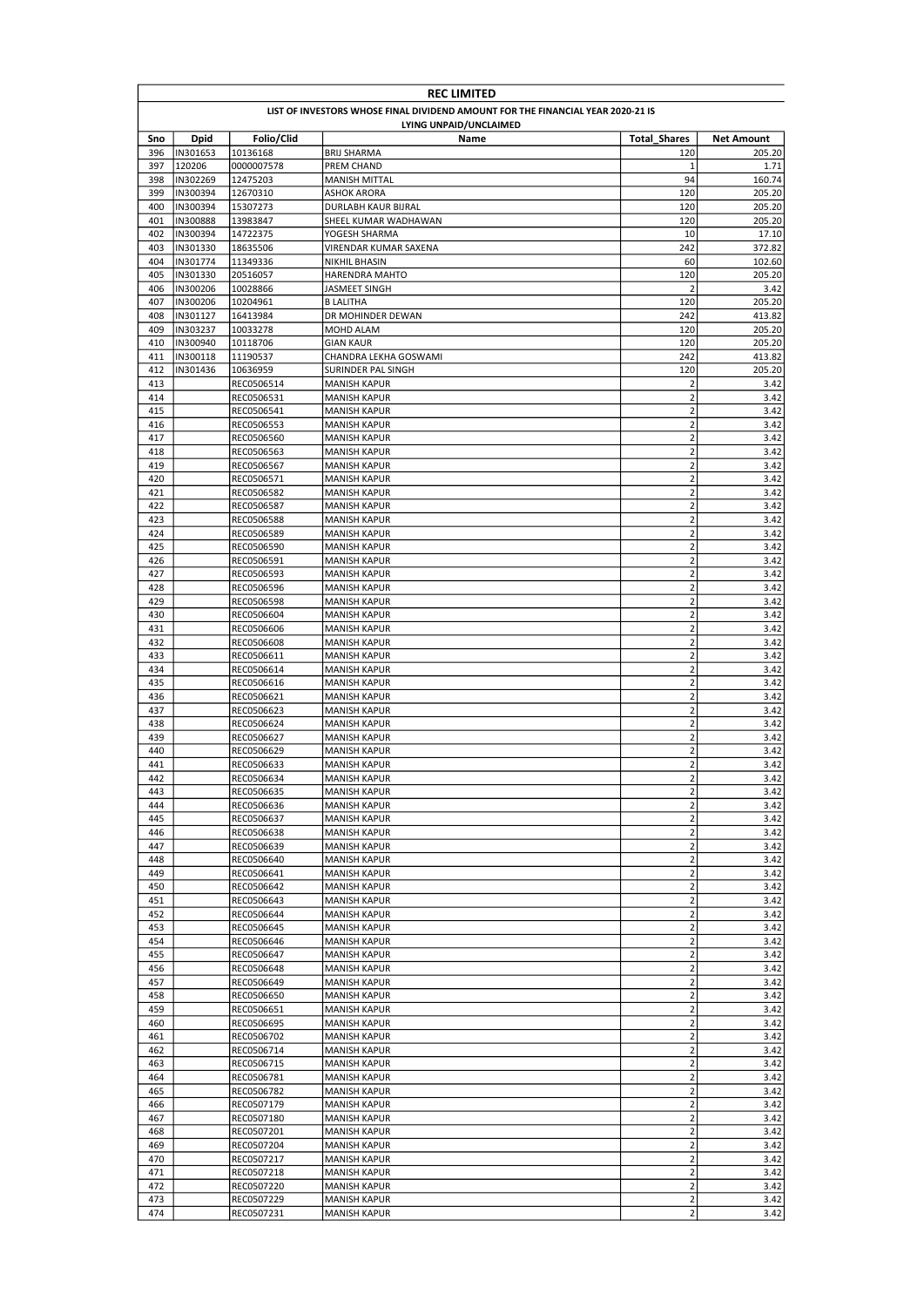| REC LIMITED | | | | | |
|---|---|---|---|---|---|
| LIST OF INVESTORS WHOSE FINAL DIVIDEND AMOUNT FOR THE FINANCIAL YEAR 2020-21 IS LYING UNPAID/UNCLAIMED | | | | | |
| Sno | Dpid | Folio/Clid | Name | Total_Shares | Net Amount |
| 396 | IN301653 | 10136168 | BRIJ SHARMA | 120 | 205.20 |
| 397 | 120206 | 0000007578 | PREM CHAND | 1 | 1.71 |
| 398 | IN302269 | 12475203 | MANISH MITTAL | 94 | 160.74 |
| 399 | IN300394 | 12670310 | ASHOK ARORA | 120 | 205.20 |
| 400 | IN300394 | 15307273 | DURLABH KAUR BIJRAL | 120 | 205.20 |
| 401 | IN300888 | 13983847 | SHEEL KUMAR WADHAWAN | 120 | 205.20 |
| 402 | IN300394 | 14722375 | YOGESH SHARMA | 10 | 17.10 |
| 403 | IN301330 | 18635506 | VIRENDAR KUMAR SAXENA | 242 | 372.82 |
| 404 | IN301774 | 11349336 | NIKHIL BHASIN | 60 | 102.60 |
| 405 | IN301330 | 20516057 | HARENDRA MAHTO | 120 | 205.20 |
| 406 | IN300206 | 10028866 | JASMEET SINGH | 2 | 3.42 |
| 407 | IN300206 | 10204961 | B LALITHA | 120 | 205.20 |
| 408 | IN301127 | 16413984 | DR MOHINDER DEWAN | 242 | 413.82 |
| 409 | IN303237 | 10033278 | MOHD ALAM | 120 | 205.20 |
| 410 | IN300940 | 10118706 | GIAN KAUR | 120 | 205.20 |
| 411 | IN300118 | 11190537 | CHANDRA LEKHA GOSWAMI | 242 | 413.82 |
| 412 | IN301436 | 10636959 | SURINDER PAL SINGH | 120 | 205.20 |
| 413 | | REC0506514 | MANISH KAPUR | 2 | 3.42 |
| 414 | | REC0506531 | MANISH KAPUR | 2 | 3.42 |
| 415 | | REC0506541 | MANISH KAPUR | 2 | 3.42 |
| 416 | | REC0506553 | MANISH KAPUR | 2 | 3.42 |
| 417 | | REC0506560 | MANISH KAPUR | 2 | 3.42 |
| 418 | | REC0506563 | MANISH KAPUR | 2 | 3.42 |
| 419 | | REC0506567 | MANISH KAPUR | 2 | 3.42 |
| 420 | | REC0506571 | MANISH KAPUR | 2 | 3.42 |
| 421 | | REC0506582 | MANISH KAPUR | 2 | 3.42 |
| 422 | | REC0506587 | MANISH KAPUR | 2 | 3.42 |
| 423 | | REC0506588 | MANISH KAPUR | 2 | 3.42 |
| 424 | | REC0506589 | MANISH KAPUR | 2 | 3.42 |
| 425 | | REC0506590 | MANISH KAPUR | 2 | 3.42 |
| 426 | | REC0506591 | MANISH KAPUR | 2 | 3.42 |
| 427 | | REC0506593 | MANISH KAPUR | 2 | 3.42 |
| 428 | | REC0506596 | MANISH KAPUR | 2 | 3.42 |
| 429 | | REC0506598 | MANISH KAPUR | 2 | 3.42 |
| 430 | | REC0506604 | MANISH KAPUR | 2 | 3.42 |
| 431 | | REC0506606 | MANISH KAPUR | 2 | 3.42 |
| 432 | | REC0506608 | MANISH KAPUR | 2 | 3.42 |
| 433 | | REC0506611 | MANISH KAPUR | 2 | 3.42 |
| 434 | | REC0506614 | MANISH KAPUR | 2 | 3.42 |
| 435 | | REC0506616 | MANISH KAPUR | 2 | 3.42 |
| 436 | | REC0506621 | MANISH KAPUR | 2 | 3.42 |
| 437 | | REC0506623 | MANISH KAPUR | 2 | 3.42 |
| 438 | | REC0506624 | MANISH KAPUR | 2 | 3.42 |
| 439 | | REC0506627 | MANISH KAPUR | 2 | 3.42 |
| 440 | | REC0506629 | MANISH KAPUR | 2 | 3.42 |
| 441 | | REC0506633 | MANISH KAPUR | 2 | 3.42 |
| 442 | | REC0506634 | MANISH KAPUR | 2 | 3.42 |
| 443 | | REC0506635 | MANISH KAPUR | 2 | 3.42 |
| 444 | | REC0506636 | MANISH KAPUR | 2 | 3.42 |
| 445 | | REC0506637 | MANISH KAPUR | 2 | 3.42 |
| 446 | | REC0506638 | MANISH KAPUR | 2 | 3.42 |
| 447 | | REC0506639 | MANISH KAPUR | 2 | 3.42 |
| 448 | | REC0506640 | MANISH KAPUR | 2 | 3.42 |
| 449 | | REC0506641 | MANISH KAPUR | 2 | 3.42 |
| 450 | | REC0506642 | MANISH KAPUR | 2 | 3.42 |
| 451 | | REC0506643 | MANISH KAPUR | 2 | 3.42 |
| 452 | | REC0506644 | MANISH KAPUR | 2 | 3.42 |
| 453 | | REC0506645 | MANISH KAPUR | 2 | 3.42 |
| 454 | | REC0506646 | MANISH KAPUR | 2 | 3.42 |
| 455 | | REC0506647 | MANISH KAPUR | 2 | 3.42 |
| 456 | | REC0506648 | MANISH KAPUR | 2 | 3.42 |
| 457 | | REC0506649 | MANISH KAPUR | 2 | 3.42 |
| 458 | | REC0506650 | MANISH KAPUR | 2 | 3.42 |
| 459 | | REC0506651 | MANISH KAPUR | 2 | 3.42 |
| 460 | | REC0506695 | MANISH KAPUR | 2 | 3.42 |
| 461 | | REC0506702 | MANISH KAPUR | 2 | 3.42 |
| 462 | | REC0506714 | MANISH KAPUR | 2 | 3.42 |
| 463 | | REC0506715 | MANISH KAPUR | 2 | 3.42 |
| 464 | | REC0506781 | MANISH KAPUR | 2 | 3.42 |
| 465 | | REC0506782 | MANISH KAPUR | 2 | 3.42 |
| 466 | | REC0507179 | MANISH KAPUR | 2 | 3.42 |
| 467 | | REC0507180 | MANISH KAPUR | 2 | 3.42 |
| 468 | | REC0507201 | MANISH KAPUR | 2 | 3.42 |
| 469 | | REC0507204 | MANISH KAPUR | 2 | 3.42 |
| 470 | | REC0507217 | MANISH KAPUR | 2 | 3.42 |
| 471 | | REC0507218 | MANISH KAPUR | 2 | 3.42 |
| 472 | | REC0507220 | MANISH KAPUR | 2 | 3.42 |
| 473 | | REC0507229 | MANISH KAPUR | 2 | 3.42 |
| 474 | | REC0507231 | MANISH KAPUR | 2 | 3.42 |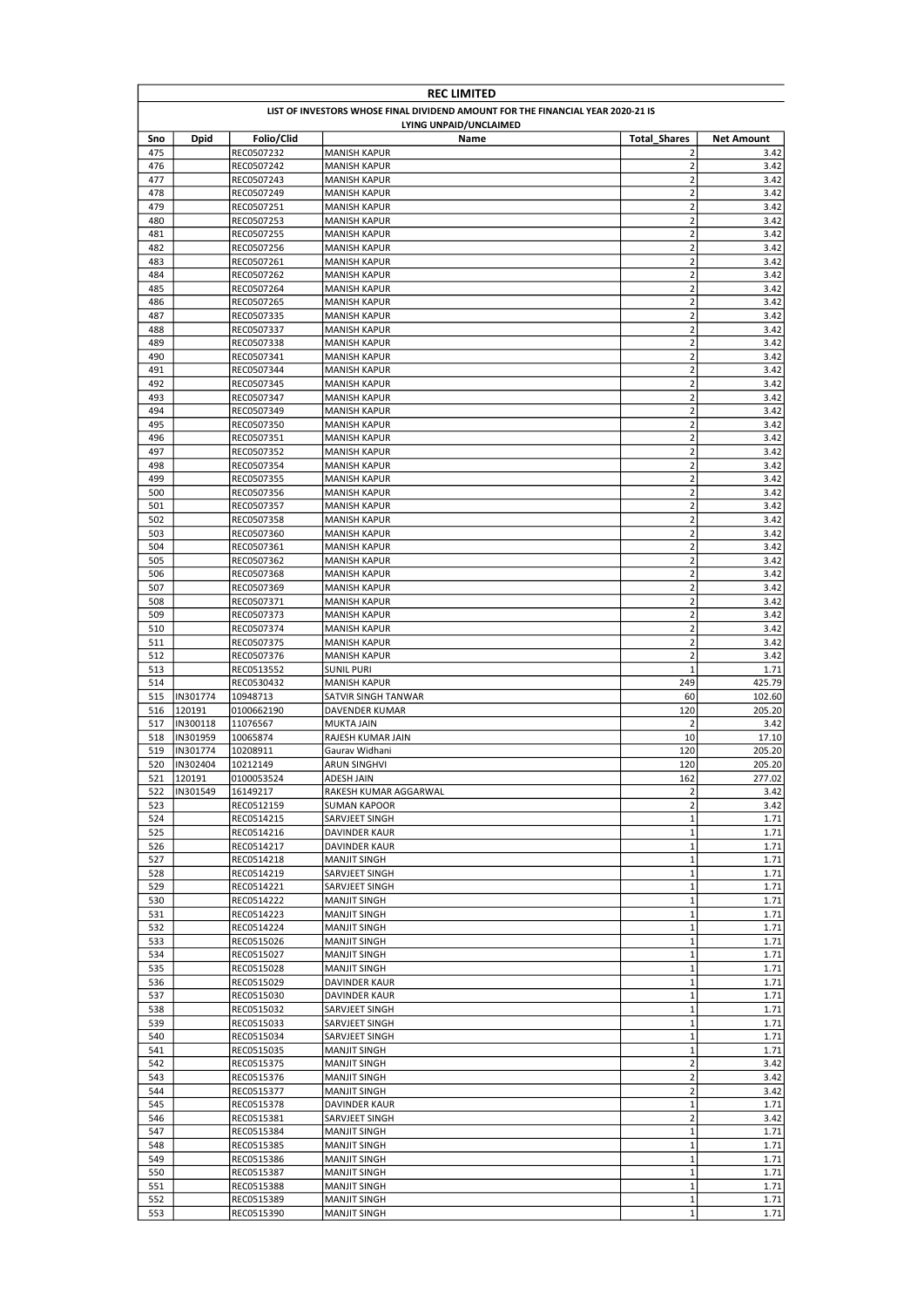| REC LIMITED | | | | | |
|---|---|---|---|---|---|
| LIST OF INVESTORS WHOSE FINAL DIVIDEND AMOUNT FOR THE FINANCIAL YEAR 2020-21 IS LYING UNPAID/UNCLAIMED | | | | | |
| Sno | Dpid | Folio/Clid | Name | Total_Shares | Net Amount |
| 475 | | REC0507232 | MANISH KAPUR | 2 | 3.42 |
| 476 | | REC0507242 | MANISH KAPUR | 2 | 3.42 |
| 477 | | REC0507243 | MANISH KAPUR | 2 | 3.42 |
| 478 | | REC0507249 | MANISH KAPUR | 2 | 3.42 |
| 479 | | REC0507251 | MANISH KAPUR | 2 | 3.42 |
| 480 | | REC0507253 | MANISH KAPUR | 2 | 3.42 |
| 481 | | REC0507255 | MANISH KAPUR | 2 | 3.42 |
| 482 | | REC0507256 | MANISH KAPUR | 2 | 3.42 |
| 483 | | REC0507261 | MANISH KAPUR | 2 | 3.42 |
| 484 | | REC0507262 | MANISH KAPUR | 2 | 3.42 |
| 485 | | REC0507264 | MANISH KAPUR | 2 | 3.42 |
| 486 | | REC0507265 | MANISH KAPUR | 2 | 3.42 |
| 487 | | REC0507335 | MANISH KAPUR | 2 | 3.42 |
| 488 | | REC0507337 | MANISH KAPUR | 2 | 3.42 |
| 489 | | REC0507338 | MANISH KAPUR | 2 | 3.42 |
| 490 | | REC0507341 | MANISH KAPUR | 2 | 3.42 |
| 491 | | REC0507344 | MANISH KAPUR | 2 | 3.42 |
| 492 | | REC0507345 | MANISH KAPUR | 2 | 3.42 |
| 493 | | REC0507347 | MANISH KAPUR | 2 | 3.42 |
| 494 | | REC0507349 | MANISH KAPUR | 2 | 3.42 |
| 495 | | REC0507350 | MANISH KAPUR | 2 | 3.42 |
| 496 | | REC0507351 | MANISH KAPUR | 2 | 3.42 |
| 497 | | REC0507352 | MANISH KAPUR | 2 | 3.42 |
| 498 | | REC0507354 | MANISH KAPUR | 2 | 3.42 |
| 499 | | REC0507355 | MANISH KAPUR | 2 | 3.42 |
| 500 | | REC0507356 | MANISH KAPUR | 2 | 3.42 |
| 501 | | REC0507357 | MANISH KAPUR | 2 | 3.42 |
| 502 | | REC0507358 | MANISH KAPUR | 2 | 3.42 |
| 503 | | REC0507360 | MANISH KAPUR | 2 | 3.42 |
| 504 | | REC0507361 | MANISH KAPUR | 2 | 3.42 |
| 505 | | REC0507362 | MANISH KAPUR | 2 | 3.42 |
| 506 | | REC0507368 | MANISH KAPUR | 2 | 3.42 |
| 507 | | REC0507369 | MANISH KAPUR | 2 | 3.42 |
| 508 | | REC0507371 | MANISH KAPUR | 2 | 3.42 |
| 509 | | REC0507373 | MANISH KAPUR | 2 | 3.42 |
| 510 | | REC0507374 | MANISH KAPUR | 2 | 3.42 |
| 511 | | REC0507375 | MANISH KAPUR | 2 | 3.42 |
| 512 | | REC0507376 | MANISH KAPUR | 2 | 3.42 |
| 513 | | REC0513552 | SUNIL PURI | 1 | 1.71 |
| 514 | | REC0530432 | MANISH KAPUR | 249 | 425.79 |
| 515 | IN301774 | 10948713 | SATVIR SINGH TANWAR | 60 | 102.60 |
| 516 | 120191 | 0100662190 | DAVENDER KUMAR | 120 | 205.20 |
| 517 | IN300118 | 11076567 | MUKTA JAIN | 2 | 3.42 |
| 518 | IN301959 | 10065874 | RAJESH KUMAR JAIN | 10 | 17.10 |
| 519 | IN301774 | 10208911 | Gaurav Widhani | 120 | 205.20 |
| 520 | IN302404 | 10212149 | ARUN SINGHVI | 120 | 205.20 |
| 521 | 120191 | 0100053524 | ADESH JAIN | 162 | 277.02 |
| 522 | IN301549 | 16149217 | RAKESH KUMAR AGGARWAL | 2 | 3.42 |
| 523 | | REC0512159 | SUMAN KAPOOR | 2 | 3.42 |
| 524 | | REC0514215 | SARVJEET SINGH | 1 | 1.71 |
| 525 | | REC0514216 | DAVINDER KAUR | 1 | 1.71 |
| 526 | | REC0514217 | DAVINDER KAUR | 1 | 1.71 |
| 527 | | REC0514218 | MANJIT SINGH | 1 | 1.71 |
| 528 | | REC0514219 | SARVJEET SINGH | 1 | 1.71 |
| 529 | | REC0514221 | SARVJEET SINGH | 1 | 1.71 |
| 530 | | REC0514222 | MANJIT SINGH | 1 | 1.71 |
| 531 | | REC0514223 | MANJIT SINGH | 1 | 1.71 |
| 532 | | REC0514224 | MANJIT SINGH | 1 | 1.71 |
| 533 | | REC0515026 | MANJIT SINGH | 1 | 1.71 |
| 534 | | REC0515027 | MANJIT SINGH | 1 | 1.71 |
| 535 | | REC0515028 | MANJIT SINGH | 1 | 1.71 |
| 536 | | REC0515029 | DAVINDER KAUR | 1 | 1.71 |
| 537 | | REC0515030 | DAVINDER KAUR | 1 | 1.71 |
| 538 | | REC0515032 | SARVJEET SINGH | 1 | 1.71 |
| 539 | | REC0515033 | SARVJEET SINGH | 1 | 1.71 |
| 540 | | REC0515034 | SARVJEET SINGH | 1 | 1.71 |
| 541 | | REC0515035 | MANJIT SINGH | 1 | 1.71 |
| 542 | | REC0515375 | MANJIT SINGH | 2 | 3.42 |
| 543 | | REC0515376 | MANJIT SINGH | 2 | 3.42 |
| 544 | | REC0515377 | MANJIT SINGH | 2 | 3.42 |
| 545 | | REC0515378 | DAVINDER KAUR | 1 | 1.71 |
| 546 | | REC0515381 | SARVJEET SINGH | 2 | 3.42 |
| 547 | | REC0515384 | MANJIT SINGH | 1 | 1.71 |
| 548 | | REC0515385 | MANJIT SINGH | 1 | 1.71 |
| 549 | | REC0515386 | MANJIT SINGH | 1 | 1.71 |
| 550 | | REC0515387 | MANJIT SINGH | 1 | 1.71 |
| 551 | | REC0515388 | MANJIT SINGH | 1 | 1.71 |
| 552 | | REC0515389 | MANJIT SINGH | 1 | 1.71 |
| 553 | | REC0515390 | MANJIT SINGH | 1 | 1.71 |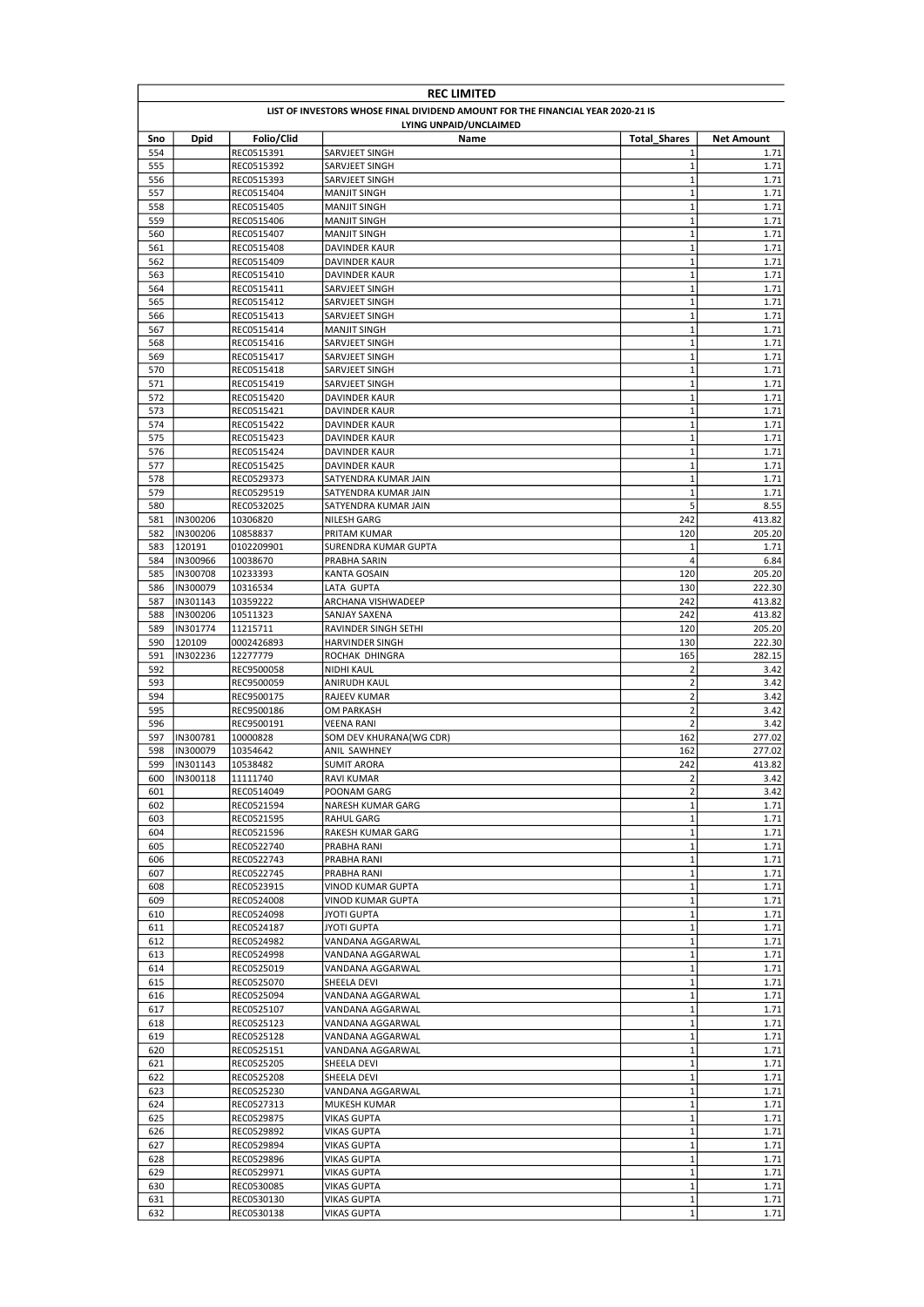| REC LIMITED | | | | | |
|---|---|---|---|---|---|
| LIST OF INVESTORS WHOSE FINAL DIVIDEND AMOUNT FOR THE FINANCIAL YEAR 2020-21 IS LYING UNPAID/UNCLAIMED | | | | | |
| Sno | Dpid | Folio/Clid | Name | Total_Shares | Net Amount |
| 554 | | REC0515391 | SARVJEET SINGH | 1 | 1.71 |
| 555 | | REC0515392 | SARVJEET SINGH | 1 | 1.71 |
| 556 | | REC0515393 | SARVJEET SINGH | 1 | 1.71 |
| 557 | | REC0515404 | MANJIT SINGH | 1 | 1.71 |
| 558 | | REC0515405 | MANJIT SINGH | 1 | 1.71 |
| 559 | | REC0515406 | MANJIT SINGH | 1 | 1.71 |
| 560 | | REC0515407 | MANJIT SINGH | 1 | 1.71 |
| 561 | | REC0515408 | DAVINDER KAUR | 1 | 1.71 |
| 562 | | REC0515409 | DAVINDER KAUR | 1 | 1.71 |
| 563 | | REC0515410 | DAVINDER KAUR | 1 | 1.71 |
| 564 | | REC0515411 | SARVJEET SINGH | 1 | 1.71 |
| 565 | | REC0515412 | SARVJEET SINGH | 1 | 1.71 |
| 566 | | REC0515413 | SARVJEET SINGH | 1 | 1.71 |
| 567 | | REC0515414 | MANJIT SINGH | 1 | 1.71 |
| 568 | | REC0515416 | SARVJEET SINGH | 1 | 1.71 |
| 569 | | REC0515417 | SARVJEET SINGH | 1 | 1.71 |
| 570 | | REC0515418 | SARVJEET SINGH | 1 | 1.71 |
| 571 | | REC0515419 | SARVJEET SINGH | 1 | 1.71 |
| 572 | | REC0515420 | DAVINDER KAUR | 1 | 1.71 |
| 573 | | REC0515421 | DAVINDER KAUR | 1 | 1.71 |
| 574 | | REC0515422 | DAVINDER KAUR | 1 | 1.71 |
| 575 | | REC0515423 | DAVINDER KAUR | 1 | 1.71 |
| 576 | | REC0515424 | DAVINDER KAUR | 1 | 1.71 |
| 577 | | REC0515425 | DAVINDER KAUR | 1 | 1.71 |
| 578 | | REC0529373 | SATYENDRA KUMAR JAIN | 1 | 1.71 |
| 579 | | REC0529519 | SATYENDRA KUMAR JAIN | 1 | 1.71 |
| 580 | | REC0532025 | SATYENDRA KUMAR JAIN | 5 | 8.55 |
| 581 | IN300206 | 10306820 | NILESH GARG | 242 | 413.82 |
| 582 | IN300206 | 10858837 | PRITAM KUMAR | 120 | 205.20 |
| 583 | 120191 | 0102209901 | SURENDRA KUMAR GUPTA | 1 | 1.71 |
| 584 | IN300966 | 10038670 | PRABHA SARIN | 4 | 6.84 |
| 585 | IN300708 | 10233393 | KANTA GOSAIN | 120 | 205.20 |
| 586 | IN300079 | 10316534 | LATA GUPTA | 130 | 222.30 |
| 587 | IN301143 | 10359222 | ARCHANA VISHWADEEP | 242 | 413.82 |
| 588 | IN300206 | 10511323 | SANJAY SAXENA | 242 | 413.82 |
| 589 | IN301774 | 11215711 | RAVINDER SINGH SETHI | 120 | 205.20 |
| 590 | 120109 | 0002426893 | HARVINDER SINGH | 130 | 222.30 |
| 591 | IN302236 | 12277779 | ROCHAK DHINGRA | 165 | 282.15 |
| 592 | | REC9500058 | NIDHI KAUL | 2 | 3.42 |
| 593 | | REC9500059 | ANIRUDH KAUL | 2 | 3.42 |
| 594 | | REC9500175 | RAJEEV KUMAR | 2 | 3.42 |
| 595 | | REC9500186 | OM PARKASH | 2 | 3.42 |
| 596 | | REC9500191 | VEENA RANI | 2 | 3.42 |
| 597 | IN300781 | 10000828 | SOM DEV KHURANA(WG CDR) | 162 | 277.02 |
| 598 | IN300079 | 10354642 | ANIL SAWHNEY | 162 | 277.02 |
| 599 | IN301143 | 10538482 | SUMIT ARORA | 242 | 413.82 |
| 600 | IN300118 | 11111740 | RAVI KUMAR | 2 | 3.42 |
| 601 | | REC0514049 | POONAM GARG | 2 | 3.42 |
| 602 | | REC0521594 | NARESH KUMAR GARG | 1 | 1.71 |
| 603 | | REC0521595 | RAHUL GARG | 1 | 1.71 |
| 604 | | REC0521596 | RAKESH KUMAR GARG | 1 | 1.71 |
| 605 | | REC0522740 | PRABHA RANI | 1 | 1.71 |
| 606 | | REC0522743 | PRABHA RANI | 1 | 1.71 |
| 607 | | REC0522745 | PRABHA RANI | 1 | 1.71 |
| 608 | | REC0523915 | VINOD KUMAR GUPTA | 1 | 1.71 |
| 609 | | REC0524008 | VINOD KUMAR GUPTA | 1 | 1.71 |
| 610 | | REC0524098 | JYOTI GUPTA | 1 | 1.71 |
| 611 | | REC0524187 | JYOTI GUPTA | 1 | 1.71 |
| 612 | | REC0524982 | VANDANA AGGARWAL | 1 | 1.71 |
| 613 | | REC0524998 | VANDANA AGGARWAL | 1 | 1.71 |
| 614 | | REC0525019 | VANDANA AGGARWAL | 1 | 1.71 |
| 615 | | REC0525070 | SHEELA DEVI | 1 | 1.71 |
| 616 | | REC0525094 | VANDANA AGGARWAL | 1 | 1.71 |
| 617 | | REC0525107 | VANDANA AGGARWAL | 1 | 1.71 |
| 618 | | REC0525123 | VANDANA AGGARWAL | 1 | 1.71 |
| 619 | | REC0525128 | VANDANA AGGARWAL | 1 | 1.71 |
| 620 | | REC0525151 | VANDANA AGGARWAL | 1 | 1.71 |
| 621 | | REC0525205 | SHEELA DEVI | 1 | 1.71 |
| 622 | | REC0525208 | SHEELA DEVI | 1 | 1.71 |
| 623 | | REC0525230 | VANDANA AGGARWAL | 1 | 1.71 |
| 624 | | REC0527313 | MUKESH KUMAR | 1 | 1.71 |
| 625 | | REC0529875 | VIKAS GUPTA | 1 | 1.71 |
| 626 | | REC0529892 | VIKAS GUPTA | 1 | 1.71 |
| 627 | | REC0529894 | VIKAS GUPTA | 1 | 1.71 |
| 628 | | REC0529896 | VIKAS GUPTA | 1 | 1.71 |
| 629 | | REC0529971 | VIKAS GUPTA | 1 | 1.71 |
| 630 | | REC0530085 | VIKAS GUPTA | 1 | 1.71 |
| 631 | | REC0530130 | VIKAS GUPTA | 1 | 1.71 |
| 632 | | REC0530138 | VIKAS GUPTA | 1 | 1.71 |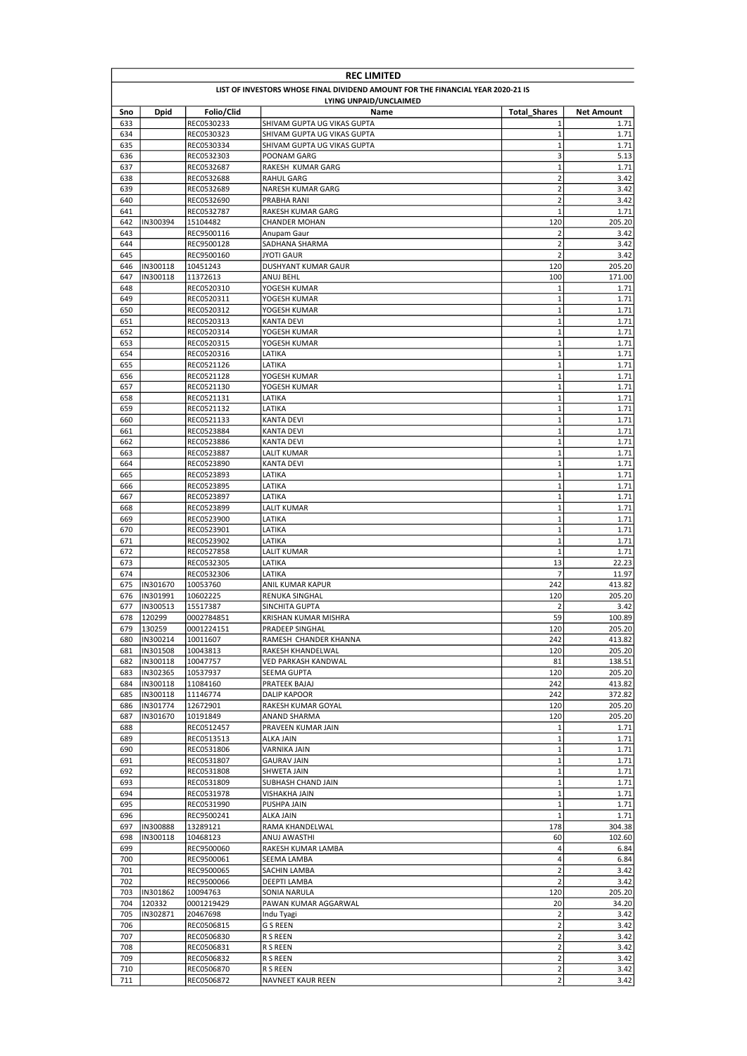| REC LIMITED | | | | | |
|---|---|---|---|---|---|
| LIST OF INVESTORS WHOSE FINAL DIVIDEND AMOUNT FOR THE FINANCIAL YEAR 2020-21 IS LYING UNPAID/UNCLAIMED | | | | | |
| Sno | Dpid | Folio/Clid | Name | Total_Shares | Net Amount |
| 633 | | REC0530233 | SHIVAM GUPTA UG VIKAS GUPTA | 1 | 1.71 |
| 634 | | REC0530323 | SHIVAM GUPTA UG VIKAS GUPTA | 1 | 1.71 |
| 635 | | REC0530334 | SHIVAM GUPTA UG VIKAS GUPTA | 1 | 1.71 |
| 636 | | REC0532303 | POONAM GARG | 3 | 5.13 |
| 637 | | REC0532687 | RAKESH KUMAR GARG | 1 | 1.71 |
| 638 | | REC0532688 | RAHUL GARG | 2 | 3.42 |
| 639 | | REC0532689 | NARESH KUMAR GARG | 2 | 3.42 |
| 640 | | REC0532690 | PRABHA RANI | 2 | 3.42 |
| 641 | | REC0532787 | RAKESH KUMAR GARG | 1 | 1.71 |
| 642 | IN300394 | 15104482 | CHANDER MOHAN | 120 | 205.20 |
| 643 | | REC9500116 | Anupam Gaur | 2 | 3.42 |
| 644 | | REC9500128 | SADHANA SHARMA | 2 | 3.42 |
| 645 | | REC9500160 | JYOTI GAUR | 2 | 3.42 |
| 646 | IN300118 | 10451243 | DUSHYANT KUMAR GAUR | 120 | 205.20 |
| 647 | IN300118 | 11372613 | ANUJ BEHL | 100 | 171.00 |
| 648 | | REC0520310 | YOGESH KUMAR | 1 | 1.71 |
| 649 | | REC0520311 | YOGESH KUMAR | 1 | 1.71 |
| 650 | | REC0520312 | YOGESH KUMAR | 1 | 1.71 |
| 651 | | REC0520313 | KANTA DEVI | 1 | 1.71 |
| 652 | | REC0520314 | YOGESH KUMAR | 1 | 1.71 |
| 653 | | REC0520315 | YOGESH KUMAR | 1 | 1.71 |
| 654 | | REC0520316 | LATIKA | 1 | 1.71 |
| 655 | | REC0521126 | LATIKA | 1 | 1.71 |
| 656 | | REC0521128 | YOGESH KUMAR | 1 | 1.71 |
| 657 | | REC0521130 | YOGESH KUMAR | 1 | 1.71 |
| 658 | | REC0521131 | LATIKA | 1 | 1.71 |
| 659 | | REC0521132 | LATIKA | 1 | 1.71 |
| 660 | | REC0521133 | KANTA DEVI | 1 | 1.71 |
| 661 | | REC0523884 | KANTA DEVI | 1 | 1.71 |
| 662 | | REC0523886 | KANTA DEVI | 1 | 1.71 |
| 663 | | REC0523887 | LALIT KUMAR | 1 | 1.71 |
| 664 | | REC0523890 | KANTA DEVI | 1 | 1.71 |
| 665 | | REC0523893 | LATIKA | 1 | 1.71 |
| 666 | | REC0523895 | LATIKA | 1 | 1.71 |
| 667 | | REC0523897 | LATIKA | 1 | 1.71 |
| 668 | | REC0523899 | LALIT KUMAR | 1 | 1.71 |
| 669 | | REC0523900 | LATIKA | 1 | 1.71 |
| 670 | | REC0523901 | LATIKA | 1 | 1.71 |
| 671 | | REC0523902 | LATIKA | 1 | 1.71 |
| 672 | | REC0527858 | LALIT KUMAR | 1 | 1.71 |
| 673 | | REC0532305 | LATIKA | 13 | 22.23 |
| 674 | | REC0532306 | LATIKA | 7 | 11.97 |
| 675 | IN301670 | 10053760 | ANIL KUMAR KAPUR | 242 | 413.82 |
| 676 | IN301991 | 10602225 | RENUKA SINGHAL | 120 | 205.20 |
| 677 | IN300513 | 15517387 | SINCHITA GUPTA | 2 | 3.42 |
| 678 | 120299 | 0002784851 | KRISHAN KUMAR MISHRA | 59 | 100.89 |
| 679 | 130259 | 0001224151 | PRADEEP SINGHAL | 120 | 205.20 |
| 680 | IN300214 | 10011607 | RAMESH CHANDER KHANNA | 242 | 413.82 |
| 681 | IN301508 | 10043813 | RAKESH KHANDELWAL | 120 | 205.20 |
| 682 | IN300118 | 10047757 | VED PARKASH KANDWAL | 81 | 138.51 |
| 683 | IN302365 | 10537937 | SEEMA GUPTA | 120 | 205.20 |
| 684 | IN300118 | 11084160 | PRATEEK BAJAJ | 242 | 413.82 |
| 685 | IN300118 | 11146774 | DALIP KAPOOR | 242 | 372.82 |
| 686 | IN301774 | 12672901 | RAKESH KUMAR GOYAL | 120 | 205.20 |
| 687 | IN301670 | 10191849 | ANAND SHARMA | 120 | 205.20 |
| 688 | | REC0512457 | PRAVEEN KUMAR JAIN | 1 | 1.71 |
| 689 | | REC0513513 | ALKA JAIN | 1 | 1.71 |
| 690 | | REC0531806 | VARNIKA JAIN | 1 | 1.71 |
| 691 | | REC0531807 | GAURAV JAIN | 1 | 1.71 |
| 692 | | REC0531808 | SHWETA JAIN | 1 | 1.71 |
| 693 | | REC0531809 | SUBHASH CHAND JAIN | 1 | 1.71 |
| 694 | | REC0531978 | VISHAKHA JAIN | 1 | 1.71 |
| 695 | | REC0531990 | PUSHPA JAIN | 1 | 1.71 |
| 696 | | REC9500241 | ALKA JAIN | 1 | 1.71 |
| 697 | IN300888 | 13289121 | RAMA KHANDELWAL | 178 | 304.38 |
| 698 | IN300118 | 10468123 | ANUJ AWASTHI | 60 | 102.60 |
| 699 | | REC9500060 | RAKESH KUMAR LAMBA | 4 | 6.84 |
| 700 | | REC9500061 | SEEMA LAMBA | 4 | 6.84 |
| 701 | | REC9500065 | SACHIN LAMBA | 2 | 3.42 |
| 702 | | REC9500066 | DEEPTI LAMBA | 2 | 3.42 |
| 703 | IN301862 | 10094763 | SONIA NARULA | 120 | 205.20 |
| 704 | 120332 | 0001219429 | PAWAN KUMAR AGGARWAL | 20 | 34.20 |
| 705 | IN302871 | 20467698 | Indu Tyagi | 2 | 3.42 |
| 706 | | REC0506815 | G S REEN | 2 | 3.42 |
| 707 | | REC0506830 | R S REEN | 2 | 3.42 |
| 708 | | REC0506831 | R S REEN | 2 | 3.42 |
| 709 | | REC0506832 | R S REEN | 2 | 3.42 |
| 710 | | REC0506870 | R S REEN | 2 | 3.42 |
| 711 | | REC0506872 | NAVNEET KAUR REEN | 2 | 3.42 |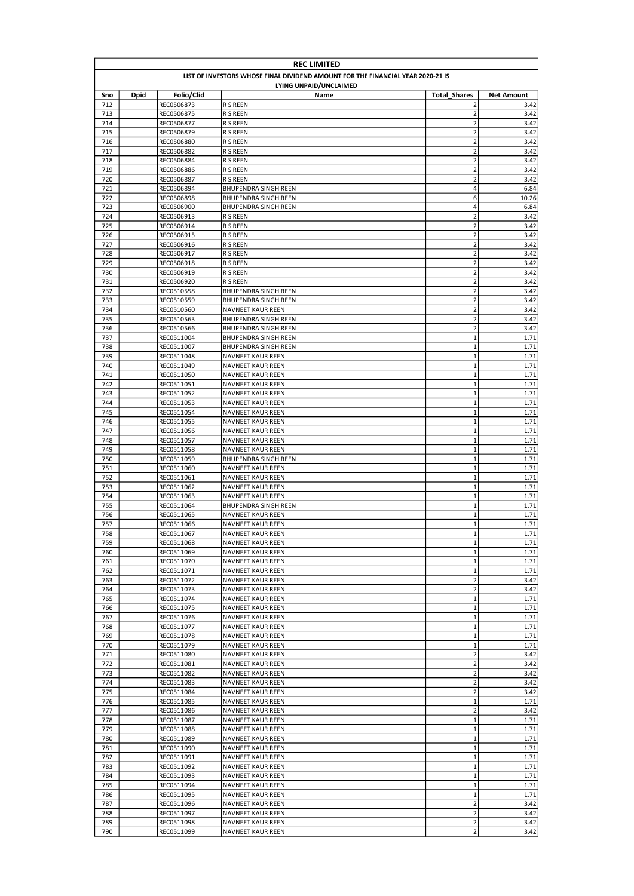# REC LIMITED

## LIST OF INVESTORS WHOSE FINAL DIVIDEND AMOUNT FOR THE FINANCIAL YEAR 2020-21 IS LYING UNPAID/UNCLAIMED

| Sno | Dpid | Folio/Clid | Name | Total_Shares | Net Amount |
|---|---|---|---|---|---|
| 712 | | REC0506873 | R S REEN | 2 | 3.42 |
| 713 | | REC0506875 | R S REEN | 2 | 3.42 |
| 714 | | REC0506877 | R S REEN | 2 | 3.42 |
| 715 | | REC0506879 | R S REEN | 2 | 3.42 |
| 716 | | REC0506880 | R S REEN | 2 | 3.42 |
| 717 | | REC0506882 | R S REEN | 2 | 3.42 |
| 718 | | REC0506884 | R S REEN | 2 | 3.42 |
| 719 | | REC0506886 | R S REEN | 2 | 3.42 |
| 720 | | REC0506887 | R S REEN | 2 | 3.42 |
| 721 | | REC0506894 | BHUPENDRA SINGH REEN | 4 | 6.84 |
| 722 | | REC0506898 | BHUPENDRA SINGH REEN | 6 | 10.26 |
| 723 | | REC0506900 | BHUPENDRA SINGH REEN | 4 | 6.84 |
| 724 | | REC0506913 | R S REEN | 2 | 3.42 |
| 725 | | REC0506914 | R S REEN | 2 | 3.42 |
| 726 | | REC0506915 | R S REEN | 2 | 3.42 |
| 727 | | REC0506916 | R S REEN | 2 | 3.42 |
| 728 | | REC0506917 | R S REEN | 2 | 3.42 |
| 729 | | REC0506918 | R S REEN | 2 | 3.42 |
| 730 | | REC0506919 | R S REEN | 2 | 3.42 |
| 731 | | REC0506920 | R S REEN | 2 | 3.42 |
| 732 | | REC0510558 | BHUPENDRA SINGH REEN | 2 | 3.42 |
| 733 | | REC0510559 | BHUPENDRA SINGH REEN | 2 | 3.42 |
| 734 | | REC0510560 | NAVNEET KAUR REEN | 2 | 3.42 |
| 735 | | REC0510563 | BHUPENDRA SINGH REEN | 2 | 3.42 |
| 736 | | REC0510566 | BHUPENDRA SINGH REEN | 2 | 3.42 |
| 737 | | REC0511004 | BHUPENDRA SINGH REEN | 1 | 1.71 |
| 738 | | REC0511007 | BHUPENDRA SINGH REEN | 1 | 1.71 |
| 739 | | REC0511048 | NAVNEET KAUR REEN | 1 | 1.71 |
| 740 | | REC0511049 | NAVNEET KAUR REEN | 1 | 1.71 |
| 741 | | REC0511050 | NAVNEET KAUR REEN | 1 | 1.71 |
| 742 | | REC0511051 | NAVNEET KAUR REEN | 1 | 1.71 |
| 743 | | REC0511052 | NAVNEET KAUR REEN | 1 | 1.71 |
| 744 | | REC0511053 | NAVNEET KAUR REEN | 1 | 1.71 |
| 745 | | REC0511054 | NAVNEET KAUR REEN | 1 | 1.71 |
| 746 | | REC0511055 | NAVNEET KAUR REEN | 1 | 1.71 |
| 747 | | REC0511056 | NAVNEET KAUR REEN | 1 | 1.71 |
| 748 | | REC0511057 | NAVNEET KAUR REEN | 1 | 1.71 |
| 749 | | REC0511058 | NAVNEET KAUR REEN | 1 | 1.71 |
| 750 | | REC0511059 | BHUPENDRA SINGH REEN | 1 | 1.71 |
| 751 | | REC0511060 | NAVNEET KAUR REEN | 1 | 1.71 |
| 752 | | REC0511061 | NAVNEET KAUR REEN | 1 | 1.71 |
| 753 | | REC0511062 | NAVNEET KAUR REEN | 1 | 1.71 |
| 754 | | REC0511063 | NAVNEET KAUR REEN | 1 | 1.71 |
| 755 | | REC0511064 | BHUPENDRA SINGH REEN | 1 | 1.71 |
| 756 | | REC0511065 | NAVNEET KAUR REEN | 1 | 1.71 |
| 757 | | REC0511066 | NAVNEET KAUR REEN | 1 | 1.71 |
| 758 | | REC0511067 | NAVNEET KAUR REEN | 1 | 1.71 |
| 759 | | REC0511068 | NAVNEET KAUR REEN | 1 | 1.71 |
| 760 | | REC0511069 | NAVNEET KAUR REEN | 1 | 1.71 |
| 761 | | REC0511070 | NAVNEET KAUR REEN | 1 | 1.71 |
| 762 | | REC0511071 | NAVNEET KAUR REEN | 1 | 1.71 |
| 763 | | REC0511072 | NAVNEET KAUR REEN | 2 | 3.42 |
| 764 | | REC0511073 | NAVNEET KAUR REEN | 2 | 3.42 |
| 765 | | REC0511074 | NAVNEET KAUR REEN | 1 | 1.71 |
| 766 | | REC0511075 | NAVNEET KAUR REEN | 1 | 1.71 |
| 767 | | REC0511076 | NAVNEET KAUR REEN | 1 | 1.71 |
| 768 | | REC0511077 | NAVNEET KAUR REEN | 1 | 1.71 |
| 769 | | REC0511078 | NAVNEET KAUR REEN | 1 | 1.71 |
| 770 | | REC0511079 | NAVNEET KAUR REEN | 1 | 1.71 |
| 771 | | REC0511080 | NAVNEET KAUR REEN | 2 | 3.42 |
| 772 | | REC0511081 | NAVNEET KAUR REEN | 2 | 3.42 |
| 773 | | REC0511082 | NAVNEET KAUR REEN | 2 | 3.42 |
| 774 | | REC0511083 | NAVNEET KAUR REEN | 2 | 3.42 |
| 775 | | REC0511084 | NAVNEET KAUR REEN | 2 | 3.42 |
| 776 | | REC0511085 | NAVNEET KAUR REEN | 1 | 1.71 |
| 777 | | REC0511086 | NAVNEET KAUR REEN | 2 | 3.42 |
| 778 | | REC0511087 | NAVNEET KAUR REEN | 1 | 1.71 |
| 779 | | REC0511088 | NAVNEET KAUR REEN | 1 | 1.71 |
| 780 | | REC0511089 | NAVNEET KAUR REEN | 1 | 1.71 |
| 781 | | REC0511090 | NAVNEET KAUR REEN | 1 | 1.71 |
| 782 | | REC0511091 | NAVNEET KAUR REEN | 1 | 1.71 |
| 783 | | REC0511092 | NAVNEET KAUR REEN | 1 | 1.71 |
| 784 | | REC0511093 | NAVNEET KAUR REEN | 1 | 1.71 |
| 785 | | REC0511094 | NAVNEET KAUR REEN | 1 | 1.71 |
| 786 | | REC0511095 | NAVNEET KAUR REEN | 1 | 1.71 |
| 787 | | REC0511096 | NAVNEET KAUR REEN | 2 | 3.42 |
| 788 | | REC0511097 | NAVNEET KAUR REEN | 2 | 3.42 |
| 789 | | REC0511098 | NAVNEET KAUR REEN | 2 | 3.42 |
| 790 | | REC0511099 | NAVNEET KAUR REEN | 2 | 3.42 |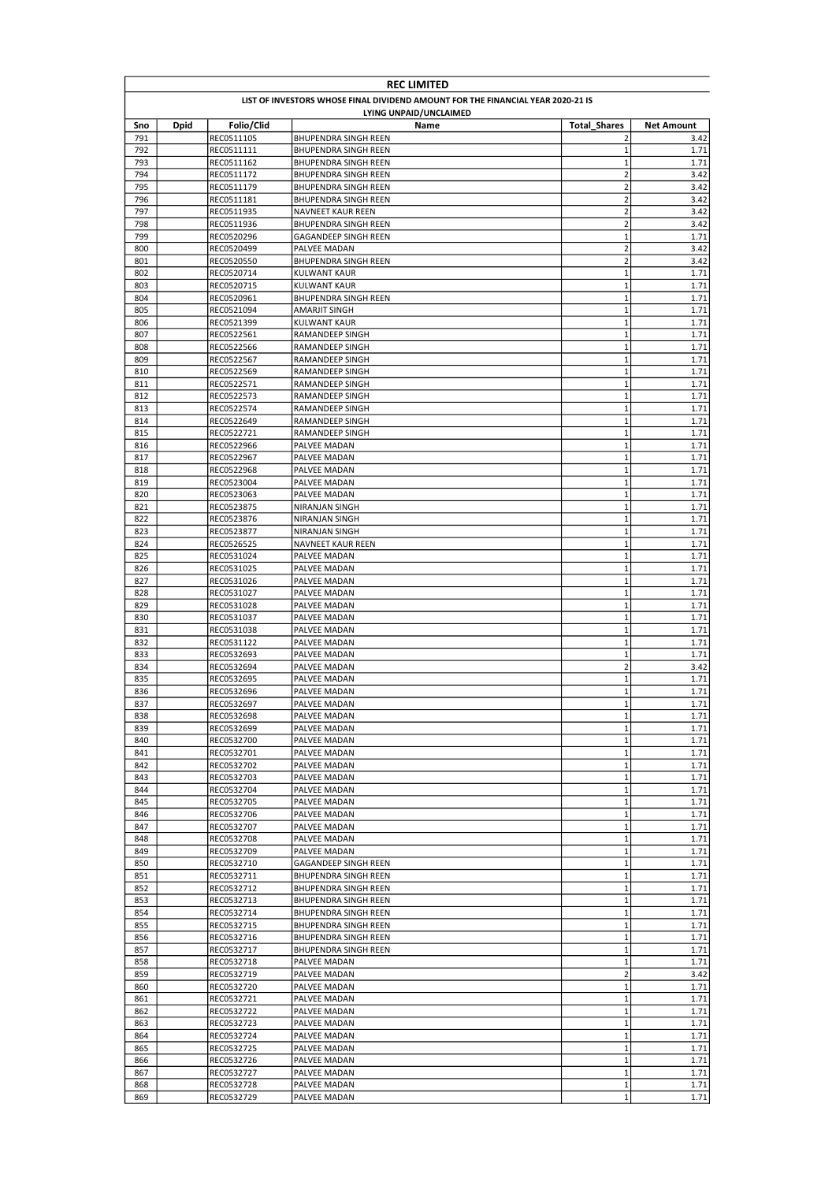| REC LIMITED | | | | | |
|---|---|---|---|---|---|
| LIST OF INVESTORS WHOSE FINAL DIVIDEND AMOUNT FOR THE FINANCIAL YEAR 2020-21 IS LYING UNPAID/UNCLAIMED | | | | | |
| Sno | Dpid | Folio/Clid | Name | Total_Shares | Net Amount |
| 791 | | REC0511105 | BHUPENDRA SINGH REEN | 2 | 3.42 |
| 792 | | REC0511111 | BHUPENDRA SINGH REEN | 1 | 1.71 |
| 793 | | REC0511162 | BHUPENDRA SINGH REEN | 1 | 1.71 |
| 794 | | REC0511172 | BHUPENDRA SINGH REEN | 2 | 3.42 |
| 795 | | REC0511179 | BHUPENDRA SINGH REEN | 2 | 3.42 |
| 796 | | REC0511181 | BHUPENDRA SINGH REEN | 2 | 3.42 |
| 797 | | REC0511935 | NAVNEET KAUR REEN | 2 | 3.42 |
| 798 | | REC0511936 | BHUPENDRA SINGH REEN | 2 | 3.42 |
| 799 | | REC0520296 | GAGANDEEP SINGH REEN | 1 | 1.71 |
| 800 | | REC0520499 | PALVEE MADAN | 2 | 3.42 |
| 801 | | REC0520550 | BHUPENDRA SINGH REEN | 2 | 3.42 |
| 802 | | REC0520714 | KULWANT KAUR | 1 | 1.71 |
| 803 | | REC0520715 | KULWANT KAUR | 1 | 1.71 |
| 804 | | REC0520961 | BHUPENDRA SINGH REEN | 1 | 1.71 |
| 805 | | REC0521094 | AMARJIT SINGH | 1 | 1.71 |
| 806 | | REC0521399 | KULWANT KAUR | 1 | 1.71 |
| 807 | | REC0522561 | RAMANDEEP SINGH | 1 | 1.71 |
| 808 | | REC0522566 | RAMANDEEP SINGH | 1 | 1.71 |
| 809 | | REC0522567 | RAMANDEEP SINGH | 1 | 1.71 |
| 810 | | REC0522569 | RAMANDEEP SINGH | 1 | 1.71 |
| 811 | | REC0522571 | RAMANDEEP SINGH | 1 | 1.71 |
| 812 | | REC0522573 | RAMANDEEP SINGH | 1 | 1.71 |
| 813 | | REC0522574 | RAMANDEEP SINGH | 1 | 1.71 |
| 814 | | REC0522649 | RAMANDEEP SINGH | 1 | 1.71 |
| 815 | | REC0522721 | RAMANDEEP SINGH | 1 | 1.71 |
| 816 | | REC0522966 | PALVEE MADAN | 1 | 1.71 |
| 817 | | REC0522967 | PALVEE MADAN | 1 | 1.71 |
| 818 | | REC0522968 | PALVEE MADAN | 1 | 1.71 |
| 819 | | REC0523004 | PALVEE MADAN | 1 | 1.71 |
| 820 | | REC0523063 | PALVEE MADAN | 1 | 1.71 |
| 821 | | REC0523875 | NIRANJAN SINGH | 1 | 1.71 |
| 822 | | REC0523876 | NIRANJAN SINGH | 1 | 1.71 |
| 823 | | REC0523877 | NIRANJAN SINGH | 1 | 1.71 |
| 824 | | REC0526525 | NAVNEET KAUR REEN | 1 | 1.71 |
| 825 | | REC0531024 | PALVEE MADAN | 1 | 1.71 |
| 826 | | REC0531025 | PALVEE MADAN | 1 | 1.71 |
| 827 | | REC0531026 | PALVEE MADAN | 1 | 1.71 |
| 828 | | REC0531027 | PALVEE MADAN | 1 | 1.71 |
| 829 | | REC0531028 | PALVEE MADAN | 1 | 1.71 |
| 830 | | REC0531037 | PALVEE MADAN | 1 | 1.71 |
| 831 | | REC0531038 | PALVEE MADAN | 1 | 1.71 |
| 832 | | REC0531122 | PALVEE MADAN | 1 | 1.71 |
| 833 | | REC0532693 | PALVEE MADAN | 1 | 1.71 |
| 834 | | REC0532694 | PALVEE MADAN | 2 | 3.42 |
| 835 | | REC0532695 | PALVEE MADAN | 1 | 1.71 |
| 836 | | REC0532696 | PALVEE MADAN | 1 | 1.71 |
| 837 | | REC0532697 | PALVEE MADAN | 1 | 1.71 |
| 838 | | REC0532698 | PALVEE MADAN | 1 | 1.71 |
| 839 | | REC0532699 | PALVEE MADAN | 1 | 1.71 |
| 840 | | REC0532700 | PALVEE MADAN | 1 | 1.71 |
| 841 | | REC0532701 | PALVEE MADAN | 1 | 1.71 |
| 842 | | REC0532702 | PALVEE MADAN | 1 | 1.71 |
| 843 | | REC0532703 | PALVEE MADAN | 1 | 1.71 |
| 844 | | REC0532704 | PALVEE MADAN | 1 | 1.71 |
| 845 | | REC0532705 | PALVEE MADAN | 1 | 1.71 |
| 846 | | REC0532706 | PALVEE MADAN | 1 | 1.71 |
| 847 | | REC0532707 | PALVEE MADAN | 1 | 1.71 |
| 848 | | REC0532708 | PALVEE MADAN | 1 | 1.71 |
| 849 | | REC0532709 | PALVEE MADAN | 1 | 1.71 |
| 850 | | REC0532710 | GAGANDEEP SINGH REEN | 1 | 1.71 |
| 851 | | REC0532711 | BHUPENDRA SINGH REEN | 1 | 1.71 |
| 852 | | REC0532712 | BHUPENDRA SINGH REEN | 1 | 1.71 |
| 853 | | REC0532713 | BHUPENDRA SINGH REEN | 1 | 1.71 |
| 854 | | REC0532714 | BHUPENDRA SINGH REEN | 1 | 1.71 |
| 855 | | REC0532715 | BHUPENDRA SINGH REEN | 1 | 1.71 |
| 856 | | REC0532716 | BHUPENDRA SINGH REEN | 1 | 1.71 |
| 857 | | REC0532717 | BHUPENDRA SINGH REEN | 1 | 1.71 |
| 858 | | REC0532718 | PALVEE MADAN | 1 | 1.71 |
| 859 | | REC0532719 | PALVEE MADAN | 2 | 3.42 |
| 860 | | REC0532720 | PALVEE MADAN | 1 | 1.71 |
| 861 | | REC0532721 | PALVEE MADAN | 1 | 1.71 |
| 862 | | REC0532722 | PALVEE MADAN | 1 | 1.71 |
| 863 | | REC0532723 | PALVEE MADAN | 1 | 1.71 |
| 864 | | REC0532724 | PALVEE MADAN | 1 | 1.71 |
| 865 | | REC0532725 | PALVEE MADAN | 1 | 1.71 |
| 866 | | REC0532726 | PALVEE MADAN | 1 | 1.71 |
| 867 | | REC0532727 | PALVEE MADAN | 1 | 1.71 |
| 868 | | REC0532728 | PALVEE MADAN | 1 | 1.71 |
| 869 | | REC0532729 | PALVEE MADAN | 1 | 1.71 |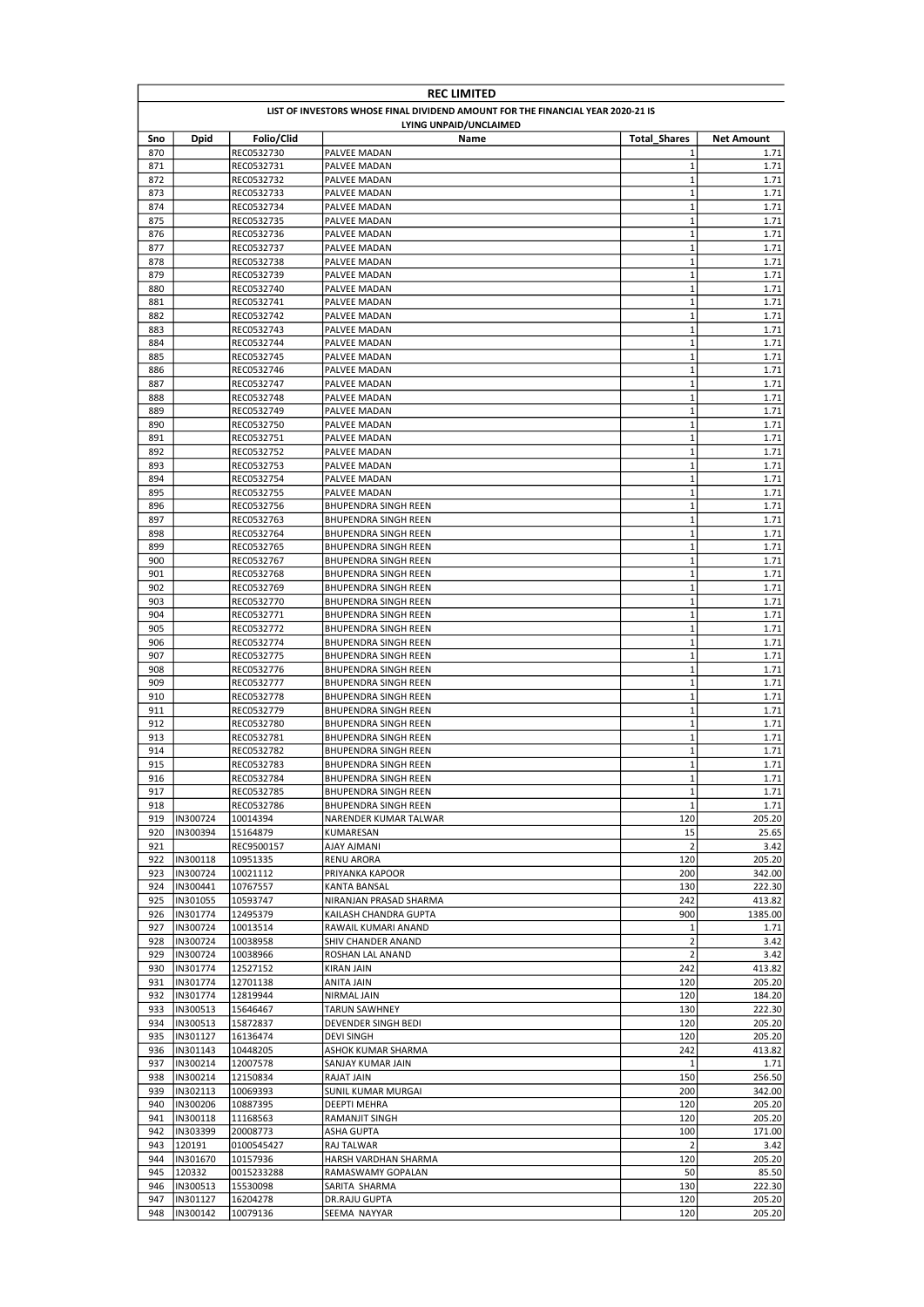| REC LIMITED | | | | | |
|---|---|---|---|---|---|
| LIST OF INVESTORS WHOSE FINAL DIVIDEND AMOUNT FOR THE FINANCIAL YEAR 2020-21 IS LYING UNPAID/UNCLAIMED | | | | | |
| Sno | Dpid | Folio/Clid | Name | Total_Shares | Net Amount |
| 870 | | REC0532730 | PALVEE MADAN | 1 | 1.71 |
| 871 | | REC0532731 | PALVEE MADAN | 1 | 1.71 |
| 872 | | REC0532732 | PALVEE MADAN | 1 | 1.71 |
| 873 | | REC0532733 | PALVEE MADAN | 1 | 1.71 |
| 874 | | REC0532734 | PALVEE MADAN | 1 | 1.71 |
| 875 | | REC0532735 | PALVEE MADAN | 1 | 1.71 |
| 876 | | REC0532736 | PALVEE MADAN | 1 | 1.71 |
| 877 | | REC0532737 | PALVEE MADAN | 1 | 1.71 |
| 878 | | REC0532738 | PALVEE MADAN | 1 | 1.71 |
| 879 | | REC0532739 | PALVEE MADAN | 1 | 1.71 |
| 880 | | REC0532740 | PALVEE MADAN | 1 | 1.71 |
| 881 | | REC0532741 | PALVEE MADAN | 1 | 1.71 |
| 882 | | REC0532742 | PALVEE MADAN | 1 | 1.71 |
| 883 | | REC0532743 | PALVEE MADAN | 1 | 1.71 |
| 884 | | REC0532744 | PALVEE MADAN | 1 | 1.71 |
| 885 | | REC0532745 | PALVEE MADAN | 1 | 1.71 |
| 886 | | REC0532746 | PALVEE MADAN | 1 | 1.71 |
| 887 | | REC0532747 | PALVEE MADAN | 1 | 1.71 |
| 888 | | REC0532748 | PALVEE MADAN | 1 | 1.71 |
| 889 | | REC0532749 | PALVEE MADAN | 1 | 1.71 |
| 890 | | REC0532750 | PALVEE MADAN | 1 | 1.71 |
| 891 | | REC0532751 | PALVEE MADAN | 1 | 1.71 |
| 892 | | REC0532752 | PALVEE MADAN | 1 | 1.71 |
| 893 | | REC0532753 | PALVEE MADAN | 1 | 1.71 |
| 894 | | REC0532754 | PALVEE MADAN | 1 | 1.71 |
| 895 | | REC0532755 | PALVEE MADAN | 1 | 1.71 |
| 896 | | REC0532756 | BHUPENDRA SINGH REEN | 1 | 1.71 |
| 897 | | REC0532763 | BHUPENDRA SINGH REEN | 1 | 1.71 |
| 898 | | REC0532764 | BHUPENDRA SINGH REEN | 1 | 1.71 |
| 899 | | REC0532765 | BHUPENDRA SINGH REEN | 1 | 1.71 |
| 900 | | REC0532767 | BHUPENDRA SINGH REEN | 1 | 1.71 |
| 901 | | REC0532768 | BHUPENDRA SINGH REEN | 1 | 1.71 |
| 902 | | REC0532769 | BHUPENDRA SINGH REEN | 1 | 1.71 |
| 903 | | REC0532770 | BHUPENDRA SINGH REEN | 1 | 1.71 |
| 904 | | REC0532771 | BHUPENDRA SINGH REEN | 1 | 1.71 |
| 905 | | REC0532772 | BHUPENDRA SINGH REEN | 1 | 1.71 |
| 906 | | REC0532774 | BHUPENDRA SINGH REEN | 1 | 1.71 |
| 907 | | REC0532775 | BHUPENDRA SINGH REEN | 1 | 1.71 |
| 908 | | REC0532776 | BHUPENDRA SINGH REEN | 1 | 1.71 |
| 909 | | REC0532777 | BHUPENDRA SINGH REEN | 1 | 1.71 |
| 910 | | REC0532778 | BHUPENDRA SINGH REEN | 1 | 1.71 |
| 911 | | REC0532779 | BHUPENDRA SINGH REEN | 1 | 1.71 |
| 912 | | REC0532780 | BHUPENDRA SINGH REEN | 1 | 1.71 |
| 913 | | REC0532781 | BHUPENDRA SINGH REEN | 1 | 1.71 |
| 914 | | REC0532782 | BHUPENDRA SINGH REEN | 1 | 1.71 |
| 915 | | REC0532783 | BHUPENDRA SINGH REEN | 1 | 1.71 |
| 916 | | REC0532784 | BHUPENDRA SINGH REEN | 1 | 1.71 |
| 917 | | REC0532785 | BHUPENDRA SINGH REEN | 1 | 1.71 |
| 918 | | REC0532786 | BHUPENDRA SINGH REEN | 1 | 1.71 |
| 919 | IN300724 | 10014394 | NARENDER KUMAR TALWAR | 120 | 205.20 |
| 920 | IN300394 | 15164879 | KUMARESAN | 15 | 25.65 |
| 921 | | REC9500157 | AJAY AJMANI | 2 | 3.42 |
| 922 | IN300118 | 10951335 | RENU ARORA | 120 | 205.20 |
| 923 | IN300724 | 10021112 | PRIYANKA KAPOOR | 200 | 342.00 |
| 924 | IN300441 | 10767557 | KANTA BANSAL | 130 | 222.30 |
| 925 | IN301055 | 10593747 | NIRANJAN PRASAD SHARMA | 242 | 413.82 |
| 926 | IN301774 | 12495379 | KAILASH CHANDRA GUPTA | 900 | 1385.00 |
| 927 | IN300724 | 10013514 | RAWAIL KUMARI ANAND | 1 | 1.71 |
| 928 | IN300724 | 10038958 | SHIV CHANDER ANAND | 2 | 3.42 |
| 929 | IN300724 | 10038966 | ROSHAN LAL ANAND | 2 | 3.42 |
| 930 | IN301774 | 12527152 | KIRAN JAIN | 242 | 413.82 |
| 931 | IN301774 | 12701138 | ANITA JAIN | 120 | 205.20 |
| 932 | IN301774 | 12819944 | NIRMAL JAIN | 120 | 184.20 |
| 933 | IN300513 | 15646467 | TARUN SAWHNEY | 130 | 222.30 |
| 934 | IN300513 | 15872837 | DEVENDER SINGH BEDI | 120 | 205.20 |
| 935 | IN301127 | 16136474 | DEVI SINGH | 120 | 205.20 |
| 936 | IN301143 | 10448205 | ASHOK KUMAR SHARMA | 242 | 413.82 |
| 937 | IN300214 | 12007578 | SANJAY KUMAR JAIN | 1 | 1.71 |
| 938 | IN300214 | 12150834 | RAJAT JAIN | 150 | 256.50 |
| 939 | IN302113 | 10069393 | SUNIL KUMAR MURGAI | 200 | 342.00 |
| 940 | IN300206 | 10887395 | DEEPTI MEHRA | 120 | 205.20 |
| 941 | IN300118 | 11168563 | RAMANJIT SINGH | 120 | 205.20 |
| 942 | IN303399 | 20008773 | ASHA GUPTA | 100 | 171.00 |
| 943 | 120191 | 0100545427 | RAJ TALWAR | 2 | 3.42 |
| 944 | IN301670 | 10157936 | HARSH VARDHAN SHARMA | 120 | 205.20 |
| 945 | 120332 | 0015233288 | RAMASWAMY GOPALAN | 50 | 85.50 |
| 946 | IN300513 | 15530098 | SARITA SHARMA | 130 | 222.30 |
| 947 | IN301127 | 16204278 | DR.RAJU GUPTA | 120 | 205.20 |
| 948 | IN300142 | 10079136 | SEEMA NAYYAR | 120 | 205.20 |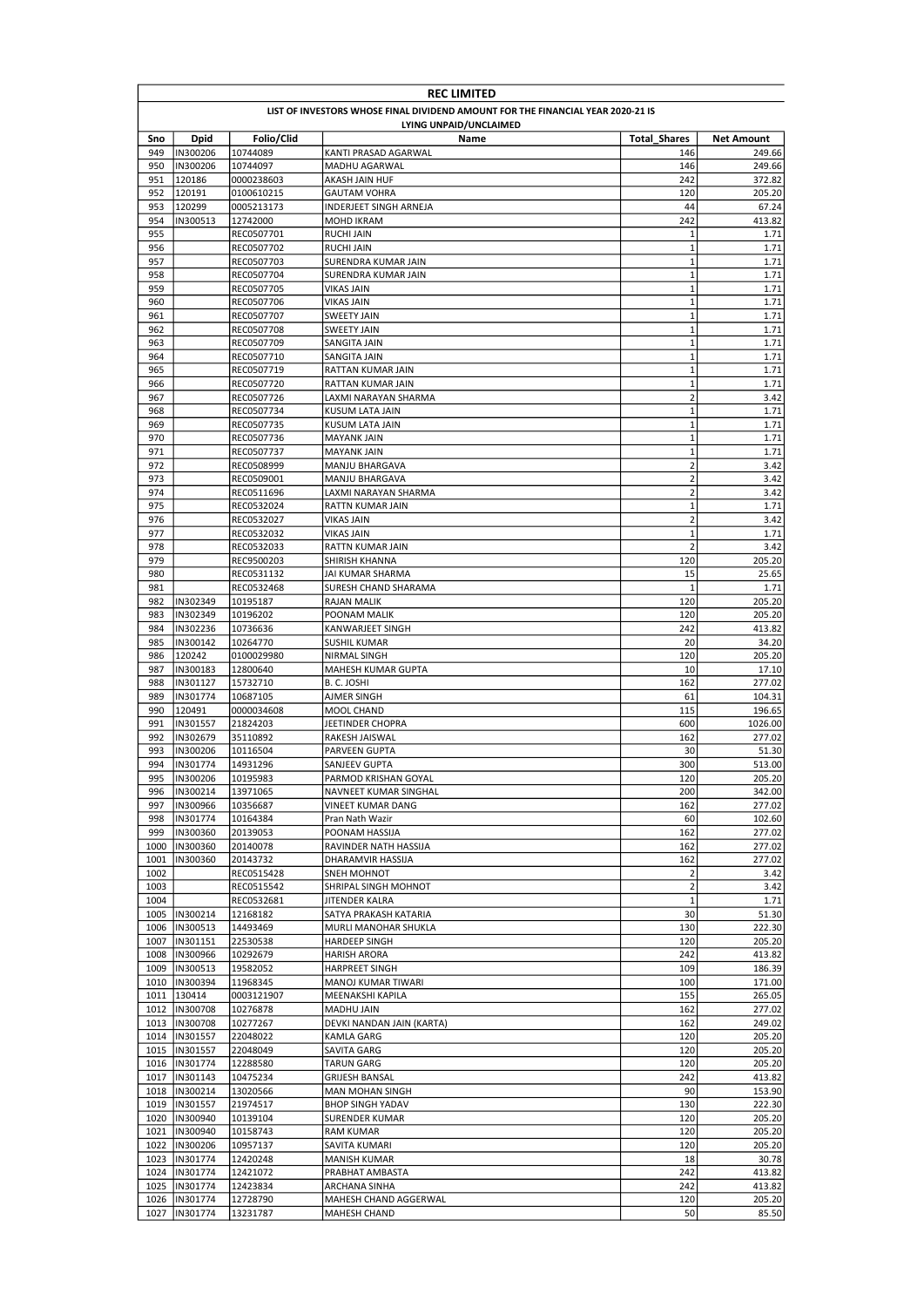**REC LIMITED**

**LIST OF INVESTORS WHOSE FINAL DIVIDEND AMOUNT FOR THE FINANCIAL YEAR 2020-21 IS LYING UNPAID/UNCLAIMED**

| Sno | Dpid | Folio/Clid | Name | Total_Shares | Net Amount |
|---|---|---|---|---|---|
| 949 | IN300206 | 10744089 | KANTI PRASAD AGARWAL | 146 | 249.66 |
| 950 | IN300206 | 10744097 | MADHU AGARWAL | 146 | 249.66 |
| 951 | 120186 | 0000238603 | AKASH JAIN HUF | 242 | 372.82 |
| 952 | 120191 | 0100610215 | GAUTAM VOHRA | 120 | 205.20 |
| 953 | 120299 | 0005213173 | INDERJEET SINGH ARNEJA | 44 | 67.24 |
| 954 | IN300513 | 12742000 | MOHD IKRAM | 242 | 413.82 |
| 955 | | REC0507701 | RUCHI JAIN | 1 | 1.71 |
| 956 | | REC0507702 | RUCHI JAIN | 1 | 1.71 |
| 957 | | REC0507703 | SURENDRA KUMAR JAIN | 1 | 1.71 |
| 958 | | REC0507704 | SURENDRA KUMAR JAIN | 1 | 1.71 |
| 959 | | REC0507705 | VIKAS JAIN | 1 | 1.71 |
| 960 | | REC0507706 | VIKAS JAIN | 1 | 1.71 |
| 961 | | REC0507707 | SWEETY JAIN | 1 | 1.71 |
| 962 | | REC0507708 | SWEETY JAIN | 1 | 1.71 |
| 963 | | REC0507709 | SANGITA JAIN | 1 | 1.71 |
| 964 | | REC0507710 | SANGITA JAIN | 1 | 1.71 |
| 965 | | REC0507719 | RATTAN KUMAR JAIN | 1 | 1.71 |
| 966 | | REC0507720 | RATTAN KUMAR JAIN | 1 | 1.71 |
| 967 | | REC0507726 | LAXMI NARAYAN SHARMA | 2 | 3.42 |
| 968 | | REC0507734 | KUSUM LATA JAIN | 1 | 1.71 |
| 969 | | REC0507735 | KUSUM LATA JAIN | 1 | 1.71 |
| 970 | | REC0507736 | MAYANK JAIN | 1 | 1.71 |
| 971 | | REC0507737 | MAYANK JAIN | 1 | 1.71 |
| 972 | | REC0508999 | MANJU BHARGAVA | 2 | 3.42 |
| 973 | | REC0509001 | MANJU BHARGAVA | 2 | 3.42 |
| 974 | | REC0511696 | LAXMI NARAYAN SHARMA | 2 | 3.42 |
| 975 | | REC0532024 | RATTN KUMAR JAIN | 1 | 1.71 |
| 976 | | REC0532027 | VIKAS JAIN | 2 | 3.42 |
| 977 | | REC0532032 | VIKAS JAIN | 1 | 1.71 |
| 978 | | REC0532033 | RATTN KUMAR JAIN | 2 | 3.42 |
| 979 | | REC9500203 | SHIRISH KHANNA | 120 | 205.20 |
| 980 | | REC0531132 | JAI KUMAR SHARMA | 15 | 25.65 |
| 981 | | REC0532468 | SURESH CHAND SHARAMA | 1 | 1.71 |
| 982 | IN302349 | 10195187 | RAJAN MALIK | 120 | 205.20 |
| 983 | IN302349 | 10196202 | POONAM MALIK | 120 | 205.20 |
| 984 | IN302236 | 10736636 | KANWARJEET SINGH | 242 | 413.82 |
| 985 | IN300142 | 10264770 | SUSHIL KUMAR | 20 | 34.20 |
| 986 | 120242 | 0100029980 | NIRMAL SINGH | 120 | 205.20 |
| 987 | IN300183 | 12800640 | MAHESH KUMAR GUPTA | 10 | 17.10 |
| 988 | IN301127 | 15732710 | B. C. JOSHI | 162 | 277.02 |
| 989 | IN301774 | 10687105 | AJMER SINGH | 61 | 104.31 |
| 990 | 120491 | 0000034608 | MOOL CHAND | 115 | 196.65 |
| 991 | IN301557 | 21824203 | JEETINDER CHOPRA | 600 | 1026.00 |
| 992 | IN302679 | 35110892 | RAKESH JAISWAL | 162 | 277.02 |
| 993 | IN300206 | 10116504 | PARVEEN GUPTA | 30 | 51.30 |
| 994 | IN301774 | 14931296 | SANJEEV GUPTA | 300 | 513.00 |
| 995 | IN300206 | 10195983 | PARMOD KRISHAN GOYAL | 120 | 205.20 |
| 996 | IN300214 | 13971065 | NAVNEET KUMAR SINGHAL | 200 | 342.00 |
| 997 | IN300966 | 10356687 | VINEET KUMAR DANG | 162 | 277.02 |
| 998 | IN301774 | 10164384 | Pran Nath Wazir | 60 | 102.60 |
| 999 | IN300360 | 20139053 | POONAM HASSIJA | 162 | 277.02 |
| 1000 | IN300360 | 20140078 | RAVINDER NATH HASSIJA | 162 | 277.02 |
| 1001 | IN300360 | 20143732 | DHARAMVIR HASSIJA | 162 | 277.02 |
| 1002 | | REC0515428 | SNEH MOHNOT | 2 | 3.42 |
| 1003 | | REC0515542 | SHRIPAL SINGH MOHNOT | 2 | 3.42 |
| 1004 | | REC0532681 | JITENDER KALRA | 1 | 1.71 |
| 1005 | IN300214 | 12168182 | SATYA PRAKASH KATARIA | 30 | 51.30 |
| 1006 | IN300513 | 14493469 | MURLI MANOHAR SHUKLA | 130 | 222.30 |
| 1007 | IN301151 | 22530538 | HARDEEP SINGH | 120 | 205.20 |
| 1008 | IN300966 | 10292679 | HARISH ARORA | 242 | 413.82 |
| 1009 | IN300513 | 19582052 | HARPREET SINGH | 109 | 186.39 |
| 1010 | IN300394 | 11968345 | MANOJ KUMAR TIWARI | 100 | 171.00 |
| 1011 | 130414 | 0003121907 | MEENAKSHI KAPILA | 155 | 265.05 |
| 1012 | IN300708 | 10276878 | MADHU JAIN | 162 | 277.02 |
| 1013 | IN300708 | 10277267 | DEVKI NANDAN JAIN (KARTA) | 162 | 249.02 |
| 1014 | IN301557 | 22048022 | KAMLA GARG | 120 | 205.20 |
| 1015 | IN301557 | 22048049 | SAVITA GARG | 120 | 205.20 |
| 1016 | IN301774 | 12288580 | TARUN GARG | 120 | 205.20 |
| 1017 | IN301143 | 10475234 | GRIJESH BANSAL | 242 | 413.82 |
| 1018 | IN300214 | 13020566 | MAN MOHAN SINGH | 90 | 153.90 |
| 1019 | IN301557 | 21974517 | BHOP SINGH YADAV | 130 | 222.30 |
| 1020 | IN300940 | 10139104 | SURENDER KUMAR | 120 | 205.20 |
| 1021 | IN300940 | 10158743 | RAM KUMAR | 120 | 205.20 |
| 1022 | IN300206 | 10957137 | SAVITA KUMARI | 120 | 205.20 |
| 1023 | IN301774 | 12420248 | MANISH KUMAR | 18 | 30.78 |
| 1024 | IN301774 | 12421072 | PRABHAT AMBASTA | 242 | 413.82 |
| 1025 | IN301774 | 12423834 | ARCHANA SINHA | 242 | 413.82 |
| 1026 | IN301774 | 12728790 | MAHESH CHAND AGGERWAL | 120 | 205.20 |
| 1027 | IN301774 | 13231787 | MAHESH CHAND | 50 | 85.50 |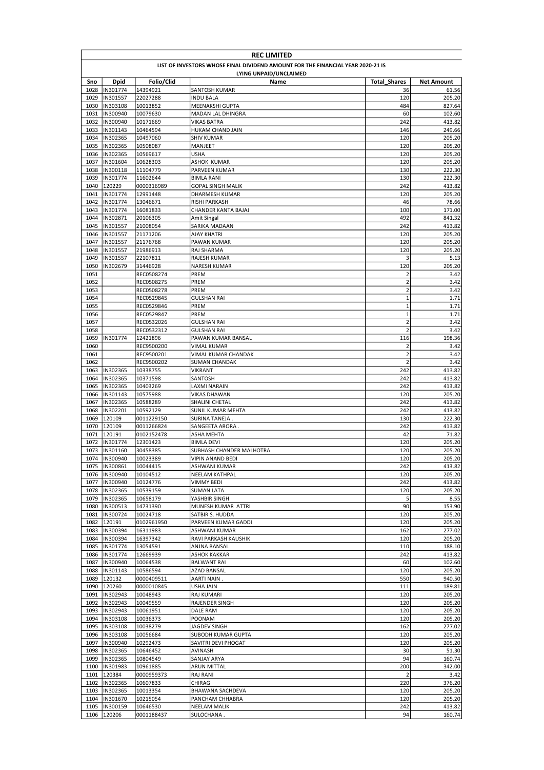| REC LIMITED | | | | | |
|---|---|---|---|---|---|
| LIST OF INVESTORS WHOSE FINAL DIVIDEND AMOUNT FOR THE FINANCIAL YEAR 2020-21 IS LYING UNPAID/UNCLAIMED | | | | | |
| Sno | Dpid | Folio/Clid | Name | Total_Shares | Net Amount |
| 1028 | IN301774 | 14394921 | SANTOSH KUMAR | 36 | 61.56 |
| 1029 | IN301557 | 22027288 | INDU BALA | 120 | 205.20 |
| 1030 | IN303108 | 10013852 | MEENAKSHI GUPTA | 484 | 827.64 |
| 1031 | IN300940 | 10079630 | MADAN LAL DHINGRA | 60 | 102.60 |
| 1032 | IN300940 | 10171669 | VIKAS BATRA | 242 | 413.82 |
| 1033 | IN301143 | 10464594 | HUKAM CHAND JAIN | 146 | 249.66 |
| 1034 | IN302365 | 10497060 | SHIV KUMAR | 120 | 205.20 |
| 1035 | IN302365 | 10508087 | MANJEET | 120 | 205.20 |
| 1036 | IN302365 | 10569617 | USHA | 120 | 205.20 |
| 1037 | IN301604 | 10628303 | ASHOK KUMAR | 120 | 205.20 |
| 1038 | IN300118 | 11104779 | PARVEEN KUMAR | 130 | 222.30 |
| 1039 | IN301774 | 11602644 | BIMLA RANI | 130 | 222.30 |
| 1040 | 120229 | 0000316989 | GOPAL SINGH MALIK | 242 | 413.82 |
| 1041 | IN301774 | 12991448 | DHARMESH KUMAR | 120 | 205.20 |
| 1042 | IN301774 | 13046671 | RISHI PARKASH | 46 | 78.66 |
| 1043 | IN301774 | 16081833 | CHANDER KANTA BAJAJ | 100 | 171.00 |
| 1044 | IN302871 | 20106305 | Amit Singal | 492 | 841.32 |
| 1045 | IN301557 | 21008054 | SARIKA MADAAN | 242 | 413.82 |
| 1046 | IN301557 | 21171206 | AJAY KHATRI | 120 | 205.20 |
| 1047 | IN301557 | 21176768 | PAWAN KUMAR | 120 | 205.20 |
| 1048 | IN301557 | 21986913 | RAJ SHARMA | 120 | 205.20 |
| 1049 | IN301557 | 22107811 | RAJESH KUMAR | 3 | 5.13 |
| 1050 | IN302679 | 31446928 | NARESH KUMAR | 120 | 205.20 |
| 1051 | | REC0508274 | PREM | 2 | 3.42 |
| 1052 | | REC0508275 | PREM | 2 | 3.42 |
| 1053 | | REC0508278 | PREM | 2 | 3.42 |
| 1054 | | REC0529845 | GULSHAN RAI | 1 | 1.71 |
| 1055 | | REC0529846 | PREM | 1 | 1.71 |
| 1056 | | REC0529847 | PREM | 1 | 1.71 |
| 1057 | | REC0532026 | GULSHAN RAI | 2 | 3.42 |
| 1058 | | REC0532312 | GULSHAN RAI | 2 | 3.42 |
| 1059 | IN301774 | 12421896 | PAWAN KUMAR BANSAL | 116 | 198.36 |
| 1060 | | REC9500200 | VIMAL KUMAR | 2 | 3.42 |
| 1061 | | REC9500201 | VIMAL KUMAR CHANDAK | 2 | 3.42 |
| 1062 | | REC9500202 | SUMAN CHANDAK | 2 | 3.42 |
| 1063 | IN302365 | 10338755 | VIKRANT | 242 | 413.82 |
| 1064 | IN302365 | 10371598 | SANTOSH | 242 | 413.82 |
| 1065 | IN302365 | 10403269 | LAXMI NARAIN | 242 | 413.82 |
| 1066 | IN301143 | 10575988 | VIKAS DHAWAN | 120 | 205.20 |
| 1067 | IN302365 | 10588289 | SHALINI CHETAL | 242 | 413.82 |
| 1068 | IN302201 | 10592129 | SUNIL KUMAR MEHTA | 242 | 413.82 |
| 1069 | 120109 | 0011229150 | SURINA TANEJA . | 130 | 222.30 |
| 1070 | 120109 | 0011266824 | SANGEETA ARORA . | 242 | 413.82 |
| 1071 | 120191 | 0102152478 | ASHA MEHTA | 42 | 71.82 |
| 1072 | IN301774 | 12301423 | BIMLA DEVI | 120 | 205.20 |
| 1073 | IN301160 | 30458385 | SUBHASH CHANDER MALHOTRA | 120 | 205.20 |
| 1074 | IN300940 | 10023389 | VIPIN ANAND BEDI | 120 | 205.20 |
| 1075 | IN300861 | 10044415 | ASHWANI KUMAR | 242 | 413.82 |
| 1076 | IN300940 | 10104512 | NEELAM KATHPAL | 120 | 205.20 |
| 1077 | IN300940 | 10124776 | VIMMY BEDI | 242 | 413.82 |
| 1078 | IN302365 | 10539159 | SUMAN LATA | 120 | 205.20 |
| 1079 | IN302365 | 10658179 | YASHBIR SINGH | 5 | 8.55 |
| 1080 | IN300513 | 14731390 | MUNESH KUMAR ATTRI | 90 | 153.90 |
| 1081 | IN300724 | 10024718 | SATBIR S. HUDDA | 120 | 205.20 |
| 1082 | 120191 | 0102961950 | PARVEEN KUMAR GADDI | 120 | 205.20 |
| 1083 | IN300394 | 16311983 | ASHWANI KUMAR | 162 | 277.02 |
| 1084 | IN300394 | 16397342 | RAVI PARKASH KAUSHIK | 120 | 205.20 |
| 1085 | IN301774 | 13054591 | ANJNA BANSAL | 110 | 188.10 |
| 1086 | IN301774 | 12669939 | ASHOK KAKKAR | 242 | 413.82 |
| 1087 | IN300940 | 10064538 | BALWANT RAI | 60 | 102.60 |
| 1088 | IN301143 | 10586594 | AZAD BANSAL | 120 | 205.20 |
| 1089 | 120132 | 0000409511 | AARTI NAIN . | 550 | 940.50 |
| 1090 | 120260 | 0000010845 | USHA JAIN | 111 | 189.81 |
| 1091 | IN302943 | 10048943 | RAJ KUMARI | 120 | 205.20 |
| 1092 | IN302943 | 10049559 | RAJENDER SINGH | 120 | 205.20 |
| 1093 | IN302943 | 10061951 | DALE RAM | 120 | 205.20 |
| 1094 | IN303108 | 10036373 | POONAM | 120 | 205.20 |
| 1095 | IN303108 | 10038279 | JAGDEV SINGH | 162 | 277.02 |
| 1096 | IN303108 | 10056684 | SUBODH KUMAR GUPTA | 120 | 205.20 |
| 1097 | IN300940 | 10292473 | SAVITRI DEVI PHOGAT | 120 | 205.20 |
| 1098 | IN302365 | 10646452 | AVINASH | 30 | 51.30 |
| 1099 | IN302365 | 10804549 | SANJAY ARYA | 94 | 160.74 |
| 1100 | IN301983 | 10961885 | ARUN MITTAL | 200 | 342.00 |
| 1101 | 120384 | 0000959373 | RAJ RANI | 2 | 3.42 |
| 1102 | IN302365 | 10607833 | CHIRAG | 220 | 376.20 |
| 1103 | IN302365 | 10013354 | BHAWANA SACHDEVA | 120 | 205.20 |
| 1104 | IN301670 | 10215054 | PANCHAM CHHABRA | 120 | 205.20 |
| 1105 | IN300159 | 10646530 | NEELAM MALIK | 242 | 413.82 |
| 1106 | 120206 | 0001188437 | SULOCHANA . | 94 | 160.74 |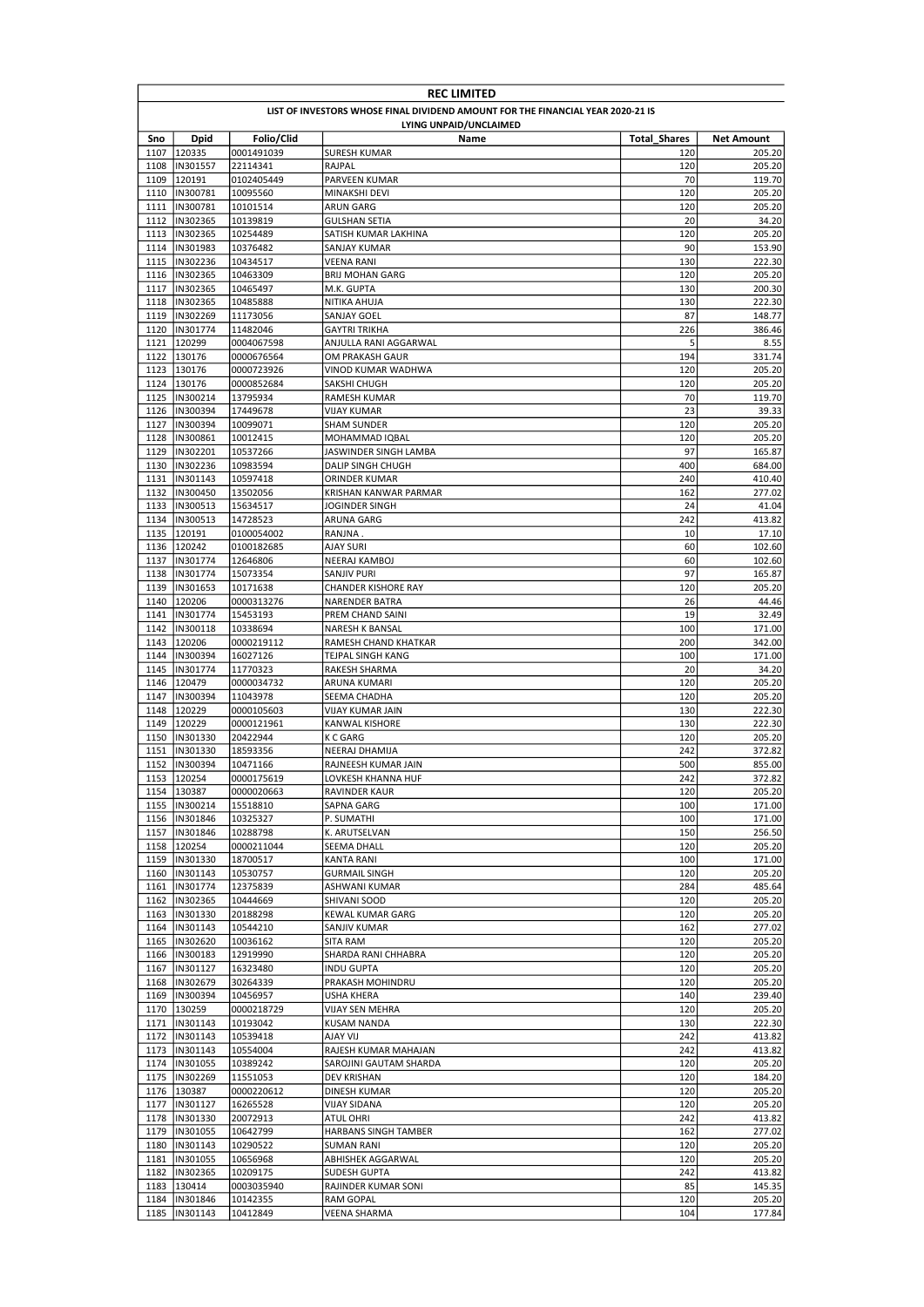# REC LIMITED

## LIST OF INVESTORS WHOSE FINAL DIVIDEND AMOUNT FOR THE FINANCIAL YEAR 2020-21 IS LYING UNPAID/UNCLAIMED

| Sno | Dpid | Folio/Clid | Name | Total_Shares | Net Amount |
|---|---|---|---|---|---|
| 1107 | 120335 | 0001491039 | SURESH KUMAR | 120 | 205.20 |
| 1108 | IN301557 | 22114341 | RAJPAL | 120 | 205.20 |
| 1109 | 120191 | 0102405449 | PARVEEN KUMAR | 70 | 119.70 |
| 1110 | IN300781 | 10095560 | MINAKSHI DEVI | 120 | 205.20 |
| 1111 | IN300781 | 10101514 | ARUN GARG | 120 | 205.20 |
| 1112 | IN302365 | 10139819 | GULSHAN SETIA | 20 | 34.20 |
| 1113 | IN302365 | 10254489 | SATISH KUMAR LAKHINA | 120 | 205.20 |
| 1114 | IN301983 | 10376482 | SANJAY KUMAR | 90 | 153.90 |
| 1115 | IN302236 | 10434517 | VEENA RANI | 130 | 222.30 |
| 1116 | IN302365 | 10463309 | BRIJ MOHAN GARG | 120 | 205.20 |
| 1117 | IN302365 | 10465497 | M.K. GUPTA | 130 | 200.30 |
| 1118 | IN302365 | 10485888 | NITIKA AHUJA | 130 | 222.30 |
| 1119 | IN302269 | 11173056 | SANJAY GOEL | 87 | 148.77 |
| 1120 | IN301774 | 11482046 | GAYTRI TRIKHA | 226 | 386.46 |
| 1121 | 120299 | 0004067598 | ANJULLA RANI AGGARWAL | 5 | 8.55 |
| 1122 | 130176 | 0000676564 | OM PRAKASH GAUR | 194 | 331.74 |
| 1123 | 130176 | 0000723926 | VINOD KUMAR WADHWA | 120 | 205.20 |
| 1124 | 130176 | 0000852684 | SAKSHI CHUGH | 120 | 205.20 |
| 1125 | IN300214 | 13795934 | RAMESH KUMAR | 70 | 119.70 |
| 1126 | IN300394 | 17449678 | VIJAY KUMAR | 23 | 39.33 |
| 1127 | IN300394 | 10099071 | SHAM SUNDER | 120 | 205.20 |
| 1128 | IN300861 | 10012415 | MOHAMMAD IQBAL | 120 | 205.20 |
| 1129 | IN302201 | 10537266 | JASWINDER SINGH LAMBA | 97 | 165.87 |
| 1130 | IN302236 | 10983594 | DALIP SINGH CHUGH | 400 | 684.00 |
| 1131 | IN301143 | 10597418 | ORINDER KUMAR | 240 | 410.40 |
| 1132 | IN300450 | 13502056 | KRISHAN KANWAR PARMAR | 162 | 277.02 |
| 1133 | IN300513 | 15634517 | JOGINDER SINGH | 24 | 41.04 |
| 1134 | IN300513 | 14728523 | ARUNA GARG | 242 | 413.82 |
| 1135 | 120191 | 0100054002 | RANJNA . | 10 | 17.10 |
| 1136 | 120242 | 0100182685 | AJAY SURI | 60 | 102.60 |
| 1137 | IN301774 | 12646806 | NEERAJ KAMBOJ | 60 | 102.60 |
| 1138 | IN301774 | 15073354 | SANJIV PURI | 97 | 165.87 |
| 1139 | IN301653 | 10171638 | CHANDER KISHORE RAY | 120 | 205.20 |
| 1140 | 120206 | 0000313276 | NARENDER BATRA | 26 | 44.46 |
| 1141 | IN301774 | 15453193 | PREM CHAND SAINI | 19 | 32.49 |
| 1142 | IN300118 | 10338694 | NARESH K BANSAL | 100 | 171.00 |
| 1143 | 120206 | 0000219112 | RAMESH CHAND KHATKAR | 200 | 342.00 |
| 1144 | IN300394 | 16027126 | TEJPAL SINGH KANG | 100 | 171.00 |
| 1145 | IN301774 | 11770323 | RAKESH SHARMA | 20 | 34.20 |
| 1146 | 120479 | 0000034732 | ARUNA KUMARI | 120 | 205.20 |
| 1147 | IN300394 | 11043978 | SEEMA CHADHA | 120 | 205.20 |
| 1148 | 120229 | 0000105603 | VIJAY KUMAR JAIN | 130 | 222.30 |
| 1149 | 120229 | 0000121961 | KANWAL KISHORE | 130 | 222.30 |
| 1150 | IN301330 | 20422944 | K C GARG | 120 | 205.20 |
| 1151 | IN301330 | 18593356 | NEERAJ DHAMIJA | 242 | 372.82 |
| 1152 | IN300394 | 10471166 | RAJNEESH KUMAR JAIN | 500 | 855.00 |
| 1153 | 120254 | 0000175619 | LOVKESH KHANNA HUF | 242 | 372.82 |
| 1154 | 130387 | 0000020663 | RAVINDER KAUR | 120 | 205.20 |
| 1155 | IN300214 | 15518810 | SAPNA GARG | 100 | 171.00 |
| 1156 | IN301846 | 10325327 | P. SUMATHI | 100 | 171.00 |
| 1157 | IN301846 | 10288798 | K. ARUTSELVAN | 150 | 256.50 |
| 1158 | 120254 | 0000211044 | SEEMA DHALL | 120 | 205.20 |
| 1159 | IN301330 | 18700517 | KANTA RANI | 100 | 171.00 |
| 1160 | IN301143 | 10530757 | GURMAIL SINGH | 120 | 205.20 |
| 1161 | IN301774 | 12375839 | ASHWANI KUMAR | 284 | 485.64 |
| 1162 | IN302365 | 10444669 | SHIVANI SOOD | 120 | 205.20 |
| 1163 | IN301330 | 20188298 | KEWAL KUMAR GARG | 120 | 205.20 |
| 1164 | IN301143 | 10544210 | SANJIV KUMAR | 162 | 277.02 |
| 1165 | IN302620 | 10036162 | SITA RAM | 120 | 205.20 |
| 1166 | IN300183 | 12919990 | SHARDA RANI CHHABRA | 120 | 205.20 |
| 1167 | IN301127 | 16323480 | INDU GUPTA | 120 | 205.20 |
| 1168 | IN302679 | 30264339 | PRAKASH MOHINDRU | 120 | 205.20 |
| 1169 | IN300394 | 10456957 | USHA KHERA | 140 | 239.40 |
| 1170 | 130259 | 0000218729 | VIJAY SEN MEHRA | 120 | 205.20 |
| 1171 | IN301143 | 10193042 | KUSAM NANDA | 130 | 222.30 |
| 1172 | IN301143 | 10539418 | AJAY VIJ | 242 | 413.82 |
| 1173 | IN301143 | 10554004 | RAJESH KUMAR MAHAJAN | 242 | 413.82 |
| 1174 | IN301055 | 10389242 | SAROJINI GAUTAM SHARDA | 120 | 205.20 |
| 1175 | IN302269 | 11551053 | DEV KRISHAN | 120 | 184.20 |
| 1176 | 130387 | 0000220612 | DINESH KUMAR | 120 | 205.20 |
| 1177 | IN301127 | 16265528 | VIJAY SIDANA | 120 | 205.20 |
| 1178 | IN301330 | 20072913 | ATUL OHRI | 242 | 413.82 |
| 1179 | IN301055 | 10642799 | HARBANS SINGH TAMBER | 162 | 277.02 |
| 1180 | IN301143 | 10290522 | SUMAN RANI | 120 | 205.20 |
| 1181 | IN301055 | 10656968 | ABHISHEK AGGARWAL | 120 | 205.20 |
| 1182 | IN302365 | 10209175 | SUDESH GUPTA | 242 | 413.82 |
| 1183 | 130414 | 0003035940 | RAJINDER KUMAR SONI | 85 | 145.35 |
| 1184 | IN301846 | 10142355 | RAM GOPAL | 120 | 205.20 |
| 1185 | IN301143 | 10412849 | VEENA SHARMA | 104 | 177.84 |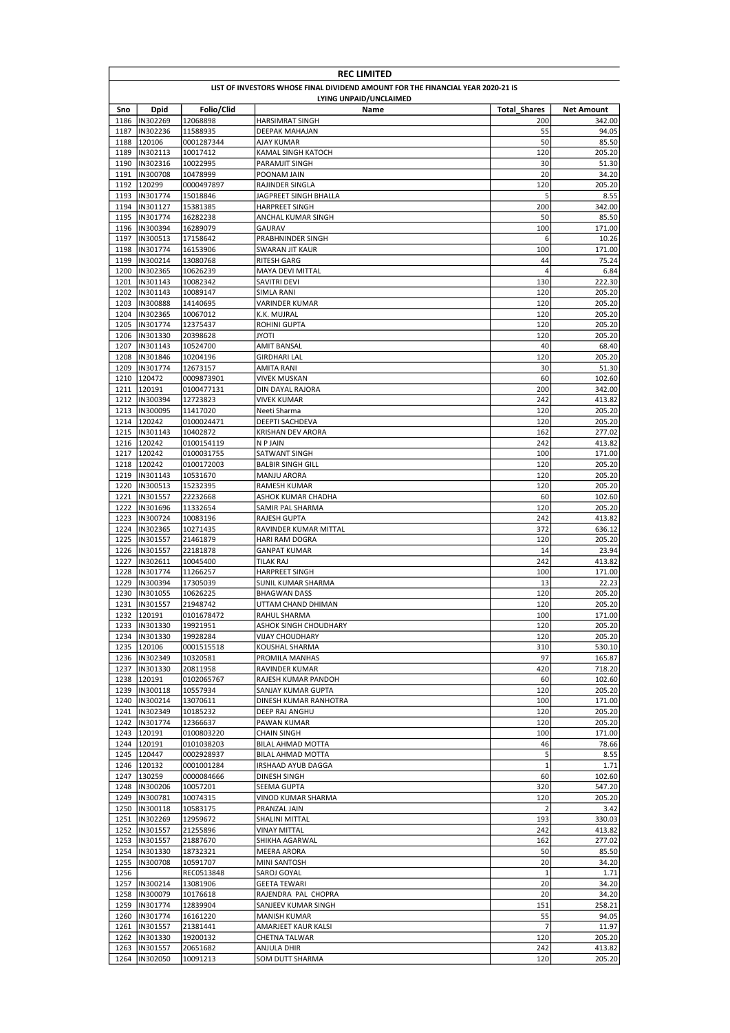# REC LIMITED

## LIST OF INVESTORS WHOSE FINAL DIVIDEND AMOUNT FOR THE FINANCIAL YEAR 2020-21 IS LYING UNPAID/UNCLAIMED

| Sno | Dpid | Folio/Clid | Name | Total_Shares | Net Amount |
|---|---|---|---|---|---|
| 1186 | IN302269 | 12068898 | HARSIMRAT SINGH | 200 | 342.00 |
| 1187 | IN302236 | 11588935 | DEEPAK MAHAJAN | 55 | 94.05 |
| 1188 | 120106 | 0001287344 | AJAY KUMAR | 50 | 85.50 |
| 1189 | IN302113 | 10017412 | KAMAL SINGH KATOCH | 120 | 205.20 |
| 1190 | IN302316 | 10022995 | PARAMJIT SINGH | 30 | 51.30 |
| 1191 | IN300708 | 10478999 | POONAM JAIN | 20 | 34.20 |
| 1192 | 120299 | 0000497897 | RAJINDER SINGLA | 120 | 205.20 |
| 1193 | IN301774 | 15018846 | JAGPREET SINGH BHALLA | 5 | 8.55 |
| 1194 | IN301127 | 15381385 | HARPREET SINGH | 200 | 342.00 |
| 1195 | IN301774 | 16282238 | ANCHAL KUMAR SINGH | 50 | 85.50 |
| 1196 | IN300394 | 16289079 | GAURAV | 100 | 171.00 |
| 1197 | IN300513 | 17158642 | PRABHNINDER SINGH | 6 | 10.26 |
| 1198 | IN301774 | 16153906 | SWARAN JIT KAUR | 100 | 171.00 |
| 1199 | IN300214 | 13080768 | RITESH GARG | 44 | 75.24 |
| 1200 | IN302365 | 10626239 | MAYA DEVI MITTAL | 4 | 6.84 |
| 1201 | IN301143 | 10082342 | SAVITRI DEVI | 130 | 222.30 |
| 1202 | IN301143 | 10089147 | SIMLA RANI | 120 | 205.20 |
| 1203 | IN300888 | 14140695 | VARINDER KUMAR | 120 | 205.20 |
| 1204 | IN302365 | 10067012 | K.K. MUJRAL | 120 | 205.20 |
| 1205 | IN301774 | 12375437 | ROHINI GUPTA | 120 | 205.20 |
| 1206 | IN301330 | 20398628 | JYOTI | 120 | 205.20 |
| 1207 | IN301143 | 10524700 | AMIT BANSAL | 40 | 68.40 |
| 1208 | IN301846 | 10204196 | GIRDHARI LAL | 120 | 205.20 |
| 1209 | IN301774 | 12673157 | AMITA RANI | 30 | 51.30 |
| 1210 | 120472 | 0009873901 | VIVEK MUSKAN | 60 | 102.60 |
| 1211 | 120191 | 0100477131 | DIN DAYAL RAJORA | 200 | 342.00 |
| 1212 | IN300394 | 12723823 | VIVEK KUMAR | 242 | 413.82 |
| 1213 | IN300095 | 11417020 | Neeti Sharma | 120 | 205.20 |
| 1214 | 120242 | 0100024471 | DEEPTI SACHDEVA | 120 | 205.20 |
| 1215 | IN301143 | 10402872 | KRISHAN DEV ARORA | 162 | 277.02 |
| 1216 | 120242 | 0100154119 | N P JAIN | 242 | 413.82 |
| 1217 | 120242 | 0100031755 | SATWANT SINGH | 100 | 171.00 |
| 1218 | 120242 | 0100172003 | BALBIR SINGH GILL | 120 | 205.20 |
| 1219 | IN301143 | 10531670 | MANJU ARORA | 120 | 205.20 |
| 1220 | IN300513 | 15232395 | RAMESH KUMAR | 120 | 205.20 |
| 1221 | IN301557 | 22232668 | ASHOK KUMAR CHADHA | 60 | 102.60 |
| 1222 | IN301696 | 11332654 | SAMIR PAL SHARMA | 120 | 205.20 |
| 1223 | IN300724 | 10083196 | RAJESH GUPTA | 242 | 413.82 |
| 1224 | IN302365 | 10271435 | RAVINDER KUMAR MITTAL | 372 | 636.12 |
| 1225 | IN301557 | 21461879 | HARI RAM DOGRA | 120 | 205.20 |
| 1226 | IN301557 | 22181878 | GANPAT KUMAR | 14 | 23.94 |
| 1227 | IN302611 | 10045400 | TILAK RAJ | 242 | 413.82 |
| 1228 | IN301774 | 11266257 | HARPREET SINGH | 100 | 171.00 |
| 1229 | IN300394 | 17305039 | SUNIL KUMAR SHARMA | 13 | 22.23 |
| 1230 | IN301055 | 10626225 | BHAGWAN DASS | 120 | 205.20 |
| 1231 | IN301557 | 21948742 | UTTAM CHAND DHIMAN | 120 | 205.20 |
| 1232 | 120191 | 0101678472 | RAHUL SHARMA | 100 | 171.00 |
| 1233 | IN301330 | 19921951 | ASHOK SINGH CHOUDHARY | 120 | 205.20 |
| 1234 | IN301330 | 19928284 | VIJAY CHOUDHARY | 120 | 205.20 |
| 1235 | 120106 | 0001515518 | KOUSHAL SHARMA | 310 | 530.10 |
| 1236 | IN302349 | 10320581 | PROMILA MANHAS | 97 | 165.87 |
| 1237 | IN301330 | 20811958 | RAVINDER KUMAR | 420 | 718.20 |
| 1238 | 120191 | 0102065767 | RAJESH KUMAR PANDOH | 60 | 102.60 |
| 1239 | IN300118 | 10557934 | SANJAY KUMAR GUPTA | 120 | 205.20 |
| 1240 | IN300214 | 13070611 | DINESH KUMAR RANHOTRA | 100 | 171.00 |
| 1241 | IN302349 | 10185232 | DEEP RAJ ANGHU | 120 | 205.20 |
| 1242 | IN301774 | 12366637 | PAWAN KUMAR | 120 | 205.20 |
| 1243 | 120191 | 0100803220 | CHAIN SINGH | 100 | 171.00 |
| 1244 | 120191 | 0101038203 | BILAL AHMAD MOTTA | 46 | 78.66 |
| 1245 | 120447 | 0002928937 | BILAL AHMAD MOTTA | 5 | 8.55 |
| 1246 | 120132 | 0001001284 | IRSHAAD AYUB DAGGA | 1 | 1.71 |
| 1247 | 130259 | 0000084666 | DINESH SINGH | 60 | 102.60 |
| 1248 | IN300206 | 10057201 | SEEMA GUPTA | 320 | 547.20 |
| 1249 | IN300781 | 10074315 | VINOD KUMAR SHARMA | 120 | 205.20 |
| 1250 | IN300118 | 10583175 | PRANZAL JAIN | 2 | 3.42 |
| 1251 | IN302269 | 12959672 | SHALINI MITTAL | 193 | 330.03 |
| 1252 | IN301557 | 21255896 | VINAY MITTAL | 242 | 413.82 |
| 1253 | IN301557 | 21887670 | SHIKHA AGARWAL | 162 | 277.02 |
| 1254 | IN301330 | 18732321 | MEERA ARORA | 50 | 85.50 |
| 1255 | IN300708 | 10591707 | MINI SANTOSH | 20 | 34.20 |
| 1256 | | REC0513848 | SAROJ GOYAL | 1 | 1.71 |
| 1257 | IN300214 | 13081906 | GEETA TEWARI | 20 | 34.20 |
| 1258 | IN300079 | 10176618 | RAJENDRA PAL CHOPRA | 20 | 34.20 |
| 1259 | IN301774 | 12839904 | SANJEEV KUMAR SINGH | 151 | 258.21 |
| 1260 | IN301774 | 16161220 | MANISH KUMAR | 55 | 94.05 |
| 1261 | IN301557 | 21381441 | AMARJEET KAUR KALSI | 7 | 11.97 |
| 1262 | IN301330 | 19200132 | CHETNA TALWAR | 120 | 205.20 |
| 1263 | IN301557 | 20651682 | ANJULA DHIR | 242 | 413.82 |
| 1264 | IN302050 | 10091213 | SOM DUTT SHARMA | 120 | 205.20 |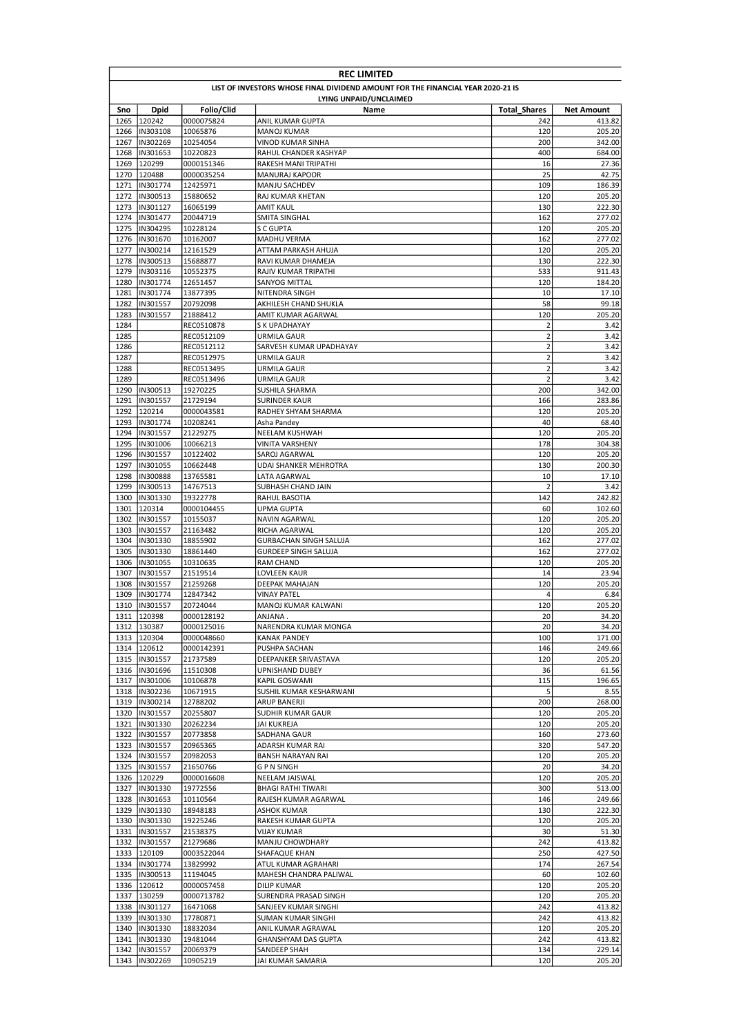| REC LIMITED | | | | | |
|---|---|---|---|---|---|
| LIST OF INVESTORS WHOSE FINAL DIVIDEND AMOUNT FOR THE FINANCIAL YEAR 2020-21 IS LYING UNPAID/UNCLAIMED | | | | | |
| Sno | Dpid | Folio/Clid | Name | Total_Shares | Net Amount |
| 1265 | 120242 | 0000075824 | ANIL KUMAR GUPTA | 242 | 413.82 |
| 1266 | IN303108 | 10065876 | MANOJ KUMAR | 120 | 205.20 |
| 1267 | IN302269 | 10254054 | VINOD KUMAR SINHA | 200 | 342.00 |
| 1268 | IN301653 | 10220823 | RAHUL CHANDER KASHYAP | 400 | 684.00 |
| 1269 | 120299 | 0000151346 | RAKESH MANI TRIPATHI | 16 | 27.36 |
| 1270 | 120488 | 0000035254 | MANURAJ KAPOOR | 25 | 42.75 |
| 1271 | IN301774 | 12425971 | MANJU SACHDEV | 109 | 186.39 |
| 1272 | IN300513 | 15880652 | RAJ KUMAR KHETAN | 120 | 205.20 |
| 1273 | IN301127 | 16065199 | AMIT KAUL | 130 | 222.30 |
| 1274 | IN301477 | 20044719 | SMITA SINGHAL | 162 | 277.02 |
| 1275 | IN304295 | 10228124 | S C GUPTA | 120 | 205.20 |
| 1276 | IN301670 | 10162007 | MADHU VERMA | 162 | 277.02 |
| 1277 | IN300214 | 12161529 | ATTAM PARKASH AHUJA | 120 | 205.20 |
| 1278 | IN300513 | 15688877 | RAVI KUMAR DHAMEJA | 130 | 222.30 |
| 1279 | IN303116 | 10552375 | RAJIV KUMAR TRIPATHI | 533 | 911.43 |
| 1280 | IN301774 | 12651457 | SANYOG MITTAL | 120 | 184.20 |
| 1281 | IN301774 | 13877395 | NITENDRA SINGH | 10 | 17.10 |
| 1282 | IN301557 | 20792098 | AKHILESH CHAND SHUKLA | 58 | 99.18 |
| 1283 | IN301557 | 21888412 | AMIT KUMAR AGARWAL | 120 | 205.20 |
| 1284 | | REC0510878 | S K UPADHAYAY | 2 | 3.42 |
| 1285 | | REC0512109 | URMILA GAUR | 2 | 3.42 |
| 1286 | | REC0512112 | SARVESH KUMAR UPADHAYAY | 2 | 3.42 |
| 1287 | | REC0512975 | URMILA GAUR | 2 | 3.42 |
| 1288 | | REC0513495 | URMILA GAUR | 2 | 3.42 |
| 1289 | | REC0513496 | URMILA GAUR | 2 | 3.42 |
| 1290 | IN300513 | 19270225 | SUSHILA SHARMA | 200 | 342.00 |
| 1291 | IN301557 | 21729194 | SURINDER KAUR | 166 | 283.86 |
| 1292 | 120214 | 0000043581 | RADHEY SHYAM SHARMA | 120 | 205.20 |
| 1293 | IN301774 | 10208241 | Asha Pandey | 40 | 68.40 |
| 1294 | IN301557 | 21229275 | NEELAM KUSHWAH | 120 | 205.20 |
| 1295 | IN301006 | 10066213 | VINITA VARSHENY | 178 | 304.38 |
| 1296 | IN301557 | 10122402 | SAROJ AGARWAL | 120 | 205.20 |
| 1297 | IN301055 | 10662448 | UDAI SHANKER MEHROTRA | 130 | 200.30 |
| 1298 | IN300888 | 13765581 | LATA AGARWAL | 10 | 17.10 |
| 1299 | IN300513 | 14767513 | SUBHASH CHAND JAIN | 2 | 3.42 |
| 1300 | IN301330 | 19322778 | RAHUL BASOTIA | 142 | 242.82 |
| 1301 | 120314 | 0000104455 | UPMA GUPTA | 60 | 102.60 |
| 1302 | IN301557 | 10155037 | NAVIN AGARWAL | 120 | 205.20 |
| 1303 | IN301557 | 21163482 | RICHA AGARWAL | 120 | 205.20 |
| 1304 | IN301330 | 18855902 | GURBACHAN SINGH SALUJA | 162 | 277.02 |
| 1305 | IN301330 | 18861440 | GURDEEP SINGH SALUJA | 162 | 277.02 |
| 1306 | IN301055 | 10310635 | RAM CHAND | 120 | 205.20 |
| 1307 | IN301557 | 21519514 | LOVLEEN KAUR | 14 | 23.94 |
| 1308 | IN301557 | 21259268 | DEEPAK MAHAJAN | 120 | 205.20 |
| 1309 | IN301774 | 12847342 | VINAY PATEL | 4 | 6.84 |
| 1310 | IN301557 | 20724044 | MANOJ KUMAR KALWANI | 120 | 205.20 |
| 1311 | 120398 | 0000128192 | ANJANA . | 20 | 34.20 |
| 1312 | 130387 | 0000125016 | NARENDRA KUMAR MONGA | 20 | 34.20 |
| 1313 | 120304 | 0000048660 | KANAK PANDEY | 100 | 171.00 |
| 1314 | 120612 | 0000142391 | PUSHPA SACHAN | 146 | 249.66 |
| 1315 | IN301557 | 21737589 | DEEPANKER SRIVASTAVA | 120 | 205.20 |
| 1316 | IN301696 | 11510308 | UPNISHAND DUBEY | 36 | 61.56 |
| 1317 | IN301006 | 10106878 | KAPIL GOSWAMI | 115 | 196.65 |
| 1318 | IN302236 | 10671915 | SUSHIL KUMAR KESHARWANI | 5 | 8.55 |
| 1319 | IN300214 | 12788202 | ARUP BANERJI | 200 | 268.00 |
| 1320 | IN301557 | 20255807 | SUDHIR KUMAR GAUR | 120 | 205.20 |
| 1321 | IN301330 | 20262234 | JAI KUKREJA | 120 | 205.20 |
| 1322 | IN301557 | 20773858 | SADHANA GAUR | 160 | 273.60 |
| 1323 | IN301557 | 20965365 | ADARSH KUMAR RAI | 320 | 547.20 |
| 1324 | IN301557 | 20982053 | BANSH NARAYAN RAI | 120 | 205.20 |
| 1325 | IN301557 | 21650766 | G P N SINGH | 20 | 34.20 |
| 1326 | 120229 | 0000016608 | NEELAM JAISWAL | 120 | 205.20 |
| 1327 | IN301330 | 19772556 | BHAGI RATHI TIWARI | 300 | 513.00 |
| 1328 | IN301653 | 10110564 | RAJESH KUMAR AGARWAL | 146 | 249.66 |
| 1329 | IN301330 | 18948183 | ASHOK KUMAR | 130 | 222.30 |
| 1330 | IN301330 | 19225246 | RAKESH KUMAR GUPTA | 120 | 205.20 |
| 1331 | IN301557 | 21538375 | VIJAY KUMAR | 30 | 51.30 |
| 1332 | IN301557 | 21279686 | MANJU CHOWDHARY | 242 | 413.82 |
| 1333 | 120109 | 0003522044 | SHAFAQUE KHAN | 250 | 427.50 |
| 1334 | IN301774 | 13829992 | ATUL KUMAR AGRAHARI | 174 | 267.54 |
| 1335 | IN300513 | 11194045 | MAHESH CHANDRA PALIWAL | 60 | 102.60 |
| 1336 | 120612 | 0000057458 | DILIP KUMAR | 120 | 205.20 |
| 1337 | 130259 | 0000713782 | SURENDRA PRASAD SINGH | 120 | 205.20 |
| 1338 | IN301127 | 16471068 | SANJEEV KUMAR SINGHI | 242 | 413.82 |
| 1339 | IN301330 | 17780871 | SUMAN KUMAR SINGHI | 242 | 413.82 |
| 1340 | IN301330 | 18832034 | ANIL KUMAR AGRAWAL | 120 | 205.20 |
| 1341 | IN301330 | 19481044 | GHANSHYAM DAS GUPTA | 242 | 413.82 |
| 1342 | IN301557 | 20069379 | SANDEEP SHAH | 134 | 229.14 |
| 1343 | IN302269 | 10905219 | JAI KUMAR SAMARIA | 120 | 205.20 |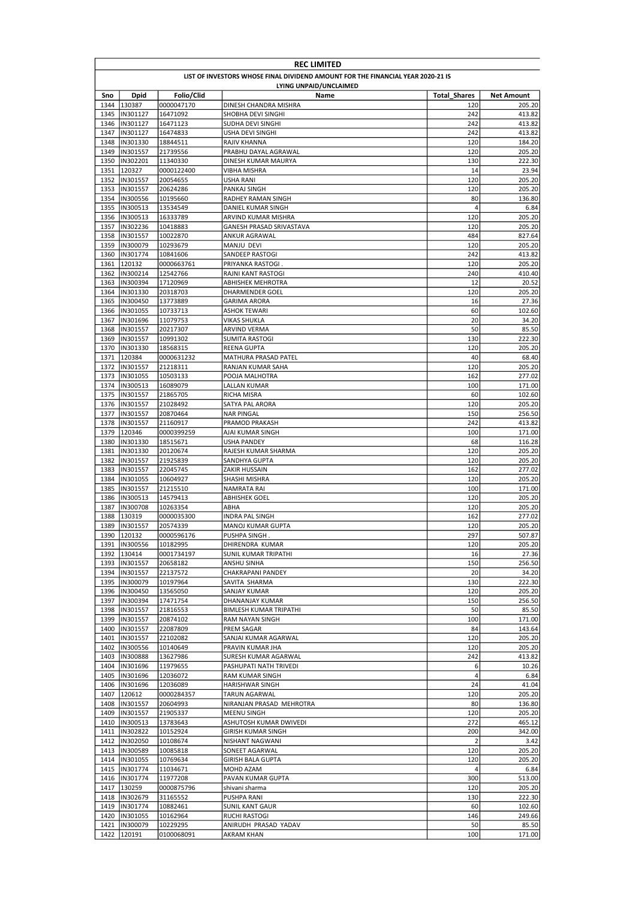**REC LIMITED**

**LIST OF INVESTORS WHOSE FINAL DIVIDEND AMOUNT FOR THE FINANCIAL YEAR 2020-21 IS LYING UNPAID/UNCLAIMED**

| Sno | Dpid | Folio/Clid | Name | Total_Shares | Net Amount |
|---|---|---|---|---|---|
| 1344 | 130387 | 0000047170 | DINESH CHANDRA MISHRA | 120 | 205.20 |
| 1345 | IN301127 | 16471092 | SHOBHA DEVI SINGHI | 242 | 413.82 |
| 1346 | IN301127 | 16471123 | SUDHA DEVI SINGHI | 242 | 413.82 |
| 1347 | IN301127 | 16474833 | USHA DEVI SINGHI | 242 | 413.82 |
| 1348 | IN301330 | 18844511 | RAJIV KHANNA | 120 | 184.20 |
| 1349 | IN301557 | 21739556 | PRABHU DAYAL AGRAWAL | 120 | 205.20 |
| 1350 | IN302201 | 11340330 | DINESH KUMAR MAURYA | 130 | 222.30 |
| 1351 | 120327 | 0000122400 | VIBHA MISHRA | 14 | 23.94 |
| 1352 | IN301557 | 20054655 | USHA RANI | 120 | 205.20 |
| 1353 | IN301557 | 20624286 | PANKAJ SINGH | 120 | 205.20 |
| 1354 | IN300556 | 10195660 | RADHEY RAMAN SINGH | 80 | 136.80 |
| 1355 | IN300513 | 13534549 | DANIEL KUMAR SINGH | 4 | 6.84 |
| 1356 | IN300513 | 16333789 | ARVIND KUMAR MISHRA | 120 | 205.20 |
| 1357 | IN302236 | 10418883 | GANESH PRASAD SRIVASTAVA | 120 | 205.20 |
| 1358 | IN301557 | 10022870 | ANKUR AGRAWAL | 484 | 827.64 |
| 1359 | IN300079 | 10293679 | MANJU DEVI | 120 | 205.20 |
| 1360 | IN301774 | 10841606 | SANDEEP RASTOGI | 242 | 413.82 |
| 1361 | 120132 | 0000663761 | PRIYANKA RASTOGI . | 120 | 205.20 |
| 1362 | IN300214 | 12542766 | RAJNI KANT RASTOGI | 240 | 410.40 |
| 1363 | IN300394 | 17120969 | ABHISHEK MEHROTRA | 12 | 20.52 |
| 1364 | IN301330 | 20318703 | DHARMENDER GOEL | 120 | 205.20 |
| 1365 | IN300450 | 13773889 | GARIMA ARORA | 16 | 27.36 |
| 1366 | IN301055 | 10733713 | ASHOK TEWARI | 60 | 102.60 |
| 1367 | IN301696 | 11079753 | VIKAS SHUKLA | 20 | 34.20 |
| 1368 | IN301557 | 20217307 | ARVIND VERMA | 50 | 85.50 |
| 1369 | IN301557 | 10991302 | SUMITA RASTOGI | 130 | 222.30 |
| 1370 | IN301330 | 18568315 | REENA GUPTA | 120 | 205.20 |
| 1371 | 120384 | 0000631232 | MATHURA PRASAD PATEL | 40 | 68.40 |
| 1372 | IN301557 | 21218311 | RANJAN KUMAR SAHA | 120 | 205.20 |
| 1373 | IN301055 | 10503133 | POOJA MALHOTRA | 162 | 277.02 |
| 1374 | IN300513 | 16089079 | LALLAN KUMAR | 100 | 171.00 |
| 1375 | IN301557 | 21865705 | RICHA MISRA | 60 | 102.60 |
| 1376 | IN301557 | 21028492 | SATYA PAL ARORA | 120 | 205.20 |
| 1377 | IN301557 | 20870464 | NAR PINGAL | 150 | 256.50 |
| 1378 | IN301557 | 21160917 | PRAMOD PRAKASH | 242 | 413.82 |
| 1379 | 120346 | 0000399259 | AJAI KUMAR SINGH | 100 | 171.00 |
| 1380 | IN301330 | 18515671 | USHA PANDEY | 68 | 116.28 |
| 1381 | IN301330 | 20120674 | RAJESH KUMAR SHARMA | 120 | 205.20 |
| 1382 | IN301557 | 21925839 | SANDHYA GUPTA | 120 | 205.20 |
| 1383 | IN301557 | 22045745 | ZAKIR HUSSAIN | 162 | 277.02 |
| 1384 | IN301055 | 10604927 | SHASHI MISHRA | 120 | 205.20 |
| 1385 | IN301557 | 21215510 | NAMRATA RAI | 100 | 171.00 |
| 1386 | IN300513 | 14579413 | ABHISHEK GOEL | 120 | 205.20 |
| 1387 | IN300708 | 10263354 | ABHA | 120 | 205.20 |
| 1388 | 130319 | 0000035300 | INDRA PAL SINGH | 162 | 277.02 |
| 1389 | IN301557 | 20574339 | MANOJ KUMAR GUPTA | 120 | 205.20 |
| 1390 | 120132 | 0000596176 | PUSHPA SINGH . | 297 | 507.87 |
| 1391 | IN300556 | 10182995 | DHIRENDRA KUMAR | 120 | 205.20 |
| 1392 | 130414 | 0001734197 | SUNIL KUMAR TRIPATHI | 16 | 27.36 |
| 1393 | IN301557 | 20658182 | ANSHU SINHA | 150 | 256.50 |
| 1394 | IN301557 | 22137572 | CHAKRAPANI PANDEY | 20 | 34.20 |
| 1395 | IN300079 | 10197964 | SAVITA SHARMA | 130 | 222.30 |
| 1396 | IN300450 | 13565050 | SANJAY KUMAR | 120 | 205.20 |
| 1397 | IN300394 | 17471754 | DHANANJAY KUMAR | 150 | 256.50 |
| 1398 | IN301557 | 21816553 | BIMLESH KUMAR TRIPATHI | 50 | 85.50 |
| 1399 | IN301557 | 20874102 | RAM NAYAN SINGH | 100 | 171.00 |
| 1400 | IN301557 | 22087809 | PREM SAGAR | 84 | 143.64 |
| 1401 | IN301557 | 22102082 | SANJAI KUMAR AGARWAL | 120 | 205.20 |
| 1402 | IN300556 | 10140649 | PRAVIN KUMAR JHA | 120 | 205.20 |
| 1403 | IN300888 | 13627986 | SURESH KUMAR AGARWAL | 242 | 413.82 |
| 1404 | IN301696 | 11979655 | PASHUPATI NATH TRIVEDI | 6 | 10.26 |
| 1405 | IN301696 | 12036072 | RAM KUMAR SINGH | 4 | 6.84 |
| 1406 | IN301696 | 12036089 | HARISHWAR SINGH | 24 | 41.04 |
| 1407 | 120612 | 0000284357 | TARUN AGARWAL | 120 | 205.20 |
| 1408 | IN301557 | 20604993 | NIRANJAN PRASAD MEHROTRA | 80 | 136.80 |
| 1409 | IN301557 | 21905337 | MEENU SINGH | 120 | 205.20 |
| 1410 | IN300513 | 13783643 | ASHUTOSH KUMAR DWIVEDI | 272 | 465.12 |
| 1411 | IN302822 | 10152924 | GIRISH KUMAR SINGH | 200 | 342.00 |
| 1412 | IN302050 | 10108674 | NISHANT NAGWANI | 2 | 3.42 |
| 1413 | IN300589 | 10085818 | SONEET AGARWAL | 120 | 205.20 |
| 1414 | IN301055 | 10769634 | GIRISH BALA GUPTA | 120 | 205.20 |
| 1415 | IN301774 | 11034671 | MOHD AZAM | 4 | 6.84 |
| 1416 | IN301774 | 11977208 | PAVAN KUMAR GUPTA | 300 | 513.00 |
| 1417 | 130259 | 0000875796 | shivani sharma | 120 | 205.20 |
| 1418 | IN302679 | 31165552 | PUSHPA RANI | 130 | 222.30 |
| 1419 | IN301774 | 10882461 | SUNIL KANT GAUR | 60 | 102.60 |
| 1420 | IN301055 | 10162964 | RUCHI RASTOGI | 146 | 249.66 |
| 1421 | IN300079 | 10229295 | ANIRUDH PRASAD YADAV | 50 | 85.50 |
| 1422 | 120191 | 0100068091 | AKRAM KHAN | 100 | 171.00 |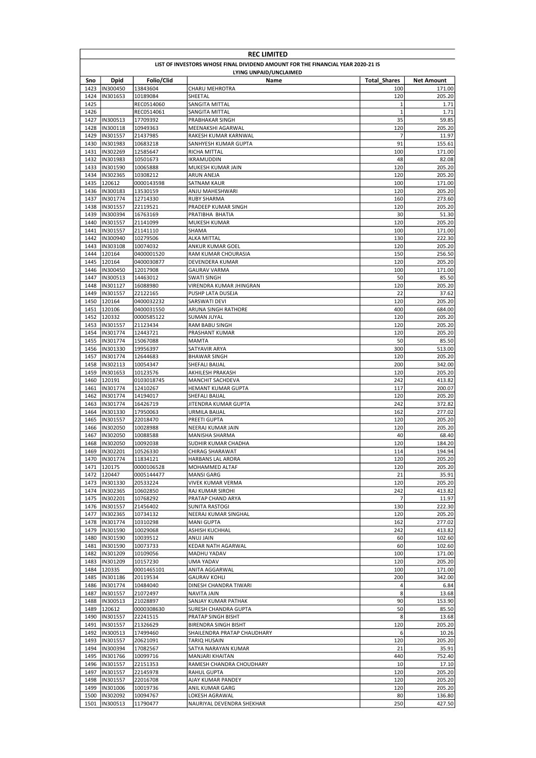# REC LIMITED

## LIST OF INVESTORS WHOSE FINAL DIVIDEND AMOUNT FOR THE FINANCIAL YEAR 2020-21 IS LYING UNPAID/UNCLAIMED

| Sno | Dpid | Folio/Clid | Name | Total_Shares | Net Amount |
|---|---|---|---|---|---|
| 1423 | IN300450 | 13843604 | CHARU MEHROTRA | 100 | 171.00 |
| 1424 | IN301653 | 10189084 | SHEETAL | 120 | 205.20 |
| 1425 | | REC0514060 | SANGITA MITTAL | 1 | 1.71 |
| 1426 | | REC0514061 | SANGITA MITTAL | 1 | 1.71 |
| 1427 | IN300513 | 17709392 | PRABHAKAR SINGH | 35 | 59.85 |
| 1428 | IN300118 | 10949363 | MEENAKSHI AGARWAL | 120 | 205.20 |
| 1429 | IN301557 | 21437985 | RAKESH KUMAR KARNWAL | 7 | 11.97 |
| 1430 | IN301983 | 10683218 | SANHYESH KUMAR GUPTA | 91 | 155.61 |
| 1431 | IN302269 | 12585647 | RICHA MITTAL | 100 | 171.00 |
| 1432 | IN301983 | 10501673 | IKRAMUDDIN | 48 | 82.08 |
| 1433 | IN301590 | 10065888 | MUKESH KUMAR JAIN | 120 | 205.20 |
| 1434 | IN302365 | 10308212 | ARUN ANEJA | 120 | 205.20 |
| 1435 | 120612 | 0000143598 | SATNAM KAUR | 100 | 171.00 |
| 1436 | IN300183 | 13530159 | ANJU MAHESHWARI | 120 | 205.20 |
| 1437 | IN301774 | 12714330 | RUBY SHARMA | 160 | 273.60 |
| 1438 | IN301557 | 22119521 | PRADEEP KUMAR SINGH | 120 | 205.20 |
| 1439 | IN300394 | 16763169 | PRATIBHA  BHATIA | 30 | 51.30 |
| 1440 | IN301557 | 21141099 | MUKESH KUMAR | 120 | 205.20 |
| 1441 | IN301557 | 21141110 | SHAMA | 100 | 171.00 |
| 1442 | IN300940 | 10279506 | ALKA MITTAL | 130 | 222.30 |
| 1443 | IN303108 | 10074032 | ANKUR KUMAR GOEL | 120 | 205.20 |
| 1444 | 120164 | 0400001520 | RAM KUMAR CHOURASIA | 150 | 256.50 |
| 1445 | 120164 | 0400030877 | DEVENDERA KUMAR | 120 | 205.20 |
| 1446 | IN300450 | 12017908 | GAURAV VARMA | 100 | 171.00 |
| 1447 | IN300513 | 14463012 | SWATI SINGH | 50 | 85.50 |
| 1448 | IN301127 | 16088980 | VIRENDRA KUMAR JHINGRAN | 120 | 205.20 |
| 1449 | IN301557 | 22122165 | PUSHP LATA DUSEJA | 22 | 37.62 |
| 1450 | 120164 | 0400032232 | SARSWATI DEVI | 120 | 205.20 |
| 1451 | 120106 | 0400031550 | ARUNA SINGH RATHORE | 400 | 684.00 |
| 1452 | 120332 | 0000585122 | SUMAN JUYAL | 120 | 205.20 |
| 1453 | IN301557 | 21123434 | RAM BABU SINGH | 120 | 205.20 |
| 1454 | IN301774 | 12443721 | PRASHANT KUMAR | 120 | 205.20 |
| 1455 | IN301774 | 15067088 | MAMTA | 50 | 85.50 |
| 1456 | IN301330 | 19956397 | SATYAVIR ARYA | 300 | 513.00 |
| 1457 | IN301774 | 12644683 | BHAWAR SINGH | 120 | 205.20 |
| 1458 | IN302113 | 10054347 | SHEFALI BAIJAL | 200 | 342.00 |
| 1459 | IN301653 | 10123576 | AKHILESH PRAKASH | 120 | 205.20 |
| 1460 | 120191 | 0103018745 | MANCHIT SACHDEVA | 242 | 413.82 |
| 1461 | IN301774 | 12410267 | HEMANT KUMAR GUPTA | 117 | 200.07 |
| 1462 | IN301774 | 14194017 | SHEFALI BAIJAL | 120 | 205.20 |
| 1463 | IN301774 | 16426719 | JITENDRA KUMAR GUPTA | 242 | 372.82 |
| 1464 | IN301330 | 17950063 | URMILA BAIJAL | 162 | 277.02 |
| 1465 | IN301557 | 22018470 | PREETI GUPTA | 120 | 205.20 |
| 1466 | IN302050 | 10028988 | NEERAJ KUMAR JAIN | 120 | 205.20 |
| 1467 | IN302050 | 10088588 | MANISHA SHARMA | 40 | 68.40 |
| 1468 | IN302050 | 10092038 | SUDHIR KUMAR CHADHA | 120 | 184.20 |
| 1469 | IN302201 | 10526330 | CHIRAG SHARAWAT | 114 | 194.94 |
| 1470 | IN301774 | 11834121 | HARBANS LAL ARORA | 120 | 205.20 |
| 1471 | 120175 | 0000106528 | MOHAMMED ALTAF | 120 | 205.20 |
| 1472 | 120447 | 0005144477 | MANSI GARG | 21 | 35.91 |
| 1473 | IN301330 | 20533224 | VIVEK KUMAR VERMA | 120 | 205.20 |
| 1474 | IN302365 | 10602850 | RAJ KUMAR SIROHI | 242 | 413.82 |
| 1475 | IN302201 | 10768292 | PRATAP CHAND ARYA | 7 | 11.97 |
| 1476 | IN301557 | 21456402 | SUNITA RASTOGI | 130 | 222.30 |
| 1477 | IN302365 | 10734132 | NEERAJ KUMAR SINGHAL | 120 | 205.20 |
| 1478 | IN301774 | 10310298 | MANI GUPTA | 162 | 277.02 |
| 1479 | IN301590 | 10029068 | ASHISH KUCHHAL | 242 | 413.82 |
| 1480 | IN301590 | 10039512 | ANUJ JAIN | 60 | 102.60 |
| 1481 | IN301590 | 10073733 | KEDAR NATH AGARWAL | 60 | 102.60 |
| 1482 | IN301209 | 10109056 | MADHU YADAV | 100 | 171.00 |
| 1483 | IN301209 | 10157230 | UMA YADAV | 120 | 205.20 |
| 1484 | 120335 | 0001465101 | ANITA AGGARWAL | 100 | 171.00 |
| 1485 | IN301186 | 20119534 | GAURAV KOHLI | 200 | 342.00 |
| 1486 | IN301774 | 10484040 | DINESH CHANDRA TIWARI | 4 | 6.84 |
| 1487 | IN301557 | 21072497 | NAVITA JAIN | 8 | 13.68 |
| 1488 | IN300513 | 21028897 | SANJAY KUMAR PATHAK | 90 | 153.90 |
| 1489 | 120612 | 0000308630 | SURESH CHANDRA GUPTA | 50 | 85.50 |
| 1490 | IN301557 | 22241515 | PRATAP SINGH BISHT | 8 | 13.68 |
| 1491 | IN301557 | 21326629 | BIRENDRA SINGH BISHT | 120 | 205.20 |
| 1492 | IN300513 | 17499460 | SHAILENDRA PRATAP CHAUDHARY | 6 | 10.26 |
| 1493 | IN301557 | 20621091 | TARIQ HUSAIN | 120 | 205.20 |
| 1494 | IN300394 | 17082567 | SATYA NARAYAN KUMAR | 21 | 35.91 |
| 1495 | IN301766 | 10099716 | MANJARI KHAITAN | 440 | 752.40 |
| 1496 | IN301557 | 22151353 | RAMESH CHANDRA CHOUDHARY | 10 | 17.10 |
| 1497 | IN301557 | 22145978 | RAHUL GUPTA | 120 | 205.20 |
| 1498 | IN301557 | 22016708 | AJAY KUMAR PANDEY | 120 | 205.20 |
| 1499 | IN301006 | 10019736 | ANIL KUMAR GARG | 120 | 205.20 |
| 1500 | IN302092 | 10094767 | LOKESH AGRAWAL | 80 | 136.80 |
| 1501 | IN300513 | 11790477 | NAURIYAL DEVENDRA SHEKHAR | 250 | 427.50 |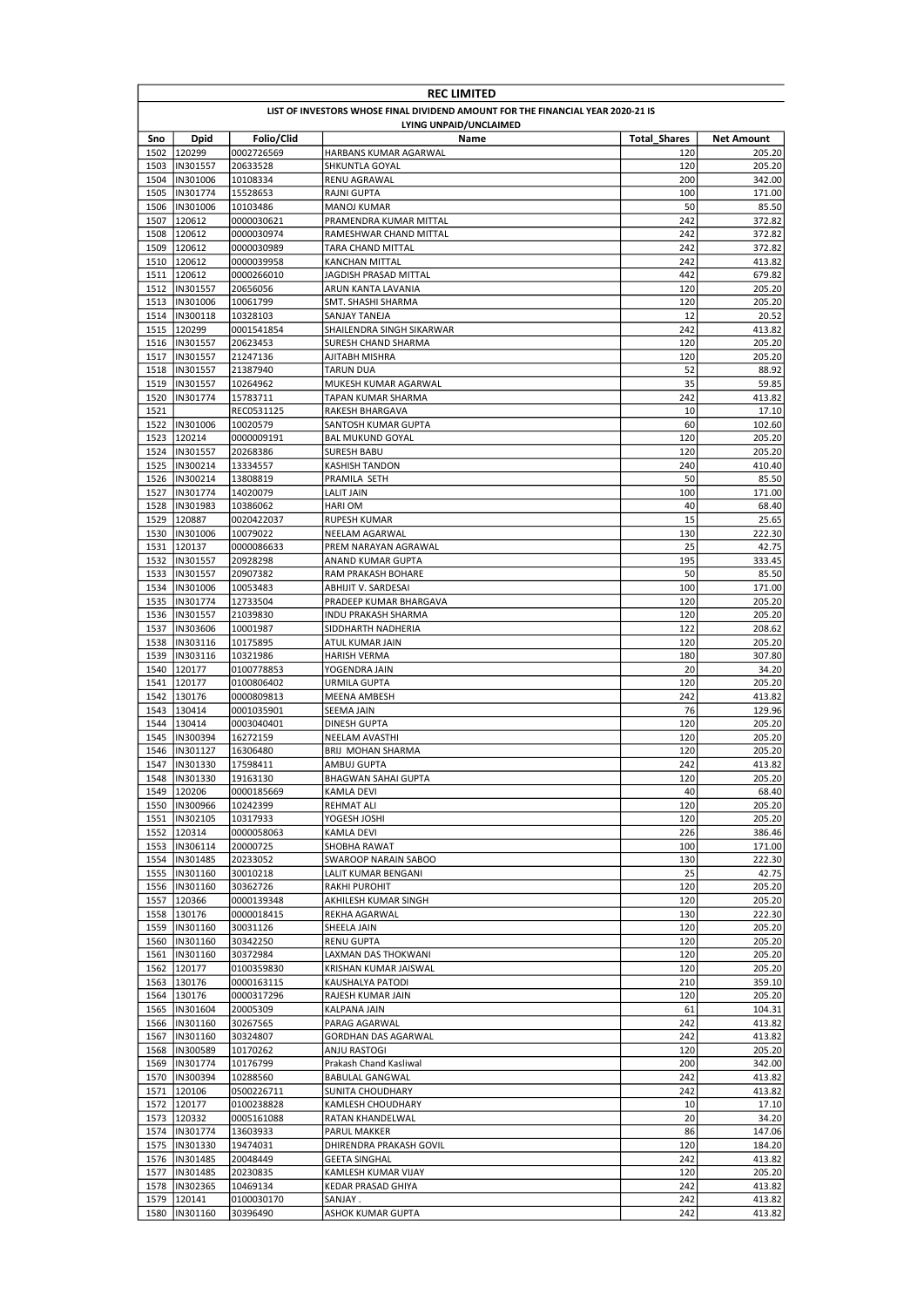**REC LIMITED**

**LIST OF INVESTORS WHOSE FINAL DIVIDEND AMOUNT FOR THE FINANCIAL YEAR 2020-21 IS LYING UNPAID/UNCLAIMED**

| Sno | Dpid | Folio/Clid | Name | Total_Shares | Net Amount |
|---|---|---|---|---|---|
| 1502 | 120299 | 0002726569 | HARBANS KUMAR AGARWAL | 120 | 205.20 |
| 1503 | IN301557 | 20633528 | SHKUNTLA GOYAL | 120 | 205.20 |
| 1504 | IN301006 | 10108334 | RENU AGRAWAL | 200 | 342.00 |
| 1505 | IN301774 | 15528653 | RAJNI GUPTA | 100 | 171.00 |
| 1506 | IN301006 | 10103486 | MANOJ KUMAR | 50 | 85.50 |
| 1507 | 120612 | 0000030621 | PRAMENDRA KUMAR MITTAL | 242 | 372.82 |
| 1508 | 120612 | 0000030974 | RAMESHWAR CHAND MITTAL | 242 | 372.82 |
| 1509 | 120612 | 0000030989 | TARA CHAND MITTAL | 242 | 372.82 |
| 1510 | 120612 | 0000039958 | KANCHAN MITTAL | 242 | 413.82 |
| 1511 | 120612 | 0000266010 | JAGDISH PRASAD MITTAL | 442 | 679.82 |
| 1512 | IN301557 | 20656056 | ARUN KANTA LAVANIA | 120 | 205.20 |
| 1513 | IN301006 | 10061799 | SMT. SHASHI SHARMA | 120 | 205.20 |
| 1514 | IN300118 | 10328103 | SANJAY TANEJA | 12 | 20.52 |
| 1515 | 120299 | 0001541854 | SHAILENDRA SINGH SIKARWAR | 242 | 413.82 |
| 1516 | IN301557 | 20623453 | SURESH CHAND SHARMA | 120 | 205.20 |
| 1517 | IN301557 | 21247136 | AJITABH MISHRA | 120 | 205.20 |
| 1518 | IN301557 | 21387940 | TARUN DUA | 52 | 88.92 |
| 1519 | IN301557 | 10264962 | MUKESH KUMAR AGARWAL | 35 | 59.85 |
| 1520 | IN301774 | 15783711 | TAPAN KUMAR SHARMA | 242 | 413.82 |
| 1521 | | REC0531125 | RAKESH BHARGAVA | 10 | 17.10 |
| 1522 | IN301006 | 10020579 | SANTOSH KUMAR GUPTA | 60 | 102.60 |
| 1523 | 120214 | 0000009191 | BAL MUKUND GOYAL | 120 | 205.20 |
| 1524 | IN301557 | 20268386 | SURESH BABU | 120 | 205.20 |
| 1525 | IN300214 | 13334557 | KASHISH TANDON | 240 | 410.40 |
| 1526 | IN300214 | 13808819 | PRAMILA SETH | 50 | 85.50 |
| 1527 | IN301774 | 14020079 | LALIT JAIN | 100 | 171.00 |
| 1528 | IN301983 | 10386062 | HARI OM | 40 | 68.40 |
| 1529 | 120887 | 0020422037 | RUPESH KUMAR | 15 | 25.65 |
| 1530 | IN301006 | 10079022 | NEELAM AGARWAL | 130 | 222.30 |
| 1531 | 120137 | 0000086633 | PREM NARAYAN AGRAWAL | 25 | 42.75 |
| 1532 | IN301557 | 20928298 | ANAND KUMAR GUPTA | 195 | 333.45 |
| 1533 | IN301557 | 20907382 | RAM PRAKASH BOHARE | 50 | 85.50 |
| 1534 | IN301006 | 10053483 | ABHIJIT V. SARDESAI | 100 | 171.00 |
| 1535 | IN301774 | 12733504 | PRADEEP KUMAR BHARGAVA | 120 | 205.20 |
| 1536 | IN301557 | 21039830 | INDU PRAKASH SHARMA | 120 | 205.20 |
| 1537 | IN303606 | 10001987 | SIDDHARTH NADHERIA | 122 | 208.62 |
| 1538 | IN303116 | 10175895 | ATUL KUMAR JAIN | 120 | 205.20 |
| 1539 | IN303116 | 10321986 | HARISH VERMA | 180 | 307.80 |
| 1540 | 120177 | 0100778853 | YOGENDRA JAIN | 20 | 34.20 |
| 1541 | 120177 | 0100806402 | URMILA GUPTA | 120 | 205.20 |
| 1542 | 130176 | 0000809813 | MEENA AMBESH | 242 | 413.82 |
| 1543 | 130414 | 0001035901 | SEEMA JAIN | 76 | 129.96 |
| 1544 | 130414 | 0003040401 | DINESH GUPTA | 120 | 205.20 |
| 1545 | IN300394 | 16272159 | NEELAM AVASTHI | 120 | 205.20 |
| 1546 | IN301127 | 16306480 | BRIJ MOHAN SHARMA | 120 | 205.20 |
| 1547 | IN301330 | 17598411 | AMBUJ GUPTA | 242 | 413.82 |
| 1548 | IN301330 | 19163130 | BHAGWAN SAHAI GUPTA | 120 | 205.20 |
| 1549 | 120206 | 0000185669 | KAMLA DEVI | 40 | 68.40 |
| 1550 | IN300966 | 10242399 | REHMAT ALI | 120 | 205.20 |
| 1551 | IN302105 | 10317933 | YOGESH JOSHI | 120 | 205.20 |
| 1552 | 120314 | 0000058063 | KAMLA DEVI | 226 | 386.46 |
| 1553 | IN306114 | 20000725 | SHOBHA RAWAT | 100 | 171.00 |
| 1554 | IN301485 | 20233052 | SWAROOP NARAIN SABOO | 130 | 222.30 |
| 1555 | IN301160 | 30010218 | LALIT KUMAR BENGANI | 25 | 42.75 |
| 1556 | IN301160 | 30362726 | RAKHI PUROHIT | 120 | 205.20 |
| 1557 | 120366 | 0000139348 | AKHILESH KUMAR SINGH | 120 | 205.20 |
| 1558 | 130176 | 0000018415 | REKHA AGARWAL | 130 | 222.30 |
| 1559 | IN301160 | 30031126 | SHEELA JAIN | 120 | 205.20 |
| 1560 | IN301160 | 30342250 | RENU GUPTA | 120 | 205.20 |
| 1561 | IN301160 | 30372984 | LAXMAN DAS THOKWANI | 120 | 205.20 |
| 1562 | 120177 | 0100359830 | KRISHAN KUMAR JAISWAL | 120 | 205.20 |
| 1563 | 130176 | 0000163115 | KAUSHALYA PATODI | 210 | 359.10 |
| 1564 | 130176 | 0000317296 | RAJESH KUMAR JAIN | 120 | 205.20 |
| 1565 | IN301604 | 20005309 | KALPANA JAIN | 61 | 104.31 |
| 1566 | IN301160 | 30267565 | PARAG AGARWAL | 242 | 413.82 |
| 1567 | IN301160 | 30324807 | GORDHAN DAS AGARWAL | 242 | 413.82 |
| 1568 | IN300589 | 10170262 | ANJU RASTOGI | 120 | 205.20 |
| 1569 | IN301774 | 10176799 | Prakash Chand Kasliwal | 200 | 342.00 |
| 1570 | IN300394 | 10288560 | BABULAL GANGWAL | 242 | 413.82 |
| 1571 | 120106 | 0500226711 | SUNITA CHOUDHARY | 242 | 413.82 |
| 1572 | 120177 | 0100238828 | KAMLESH CHOUDHARY | 10 | 17.10 |
| 1573 | 120332 | 0005161088 | RATAN KHANDELWAL | 20 | 34.20 |
| 1574 | IN301774 | 13603933 | PARUL MAKKER | 86 | 147.06 |
| 1575 | IN301330 | 19474031 | DHIRENDRA PRAKASH GOVIL | 120 | 184.20 |
| 1576 | IN301485 | 20048449 | GEETA SINGHAL | 242 | 413.82 |
| 1577 | IN301485 | 20230835 | KAMLESH KUMAR VIJAY | 120 | 205.20 |
| 1578 | IN302365 | 10469134 | KEDAR PRASAD GHIYA | 242 | 413.82 |
| 1579 | 120141 | 0100030170 | SANJAY . | 242 | 413.82 |
| 1580 | IN301160 | 30396490 | ASHOK KUMAR GUPTA | 242 | 413.82 |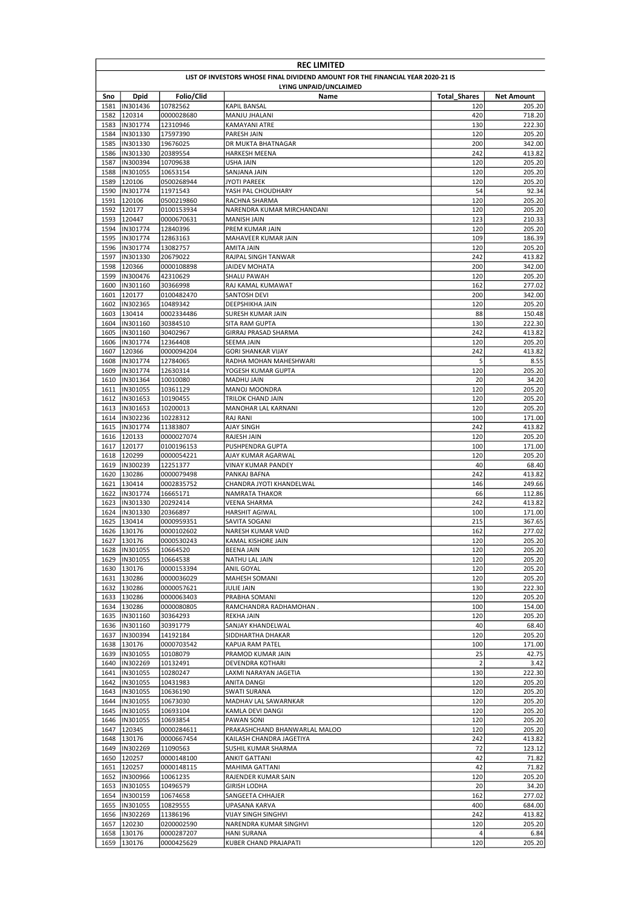**REC LIMITED**

**LIST OF INVESTORS WHOSE FINAL DIVIDEND AMOUNT FOR THE FINANCIAL YEAR 2020-21 IS LYING UNPAID/UNCLAIMED**

| Sno | Dpid | Folio/Clid | Name | Total_Shares | Net Amount |
|---|---|---|---|---|---|
| 1581 | IN301436 | 10782562 | KAPIL BANSAL | 120 | 205.20 |
| 1582 | 120314 | 0000028680 | MANJU JHALANI | 420 | 718.20 |
| 1583 | IN301774 | 12310946 | KAMAYANI ATRE | 130 | 222.30 |
| 1584 | IN301330 | 17597390 | PARESH JAIN | 120 | 205.20 |
| 1585 | IN301330 | 19676025 | DR MUKTA BHATNAGAR | 200 | 342.00 |
| 1586 | IN301330 | 20389554 | HARKESH MEENA | 242 | 413.82 |
| 1587 | IN300394 | 10709638 | USHA JAIN | 120 | 205.20 |
| 1588 | IN301055 | 10653154 | SANJANA JAIN | 120 | 205.20 |
| 1589 | 120106 | 0500268944 | JYOTI PAREEK | 120 | 205.20 |
| 1590 | IN301774 | 11971543 | YASH PAL CHOUDHARY | 54 | 92.34 |
| 1591 | 120106 | 0500219860 | RACHNA SHARMA | 120 | 205.20 |
| 1592 | 120177 | 0100153934 | NARENDRA KUMAR MIRCHANDANI | 120 | 205.20 |
| 1593 | 120447 | 0000670631 | MANISH JAIN | 123 | 210.33 |
| 1594 | IN301774 | 12840396 | PREM KUMAR JAIN | 120 | 205.20 |
| 1595 | IN301774 | 12863163 | MAHAVEER KUMAR JAIN | 109 | 186.39 |
| 1596 | IN301774 | 13082757 | AMITA JAIN | 120 | 205.20 |
| 1597 | IN301330 | 20679022 | RAJPAL SINGH TANWAR | 242 | 413.82 |
| 1598 | 120366 | 0000108898 | JAIDEV MOHATA | 200 | 342.00 |
| 1599 | IN300476 | 42310629 | SHALU PAWAH | 120 | 205.20 |
| 1600 | IN301160 | 30366998 | RAJ KAMAL KUMAWAT | 162 | 277.02 |
| 1601 | 120177 | 0100482470 | SANTOSH DEVI | 200 | 342.00 |
| 1602 | IN302365 | 10489342 | DEEPSHIKHA JAIN | 120 | 205.20 |
| 1603 | 130414 | 0002334486 | SURESH KUMAR JAIN | 88 | 150.48 |
| 1604 | IN301160 | 30384510 | SITA RAM GUPTA | 130 | 222.30 |
| 1605 | IN301160 | 30402967 | GIRRAJ PRASAD SHARMA | 242 | 413.82 |
| 1606 | IN301774 | 12364408 | SEEMA JAIN | 120 | 205.20 |
| 1607 | 120366 | 0000094204 | GORI SHANKAR VIJAY | 242 | 413.82 |
| 1608 | IN301774 | 12784065 | RADHA MOHAN MAHESHWARI | 5 | 8.55 |
| 1609 | IN301774 | 12630314 | YOGESH KUMAR GUPTA | 120 | 205.20 |
| 1610 | IN301364 | 10010080 | MADHU JAIN | 20 | 34.20 |
| 1611 | IN301055 | 10361129 | MANOJ MOONDRA | 120 | 205.20 |
| 1612 | IN301653 | 10190455 | TRILOK CHAND JAIN | 120 | 205.20 |
| 1613 | IN301653 | 10200013 | MANOHAR LAL KARNANI | 120 | 205.20 |
| 1614 | IN302236 | 10228312 | RAJ RANI | 100 | 171.00 |
| 1615 | IN301774 | 11383807 | AJAY SINGH | 242 | 413.82 |
| 1616 | 120133 | 0000027074 | RAJESH JAIN | 120 | 205.20 |
| 1617 | 120177 | 0100196153 | PUSHPENDRA GUPTA | 100 | 171.00 |
| 1618 | 120299 | 0000054221 | AJAY KUMAR AGARWAL | 120 | 205.20 |
| 1619 | IN300239 | 12251377 | VINAY KUMAR PANDEY | 40 | 68.40 |
| 1620 | 130286 | 0000079498 | PANKAJ BAFNA | 242 | 413.82 |
| 1621 | 130414 | 0002835752 | CHANDRA JYOTI KHANDELWAL | 146 | 249.66 |
| 1622 | IN301774 | 16665171 | NAMRATA THAKOR | 66 | 112.86 |
| 1623 | IN301330 | 20292414 | VEENA SHARMA | 242 | 413.82 |
| 1624 | IN301330 | 20366897 | HARSHIT AGIWAL | 100 | 171.00 |
| 1625 | 130414 | 0000959351 | SAVITA SOGANI | 215 | 367.65 |
| 1626 | 130176 | 0000102602 | NARESH KUMAR VAID | 162 | 277.02 |
| 1627 | 130176 | 0000530243 | KAMAL KISHORE JAIN | 120 | 205.20 |
| 1628 | IN301055 | 10664520 | BEENA JAIN | 120 | 205.20 |
| 1629 | IN301055 | 10664538 | NATHU LAL JAIN | 120 | 205.20 |
| 1630 | 130176 | 0000153394 | ANIL GOYAL | 120 | 205.20 |
| 1631 | 130286 | 0000036029 | MAHESH SOMANI | 120 | 205.20 |
| 1632 | 130286 | 0000057621 | JULIE JAIN | 130 | 222.30 |
| 1633 | 130286 | 0000063403 | PRABHA SOMANI | 120 | 205.20 |
| 1634 | 130286 | 0000080805 | RAMCHANDRA RADHAMOHAN . | 100 | 154.00 |
| 1635 | IN301160 | 30364293 | REKHA JAIN | 120 | 205.20 |
| 1636 | IN301160 | 30391779 | SANJAY KHANDELWAL | 40 | 68.40 |
| 1637 | IN300394 | 14192184 | SIDDHARTHA DHAKAR | 120 | 205.20 |
| 1638 | 130176 | 0000703542 | KAPUA RAM PATEL | 100 | 171.00 |
| 1639 | IN301055 | 10108079 | PRAMOD KUMAR JAIN | 25 | 42.75 |
| 1640 | IN302269 | 10132491 | DEVENDRA KOTHARI | 2 | 3.42 |
| 1641 | IN301055 | 10280247 | LAXMI NARAYAN JAGETIA | 130 | 222.30 |
| 1642 | IN301055 | 10431983 | ANITA DANGI | 120 | 205.20 |
| 1643 | IN301055 | 10636190 | SWATI SURANA | 120 | 205.20 |
| 1644 | IN301055 | 10673030 | MADHAV LAL SAWARNKAR | 120 | 205.20 |
| 1645 | IN301055 | 10693104 | KAMLA DEVI DANGI | 120 | 205.20 |
| 1646 | IN301055 | 10693854 | PAWAN SONI | 120 | 205.20 |
| 1647 | 120345 | 0000284611 | PRAKASHCHAND BHANWARLAL MALOO | 120 | 205.20 |
| 1648 | 130176 | 0000667454 | KAILASH CHANDRA JAGETIYA | 242 | 413.82 |
| 1649 | IN302269 | 11090563 | SUSHIL KUMAR SHARMA | 72 | 123.12 |
| 1650 | 120257 | 0000148100 | ANKIT GATTANI | 42 | 71.82 |
| 1651 | 120257 | 0000148115 | MAHIMA GATTANI | 42 | 71.82 |
| 1652 | IN300966 | 10061235 | RAJENDER KUMAR SAIN | 120 | 205.20 |
| 1653 | IN301055 | 10496579 | GIRISH LODHA | 20 | 34.20 |
| 1654 | IN300159 | 10674658 | SANGEETA CHHAJER | 162 | 277.02 |
| 1655 | IN301055 | 10829555 | UPASANA KARVA | 400 | 684.00 |
| 1656 | IN302269 | 11386196 | VIJAY SINGH SINGHVI | 242 | 413.82 |
| 1657 | 120230 | 0200002590 | NARENDRA KUMAR SINGHVI | 120 | 205.20 |
| 1658 | 130176 | 0000287207 | HANI SURANA | 4 | 6.84 |
| 1659 | 130176 | 0000425629 | KUBER CHAND PRAJAPATI | 120 | 205.20 |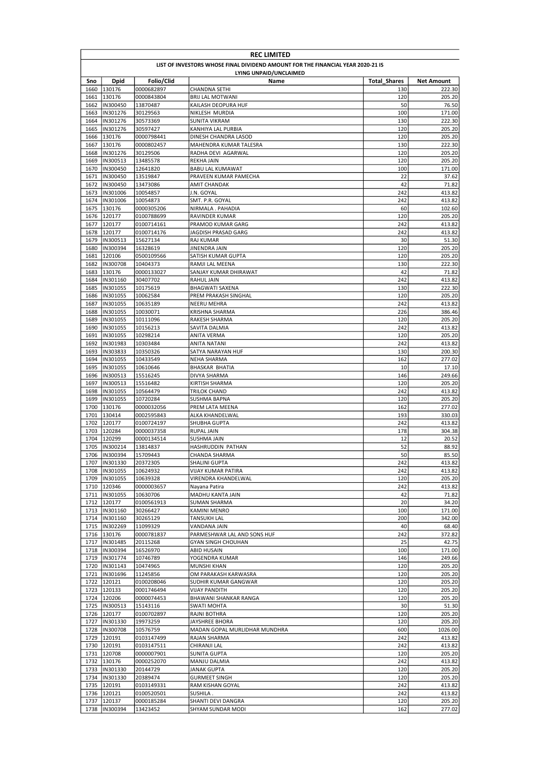# REC LIMITED

## LIST OF INVESTORS WHOSE FINAL DIVIDEND AMOUNT FOR THE FINANCIAL YEAR 2020-21 IS LYING UNPAID/UNCLAIMED

| Sno | Dpid | Folio/Clid | Name | Total_Shares | Net Amount |
|---|---|---|---|---|---|
| 1660 | 130176 | 0000682897 | CHANDNA SETHI | 130 | 222.30 |
| 1661 | 130176 | 0000843804 | BRIJ LAL MOTWANI | 120 | 205.20 |
| 1662 | IN300450 | 13870487 | KAILASH DEOPURA HUF | 50 | 76.50 |
| 1663 | IN301276 | 30129563 | NIKLESH MURDIA | 100 | 171.00 |
| 1664 | IN301276 | 30573369 | SUNITA VIKRAM | 130 | 222.30 |
| 1665 | IN301276 | 30597427 | KANHIYA LAL PURBIA | 120 | 205.20 |
| 1666 | 130176 | 0000798441 | DINESH CHANDRA LASOD | 120 | 205.20 |
| 1667 | 130176 | 0000802457 | MAHENDRA KUMAR TALESRA | 130 | 222.30 |
| 1668 | IN301276 | 30129506 | RADHA DEVI AGARWAL | 120 | 205.20 |
| 1669 | IN300513 | 13485578 | REKHA JAIN | 120 | 205.20 |
| 1670 | IN300450 | 12641820 | BABU LAL KUMAWAT | 100 | 171.00 |
| 1671 | IN300450 | 13519847 | PRAVEEN KUMAR PAMECHA | 22 | 37.62 |
| 1672 | IN300450 | 13473086 | AMIT CHANDAK | 42 | 71.82 |
| 1673 | IN301006 | 10054857 | J.N. GOYAL | 242 | 413.82 |
| 1674 | IN301006 | 10054873 | SMT. P.R. GOYAL | 242 | 413.82 |
| 1675 | 130176 | 0000305206 | NIRMALA . PAHADIA | 60 | 102.60 |
| 1676 | 120177 | 0100788699 | RAVINDER KUMAR | 120 | 205.20 |
| 1677 | 120177 | 0100714161 | PRAMOD KUMAR GARG | 242 | 413.82 |
| 1678 | 120177 | 0100714176 | JAGDISH PRASAD GARG | 242 | 413.82 |
| 1679 | IN300513 | 15627134 | RAJ KUMAR | 30 | 51.30 |
| 1680 | IN300394 | 16328619 | JINENDRA JAIN | 120 | 205.20 |
| 1681 | 120106 | 0500109566 | SATISH KUMAR GUPTA | 120 | 205.20 |
| 1682 | IN300708 | 10404373 | RAMJI LAL MEENA | 130 | 222.30 |
| 1683 | 130176 | 0000133027 | SANJAY KUMAR DHIRAWAT | 42 | 71.82 |
| 1684 | IN301160 | 30407702 | RAHUL JAIN | 242 | 413.82 |
| 1685 | IN301055 | 10175619 | BHAGWATI SAXENA | 130 | 222.30 |
| 1686 | IN301055 | 10062584 | PREM PRAKASH SINGHAL | 120 | 205.20 |
| 1687 | IN301055 | 10635189 | NEERU MEHRA | 242 | 413.82 |
| 1688 | IN301055 | 10030071 | KRISHNA SHARMA | 226 | 386.46 |
| 1689 | IN301055 | 10111096 | RAKESH SHARMA | 120 | 205.20 |
| 1690 | IN301055 | 10156213 | SAVITA DALMIA | 242 | 413.82 |
| 1691 | IN301055 | 10298214 | ANITA VERMA | 120 | 205.20 |
| 1692 | IN301983 | 10303484 | ANITA NATANI | 242 | 413.82 |
| 1693 | IN303833 | 10350326 | SATYA NARAYAN HUF | 130 | 200.30 |
| 1694 | IN301055 | 10433549 | NEHA SHARMA | 162 | 277.02 |
| 1695 | IN301055 | 10610646 | BHASKAR BHATIA | 10 | 17.10 |
| 1696 | IN300513 | 15516245 | DIVYA SHARMA | 146 | 249.66 |
| 1697 | IN300513 | 15516482 | KIRTISH SHARMA | 120 | 205.20 |
| 1698 | IN301055 | 10564479 | TRILOK CHAND | 242 | 413.82 |
| 1699 | IN301055 | 10720284 | SUSHMA BAPNA | 120 | 205.20 |
| 1700 | 130176 | 0000032056 | PREM LATA MEENA | 162 | 277.02 |
| 1701 | 130414 | 0002595843 | ALKA KHANDELWAL | 193 | 330.03 |
| 1702 | 120177 | 0100724197 | SHUBHA GUPTA | 242 | 413.82 |
| 1703 | 120284 | 0000037358 | RUPAL JAIN | 178 | 304.38 |
| 1704 | 120299 | 0000134514 | SUSHMA JAIN | 12 | 20.52 |
| 1705 | IN300214 | 13814837 | HASHRUDDIN PATHAN | 52 | 88.92 |
| 1706 | IN300394 | 15709443 | CHANDA SHARMA | 50 | 85.50 |
| 1707 | IN301330 | 20372305 | SHALINI GUPTA | 242 | 413.82 |
| 1708 | IN301055 | 10624932 | VIJAY KUMAR PATIRA | 242 | 413.82 |
| 1709 | IN301055 | 10639328 | VIRENDRA KHANDELWAL | 120 | 205.20 |
| 1710 | 120346 | 0000003657 | Nayana Patira | 242 | 413.82 |
| 1711 | IN301055 | 10630706 | MADHU KANTA JAIN | 42 | 71.82 |
| 1712 | 120177 | 0100561913 | SUMAN SHARMA | 20 | 34.20 |
| 1713 | IN301160 | 30266427 | KAMINI MENRO | 100 | 171.00 |
| 1714 | IN301160 | 30265129 | TANSUKH LAL | 200 | 342.00 |
| 1715 | IN302269 | 11099329 | VANDANA JAIN | 40 | 68.40 |
| 1716 | 130176 | 0000781837 | PARMESHWAR LAL AND SONS HUF | 242 | 372.82 |
| 1717 | IN301485 | 20115268 | GYAN SINGH CHOUHAN | 25 | 42.75 |
| 1718 | IN300394 | 16526970 | ABID HUSAIN | 100 | 171.00 |
| 1719 | IN301774 | 10746789 | YOGENDRA KUMAR | 146 | 249.66 |
| 1720 | IN301143 | 10474965 | MUNSHI KHAN | 120 | 205.20 |
| 1721 | IN301696 | 11245856 | OM PARAKASH KARWASRA | 120 | 205.20 |
| 1722 | 120121 | 0100208046 | SUDHIR KUMAR GANGWAR | 120 | 205.20 |
| 1723 | 120133 | 0001746494 | VIJAY PANDITH | 120 | 205.20 |
| 1724 | 120206 | 0000074453 | BHAWANI SHANKAR RANGA | 120 | 205.20 |
| 1725 | IN300513 | 15143116 | SWATI MOHTA | 30 | 51.30 |
| 1726 | 120177 | 0100702897 | RAJNI BOTHRA | 120 | 205.20 |
| 1727 | IN301330 | 19973259 | JAYSHREE BHORA | 120 | 205.20 |
| 1728 | IN300708 | 10576759 | MADAN GOPAL MURLIDHAR MUNDHRA | 600 | 1026.00 |
| 1729 | 120191 | 0103147499 | RAJAN SHARMA | 242 | 413.82 |
| 1730 | 120191 | 0103147511 | CHIRANJI LAL | 242 | 413.82 |
| 1731 | 120708 | 0000007901 | SUNITA GUPTA | 120 | 205.20 |
| 1732 | 130176 | 0000252070 | MANJU DALMIA | 242 | 413.82 |
| 1733 | IN301330 | 20144729 | JANAK GUPTA | 120 | 205.20 |
| 1734 | IN301330 | 20389474 | GURMEET SINGH | 120 | 205.20 |
| 1735 | 120191 | 0103149331 | RAM KISHAN GOYAL | 242 | 413.82 |
| 1736 | 120121 | 0100520501 | SUSHILA . | 242 | 413.82 |
| 1737 | 120137 | 0000185284 | SHANTI DEVI DANGRA | 120 | 205.20 |
| 1738 | IN300394 | 13423452 | SHYAM SUNDAR MODI | 162 | 277.02 |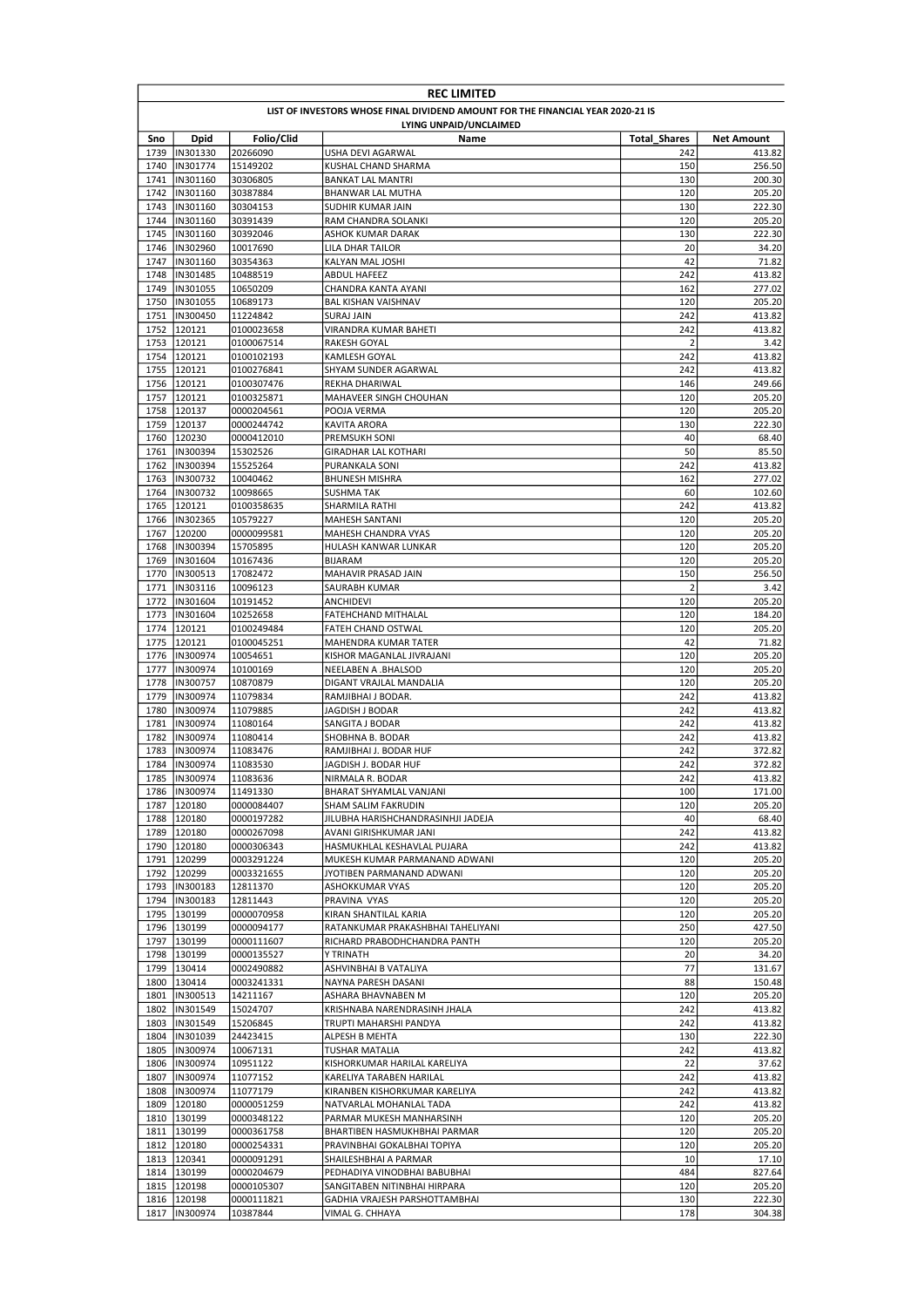**REC LIMITED**

**LIST OF INVESTORS WHOSE FINAL DIVIDEND AMOUNT FOR THE FINANCIAL YEAR 2020-21 IS LYING UNPAID/UNCLAIMED**

| Sno | Dpid | Folio/Clid | Name | Total_Shares | Net Amount |
|---|---|---|---|---|---|
| 1739 | IN301330 | 20266090 | USHA DEVI AGARWAL | 242 | 413.82 |
| 1740 | IN301774 | 15149202 | KUSHAL CHAND SHARMA | 150 | 256.50 |
| 1741 | IN301160 | 30306805 | BANKAT LAL MANTRI | 130 | 200.30 |
| 1742 | IN301160 | 30387884 | BHANWAR LAL MUTHA | 120 | 205.20 |
| 1743 | IN301160 | 30304153 | SUDHIR KUMAR JAIN | 130 | 222.30 |
| 1744 | IN301160 | 30391439 | RAM CHANDRA SOLANKI | 120 | 205.20 |
| 1745 | IN301160 | 30392046 | ASHOK KUMAR DARAK | 130 | 222.30 |
| 1746 | IN302960 | 10017690 | LILA DHAR TAILOR | 20 | 34.20 |
| 1747 | IN301160 | 30354363 | KALYAN MAL JOSHI | 42 | 71.82 |
| 1748 | IN301485 | 10488519 | ABDUL HAFEEZ | 242 | 413.82 |
| 1749 | IN301055 | 10650209 | CHANDRA KANTA AYANI | 162 | 277.02 |
| 1750 | IN301055 | 10689173 | BAL KISHAN VAISHNAV | 120 | 205.20 |
| 1751 | IN300450 | 11224842 | SURAJ JAIN | 242 | 413.82 |
| 1752 | 120121 | 0100023658 | VIRANDRA KUMAR BAHETI | 242 | 413.82 |
| 1753 | 120121 | 0100067514 | RAKESH GOYAL | 2 | 3.42 |
| 1754 | 120121 | 0100102193 | KAMLESH GOYAL | 242 | 413.82 |
| 1755 | 120121 | 0100276841 | SHYAM SUNDER AGARWAL | 242 | 413.82 |
| 1756 | 120121 | 0100307476 | REKHA DHARIWAL | 146 | 249.66 |
| 1757 | 120121 | 0100325871 | MAHAVEER SINGH CHOUHAN | 120 | 205.20 |
| 1758 | 120137 | 0000204561 | POOJA VERMA | 120 | 205.20 |
| 1759 | 120137 | 0000244742 | KAVITA ARORA | 130 | 222.30 |
| 1760 | 120230 | 0000412010 | PREMSUKH SONI | 40 | 68.40 |
| 1761 | IN300394 | 15302526 | GIRADHAR LAL KOTHARI | 50 | 85.50 |
| 1762 | IN300394 | 15525264 | PURANKALA SONI | 242 | 413.82 |
| 1763 | IN300732 | 10040462 | BHUNESH MISHRA | 162 | 277.02 |
| 1764 | IN300732 | 10098665 | SUSHMA TAK | 60 | 102.60 |
| 1765 | 120121 | 0100358635 | SHARMILA RATHI | 242 | 413.82 |
| 1766 | IN302365 | 10579227 | MAHESH SANTANI | 120 | 205.20 |
| 1767 | 120200 | 0000099581 | MAHESH CHANDRA VYAS | 120 | 205.20 |
| 1768 | IN300394 | 15705895 | HULASH KANWAR LUNKAR | 120 | 205.20 |
| 1769 | IN301604 | 10167436 | BIJARAM | 120 | 205.20 |
| 1770 | IN300513 | 17082472 | MAHAVIR PRASAD JAIN | 150 | 256.50 |
| 1771 | IN303116 | 10096123 | SAURABH KUMAR | 2 | 3.42 |
| 1772 | IN301604 | 10191452 | ANCHIDEVI | 120 | 205.20 |
| 1773 | IN301604 | 10252658 | FATEHCHAND MITHALAL | 120 | 184.20 |
| 1774 | 120121 | 0100249484 | FATEH CHAND OSTWAL | 120 | 205.20 |
| 1775 | 120121 | 0100045251 | MAHENDRA KUMAR TATER | 42 | 71.82 |
| 1776 | IN300974 | 10054651 | KISHOR MAGANLAL JIVRAJANI | 120 | 205.20 |
| 1777 | IN300974 | 10100169 | NEELABEN A .BHALSOD | 120 | 205.20 |
| 1778 | IN300757 | 10870879 | DIGANT VRAJLAL MANDALIA | 120 | 205.20 |
| 1779 | IN300974 | 11079834 | RAMJIBHAI J BODAR. | 242 | 413.82 |
| 1780 | IN300974 | 11079885 | JAGDISH J BODAR | 242 | 413.82 |
| 1781 | IN300974 | 11080164 | SANGITA J BODAR | 242 | 413.82 |
| 1782 | IN300974 | 11080414 | SHOBHNA B. BODAR | 242 | 413.82 |
| 1783 | IN300974 | 11083476 | RAMJIBHAI J. BODAR HUF | 242 | 372.82 |
| 1784 | IN300974 | 11083530 | JAGDISH J. BODAR HUF | 242 | 372.82 |
| 1785 | IN300974 | 11083636 | NIRMALA R. BODAR | 242 | 413.82 |
| 1786 | IN300974 | 11491330 | BHARAT SHYAMLAL VANJANI | 100 | 171.00 |
| 1787 | 120180 | 0000084407 | SHAM SALIM FAKRUDIN | 120 | 205.20 |
| 1788 | 120180 | 0000197282 | JILUBHA HARISHCHANDRASINHJI JADEJA | 40 | 68.40 |
| 1789 | 120180 | 0000267098 | AVANI GIRISHKUMAR JANI | 242 | 413.82 |
| 1790 | 120180 | 0000306343 | HASMUKHLAL KESHAVLAL PUJARA | 242 | 413.82 |
| 1791 | 120299 | 0003291224 | MUKESH KUMAR PARMANAND ADWANI | 120 | 205.20 |
| 1792 | 120299 | 0003321655 | JYOTIBEN PARMANAND ADWANI | 120 | 205.20 |
| 1793 | IN300183 | 12811370 | ASHOKKUMAR VYAS | 120 | 205.20 |
| 1794 | IN300183 | 12811443 | PRAVINA VYAS | 120 | 205.20 |
| 1795 | 130199 | 0000070958 | KIRAN SHANTILAL KARIA | 120 | 205.20 |
| 1796 | 130199 | 0000094177 | RATANKUMAR PRAKASHBHAI TAHELIYANI | 250 | 427.50 |
| 1797 | 130199 | 0000111607 | RICHARD PRABODHCHANDRA PANTH | 120 | 205.20 |
| 1798 | 130199 | 0000135527 | Y TRINATH | 20 | 34.20 |
| 1799 | 130414 | 0002490882 | ASHVINBHAI B VATALIYA | 77 | 131.67 |
| 1800 | 130414 | 0003241331 | NAYNA PARESH DASANI | 88 | 150.48 |
| 1801 | IN300513 | 14211167 | ASHARA BHAVNABEN M | 120 | 205.20 |
| 1802 | IN301549 | 15024707 | KRISHNABA NARENDRASINH JHALA | 242 | 413.82 |
| 1803 | IN301549 | 15206845 | TRUPTI MAHARSHI PANDYA | 242 | 413.82 |
| 1804 | IN301039 | 24423415 | ALPESH B MEHTA | 130 | 222.30 |
| 1805 | IN300974 | 10067131 | TUSHAR MATALIA | 242 | 413.82 |
| 1806 | IN300974 | 10951122 | KISHORKUMAR HARILAL KARELIYA | 22 | 37.62 |
| 1807 | IN300974 | 11077152 | KARELIYA TARABEN HARILAL | 242 | 413.82 |
| 1808 | IN300974 | 11077179 | KIRANBEN KISHORKUMAR KARELIYA | 242 | 413.82 |
| 1809 | 120180 | 0000051259 | NATVARLAL MOHANLAL TADA | 242 | 413.82 |
| 1810 | 130199 | 0000348122 | PARMAR MUKESH MANHARSINH | 120 | 205.20 |
| 1811 | 130199 | 0000361758 | BHARTIBEN HASMUKHBHAI PARMAR | 120 | 205.20 |
| 1812 | 120180 | 0000254331 | PRAVINBHAI GOKALBHAI TOPIYA | 120 | 205.20 |
| 1813 | 120341 | 0000091291 | SHAILESHBHAI A PARMAR | 10 | 17.10 |
| 1814 | 130199 | 0000204679 | PEDHADIYA VINODBHAI BABUBHAI | 484 | 827.64 |
| 1815 | 120198 | 0000105307 | SANGITABEN NITINBHAI HIRPARA | 120 | 205.20 |
| 1816 | 120198 | 0000111821 | GADHIA VRAJESH PARSHOTTAMBHAI | 130 | 222.30 |
| 1817 | IN300974 | 10387844 | VIMAL G. CHHAYA | 178 | 304.38 |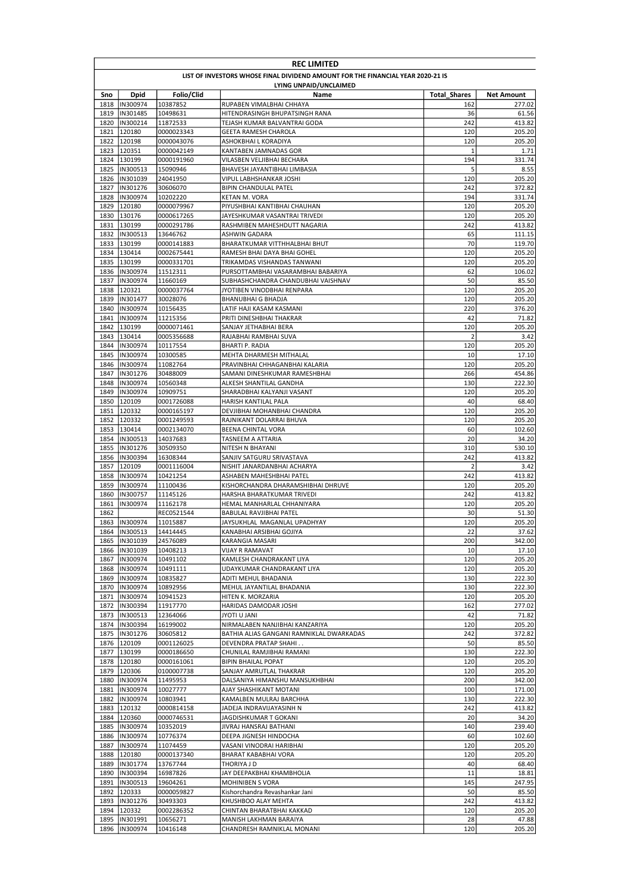# REC LIMITED

## LIST OF INVESTORS WHOSE FINAL DIVIDEND AMOUNT FOR THE FINANCIAL YEAR 2020-21 IS LYING UNPAID/UNCLAIMED

| Sno | Dpid | Folio/Clid | Name | Total_Shares | Net Amount |
|---|---|---|---|---|---|
| 1818 | IN300974 | 10387852 | RUPABEN VIMALBHAI CHHAYA | 162 | 277.02 |
| 1819 | IN301485 | 10498631 | HITENDRASINGH BHUPATSINGH RANA | 36 | 61.56 |
| 1820 | IN300214 | 11872533 | TEJASH KUMAR BALVANTRAI GODA | 242 | 413.82 |
| 1821 | 120180 | 0000023343 | GEETA RAMESH CHAROLA | 120 | 205.20 |
| 1822 | 120198 | 0000043076 | ASHOKBHAI L KORADIYA | 120 | 205.20 |
| 1823 | 120351 | 0000042149 | KANTABEN JAMNADAS GOR | 1 | 1.71 |
| 1824 | 130199 | 0000191960 | VILASBEN VELJIBHAI BECHARA | 194 | 331.74 |
| 1825 | IN300513 | 15090946 | BHAVESH JAYANTIBHAI LIMBASIA | 5 | 8.55 |
| 1826 | IN301039 | 24041950 | VIPUL LABHSHANKAR JOSHI | 120 | 205.20 |
| 1827 | IN301276 | 30606070 | BIPIN CHANDULAL PATEL | 242 | 372.82 |
| 1828 | IN300974 | 10202220 | KETAN M. VORA | 194 | 331.74 |
| 1829 | 120180 | 0000079967 | PIYUSHBHAI KANTIBHAI CHAUHAN | 120 | 205.20 |
| 1830 | 130176 | 0000617265 | JAYESHKUMAR VASANTRAI TRIVEDI | 120 | 205.20 |
| 1831 | 130199 | 0000291786 | RASHMIBEN MAHESHDUTT NAGARIA | 242 | 413.82 |
| 1832 | IN300513 | 13646762 | ASHWIN GADARA | 65 | 111.15 |
| 1833 | 130199 | 0000141883 | BHARATKUMAR VITTHHALBHAI BHUT | 70 | 119.70 |
| 1834 | 130414 | 0002675441 | RAMESH BHAI DAYA BHAI GOHEL | 120 | 205.20 |
| 1835 | 130199 | 0000331701 | TRIKAMDAS VISHANDAS TANWANI | 120 | 205.20 |
| 1836 | IN300974 | 11512311 | PURSOTTAMBHAI VASARAMBHAI BABARIYA | 62 | 106.02 |
| 1837 | IN300974 | 11660169 | SUBHASHCHANDRA CHANDUBHAI VAISHNAV | 50 | 85.50 |
| 1838 | 120321 | 0000037764 | JYOTIBEN VINODBHAI RENPARA | 120 | 205.20 |
| 1839 | IN301477 | 30028076 | BHANUBHAI G BHADJA | 120 | 205.20 |
| 1840 | IN300974 | 10156435 | LATIF HAJI KASAM KASMANI | 220 | 376.20 |
| 1841 | IN300974 | 11215356 | PRITI DINESHBHAI THAKRAR | 42 | 71.82 |
| 1842 | 130199 | 0000071461 | SANJAY JETHABHAI BERA | 120 | 205.20 |
| 1843 | 130414 | 0005356688 | RAJABHAI RAMBHAI SUVA | 2 | 3.42 |
| 1844 | IN300974 | 10117554 | BHARTI P. RADIA | 120 | 205.20 |
| 1845 | IN300974 | 10300585 | MEHTA DHARMESH MITHALAL | 10 | 17.10 |
| 1846 | IN300974 | 11082764 | PRAVINBHAI CHHAGANBHAI KALARIA | 120 | 205.20 |
| 1847 | IN301276 | 30488009 | SAMANI DINESHKUMAR RAMESHBHAI | 266 | 454.86 |
| 1848 | IN300974 | 10560348 | ALKESH SHANTILAL GANDHA | 130 | 222.30 |
| 1849 | IN300974 | 10909751 | SHARADBHAI KALYANJI VASANT | 120 | 205.20 |
| 1850 | 120109 | 0001726088 | HARISH KANTILAL PALA | 40 | 68.40 |
| 1851 | 120332 | 0000165197 | DEVJIBHAI MOHANBHAI CHANDRA | 120 | 205.20 |
| 1852 | 120332 | 0001249593 | RAJNIKANT DOLARRAI BHUVA | 120 | 205.20 |
| 1853 | 130414 | 0002134070 | BEENA CHINTAL VORA | 60 | 102.60 |
| 1854 | IN300513 | 14037683 | TASNEEM A ATTARIA | 20 | 34.20 |
| 1855 | IN301276 | 30509350 | NITESH N BHAYANI | 310 | 530.10 |
| 1856 | IN300394 | 16308344 | SANJIV SATGURU SRIVASTAVA | 242 | 413.82 |
| 1857 | 120109 | 0001116004 | NISHIT JANARDANBHAI ACHARYA | 2 | 3.42 |
| 1858 | IN300974 | 10421254 | ASHABEN MAHESHBHAI PATEL | 242 | 413.82 |
| 1859 | IN300974 | 11100436 | KISHORCHANDRA DHARAMSHIBHAI DHRUVE | 120 | 205.20 |
| 1860 | IN300757 | 11145126 | HARSHA BHARATKUMAR TRIVEDI | 242 | 413.82 |
| 1861 | IN300974 | 11162178 | HEMAL MANHARLAL CHHANIYARA | 120 | 205.20 |
| 1862 | | REC0521544 | BABULAL RAVJIBHAI PATEL | 30 | 51.30 |
| 1863 | IN300974 | 11015887 | JAYSUKHLAL MAGANLAL UPADHYAY | 120 | 205.20 |
| 1864 | IN300513 | 14414445 | KANABHAI ARSIBHAI GOJIYA | 22 | 37.62 |
| 1865 | IN301039 | 24576089 | KARANGIA MASARI | 200 | 342.00 |
| 1866 | IN301039 | 10408213 | VIJAY R RAMAVAT | 10 | 17.10 |
| 1867 | IN300974 | 10491102 | KAMLESH CHANDRAKANT LIYA | 120 | 205.20 |
| 1868 | IN300974 | 10491111 | UDAYKUMAR CHANDRAKANT LIYA | 120 | 205.20 |
| 1869 | IN300974 | 10835827 | ADITI MEHUL BHADANIA | 130 | 222.30 |
| 1870 | IN300974 | 10892956 | MEHUL JAYANTILAL BHADANIA | 130 | 222.30 |
| 1871 | IN300974 | 10941523 | HITEN K. MORZARIA | 120 | 205.20 |
| 1872 | IN300394 | 11917770 | HARIDAS DAMODAR JOSHI | 162 | 277.02 |
| 1873 | IN300513 | 12364066 | JYOTI U JANI | 42 | 71.82 |
| 1874 | IN300394 | 16199002 | NIRMALABEN NANJIBHAI KANZARIYA | 120 | 205.20 |
| 1875 | IN301276 | 30605812 | BATHIA ALIAS GANGANI RAMNIKLAL DWARKADAS | 242 | 372.82 |
| 1876 | 120109 | 0001126025 | DEVENDRA PRATAP SHAHI . . | 50 | 85.50 |
| 1877 | 130199 | 0000186650 | CHUNILAL RAMJIBHAI RAMANI | 130 | 222.30 |
| 1878 | 120180 | 0000161061 | BIPIN BHAILAL POPAT | 120 | 205.20 |
| 1879 | 120306 | 0100007738 | SANJAY AMRUTLAL THAKRAR | 120 | 205.20 |
| 1880 | IN300974 | 11495953 | DALSANIYA HIMANSHU MANSUKHBHAI | 200 | 342.00 |
| 1881 | IN300974 | 10027777 | AJAY SHASHIKANT MOTANI | 100 | 171.00 |
| 1882 | IN300974 | 10803941 | KAMALBEN MULRAJ BARCHHA | 130 | 222.30 |
| 1883 | 120132 | 0000814158 | JADEJA INDRAVIJAYASINH N | 242 | 413.82 |
| 1884 | 120360 | 0000746531 | JAGDISHKUMAR T GOKANI | 20 | 34.20 |
| 1885 | IN300974 | 10352019 | JIVRAJ HANSRAJ BATHANI | 140 | 239.40 |
| 1886 | IN300974 | 10776374 | DEEPA JIGNESH HINDOCHA | 60 | 102.60 |
| 1887 | IN300974 | 11074459 | VASANI VINODRAI HARIBHAI | 120 | 205.20 |
| 1888 | 120180 | 0000137340 | BHARAT KABABHAI VORA | 120 | 205.20 |
| 1889 | IN301774 | 13767744 | THORIYA J D | 40 | 68.40 |
| 1890 | IN300394 | 16987826 | JAY DEEPAKBHAI KHAMBHOLIA | 11 | 18.81 |
| 1891 | IN300513 | 19604261 | MOHINIBEN S VORA | 145 | 247.95 |
| 1892 | 120333 | 0000059827 | Kishorchandra Revashankar Jani | 50 | 85.50 |
| 1893 | IN301276 | 30493303 | KHUSHBOO ALAY MEHTA | 242 | 413.82 |
| 1894 | 120332 | 0002286352 | CHINTAN BHARATBHAI KAKKAD | 120 | 205.20 |
| 1895 | IN301991 | 10656271 | MANISH LAKHMAN BARAIYA | 28 | 47.88 |
| 1896 | IN300974 | 10416148 | CHANDRESH RAMNIKLAL MONANI | 120 | 205.20 |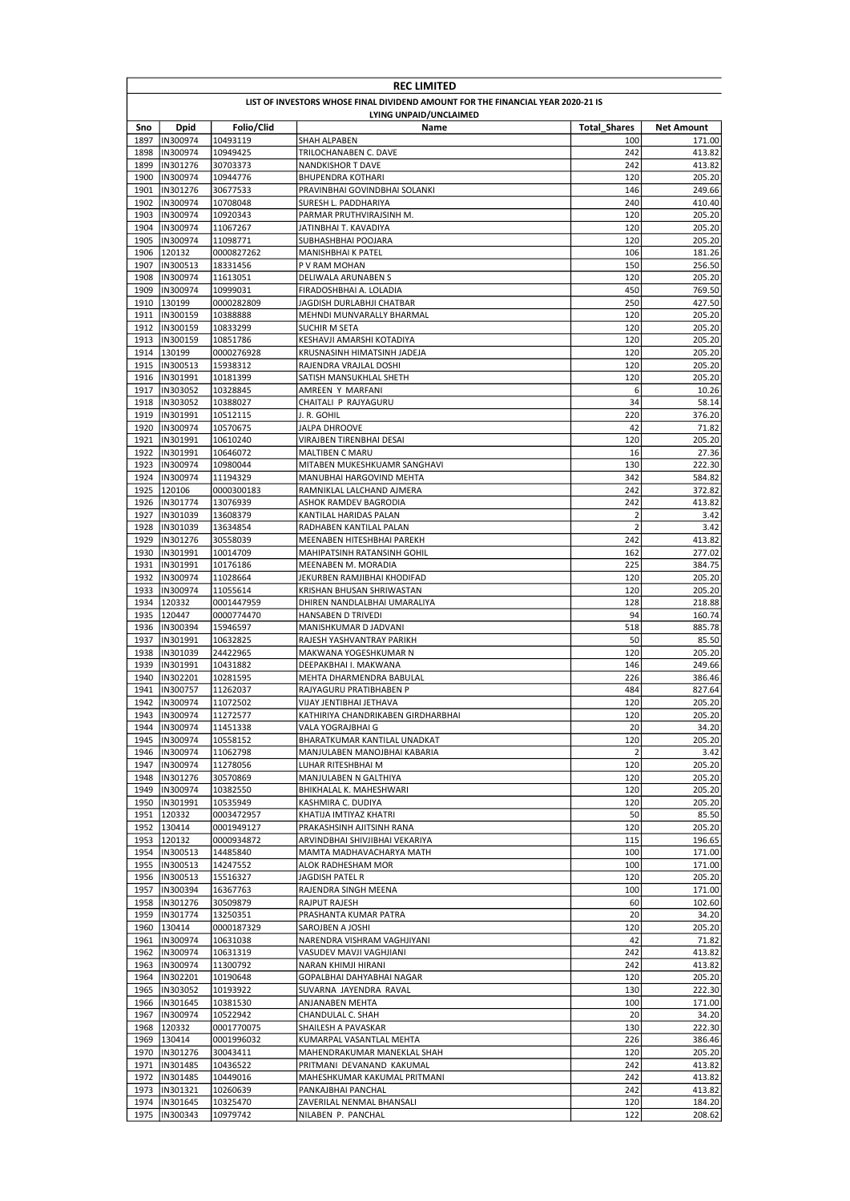# REC LIMITED

## LIST OF INVESTORS WHOSE FINAL DIVIDEND AMOUNT FOR THE FINANCIAL YEAR 2020-21 IS LYING UNPAID/UNCLAIMED

| Sno | Dpid | Folio/Clid | Name | Total_Shares | Net Amount |
|---|---|---|---|---|---|
| 1897 | IN300974 | 10493119 | SHAH ALPABEN | 100 | 171.00 |
| 1898 | IN300974 | 10949425 | TRILOCHANABEN C. DAVE | 242 | 413.82 |
| 1899 | IN301276 | 30703373 | NANDKISHOR T DAVE | 242 | 413.82 |
| 1900 | IN300974 | 10944776 | BHUPENDRA KOTHARI | 120 | 205.20 |
| 1901 | IN301276 | 30677533 | PRAVINBHAI GOVINDBHAI SOLANKI | 146 | 249.66 |
| 1902 | IN300974 | 10708048 | SURESH L. PADDHARIYA | 240 | 410.40 |
| 1903 | IN300974 | 10920343 | PARMAR PRUTHVIRAJSINH M. | 120 | 205.20 |
| 1904 | IN300974 | 11067267 | JATINBHAI T. KAVADIYA | 120 | 205.20 |
| 1905 | IN300974 | 11098771 | SUBHASHBHAI POOJARA | 120 | 205.20 |
| 1906 | 120132 | 0000827262 | MANISHBHAI K PATEL | 106 | 181.26 |
| 1907 | IN300513 | 18331456 | P V RAM MOHAN | 150 | 256.50 |
| 1908 | IN300974 | 11613051 | DELIWALA ARUNABEN S | 120 | 205.20 |
| 1909 | IN300974 | 10999031 | FIRADOSHBHAI A. LOLADIA | 450 | 769.50 |
| 1910 | 130199 | 0000282809 | JAGDISH DURLABHJI CHATBAR | 250 | 427.50 |
| 1911 | IN300159 | 10388888 | MEHNDI MUNVARALLY BHARMAL | 120 | 205.20 |
| 1912 | IN300159 | 10833299 | SUCHIR M SETA | 120 | 205.20 |
| 1913 | IN300159 | 10851786 | KESHAVJI AMARSHI KOTADIYA | 120 | 205.20 |
| 1914 | 130199 | 0000276928 | KRUSNASINH HIMATSINH JADEJA | 120 | 205.20 |
| 1915 | IN300513 | 15938312 | RAJENDRA VRAJLAL DOSHI | 120 | 205.20 |
| 1916 | IN301991 | 10181399 | SATISH MANSUKHLAL SHETH | 120 | 205.20 |
| 1917 | IN303052 | 10328845 | AMREEN Y MARFANI | 6 | 10.26 |
| 1918 | IN303052 | 10388027 | CHAITALI P RAJYAGURU | 34 | 58.14 |
| 1919 | IN301991 | 10512115 | J. R. GOHIL | 220 | 376.20 |
| 1920 | IN300974 | 10570675 | JALPA DHROOVE | 42 | 71.82 |
| 1921 | IN301991 | 10610240 | VIRAJBEN TIRENBHAI DESAI | 120 | 205.20 |
| 1922 | IN301991 | 10646072 | MALTIBEN C MARU | 16 | 27.36 |
| 1923 | IN300974 | 10980044 | MITABEN MUKESHKUAMR SANGHAVI | 130 | 222.30 |
| 1924 | IN300974 | 11194329 | MANUBHAI HARGOVIND MEHTA | 342 | 584.82 |
| 1925 | 120106 | 0000300183 | RAMNIKLAL LALCHAND AJMERA | 242 | 372.82 |
| 1926 | IN301774 | 13076939 | ASHOK RAMDEV BAGRODIA | 242 | 413.82 |
| 1927 | IN301039 | 13608379 | KANTILAL HARIDAS PALAN | 2 | 3.42 |
| 1928 | IN301039 | 13634854 | RADHABEN KANTILAL PALAN | 2 | 3.42 |
| 1929 | IN301276 | 30558039 | MEENABEN HITESHBHAI PAREKH | 242 | 413.82 |
| 1930 | IN301991 | 10014709 | MAHIPATSINH RATANSINH GOHIL | 162 | 277.02 |
| 1931 | IN301991 | 10176186 | MEENABEN M. MORADIA | 225 | 384.75 |
| 1932 | IN300974 | 11028664 | JEKURBEN RAMJIBHAI KHODIFAD | 120 | 205.20 |
| 1933 | IN300974 | 11055614 | KRISHAN BHUSAN SHRIWASTAN | 120 | 205.20 |
| 1934 | 120332 | 0001447959 | DHIREN NANDLALBHAI UMARALIYA | 128 | 218.88 |
| 1935 | 120447 | 0000774470 | HANSABEN D TRIVEDI | 94 | 160.74 |
| 1936 | IN300394 | 15946597 | MANISHKUMAR D JADVANI | 518 | 885.78 |
| 1937 | IN301991 | 10632825 | RAJESH YASHVANTRAY PARIKH | 50 | 85.50 |
| 1938 | IN301039 | 24422965 | MAKWANA YOGESHKUMAR N | 120 | 205.20 |
| 1939 | IN301991 | 10431882 | DEEPAKBHAI I. MAKWANA | 146 | 249.66 |
| 1940 | IN302201 | 10281595 | MEHTA DHARMENDRA BABULAL | 226 | 386.46 |
| 1941 | IN300757 | 11262037 | RAJYAGURU PRATIBHABEN P | 484 | 827.64 |
| 1942 | IN300974 | 11072502 | VIJAY JENTIBHAI JETHAVA | 120 | 205.20 |
| 1943 | IN300974 | 11272577 | KATHIRIYA CHANDRIKABEN GIRDHARBHAI | 120 | 205.20 |
| 1944 | IN300974 | 11451338 | VALA YOGRAJBHAI G | 20 | 34.20 |
| 1945 | IN300974 | 10558152 | BHARATKUMAR KANTILAL UNADKAT | 120 | 205.20 |
| 1946 | IN300974 | 11062798 | MANJULABEN MANOJBHAI KABARIA | 2 | 3.42 |
| 1947 | IN300974 | 11278056 | LUHAR RITESHBHAI M | 120 | 205.20 |
| 1948 | IN301276 | 30570869 | MANJULABEN N GALTHIYA | 120 | 205.20 |
| 1949 | IN300974 | 10382550 | BHIKHALAL K. MAHESHWARI | 120 | 205.20 |
| 1950 | IN301991 | 10535949 | KASHMIRA C. DUDIYA | 120 | 205.20 |
| 1951 | 120332 | 0003472957 | KHATIJA IMTIYAZ KHATRI | 50 | 85.50 |
| 1952 | 130414 | 0001949127 | PRAKASHSINH AJITSINH RANA | 120 | 205.20 |
| 1953 | 120132 | 0000934872 | ARVINDBHAI SHIVJIBHAI VEKARIYA | 115 | 196.65 |
| 1954 | IN300513 | 14485840 | MAMTA MADHAVACHARYA MATH | 100 | 171.00 |
| 1955 | IN300513 | 14247552 | ALOK RADHESHAM MOR | 100 | 171.00 |
| 1956 | IN300513 | 15516327 | JAGDISH PATEL R | 120 | 205.20 |
| 1957 | IN300394 | 16367763 | RAJENDRA SINGH MEENA | 100 | 171.00 |
| 1958 | IN301276 | 30509879 | RAJPUT RAJESH | 60 | 102.60 |
| 1959 | IN301774 | 13250351 | PRASHANTA KUMAR PATRA | 20 | 34.20 |
| 1960 | 130414 | 0000187329 | SAROJBEN A JOSHI | 120 | 205.20 |
| 1961 | IN300974 | 10631038 | NARENDRA VISHRAM VAGHJIYANI | 42 | 71.82 |
| 1962 | IN300974 | 10631319 | VASUDEV MAVJI VAGHJIANI | 242 | 413.82 |
| 1963 | IN300974 | 11300792 | NARAN KHIMJI HIRANI | 242 | 413.82 |
| 1964 | IN302201 | 10190648 | GOPALBHAI DAHYABHAI NAGAR | 120 | 205.20 |
| 1965 | IN303052 | 10193922 | SUVARNA JAYENDRA RAVAL | 130 | 222.30 |
| 1966 | IN301645 | 10381530 | ANJANABEN MEHTA | 100 | 171.00 |
| 1967 | IN300974 | 10522942 | CHANDULAL C. SHAH | 20 | 34.20 |
| 1968 | 120332 | 0001770075 | SHAILESH A PAVASKAR | 130 | 222.30 |
| 1969 | 130414 | 0001996032 | KUMARPAL VASANTLAL MEHTA | 226 | 386.46 |
| 1970 | IN301276 | 30043411 | MAHENDRAKUMAR MANEKLAL SHAH | 120 | 205.20 |
| 1971 | IN301485 | 10436522 | PRITMANI DEVANAND KAKUMAL | 242 | 413.82 |
| 1972 | IN301485 | 10449016 | MAHESHKUMAR KAKUMAL PRITMANI | 242 | 413.82 |
| 1973 | IN301321 | 10260639 | PANKAJBHAI PANCHAL | 242 | 413.82 |
| 1974 | IN301645 | 10325470 | ZAVERILAL NENMAL BHANSALI | 120 | 184.20 |
| 1975 | IN300343 | 10979742 | NILABEN P. PANCHAL | 122 | 208.62 |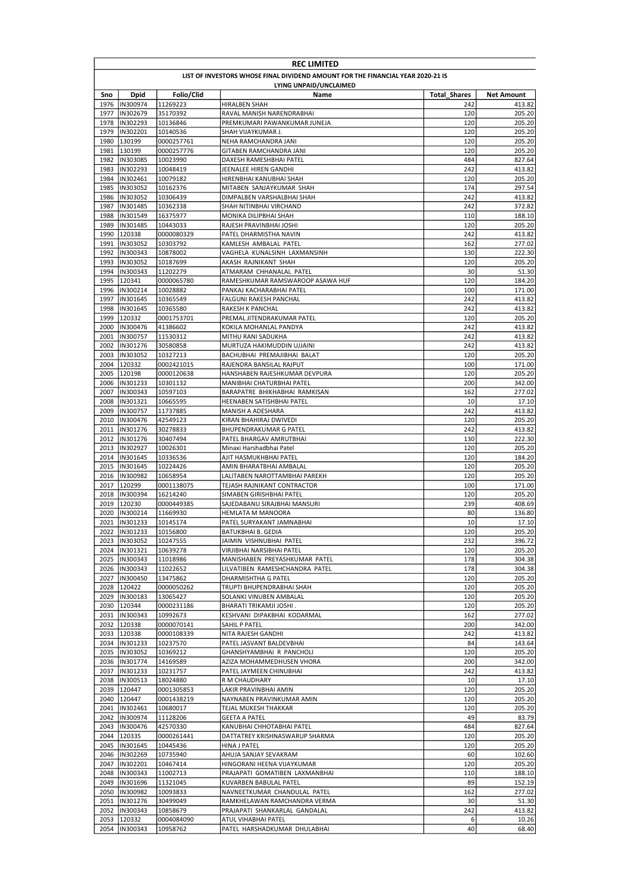# REC LIMITED

## LIST OF INVESTORS WHOSE FINAL DIVIDEND AMOUNT FOR THE FINANCIAL YEAR 2020-21 IS LYING UNPAID/UNCLAIMED

| Sno | Dpid | Folio/Clid | Name | Total_Shares | Net Amount |
|---|---|---|---|---|---|
| 1976 | IN300974 | 11269223 | HIRALBEN SHAH | 242 | 413.82 |
| 1977 | IN302679 | 35170392 | RAVAL MANISH NARENDRABHAI | 120 | 205.20 |
| 1978 | IN302293 | 10136846 | PREMKUMARI PAWANKUMAR JUNEJA | 120 | 205.20 |
| 1979 | IN302201 | 10140536 | SHAH VIJAYKUMAR J. | 120 | 205.20 |
| 1980 | 130199 | 0000257761 | NEHA RAMCHANDRA JANI | 120 | 205.20 |
| 1981 | 130199 | 0000257776 | GITABEN RAMCHANDRA JANI | 120 | 205.20 |
| 1982 | IN303085 | 10023990 | DAXESH RAMESHBHAI PATEL | 484 | 827.64 |
| 1983 | IN302293 | 10048419 | JEENALEE HIREN GANDHI | 242 | 413.82 |
| 1984 | IN302461 | 10079182 | HIRENBHAI KANUBHAI SHAH | 120 | 205.20 |
| 1985 | IN303052 | 10162376 | MITABEN SANJAYKUMAR SHAH | 174 | 297.54 |
| 1986 | IN303052 | 10306439 | DIMPALBEN VARSHALBHAI SHAH | 242 | 413.82 |
| 1987 | IN301485 | 10362338 | SHAH NITINBHAI VIRCHAND | 242 | 372.82 |
| 1988 | IN301549 | 16375977 | MONIKA DILIPBHAI SHAH | 110 | 188.10 |
| 1989 | IN301485 | 10443033 | RAJESH PRAVINBHAI JOSHI | 120 | 205.20 |
| 1990 | 120338 | 0000080329 | PATEL DHARMISTHA NAVIN | 242 | 413.82 |
| 1991 | IN303052 | 10303792 | KAMLESH AMBALAL PATEL | 162 | 277.02 |
| 1992 | IN300343 | 10878002 | VAGHELA KUNALSINH LAXMANSINH | 130 | 222.30 |
| 1993 | IN303052 | 10187699 | AKASH RAJNIKANT SHAH | 120 | 205.20 |
| 1994 | IN300343 | 11202279 | ATMARAM CHHANALAL PATEL | 30 | 51.30 |
| 1995 | 120341 | 0000065780 | RAMESHKUMAR RAMSWAROOP ASAWA HUF | 120 | 184.20 |
| 1996 | IN300214 | 10028882 | PANKAJ KACHARABHAI PATEL | 100 | 171.00 |
| 1997 | IN301645 | 10365549 | FALGUNI RAKESH PANCHAL | 242 | 413.82 |
| 1998 | IN301645 | 10365580 | RAKESH K PANCHAL | 242 | 413.82 |
| 1999 | 120332 | 0001753701 | PREMAL JITENDRAKUMAR PATEL | 120 | 205.20 |
| 2000 | IN300476 | 41386602 | KOKILA MOHANLAL PANDYA | 242 | 413.82 |
| 2001 | IN300757 | 11530312 | MITHU RANI SADUKHA | 242 | 413.82 |
| 2002 | IN301276 | 30580858 | MURTUZA HAKIMUDDIN UJJAINI | 242 | 413.82 |
| 2003 | IN303052 | 10327213 | BACHUBHAI PREMAJIBHAI BALAT | 120 | 205.20 |
| 2004 | 120332 | 0002421015 | RAJENDRA BANSILAL RAJPUT | 100 | 171.00 |
| 2005 | 120198 | 0000120638 | HANSHABEN RAJESHKUMAR DEVPURA | 120 | 205.20 |
| 2006 | IN301233 | 10301132 | MANIBHAI CHATURBHAI PATEL | 200 | 342.00 |
| 2007 | IN300343 | 10597103 | BARAPATRE BHIKHABHAI RAMKISAN | 162 | 277.02 |
| 2008 | IN301321 | 10665595 | HEENABEN SATISHBHAI PATEL | 10 | 17.10 |
| 2009 | IN300757 | 11737885 | MANISH A ADESHARA | 242 | 413.82 |
| 2010 | IN300476 | 42549123 | KIRAN BHAHIRAJ DWIVEDI | 120 | 205.20 |
| 2011 | IN301276 | 30278833 | BHUPENDRAKUMAR G PATEL | 242 | 413.82 |
| 2012 | IN301276 | 30407494 | PATEL BHARGAV AMRUTBHAI | 130 | 222.30 |
| 2013 | IN302927 | 10026301 | Minaxi Harshadbhai Patel | 120 | 205.20 |
| 2014 | IN301645 | 10336536 | AJIT HASMUKHBHAI PATEL | 120 | 184.20 |
| 2015 | IN301645 | 10224426 | AMIN BHARATBHAI AMBALAL | 120 | 205.20 |
| 2016 | IN300982 | 10658954 | LALITABEN NAROTTAMBHAI PAREKH | 120 | 205.20 |
| 2017 | 120299 | 0001138075 | TEJASH RAJNIKANT CONTRACTOR | 100 | 171.00 |
| 2018 | IN300394 | 16214240 | SIMABEN GIRISHBHAI PATEL | 120 | 205.20 |
| 2019 | 120230 | 0000449385 | SAJEDABANU SIRAJBHAI MANSURI | 239 | 408.69 |
| 2020 | IN300214 | 11669930 | HEMLATA M MANOORA | 80 | 136.80 |
| 2021 | IN301233 | 10145174 | PATEL SURYAKANT JAMNABHAI | 10 | 17.10 |
| 2022 | IN301233 | 10156800 | BATUKBHAI B. GEDIA | 120 | 205.20 |
| 2023 | IN303052 | 10247555 | JAIMIN VISHNUBHAI PATEL | 232 | 396.72 |
| 2024 | IN301321 | 10639278 | VIRJIBHAI NARSIBHAI PATEL | 120 | 205.20 |
| 2025 | IN300343 | 11018986 | MANISHABEN PREYASHKUMAR PATEL | 178 | 304.38 |
| 2026 | IN300343 | 11022652 | LILVATIBEN RAMESHCHANDRA PATEL | 178 | 304.38 |
| 2027 | IN300450 | 13475862 | DHARMISHTHA G PATEL | 120 | 205.20 |
| 2028 | 120422 | 0000050262 | TRUPTI BHUPENDRABHAI SHAH | 120 | 205.20 |
| 2029 | IN300183 | 13065427 | SOLANKI VINUBEN AMBALAL | 120 | 205.20 |
| 2030 | 120344 | 0000231186 | BHARATI TRIKAMJI JOSHI . | 120 | 205.20 |
| 2031 | IN300343 | 10992673 | KESHVANI DIPAKBHAI KODARMAL | 162 | 277.02 |
| 2032 | 120338 | 0000070141 | SAHIL P PATEL | 200 | 342.00 |
| 2033 | 120338 | 0000108339 | NITA RAJESH GANDHI | 242 | 413.82 |
| 2034 | IN301233 | 10237570 | PATEL JASVANT BALDEVBHAI | 84 | 143.64 |
| 2035 | IN303052 | 10369212 | GHANSHYAMBHAI R PANCHOLI | 120 | 205.20 |
| 2036 | IN301774 | 14169589 | AZIZA MOHAMMEDHUSEN VHORA | 200 | 342.00 |
| 2037 | IN301233 | 10231757 | PATEL JAYMEEN CHINUBHAI | 242 | 413.82 |
| 2038 | IN300513 | 18024880 | R M CHAUDHARY | 10 | 17.10 |
| 2039 | 120447 | 0001305853 | LAKIR PRAVINBHAI AMIN | 120 | 205.20 |
| 2040 | 120447 | 0001438219 | NAYNABEN PRAVINKUMAR AMIN | 120 | 205.20 |
| 2041 | IN302461 | 10680017 | TEJAL MUKESH THAKKAR | 120 | 205.20 |
| 2042 | IN300974 | 11128206 | GEETA A PATEL | 49 | 83.79 |
| 2043 | IN300476 | 42570330 | KANUBHAI CHHOTABHAI PATEL | 484 | 827.64 |
| 2044 | 120335 | 0000261441 | DATTATREY KRISHNASWARUP SHARMA | 120 | 205.20 |
| 2045 | IN301645 | 10445436 | HINA J PATEL | 120 | 205.20 |
| 2046 | IN302269 | 10735940 | AHUJA SANJAY SEVAKRAM | 60 | 102.60 |
| 2047 | IN302201 | 10467414 | HINGORANI HEENA VIJAYKUMAR | 120 | 205.20 |
| 2048 | IN300343 | 11002713 | PRAJAPATI GOMATIBEN LAXMANBHAI | 110 | 188.10 |
| 2049 | IN301696 | 11321045 | KUVARBEN BABULAL PATEL | 89 | 152.19 |
| 2050 | IN300982 | 10093833 | NAVNEETKUMAR CHANDULAL PATEL | 162 | 277.02 |
| 2051 | IN301276 | 30499049 | RAMKHELAWAN RAMCHANDRA VERMA | 30 | 51.30 |
| 2052 | IN300343 | 10858679 | PRAJAPATI SHANKARLAL GANDALAL | 242 | 413.82 |
| 2053 | 120332 | 0004084090 | ATUL VIHABHAI PATEL | 6 | 10.26 |
| 2054 | IN300343 | 10958762 | PATEL HARSHADKUMAR DHULABHAI | 40 | 68.40 |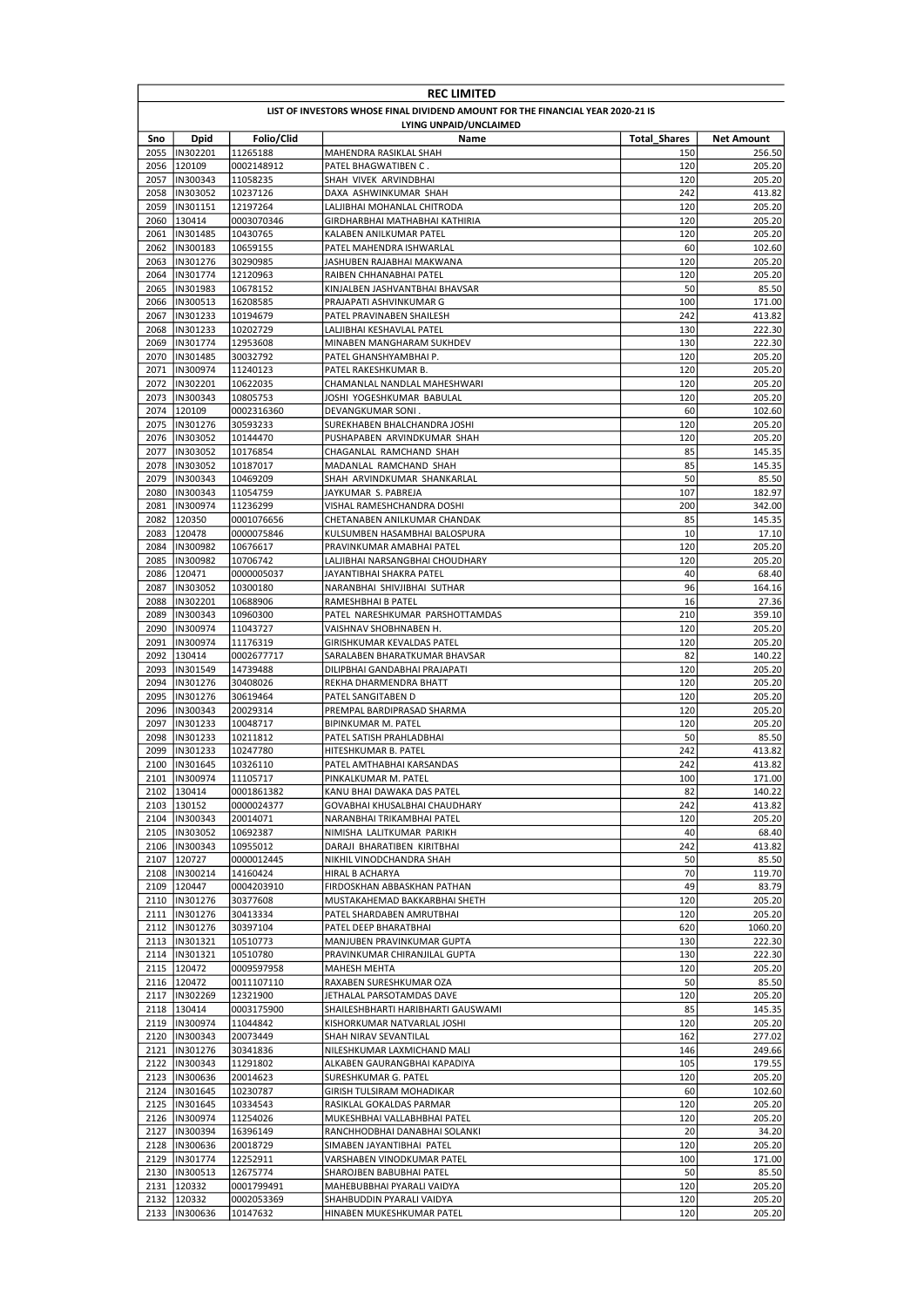# REC LIMITED

## LIST OF INVESTORS WHOSE FINAL DIVIDEND AMOUNT FOR THE FINANCIAL YEAR 2020-21 IS LYING UNPAID/UNCLAIMED

| Sno | Dpid | Folio/Clid | Name | Total_Shares | Net Amount |
|---|---|---|---|---|---|
| 2055 | IN302201 | 11265188 | MAHENDRA RASIKLAL SHAH | 150 | 256.50 |
| 2056 | 120109 | 0002148912 | PATEL BHAGWATIBEN C . | 120 | 205.20 |
| 2057 | IN300343 | 11058235 | SHAH VIVEK ARVINDBHAI | 120 | 205.20 |
| 2058 | IN303052 | 10237126 | DAXA ASHWINKUMAR SHAH | 242 | 413.82 |
| 2059 | IN301151 | 12197264 | LALJIBHAI MOHANLAL CHITRODA | 120 | 205.20 |
| 2060 | 130414 | 0003070346 | GIRDHARBHAI MATHABHAI KATHIRIA | 120 | 205.20 |
| 2061 | IN301485 | 10430765 | KALABEN ANILKUMAR PATEL | 120 | 205.20 |
| 2062 | IN300183 | 10659155 | PATEL MAHENDRA ISHWARLAL | 60 | 102.60 |
| 2063 | IN301276 | 30290985 | JASHUBEN RAJABHAI MAKWANA | 120 | 205.20 |
| 2064 | IN301774 | 12120963 | RAIBEN CHHANABHAI PATEL | 120 | 205.20 |
| 2065 | IN301983 | 10678152 | KINJALBEN JASHVANTBHAI BHAVSAR | 50 | 85.50 |
| 2066 | IN300513 | 16208585 | PRAJAPATI ASHVINKUMAR G | 100 | 171.00 |
| 2067 | IN301233 | 10194679 | PATEL PRAVINABEN SHAILESH | 242 | 413.82 |
| 2068 | IN301233 | 10202729 | LALJIBHAI KESHAVLAL PATEL | 130 | 222.30 |
| 2069 | IN301774 | 12953608 | MINABEN MANGHARAM SUKHDEV | 130 | 222.30 |
| 2070 | IN301485 | 30032792 | PATEL GHANSHYAMBHAI P. | 120 | 205.20 |
| 2071 | IN300974 | 11240123 | PATEL RAKESHKUMAR B. | 120 | 205.20 |
| 2072 | IN302201 | 10622035 | CHAMANLAL NANDLAL MAHESHWARI | 120 | 205.20 |
| 2073 | IN300343 | 10805753 | JOSHI YOGESHKUMAR BABULAL | 120 | 205.20 |
| 2074 | 120109 | 0002316360 | DEVANGKUMAR SONI . | 60 | 102.60 |
| 2075 | IN301276 | 30593233 | SUREKHABEN BHALCHANDRA JOSHI | 120 | 205.20 |
| 2076 | IN303052 | 10144470 | PUSHAPABEN ARVINDKUMAR SHAH | 120 | 205.20 |
| 2077 | IN303052 | 10176854 | CHAGANLAL RAMCHAND SHAH | 85 | 145.35 |
| 2078 | IN303052 | 10187017 | MADANLAL RAMCHAND SHAH | 85 | 145.35 |
| 2079 | IN300343 | 10469209 | SHAH ARVINDKUMAR SHANKARLAL | 50 | 85.50 |
| 2080 | IN300343 | 11054759 | JAYKUMAR S. PABREJA | 107 | 182.97 |
| 2081 | IN300974 | 11236299 | VISHAL RAMESHCHANDRA DOSHI | 200 | 342.00 |
| 2082 | 120350 | 0001076656 | CHETANABEN ANILKUMAR CHANDAK | 85 | 145.35 |
| 2083 | 120478 | 0000075846 | KULSUMBEN HASAMBHAI BALOSPURA | 10 | 17.10 |
| 2084 | IN300982 | 10676617 | PRAVINKUMAR AMABHAI PATEL | 120 | 205.20 |
| 2085 | IN300982 | 10706742 | LALJIBHAI NARSANGBHAI CHOUDHARY | 120 | 205.20 |
| 2086 | 120471 | 0000005037 | JAYANTIBHAI SHAKRA PATEL | 40 | 68.40 |
| 2087 | IN303052 | 10300180 | NARANBHAI SHIVJIBHAI SUTHAR | 96 | 164.16 |
| 2088 | IN302201 | 10688906 | RAMESHBHAI B PATEL | 16 | 27.36 |
| 2089 | IN300343 | 10960300 | PATEL NARESHKUMAR PARSHOTTAMDAS | 210 | 359.10 |
| 2090 | IN300974 | 11043727 | VAISHNAV SHOBHNABEN H. | 120 | 205.20 |
| 2091 | IN300974 | 11176319 | GIRISHKUMAR KEVALDAS PATEL | 120 | 205.20 |
| 2092 | 130414 | 0002677717 | SARALABEN BHARATKUMAR BHAVSAR | 82 | 140.22 |
| 2093 | IN301549 | 14739488 | DILIPBHAI GANDABHAI PRAJAPATI | 120 | 205.20 |
| 2094 | IN301276 | 30408026 | REKHA DHARMENDRA BHATT | 120 | 205.20 |
| 2095 | IN301276 | 30619464 | PATEL SANGITABEN D | 120 | 205.20 |
| 2096 | IN300343 | 20029314 | PREMPAL BARDIPRASAD SHARMA | 120 | 205.20 |
| 2097 | IN301233 | 10048717 | BIPINKUMAR M. PATEL | 120 | 205.20 |
| 2098 | IN301233 | 10211812 | PATEL SATISH PRAHLADBHAI | 50 | 85.50 |
| 2099 | IN301233 | 10247780 | HITESHKUMAR B. PATEL | 242 | 413.82 |
| 2100 | IN301645 | 10326110 | PATEL AMTHABHAI KARSANDAS | 242 | 413.82 |
| 2101 | IN300974 | 11105717 | PINKALKUMAR M. PATEL | 100 | 171.00 |
| 2102 | 130414 | 0001861382 | KANU BHAI DAWAKA DAS PATEL | 82 | 140.22 |
| 2103 | 130152 | 0000024377 | GOVABHAI KHUSALBHAI CHAUDHARY | 242 | 413.82 |
| 2104 | IN300343 | 20014071 | NARANBHAI TRIKAMBHAI PATEL | 120 | 205.20 |
| 2105 | IN303052 | 10692387 | NIMISHA LALITKUMAR PARIKH | 40 | 68.40 |
| 2106 | IN300343 | 10955012 | DARAJI BHARATIBEN KIRITBHAI | 242 | 413.82 |
| 2107 | 120727 | 0000012445 | NIKHIL VINODCHANDRA SHAH | 50 | 85.50 |
| 2108 | IN300214 | 14160424 | HIRAL B ACHARYA | 70 | 119.70 |
| 2109 | 120447 | 0004203910 | FIRDOSKHAN ABBASKHAN PATHAN | 49 | 83.79 |
| 2110 | IN301276 | 30377608 | MUSTAKAHEMAD BAKKARBHAI SHETH | 120 | 205.20 |
| 2111 | IN301276 | 30413334 | PATEL SHARDABEN AMRUTBHAI | 120 | 205.20 |
| 2112 | IN301276 | 30397104 | PATEL DEEP BHARATBHAI | 620 | 1060.20 |
| 2113 | IN301321 | 10510773 | MANJUBEN PRAVINKUMAR GUPTA | 130 | 222.30 |
| 2114 | IN301321 | 10510780 | PRAVINKUMAR CHIRANJILAL GUPTA | 130 | 222.30 |
| 2115 | 120472 | 0009597958 | MAHESH MEHTA | 120 | 205.20 |
| 2116 | 120472 | 0011107110 | RAXABEN SURESHKUMAR OZA | 50 | 85.50 |
| 2117 | IN302269 | 12321900 | JETHALAL PARSOTAMDAS DAVE | 120 | 205.20 |
| 2118 | 130414 | 0003175900 | SHAILESHBHARTI HARIBHARTI GAUSWAMI | 85 | 145.35 |
| 2119 | IN300974 | 11044842 | KISHORKUMAR NATVARLAL JOSHI | 120 | 205.20 |
| 2120 | IN300343 | 20073449 | SHAH NIRAV SEVANTILAL | 162 | 277.02 |
| 2121 | IN301276 | 30341836 | NILESHKUMAR LAXMICHAND MALI | 146 | 249.66 |
| 2122 | IN300343 | 11291802 | ALKABEN GAURANGBHAI KAPADIYA | 105 | 179.55 |
| 2123 | IN300636 | 20014623 | SURESHKUMAR G. PATEL | 120 | 205.20 |
| 2124 | IN301645 | 10230787 | GIRISH TULSIRAM MOHADIKAR | 60 | 102.60 |
| 2125 | IN301645 | 10334543 | RASIKLAL GOKALDAS PARMAR | 120 | 205.20 |
| 2126 | IN300974 | 11254026 | MUKESHBHAI VALLABHBHAI PATEL | 120 | 205.20 |
| 2127 | IN300394 | 16396149 | RANCHHODBHAI DANABHAI SOLANKI | 20 | 34.20 |
| 2128 | IN300636 | 20018729 | SIMABEN JAYANTIBHAI PATEL | 120 | 205.20 |
| 2129 | IN301774 | 12252911 | VARSHABEN VINODKUMAR PATEL | 100 | 171.00 |
| 2130 | IN300513 | 12675774 | SHAROJBEN BABUBHAI PATEL | 50 | 85.50 |
| 2131 | 120332 | 0001799491 | MAHEBUBBHAI PYARALI VAIDYA | 120 | 205.20 |
| 2132 | 120332 | 0002053369 | SHAHBUDDIN PYARALI VAIDYA | 120 | 205.20 |
| 2133 | IN300636 | 10147632 | HINABEN MUKESHKUMAR PATEL | 120 | 205.20 |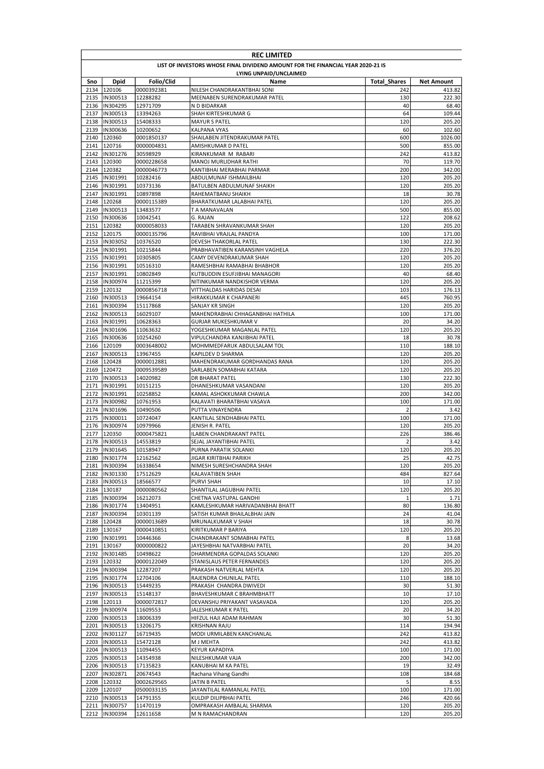**REC LIMITED**

**LIST OF INVESTORS WHOSE FINAL DIVIDEND AMOUNT FOR THE FINANCIAL YEAR 2020-21 IS LYING UNPAID/UNCLAIMED**

| Sno | Dpid | Folio/Clid | Name | Total_Shares | Net Amount |
|---|---|---|---|---|---|
| 2134 | 120106 | 0000392381 | NILESH CHANDRAKANTBHAI SONI | 242 | 413.82 |
| 2135 | IN300513 | 12288282 | MEENABEN SURENDRAKUMAR PATEL | 130 | 222.30 |
| 2136 | IN304295 | 12971709 | N D BIDARKAR | 40 | 68.40 |
| 2137 | IN300513 | 13394263 | SHAH KIRTESHKUMAR G | 64 | 109.44 |
| 2138 | IN300513 | 15408333 | MAYUR S PATEL | 120 | 205.20 |
| 2139 | IN300636 | 10200652 | KALPANA VYAS | 60 | 102.60 |
| 2140 | 120360 | 0001850137 | SHAILABEN JITENDRAKUMAR PATEL | 600 | 1026.00 |
| 2141 | 120716 | 0000004831 | AMISHKUMAR D PATEL | 500 | 855.00 |
| 2142 | IN301276 | 30598929 | KIRANKUMAR M RABARI | 242 | 413.82 |
| 2143 | 120300 | 0000228658 | MANOJ MURLIDHAR RATHI | 70 | 119.70 |
| 2144 | 120382 | 0000046773 | KANTIBHAI MERABHAI PARMAR | 200 | 342.00 |
| 2145 | IN301991 | 10282416 | ABDULMUNAF ISHMAILBHAI | 120 | 205.20 |
| 2146 | IN301991 | 10373136 | BATULBEN ABDULMUNAF SHAIKH | 120 | 205.20 |
| 2147 | IN301991 | 10897898 | RAHEMATBANU SHAIKH | 18 | 30.78 |
| 2148 | 120268 | 0000115389 | BHARATKUMAR LALABHAI PATEL | 120 | 205.20 |
| 2149 | IN300513 | 13483577 | T A MANAVALAN | 500 | 855.00 |
| 2150 | IN300636 | 10042541 | G. RAJAN | 122 | 208.62 |
| 2151 | 120382 | 0000058033 | TARABEN SHRAVANKUMAR SHAH | 120 | 205.20 |
| 2152 | 120175 | 0000135796 | RAVIBHAI VRAJLAL PANDYA | 100 | 171.00 |
| 2153 | IN303052 | 10376520 | DEVESH THAKORLAL PATEL | 130 | 222.30 |
| 2154 | IN301991 | 10215844 | PRABHAVATIBEN KARANSINH VAGHELA | 220 | 376.20 |
| 2155 | IN301991 | 10305805 | CAMY DEVENDRAKUMAR SHAH | 120 | 205.20 |
| 2156 | IN301991 | 10516310 | RAMESHBHAI RAMABHAI BHABHOR | 120 | 205.20 |
| 2157 | IN301991 | 10802849 | KUTBUDDIN ESUFJIBHAI MANAGORI | 40 | 68.40 |
| 2158 | IN300974 | 11215399 | NITINKUMAR NANDKISHOR VERMA | 120 | 205.20 |
| 2159 | 120132 | 0000856718 | VITTHALDAS HARIDAS DESAI | 103 | 176.13 |
| 2160 | IN300513 | 19664154 | HIRAKKUMAR K CHAPANERI | 445 | 760.95 |
| 2161 | IN300394 | 15117868 | SANJAY KR SINGH | 120 | 205.20 |
| 2162 | IN300513 | 16029107 | MAHENDRABHAI CHHAGANBHAI HATHILA | 100 | 171.00 |
| 2163 | IN301991 | 10628363 | GURJAR MUKESHKUMAR V | 20 | 34.20 |
| 2164 | IN301696 | 11063632 | YOGESHKUMAR MAGANLAL PATEL | 120 | 205.20 |
| 2165 | IN300636 | 10254260 | VIPULCHANDRA KANJIBHAI PATEL | 18 | 30.78 |
| 2166 | 120109 | 0003648002 | MOHMMEDFARUK ABDULSALAM TOL | 110 | 188.10 |
| 2167 | IN300513 | 13967455 | KAPILDEV D SHARMA | 120 | 205.20 |
| 2168 | 120428 | 0000012881 | MAHENDRAKUMAR GORDHANDAS RANA | 120 | 205.20 |
| 2169 | 120472 | 0009539589 | SARLABEN SOMABHAI KATARA | 120 | 205.20 |
| 2170 | IN300513 | 14020982 | DR BHARAT PATEL | 130 | 222.30 |
| 2171 | IN301991 | 10151215 | DHANESHKUMAR VASANDANI | 120 | 205.20 |
| 2172 | IN301991 | 10258852 | KAMAL ASHOKKUMAR CHAWLA | 200 | 342.00 |
| 2173 | IN300982 | 10761953 | KALAVATI BHARATBHAI VASAVA | 100 | 171.00 |
| 2174 | IN301696 | 10490506 | PUTTA VINAYENDRA | 2 | 3.42 |
| 2175 | IN300011 | 10724047 | KANTILAL SENDHABHAI PATEL | 100 | 171.00 |
| 2176 | IN300974 | 10979966 | JENISH R. PATEL | 120 | 205.20 |
| 2177 | 120350 | 0000475821 | ILABEN CHANDRAKANT PATEL | 226 | 386.46 |
| 2178 | IN300513 | 14553819 | SEJAL JAYANTIBHAI PATEL | 2 | 3.42 |
| 2179 | IN301645 | 10158947 | PURNA PARATIK SOLANKI | 120 | 205.20 |
| 2180 | IN301774 | 12162562 | JIGAR KIRITBHAI PARIKH | 25 | 42.75 |
| 2181 | IN300394 | 16338654 | NIMESH SURESHCHANDRA SHAH | 120 | 205.20 |
| 2182 | IN301330 | 17512629 | KALAVATIBEN SHAH | 484 | 827.64 |
| 2183 | IN300513 | 18566577 | PURVI SHAH | 10 | 17.10 |
| 2184 | 130187 | 0000080562 | SHANTILAL JAGUBHAI PATEL | 120 | 205.20 |
| 2185 | IN300394 | 16212073 | CHETNA VASTUPAL GANDHI | 1 | 1.71 |
| 2186 | IN301774 | 13404951 | KAMLESHKUMAR HARIVADANBHAI BHATT | 80 | 136.80 |
| 2187 | IN300394 | 10301139 | SATISH KUMAR BHAILALBHAI JAIN | 24 | 41.04 |
| 2188 | 120428 | 0000013689 | MRUNALKUMAR V SHAH | 18 | 30.78 |
| 2189 | 130167 | 0000410851 | KIRITKUMAR P BARIYA | 120 | 205.20 |
| 2190 | IN301991 | 10446366 | CHANDRAKANT SOMABHAI PATEL | 8 | 13.68 |
| 2191 | 130167 | 0000000822 | JAYESHBHAI NATVARBHAI PATEL | 20 | 34.20 |
| 2192 | IN301485 | 10498622 | DHARMENDRA GOPALDAS SOLANKI | 120 | 205.20 |
| 2193 | 120332 | 0000122049 | STANISLAUS PETER FERNANDES | 120 | 205.20 |
| 2194 | IN300394 | 12287207 | PRAKASH NATVERLAL MEHTA | 120 | 205.20 |
| 2195 | IN301774 | 12704106 | RAJENDRA CHUNILAL PATEL | 110 | 188.10 |
| 2196 | IN300513 | 15449235 | PRAKASH CHANDRA DWIVEDI | 30 | 51.30 |
| 2197 | IN300513 | 15148137 | BHAVESHKUMAR C BRAHMBHATT | 10 | 17.10 |
| 2198 | 120113 | 0000072817 | DEVANSHU PRIYAKANT VASAVADA | 120 | 205.20 |
| 2199 | IN300974 | 11609553 | JALESHKUMAR K PATEL | 20 | 34.20 |
| 2200 | IN300513 | 18006339 | HIFZUL HAJI ADAM RAHMAN | 30 | 51.30 |
| 2201 | IN300513 | 13206175 | KRISHNAN RAJU | 114 | 194.94 |
| 2202 | IN301127 | 16719435 | MODI URMILABEN KANCHANLAL | 242 | 413.82 |
| 2203 | IN300513 | 15472128 | M J MEHTA | 242 | 413.82 |
| 2204 | IN300513 | 11094455 | KEYUR KAPADIYA | 100 | 171.00 |
| 2205 | IN300513 | 14354938 | NILESHKUMAR VAJA | 200 | 342.00 |
| 2206 | IN300513 | 17135823 | KANUBHAI M KA PATEL | 19 | 32.49 |
| 2207 | IN302871 | 20674543 | Rachana Vihang Gandhi | 108 | 184.68 |
| 2208 | 120332 | 0002629565 | JATIN B PATEL | 5 | 8.55 |
| 2209 | 120107 | 0500033135 | JAYANTILAL RAMANLAL PATEL | 100 | 171.00 |
| 2210 | IN300513 | 14791355 | KULDIP DILIPBHAI PATEL | 246 | 420.66 |
| 2211 | IN300757 | 11470119 | OMPRAKASH AMBALAL SHARMA | 120 | 205.20 |
| 2212 | IN300394 | 12611658 | M N RAMACHANDRAN | 120 | 205.20 |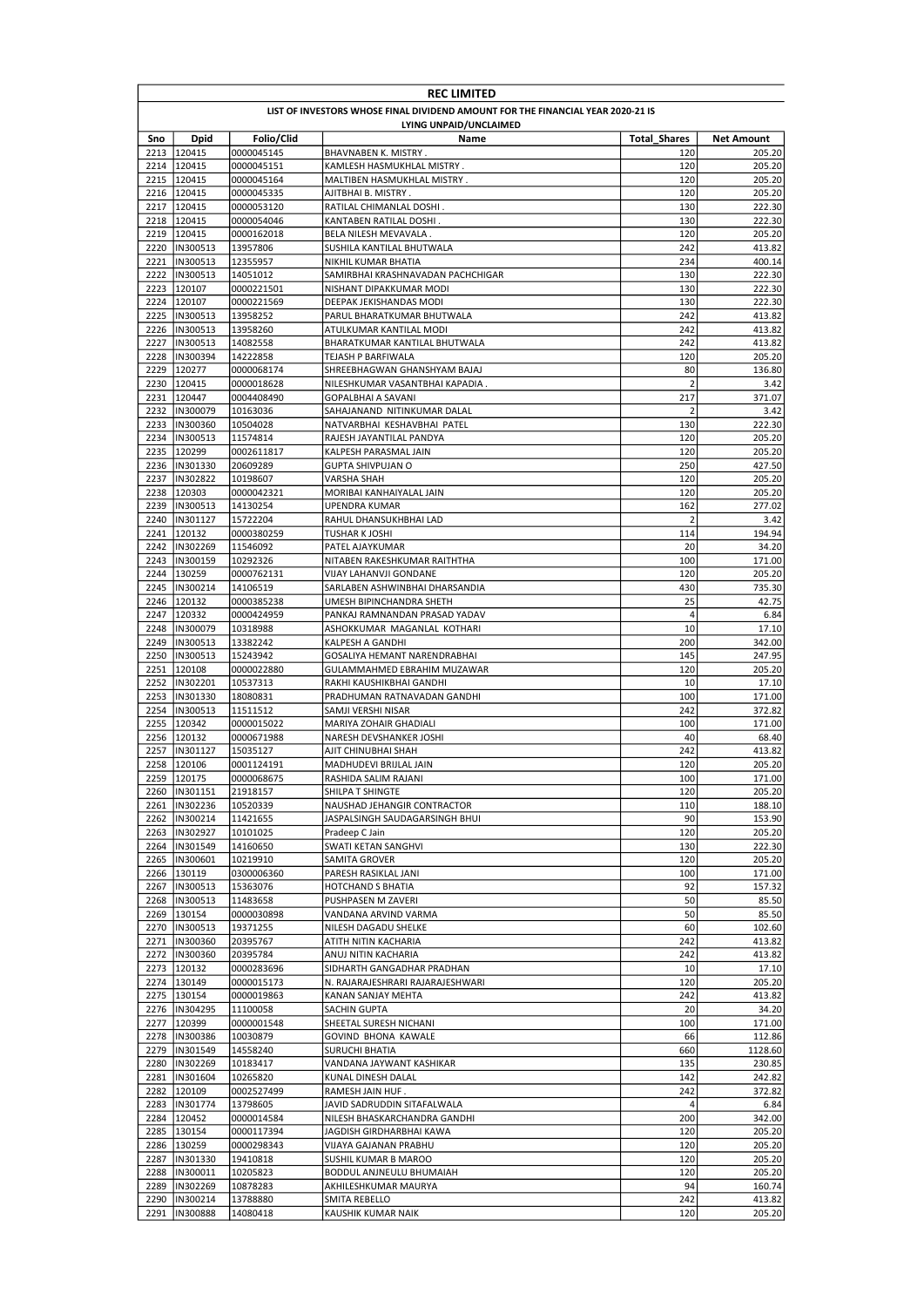# REC LIMITED

## LIST OF INVESTORS WHOSE FINAL DIVIDEND AMOUNT FOR THE FINANCIAL YEAR 2020-21 IS LYING UNPAID/UNCLAIMED

| Sno | Dpid | Folio/Clid | Name | Total_Shares | Net Amount |
|---|---|---|---|---|---|
| 2213 | 120415 | 0000045145 | BHAVNABEN K. MISTRY . | 120 | 205.20 |
| 2214 | 120415 | 0000045151 | KAMLESH HASMUKHLAL MISTRY . | 120 | 205.20 |
| 2215 | 120415 | 0000045164 | MALTIBEN HASMUKHLAL MISTRY . | 120 | 205.20 |
| 2216 | 120415 | 0000045335 | AJITBHAI B. MISTRY . | 120 | 205.20 |
| 2217 | 120415 | 0000053120 | RATILAL CHIMANLAL DOSHI . | 130 | 222.30 |
| 2218 | 120415 | 0000054046 | KANTABEN RATILAL DOSHI . | 130 | 222.30 |
| 2219 | 120415 | 0000162018 | BELA NILESH MEVAVALA . | 120 | 205.20 |
| 2220 | IN300513 | 13957806 | SUSHILA KANTILAL BHUTWALA | 242 | 413.82 |
| 2221 | IN300513 | 12355957 | NIKHIL KUMAR BHATIA | 234 | 400.14 |
| 2222 | IN300513 | 14051012 | SAMIRBHAI KRASHNAVADAN PACHCHIGAR | 130 | 222.30 |
| 2223 | 120107 | 0000221501 | NISHANT DIPAKKUMAR MODI | 130 | 222.30 |
| 2224 | 120107 | 0000221569 | DEEPAK JEKISHANDAS MODI | 130 | 222.30 |
| 2225 | IN300513 | 13958252 | PARUL BHARATKUMAR BHUTWALA | 242 | 413.82 |
| 2226 | IN300513 | 13958260 | ATULKUMAR KANTILAL MODI | 242 | 413.82 |
| 2227 | IN300513 | 14082558 | BHARATKUMAR KANTILAL BHUTWALA | 242 | 413.82 |
| 2228 | IN300394 | 14222858 | TEJASH P BARFIWALA | 120 | 205.20 |
| 2229 | 120277 | 0000068174 | SHREEBHAGWAN GHANSHYAM BAJAJ | 80 | 136.80 |
| 2230 | 120415 | 0000018628 | NILESHKUMAR VASANTBHAI KAPADIA . | 2 | 3.42 |
| 2231 | 120447 | 0004408490 | GOPALBHAI A SAVANI | 217 | 371.07 |
| 2232 | IN300079 | 10163036 | SAHAJANAND NITINKUMAR DALAL | 2 | 3.42 |
| 2233 | IN300360 | 10504028 | NATVARBHAI KESHAVBHAI PATEL | 130 | 222.30 |
| 2234 | IN300513 | 11574814 | RAJESH JAYANTILAL PANDYA | 120 | 205.20 |
| 2235 | 120299 | 0002611817 | KALPESH PARASMAL JAIN | 120 | 205.20 |
| 2236 | IN301330 | 20609289 | GUPTA SHIVPUJAN O | 250 | 427.50 |
| 2237 | IN302822 | 10198607 | VARSHA SHAH | 120 | 205.20 |
| 2238 | 120303 | 0000042321 | MORIBAI KANHAIYALAL JAIN | 120 | 205.20 |
| 2239 | IN300513 | 14130254 | UPENDRA KUMAR | 162 | 277.02 |
| 2240 | IN301127 | 15722204 | RAHUL DHANSUKHBHAI LAD | 2 | 3.42 |
| 2241 | 120132 | 0000380259 | TUSHAR K JOSHI | 114 | 194.94 |
| 2242 | IN302269 | 11546092 | PATEL AJAYKUMAR | 20 | 34.20 |
| 2243 | IN300159 | 10292326 | NITABEN RAKESHKUMAR RAITHTHA | 100 | 171.00 |
| 2244 | 130259 | 0000762131 | VIJAY LAHANVJI GONDANE | 120 | 205.20 |
| 2245 | IN300214 | 14106519 | SARLABEN ASHWINBHAI DHARSANDIA | 430 | 735.30 |
| 2246 | 120132 | 0000385238 | UMESH BIPINCHANDRA SHETH | 25 | 42.75 |
| 2247 | 120332 | 0000424959 | PANKAJ RAMNANDAN PRASAD YADAV | 4 | 6.84 |
| 2248 | IN300079 | 10318988 | ASHOKKUMAR MAGANLAL KOTHARI | 10 | 17.10 |
| 2249 | IN300513 | 13382242 | KALPESH A GANDHI | 200 | 342.00 |
| 2250 | IN300513 | 15243942 | GOSALIYA HEMANT NARENDRABHAI | 145 | 247.95 |
| 2251 | 120108 | 0000022880 | GULAMMAHMED EBRAHIM MUZAWAR | 120 | 205.20 |
| 2252 | IN302201 | 10537313 | RAKHI KAUSHIKBHAI GANDHI | 10 | 17.10 |
| 2253 | IN301330 | 18080831 | PRADHUMAN RATNAVADAN GANDHI | 100 | 171.00 |
| 2254 | IN300513 | 11511512 | SAMJI VERSHI NISAR | 242 | 372.82 |
| 2255 | 120342 | 0000015022 | MARIYA ZOHAIR GHADIALI | 100 | 171.00 |
| 2256 | 120132 | 0000671988 | NARESH DEVSHANKER JOSHI | 40 | 68.40 |
| 2257 | IN301127 | 15035127 | AJIT CHINUBHAI SHAH | 242 | 413.82 |
| 2258 | 120106 | 0001124191 | MADHUDEVI BRIJLAL JAIN | 120 | 205.20 |
| 2259 | 120175 | 0000068675 | RASHIDA SALIM RAJANI | 100 | 171.00 |
| 2260 | IN301151 | 21918157 | SHILPA T SHINGTE | 120 | 205.20 |
| 2261 | IN302236 | 10520339 | NAUSHAD JEHANGIR CONTRACTOR | 110 | 188.10 |
| 2262 | IN300214 | 11421655 | JASPALSINGH SAUDAGARSINGH BHUI | 90 | 153.90 |
| 2263 | IN302927 | 10101025 | Pradeep C Jain | 120 | 205.20 |
| 2264 | IN301549 | 14160650 | SWATI KETAN SANGHVI | 130 | 222.30 |
| 2265 | IN300601 | 10219910 | SAMITA GROVER | 120 | 205.20 |
| 2266 | 130119 | 0300006360 | PARESH RASIKLAL JANI | 100 | 171.00 |
| 2267 | IN300513 | 15363076 | HOTCHAND S BHATIA | 92 | 157.32 |
| 2268 | IN300513 | 11483658 | PUSHPASEN M ZAVERI | 50 | 85.50 |
| 2269 | 130154 | 0000030898 | VANDANA ARVIND VARMA | 50 | 85.50 |
| 2270 | IN300513 | 19371255 | NILESH DAGADU SHELKE | 60 | 102.60 |
| 2271 | IN300360 | 20395767 | ATITH NITIN KACHARIA | 242 | 413.82 |
| 2272 | IN300360 | 20395784 | ANUJ NITIN KACHARIA | 242 | 413.82 |
| 2273 | 120132 | 0000283696 | SIDHARTH GANGADHAR PRADHAN | 10 | 17.10 |
| 2274 | 130149 | 0000015173 | N. RAJARAJESHRARI RAJARAJESHWARI | 120 | 205.20 |
| 2275 | 130154 | 0000019863 | KANAN SANJAY MEHTA | 242 | 413.82 |
| 2276 | IN304295 | 11100058 | SACHIN GUPTA | 20 | 34.20 |
| 2277 | 120399 | 0000001548 | SHEETAL SURESH NICHANI | 100 | 171.00 |
| 2278 | IN300386 | 10030879 | GOVIND BHONA KAWALE | 66 | 112.86 |
| 2279 | IN301549 | 14558240 | SURUCHI BHATIA | 660 | 1128.60 |
| 2280 | IN302269 | 10183417 | VANDANA JAYWANT KASHIKAR | 135 | 230.85 |
| 2281 | IN301604 | 10265820 | KUNAL DINESH DALAL | 142 | 242.82 |
| 2282 | 120109 | 0002527499 | RAMESH JAIN HUF . | 242 | 372.82 |
| 2283 | IN301774 | 13798605 | JAVID SADRUDDIN SITAFALWALA | 4 | 6.84 |
| 2284 | 120452 | 0000014584 | NILESH BHASKARCHANDRA GANDHI | 200 | 342.00 |
| 2285 | 130154 | 0000117394 | JAGDISH GIRDHARBHAI KAWA | 120 | 205.20 |
| 2286 | 130259 | 0000298343 | VIJAYA GAJANAN PRABHU | 120 | 205.20 |
| 2287 | IN301330 | 19410818 | SUSHIL KUMAR B MAROO | 120 | 205.20 |
| 2288 | IN300011 | 10205823 | BODDUL ANJNEULU BHUMAIAH | 120 | 205.20 |
| 2289 | IN302269 | 10878283 | AKHILESHKUMAR MAURYA | 94 | 160.74 |
| 2290 | IN300214 | 13788880 | SMITA REBELLO | 242 | 413.82 |
| 2291 | IN300888 | 14080418 | KAUSHIK KUMAR NAIK | 120 | 205.20 |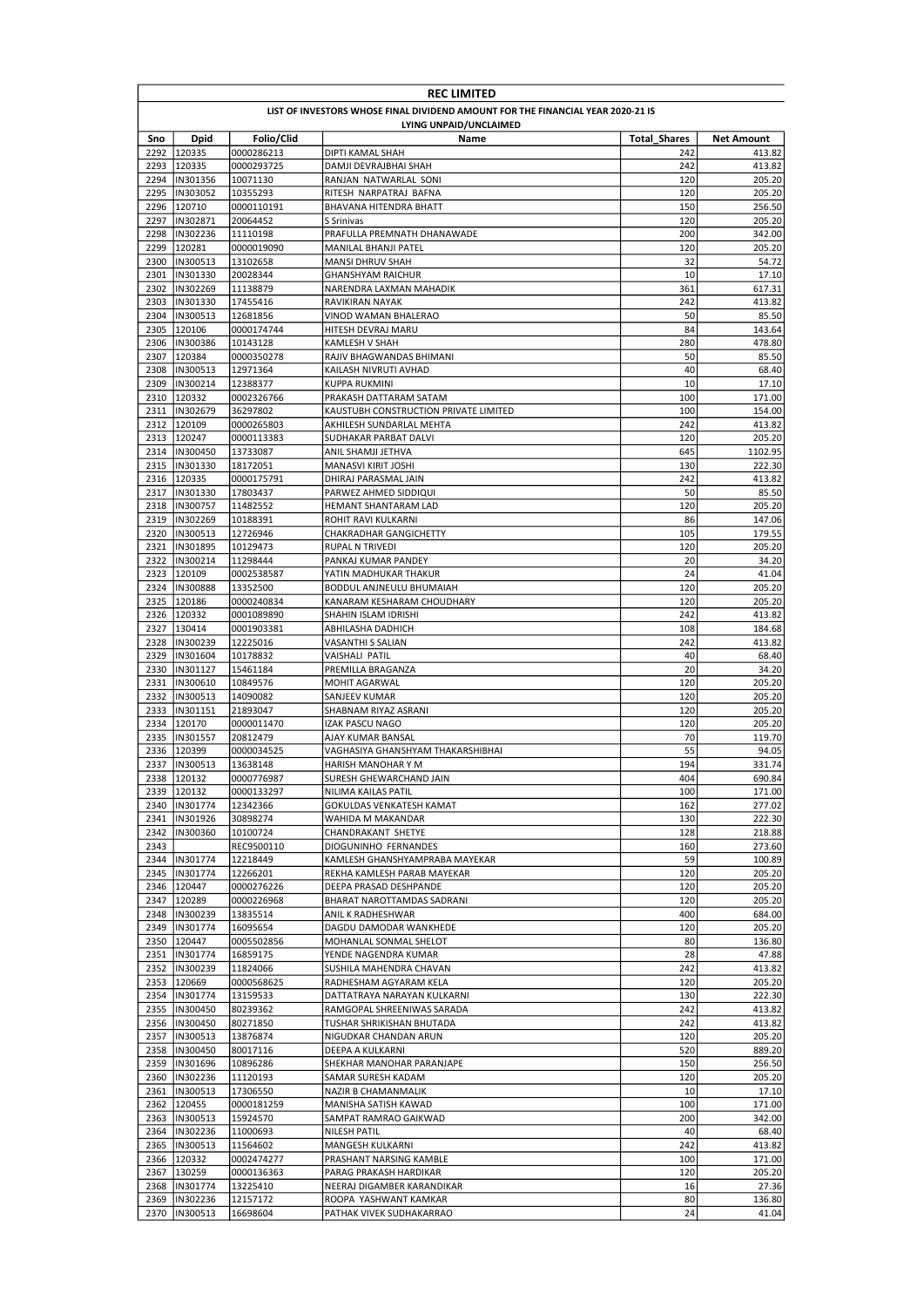**REC LIMITED**

**LIST OF INVESTORS WHOSE FINAL DIVIDEND AMOUNT FOR THE FINANCIAL YEAR 2020-21 IS LYING UNPAID/UNCLAIMED**

| Sno | Dpid | Folio/Clid | Name | Total_Shares | Net Amount |
|---|---|---|---|---|---|
| 2292 | 120335 | 0000286213 | DIPTI KAMAL SHAH | 242 | 413.82 |
| 2293 | 120335 | 0000293725 | DAMJI DEVRAJBHAI SHAH | 242 | 413.82 |
| 2294 | IN301356 | 10071130 | RANJAN NATWARLAL SONI | 120 | 205.20 |
| 2295 | IN303052 | 10355293 | RITESH NARPATRAJ BAFNA | 120 | 205.20 |
| 2296 | 120710 | 0000110191 | BHAVANA HITENDRA BHATT | 150 | 256.50 |
| 2297 | IN302871 | 20064452 | S Srinivas | 120 | 205.20 |
| 2298 | IN302236 | 11110198 | PRAFULLA PREMNATH DHANAWADE | 200 | 342.00 |
| 2299 | 120281 | 0000019090 | MANILAL BHANJI PATEL | 120 | 205.20 |
| 2300 | IN300513 | 13102658 | MANSI DHRUV SHAH | 32 | 54.72 |
| 2301 | IN301330 | 20028344 | GHANSHYAM RAICHUR | 10 | 17.10 |
| 2302 | IN302269 | 11138879 | NARENDRA LAXMAN MAHADIK | 361 | 617.31 |
| 2303 | IN301330 | 17455416 | RAVIKIRAN NAYAK | 242 | 413.82 |
| 2304 | IN300513 | 12681856 | VINOD WAMAN BHALERAO | 50 | 85.50 |
| 2305 | 120106 | 0000174744 | HITESH DEVRAJ MARU | 84 | 143.64 |
| 2306 | IN300386 | 10143128 | KAMLESH V SHAH | 280 | 478.80 |
| 2307 | 120384 | 0000350278 | RAJIV BHAGWANDAS BHIMANI | 50 | 85.50 |
| 2308 | IN300513 | 12971364 | KAILASH NIVRUTI AVHAD | 40 | 68.40 |
| 2309 | IN300214 | 12388377 | KUPPA RUKMINI | 10 | 17.10 |
| 2310 | 120332 | 0002326766 | PRAKASH DATTARAM SATAM | 100 | 171.00 |
| 2311 | IN302679 | 36297802 | KAUSTUBH CONSTRUCTION PRIVATE LIMITED | 100 | 154.00 |
| 2312 | 120109 | 0000265803 | AKHILESH SUNDARLAL MEHTA | 242 | 413.82 |
| 2313 | 120247 | 0000113383 | SUDHAKAR PARBAT DALVI | 120 | 205.20 |
| 2314 | IN300450 | 13733087 | ANIL SHAMJI JETHVA | 645 | 1102.95 |
| 2315 | IN301330 | 18172051 | MANASVI KIRIT JOSHI | 130 | 222.30 |
| 2316 | 120335 | 0000175791 | DHIRAJ PARASMAL JAIN | 242 | 413.82 |
| 2317 | IN301330 | 17803437 | PARWEZ AHMED SIDDIQUI | 50 | 85.50 |
| 2318 | IN300757 | 11482552 | HEMANT SHANTARAM LAD | 120 | 205.20 |
| 2319 | IN302269 | 10188391 | ROHIT RAVI KULKARNI | 86 | 147.06 |
| 2320 | IN300513 | 12726946 | CHAKRADHAR GANGICHETTY | 105 | 179.55 |
| 2321 | IN301895 | 10129473 | RUPAL N TRIVEDI | 120 | 205.20 |
| 2322 | IN300214 | 11298444 | PANKAJ KUMAR PANDEY | 20 | 34.20 |
| 2323 | 120109 | 0002538587 | YATIN MADHUKAR THAKUR | 24 | 41.04 |
| 2324 | IN300888 | 13352500 | BODDUL ANJNEULU BHUMAIAH | 120 | 205.20 |
| 2325 | 120186 | 0000240834 | KANARAM KESHARAM CHOUDHARY | 120 | 205.20 |
| 2326 | 120332 | 0001089890 | SHAHIN ISLAM IDRISHI | 242 | 413.82 |
| 2327 | 130414 | 0001903381 | ABHILASHA DADHICH | 108 | 184.68 |
| 2328 | IN300239 | 12225016 | VASANTHI S SALIAN | 242 | 413.82 |
| 2329 | IN301604 | 10178832 | VAISHALI PATIL | 40 | 68.40 |
| 2330 | IN301127 | 15461184 | PREMILLA BRAGANZA | 20 | 34.20 |
| 2331 | IN300610 | 10849576 | MOHIT AGARWAL | 120 | 205.20 |
| 2332 | IN300513 | 14090082 | SANJEEV KUMAR | 120 | 205.20 |
| 2333 | IN301151 | 21893047 | SHABNAM RIYAZ ASRANI | 120 | 205.20 |
| 2334 | 120170 | 0000011470 | IZAK PASCU NAGO | 120 | 205.20 |
| 2335 | IN301557 | 20812479 | AJAY KUMAR BANSAL | 70 | 119.70 |
| 2336 | 120399 | 0000034525 | VAGHASIYA GHANSHYAM THAKARSHIBHAI | 55 | 94.05 |
| 2337 | IN300513 | 13638148 | HARISH MANOHAR Y M | 194 | 331.74 |
| 2338 | 120132 | 0000776987 | SURESH GHEWARCHAND JAIN | 404 | 690.84 |
| 2339 | 120132 | 0000133297 | NILIMA KAILAS PATIL | 100 | 171.00 |
| 2340 | IN301774 | 12342366 | GOKULDAS VENKATESH KAMAT | 162 | 277.02 |
| 2341 | IN301926 | 30898274 | WAHIDA M MAKANDAR | 130 | 222.30 |
| 2342 | IN300360 | 10100724 | CHANDRAKANT SHETYE | 128 | 218.88 |
| 2343 | | REC9500110 | DIOGUNINHO FERNANDES | 160 | 273.60 |
| 2344 | IN301774 | 12218449 | KAMLESH GHANSHYAMPRABA MAYEKAR | 59 | 100.89 |
| 2345 | IN301774 | 12266201 | REKHA KAMLESH PARAB MAYEKAR | 120 | 205.20 |
| 2346 | 120447 | 0000276226 | DEEPA PRASAD DESHPANDE | 120 | 205.20 |
| 2347 | 120289 | 0000226968 | BHARAT NAROTTAMDAS SADRANI | 120 | 205.20 |
| 2348 | IN300239 | 13835514 | ANIL K RADHESHWAR | 400 | 684.00 |
| 2349 | IN301774 | 16095654 | DAGDU DAMODAR WANKHEDE | 120 | 205.20 |
| 2350 | 120447 | 0005502856 | MOHANLAL SONMAL SHELOT | 80 | 136.80 |
| 2351 | IN301774 | 16859175 | YENDE NAGENDRA KUMAR | 28 | 47.88 |
| 2352 | IN300239 | 11824066 | SUSHILA MAHENDRA CHAVAN | 242 | 413.82 |
| 2353 | 120669 | 0000568625 | RADHESHAM AGYARAM KELA | 120 | 205.20 |
| 2354 | IN301774 | 13159533 | DATTATRAYA NARAYAN KULKARNI | 130 | 222.30 |
| 2355 | IN300450 | 80239362 | RAMGOPAL SHREENIWAS SARADA | 242 | 413.82 |
| 2356 | IN300450 | 80271850 | TUSHAR SHRIKISHAN BHUTADA | 242 | 413.82 |
| 2357 | IN300513 | 13876874 | NIGUDKAR CHANDAN ARUN | 120 | 205.20 |
| 2358 | IN300450 | 80017116 | DEEPA A KULKARNI | 520 | 889.20 |
| 2359 | IN301696 | 10896286 | SHEKHAR MANOHAR PARANJAPE | 150 | 256.50 |
| 2360 | IN302236 | 11120193 | SAMAR SURESH KADAM | 120 | 205.20 |
| 2361 | IN300513 | 17306550 | NAZIR B CHAMANMALIK | 10 | 17.10 |
| 2362 | 120455 | 0000181259 | MANISHA SATISH KAWAD | 100 | 171.00 |
| 2363 | IN300513 | 15924570 | SAMPAT RAMRAO GAIKWAD | 200 | 342.00 |
| 2364 | IN302236 | 11000693 | NILESH PATIL | 40 | 68.40 |
| 2365 | IN300513 | 11564602 | MANGESH KULKARNI | 242 | 413.82 |
| 2366 | 120332 | 0002474277 | PRASHANT NARSING KAMBLE | 100 | 171.00 |
| 2367 | 130259 | 0000136363 | PARAG PRAKASH HARDIKAR | 120 | 205.20 |
| 2368 | IN301774 | 13225410 | NEERAJ DIGAMBER KARANDIKAR | 16 | 27.36 |
| 2369 | IN302236 | 12157172 | ROOPA YASHWANT KAMKAR | 80 | 136.80 |
| 2370 | IN300513 | 16698604 | PATHAK VIVEK SUDHAKARRAO | 24 | 41.04 |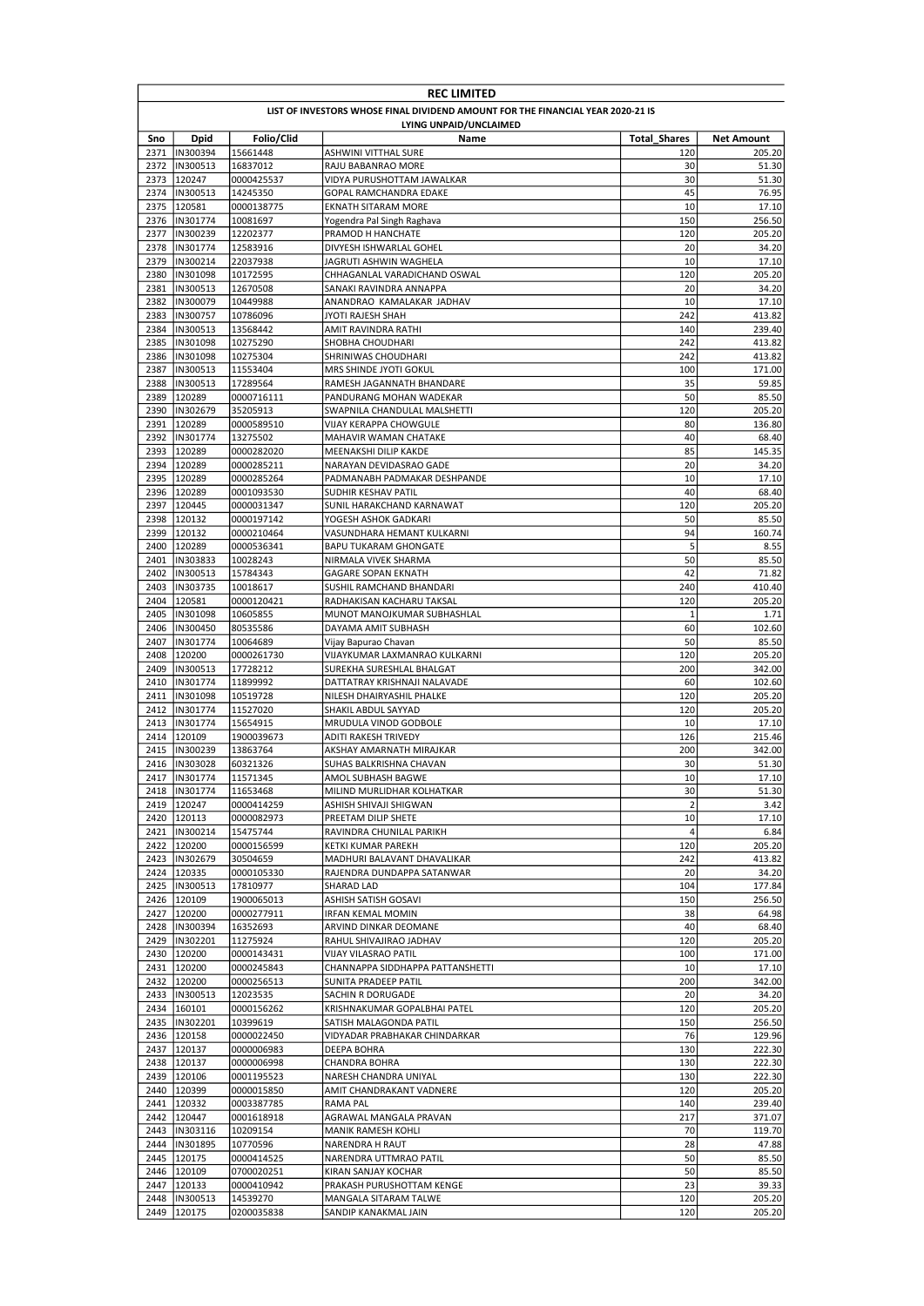# REC LIMITED

## LIST OF INVESTORS WHOSE FINAL DIVIDEND AMOUNT FOR THE FINANCIAL YEAR 2020-21 IS LYING UNPAID/UNCLAIMED

| Sno | Dpid | Folio/Clid | Name | Total_Shares | Net Amount |
|---|---|---|---|---|---|
| 2371 | IN300394 | 15661448 | ASHWINI VITTHAL SURE | 120 | 205.20 |
| 2372 | IN300513 | 16837012 | RAJU BABANRAO MORE | 30 | 51.30 |
| 2373 | 120247 | 0000425537 | VIDYA PURUSHOTTAM JAWALKAR | 30 | 51.30 |
| 2374 | IN300513 | 14245350 | GOPAL RAMCHANDRA EDAKE | 45 | 76.95 |
| 2375 | 120581 | 0000138775 | EKNATH SITARAM MORE | 10 | 17.10 |
| 2376 | IN301774 | 10081697 | Yogendra Pal Singh Raghava | 150 | 256.50 |
| 2377 | IN300239 | 12202377 | PRAMOD H HANCHATE | 120 | 205.20 |
| 2378 | IN301774 | 12583916 | DIVYESH ISHWARLAL GOHEL | 20 | 34.20 |
| 2379 | IN300214 | 22037938 | JAGRUTI ASHWIN WAGHELA | 10 | 17.10 |
| 2380 | IN301098 | 10172595 | CHHAGANLAL VARADICHAND OSWAL | 120 | 205.20 |
| 2381 | IN300513 | 12670508 | SANAKI RAVINDRA ANNAPPA | 20 | 34.20 |
| 2382 | IN300079 | 10449988 | ANANDRAO KAMALAKAR JADHAV | 10 | 17.10 |
| 2383 | IN300757 | 10786096 | JYOTI RAJESH SHAH | 242 | 413.82 |
| 2384 | IN300513 | 13568442 | AMIT RAVINDRA RATHI | 140 | 239.40 |
| 2385 | IN301098 | 10275290 | SHOBHA CHOUDHARI | 242 | 413.82 |
| 2386 | IN301098 | 10275304 | SHRINIWAS CHOUDHARI | 242 | 413.82 |
| 2387 | IN300513 | 11553404 | MRS SHINDE JYOTI GOKUL | 100 | 171.00 |
| 2388 | IN300513 | 17289564 | RAMESH JAGANNATH BHANDARE | 35 | 59.85 |
| 2389 | 120289 | 0000716111 | PANDURANG MOHAN WADEKAR | 50 | 85.50 |
| 2390 | IN302679 | 35205913 | SWAPNILA CHANDULAL MALSHETTI | 120 | 205.20 |
| 2391 | 120289 | 0000589510 | VIJAY KERAPPA CHOWGULE | 80 | 136.80 |
| 2392 | IN301774 | 13275502 | MAHAVIR WAMAN CHATAKE | 40 | 68.40 |
| 2393 | 120289 | 0000282020 | MEENAKSHI DILIP KAKDE | 85 | 145.35 |
| 2394 | 120289 | 0000285211 | NARAYAN DEVIDASRAO GADE | 20 | 34.20 |
| 2395 | 120289 | 0000285264 | PADMANABH PADMAKAR DESHPANDE | 10 | 17.10 |
| 2396 | 120289 | 0001093530 | SUDHIR KESHAV PATIL | 40 | 68.40 |
| 2397 | 120445 | 0000031347 | SUNIL HARAKCHAND KARNAWAT | 120 | 205.20 |
| 2398 | 120132 | 0000197142 | YOGESH ASHOK GADKARI | 50 | 85.50 |
| 2399 | 120132 | 0000210464 | VASUNDHARA HEMANT KULKARNI | 94 | 160.74 |
| 2400 | 120289 | 0000536341 | BAPU TUKARAM GHONGATE | 5 | 8.55 |
| 2401 | IN303833 | 10028243 | NIRMALA VIVEK SHARMA | 50 | 85.50 |
| 2402 | IN300513 | 15784343 | GAGARE SOPAN EKNATH | 42 | 71.82 |
| 2403 | IN303735 | 10018617 | SUSHIL RAMCHAND BHANDARI | 240 | 410.40 |
| 2404 | 120581 | 0000120421 | RADHAKISAN KACHARU TAKSAL | 120 | 205.20 |
| 2405 | IN301098 | 10605855 | MUNOT MANOJKUMAR SUBHASHLAL | 1 | 1.71 |
| 2406 | IN300450 | 80535586 | DAYAMA AMIT SUBHASH | 60 | 102.60 |
| 2407 | IN301774 | 10064689 | Vijay Bapurao Chavan | 50 | 85.50 |
| 2408 | 120200 | 0000261730 | VIJAYKUMAR LAXMANRAO KULKARNI | 120 | 205.20 |
| 2409 | IN300513 | 17728212 | SUREKHA SURESHLAL BHALGAT | 200 | 342.00 |
| 2410 | IN301774 | 11899992 | DATTATRAY KRISHNAJI NALAVADE | 60 | 102.60 |
| 2411 | IN301098 | 10519728 | NILESH DHAIRYASHIL PHALKE | 120 | 205.20 |
| 2412 | IN301774 | 11527020 | SHAKIL ABDUL SAYYAD | 120 | 205.20 |
| 2413 | IN301774 | 15654915 | MRUDULA VINOD GODBOLE | 10 | 17.10 |
| 2414 | 120109 | 1900039673 | ADITI RAKESH TRIVEDY | 126 | 215.46 |
| 2415 | IN300239 | 13863764 | AKSHAY AMARNATH MIRAJKAR | 200 | 342.00 |
| 2416 | IN303028 | 60321326 | SUHAS BALKRISHNA CHAVAN | 30 | 51.30 |
| 2417 | IN301774 | 11571345 | AMOL SUBHASH BAGWE | 10 | 17.10 |
| 2418 | IN301774 | 11653468 | MILIND MURLIDHAR KOLHATKAR | 30 | 51.30 |
| 2419 | 120247 | 0000414259 | ASHISH SHIVAJI SHIGWAN | 2 | 3.42 |
| 2420 | 120113 | 0000082973 | PREETAM DILIP SHETE | 10 | 17.10 |
| 2421 | IN300214 | 15475744 | RAVINDRA CHUNILAL PARIKH | 4 | 6.84 |
| 2422 | 120200 | 0000156599 | KETKI KUMAR PAREKH | 120 | 205.20 |
| 2423 | IN302679 | 30504659 | MADHURI BALAVANT DHAVALIKAR | 242 | 413.82 |
| 2424 | 120335 | 0000105330 | RAJENDRA DUNDAPPA SATANWAR | 20 | 34.20 |
| 2425 | IN300513 | 17810977 | SHARAD LAD | 104 | 177.84 |
| 2426 | 120109 | 1900065013 | ASHISH SATISH GOSAVI | 150 | 256.50 |
| 2427 | 120200 | 0000277911 | IRFAN KEMAL MOMIN | 38 | 64.98 |
| 2428 | IN300394 | 16352693 | ARVIND DINKAR DEOMANE | 40 | 68.40 |
| 2429 | IN302201 | 11275924 | RAHUL SHIVAJIRAO JADHAV | 120 | 205.20 |
| 2430 | 120200 | 0000143431 | VIJAY VILASRAO PATIL | 100 | 171.00 |
| 2431 | 120200 | 0000245843 | CHANNAPPA SIDDHAPPA PATTANSHETTI | 10 | 17.10 |
| 2432 | 120200 | 0000256513 | SUNITA PRADEEP PATIL | 200 | 342.00 |
| 2433 | IN300513 | 12023535 | SACHIN R DORUGADE | 20 | 34.20 |
| 2434 | 160101 | 0000156262 | KRISHNAKUMAR GOPALBHAI PATEL | 120 | 205.20 |
| 2435 | IN302201 | 10399619 | SATISH MALAGONDA PATIL | 150 | 256.50 |
| 2436 | 120158 | 0000022450 | VIDYADAR PRABHAKAR CHINDARKAR | 76 | 129.96 |
| 2437 | 120137 | 0000006983 | DEEPA BOHRA | 130 | 222.30 |
| 2438 | 120137 | 0000006998 | CHANDRA BOHRA | 130 | 222.30 |
| 2439 | 120106 | 0001195523 | NARESH CHANDRA UNIYAL | 130 | 222.30 |
| 2440 | 120399 | 0000015850 | AMIT CHANDRAKANT VADNERE | 120 | 205.20 |
| 2441 | 120332 | 0003387785 | RAMA PAL | 140 | 239.40 |
| 2442 | 120447 | 0001618918 | AGRAWAL MANGALA PRAVAN | 217 | 371.07 |
| 2443 | IN303116 | 10209154 | MANIK RAMESH KOHLI | 70 | 119.70 |
| 2444 | IN301895 | 10770596 | NARENDRA H RAUT | 28 | 47.88 |
| 2445 | 120175 | 0000414525 | NARENDRA UTTMRAO PATIL | 50 | 85.50 |
| 2446 | 120109 | 0700020251 | KIRAN SANJAY KOCHAR | 50 | 85.50 |
| 2447 | 120133 | 0000410942 | PRAKASH PURUSHOTTAM KENGE | 23 | 39.33 |
| 2448 | IN300513 | 14539270 | MANGALA SITARAM TALWE | 120 | 205.20 |
| 2449 | 120175 | 0200035838 | SANDIP KANAKMAL JAIN | 120 | 205.20 |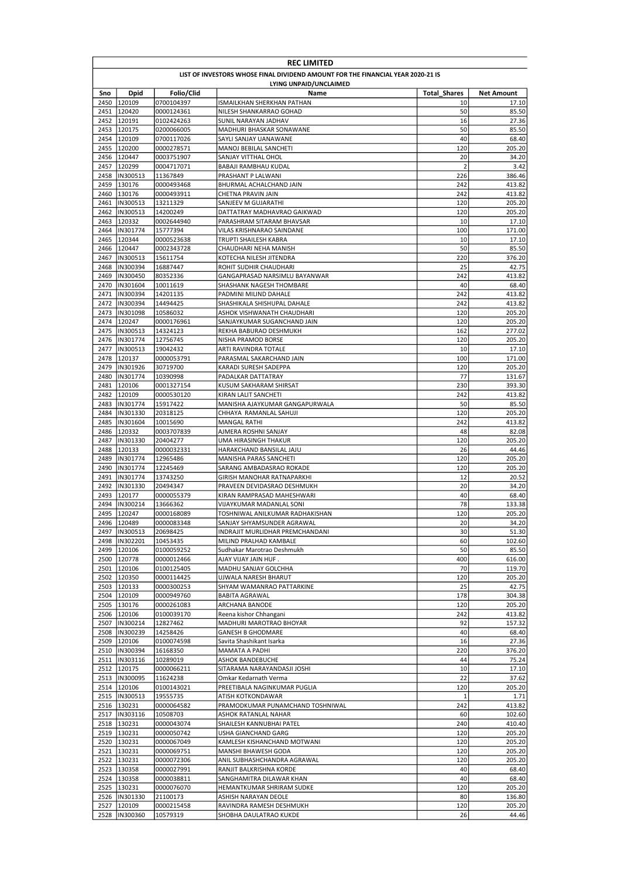| REC LIMITED | | | | | |
|---|---|---|---|---|---|
| LIST OF INVESTORS WHOSE FINAL DIVIDEND AMOUNT FOR THE FINANCIAL YEAR 2020-21 IS LYING UNPAID/UNCLAIMED | | | | | |
| Sno | Dpid | Folio/Clid | Name | Total_Shares | Net Amount |
| 2450 | 120109 | 0700104397 | ISMAILKHAN SHERKHAN PATHAN | 10 | 17.10 |
| 2451 | 120420 | 0000124361 | NILESH SHANKARRAO GOHAD | 50 | 85.50 |
| 2452 | 120191 | 0102424263 | SUNIL NARAYAN JADHAV | 16 | 27.36 |
| 2453 | 120175 | 0200066005 | MADHURI BHASKAR SONAWANE | 50 | 85.50 |
| 2454 | 120109 | 0700117026 | SAYLI SANJAY UANAWANE | 40 | 68.40 |
| 2455 | 120200 | 0000278571 | MANOJ BEBILAL SANCHETI | 120 | 205.20 |
| 2456 | 120447 | 0003751907 | SANJAY VITTHAL OHOL | 20 | 34.20 |
| 2457 | 120299 | 0004717071 | BABAJI RAMBHAU KUDAL | 2 | 3.42 |
| 2458 | IN300513 | 11367849 | PRASHANT P LALWANI | 226 | 386.46 |
| 2459 | 130176 | 0000493468 | BHURMAL ACHALCHAND JAIN | 242 | 413.82 |
| 2460 | 130176 | 0000493911 | CHETNA PRAVIN JAIN | 242 | 413.82 |
| 2461 | IN300513 | 13211329 | SANJEEV M GUJARATHI | 120 | 205.20 |
| 2462 | IN300513 | 14200249 | DATTATRAY MADHAVRAO GAIKWAD | 120 | 205.20 |
| 2463 | 120332 | 0002644940 | PARASHRAM SITARAM BHAVSAR | 10 | 17.10 |
| 2464 | IN301774 | 15777394 | VILAS KRISHNARAO SAINDANE | 100 | 171.00 |
| 2465 | 120344 | 0000523638 | TRUPTI SHAILESH KABRA | 10 | 17.10 |
| 2466 | 120447 | 0002343728 | CHAUDHARI NEHA MANISH | 50 | 85.50 |
| 2467 | IN300513 | 15611754 | KOTECHA NILESH JITENDRA | 220 | 376.20 |
| 2468 | IN300394 | 16887447 | ROHIT SUDHIR CHAUDHARI | 25 | 42.75 |
| 2469 | IN300450 | 80352336 | GANGAPRASAD NARSIMLU BAYANWAR | 242 | 413.82 |
| 2470 | IN301604 | 10011619 | SHASHANK NAGESH THOMBARE | 40 | 68.40 |
| 2471 | IN300394 | 14201135 | PADMINI MILIND DAHALE | 242 | 413.82 |
| 2472 | IN300394 | 14494425 | SHASHIKALA SHISHUPAL DAHALE | 242 | 413.82 |
| 2473 | IN301098 | 10586032 | ASHOK VISHWANATH CHAUDHARI | 120 | 205.20 |
| 2474 | 120247 | 0000176961 | SANJAYKUMAR SUGANCHAND JAIN | 120 | 205.20 |
| 2475 | IN300513 | 14324123 | REKHA BABURAO DESHMUKH | 162 | 277.02 |
| 2476 | IN301774 | 12756745 | NISHA PRAMOD BORSE | 120 | 205.20 |
| 2477 | IN300513 | 19042432 | ARTI RAVINDRA TOTALE | 10 | 17.10 |
| 2478 | 120137 | 0000053791 | PARASMAL SAKARCHAND JAIN | 100 | 171.00 |
| 2479 | IN301926 | 30719700 | KARADI SURESH SADEPPA | 120 | 205.20 |
| 2480 | IN301774 | 10390998 | PADALKAR DATTATRAY | 77 | 131.67 |
| 2481 | 120106 | 0001327154 | KUSUM SAKHARAM SHIRSAT | 230 | 393.30 |
| 2482 | 120109 | 0000530120 | KIRAN LALIT SANCHETI | 242 | 413.82 |
| 2483 | IN301774 | 15917422 | MANISHA AJAYKUMAR GANGAPURWALA | 50 | 85.50 |
| 2484 | IN301330 | 20318125 | CHHAYA RAMANLAL SAHUJI | 120 | 205.20 |
| 2485 | IN301604 | 10015690 | MANGAL RATHI | 242 | 413.82 |
| 2486 | 120332 | 0003707839 | AJMERA ROSHNI SANJAY | 48 | 82.08 |
| 2487 | IN301330 | 20404277 | UMA HIRASINGH THAKUR | 120 | 205.20 |
| 2488 | 120133 | 0000032331 | HARAKCHAND BANSILAL JAJU | 26 | 44.46 |
| 2489 | IN301774 | 12965486 | MANISHA PARAS SANCHETI | 120 | 205.20 |
| 2490 | IN301774 | 12245469 | SARANG AMBADASRAO ROKADE | 120 | 205.20 |
| 2491 | IN301774 | 13743250 | GIRISH MANOHAR RATNAPARKHI | 12 | 20.52 |
| 2492 | IN301330 | 20494347 | PRAVEEN DEVIDASRAO DESHMUKH | 20 | 34.20 |
| 2493 | 120177 | 0000055379 | KIRAN RAMPRASAD MAHESHWARI | 40 | 68.40 |
| 2494 | IN300214 | 13666362 | VIJAYKUMAR MADANLAL SONI | 78 | 133.38 |
| 2495 | 120247 | 0000168089 | TOSHNIWAL ANILKUMAR RADHAKISHAN | 120 | 205.20 |
| 2496 | 120489 | 0000083348 | SANJAY SHYAMSUNDER AGRAWAL | 20 | 34.20 |
| 2497 | IN300513 | 20698425 | INDRAJIT MURLIDHAR PREMCHANDANI | 30 | 51.30 |
| 2498 | IN302201 | 10453435 | MILIND PRALHAD KAMBALE | 60 | 102.60 |
| 2499 | 120106 | 0100059252 | Sudhakar Marotrao Deshmukh | 50 | 85.50 |
| 2500 | 120778 | 0000012466 | AJAY VIJAY JAIN HUF . | 400 | 616.00 |
| 2501 | 120106 | 0100125405 | MADHU SANJAY GOLCHHA | 70 | 119.70 |
| 2502 | 120350 | 0000114425 | UJWALA NARESH BHARUT | 120 | 205.20 |
| 2503 | 120133 | 0000300253 | SHYAM WAMANRAO PATTARKINE | 25 | 42.75 |
| 2504 | 120109 | 0000949760 | BABITA AGRAWAL | 178 | 304.38 |
| 2505 | 130176 | 0000261083 | ARCHANA BANODE | 120 | 205.20 |
| 2506 | 120106 | 0100039170 | Reena kishor Chhangani | 242 | 413.82 |
| 2507 | IN300214 | 12827462 | MADHURI MAROTRAO BHOYAR | 92 | 157.32 |
| 2508 | IN300239 | 14258426 | GANESH B GHODMARE | 40 | 68.40 |
| 2509 | 120106 | 0100074598 | Savita Shashikant Isarka | 16 | 27.36 |
| 2510 | IN300394 | 16168350 | MAMATA A PADHI | 220 | 376.20 |
| 2511 | IN303116 | 10289019 | ASHOK BANDEBUCHE | 44 | 75.24 |
| 2512 | 120175 | 0000066211 | SITARAMA NARAYANDASJI JOSHI | 10 | 17.10 |
| 2513 | IN300095 | 11624238 | Omkar Kedarnath Verma | 22 | 37.62 |
| 2514 | 120106 | 0100143021 | PREETIBALA NAGINKUMAR PUGLIA | 120 | 205.20 |
| 2515 | IN300513 | 19555735 | ATISH KOTKONDAWAR | 1 | 1.71 |
| 2516 | 130231 | 0000064582 | PRAMODKUMAR PUNAMCHAND TOSHNIWAL | 242 | 413.82 |
| 2517 | IN303116 | 10508703 | ASHOK RATANLAL NAHAR | 60 | 102.60 |
| 2518 | 130231 | 0000043074 | SHAILESH KANNUBHAI PATEL | 240 | 410.40 |
| 2519 | 130231 | 0000050742 | USHA GIANCHAND GARG | 120 | 205.20 |
| 2520 | 130231 | 0000067049 | KAMLESH KISHANCHAND MOTWANI | 120 | 205.20 |
| 2521 | 130231 | 0000069751 | MANSHI BHAWESH GODA | 120 | 205.20 |
| 2522 | 130231 | 0000072306 | ANIL SUBHASHCHANDRA AGRAWAL | 120 | 205.20 |
| 2523 | 130358 | 0000027991 | RANJIT BALKRISHNA KORDE | 40 | 68.40 |
| 2524 | 130358 | 0000038811 | SANGHAMITRA DILAWAR KHAN | 40 | 68.40 |
| 2525 | 130231 | 0000076070 | HEMANTKUMAR SHRIRAM SUDKE | 120 | 205.20 |
| 2526 | IN301330 | 21100173 | ASHISH NARAYAN DEOLE | 80 | 136.80 |
| 2527 | 120109 | 0000215458 | RAVINDRA RAMESH DESHMUKH | 120 | 205.20 |
| 2528 | IN300360 | 10579319 | SHOBHA DAULATRAO KUKDE | 26 | 44.46 |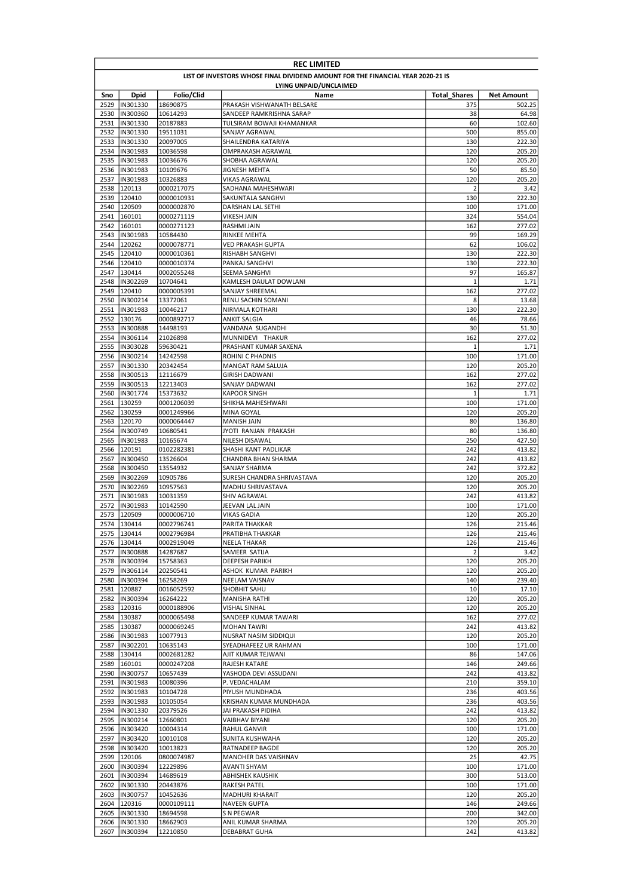**REC LIMITED**

**LIST OF INVESTORS WHOSE FINAL DIVIDEND AMOUNT FOR THE FINANCIAL YEAR 2020-21 IS LYING UNPAID/UNCLAIMED**

| Sno | Dpid | Folio/Clid | Name | Total_Shares | Net Amount |
|---|---|---|---|---|---|
| 2529 | IN301330 | 18690875 | PRAKASH VISHWANATH BELSARE | 375 | 502.25 |
| 2530 | IN300360 | 10614293 | SANDEEP RAMKRISHNA SARAP | 38 | 64.98 |
| 2531 | IN301330 | 20187883 | TULSIRAM BOWAJI KHAMANKAR | 60 | 102.60 |
| 2532 | IN301330 | 19511031 | SANJAY AGRAWAL | 500 | 855.00 |
| 2533 | IN301330 | 20097005 | SHAILENDRA KATARIYA | 130 | 222.30 |
| 2534 | IN301983 | 10036598 | OMPRAKASH AGRAWAL | 120 | 205.20 |
| 2535 | IN301983 | 10036676 | SHOBHA AGRAWAL | 120 | 205.20 |
| 2536 | IN301983 | 10109676 | JIGNESH MEHTA | 50 | 85.50 |
| 2537 | IN301983 | 10326883 | VIKAS AGRAWAL | 120 | 205.20 |
| 2538 | 120113 | 0000217075 | SADHANA MAHESHWARI | 2 | 3.42 |
| 2539 | 120410 | 0000010931 | SAKUNTALA SANGHVI | 130 | 222.30 |
| 2540 | 120509 | 0000002870 | DARSHAN LAL SETHI | 100 | 171.00 |
| 2541 | 160101 | 0000271119 | VIKESH JAIN | 324 | 554.04 |
| 2542 | 160101 | 0000271123 | RASHMI JAIN | 162 | 277.02 |
| 2543 | IN301983 | 10584430 | RINKEE MEHTA | 99 | 169.29 |
| 2544 | 120262 | 0000078771 | VED PRAKASH GUPTA | 62 | 106.02 |
| 2545 | 120410 | 0000010361 | RISHABH SANGHVI | 130 | 222.30 |
| 2546 | 120410 | 0000010374 | PANKAJ SANGHVI | 130 | 222.30 |
| 2547 | 130414 | 0002055248 | SEEMA SANGHVI | 97 | 165.87 |
| 2548 | IN302269 | 10704641 | KAMLESH DAULAT DOWLANI | 1 | 1.71 |
| 2549 | 120410 | 0000005391 | SANJAY SHREEMAL | 162 | 277.02 |
| 2550 | IN300214 | 13372061 | RENU SACHIN SOMANI | 8 | 13.68 |
| 2551 | IN301983 | 10046217 | NIRMALA KOTHARI | 130 | 222.30 |
| 2552 | 130176 | 0000892717 | ANKIT SALGIA | 46 | 78.66 |
| 2553 | IN300888 | 14498193 | VANDANA SUGANDHI | 30 | 51.30 |
| 2554 | IN306114 | 21026898 | MUNNIDEVI THAKUR | 162 | 277.02 |
| 2555 | IN303028 | 59630421 | PRASHANT KUMAR SAXENA | 1 | 1.71 |
| 2556 | IN300214 | 14242598 | ROHINI C PHADNIS | 100 | 171.00 |
| 2557 | IN301330 | 20342454 | MANGAT RAM SALUJA | 120 | 205.20 |
| 2558 | IN300513 | 12116679 | GIRISH DADWANI | 162 | 277.02 |
| 2559 | IN300513 | 12213403 | SANJAY DADWANI | 162 | 277.02 |
| 2560 | IN301774 | 15373632 | KAPOOR SINGH | 1 | 1.71 |
| 2561 | 130259 | 0001206039 | SHIKHA MAHESHWARI | 100 | 171.00 |
| 2562 | 130259 | 0001249966 | MINA GOYAL | 120 | 205.20 |
| 2563 | 120170 | 0000064447 | MANISH JAIN | 80 | 136.80 |
| 2564 | IN300749 | 10680541 | JYOTI RANJAN PRAKASH | 80 | 136.80 |
| 2565 | IN301983 | 10165674 | NILESH DISAWAL | 250 | 427.50 |
| 2566 | 120191 | 0102282381 | SHASHI KANT PADLIKAR | 242 | 413.82 |
| 2567 | IN300450 | 13526604 | CHANDRA BHAN SHARMA | 242 | 413.82 |
| 2568 | IN300450 | 13554932 | SANJAY SHARMA | 242 | 372.82 |
| 2569 | IN302269 | 10905786 | SURESH CHANDRA SHRIVASTAVA | 120 | 205.20 |
| 2570 | IN302269 | 10957563 | MADHU SHRIVASTAVA | 120 | 205.20 |
| 2571 | IN301983 | 10031359 | SHIV AGRAWAL | 242 | 413.82 |
| 2572 | IN301983 | 10142590 | JEEVAN LAL JAIN | 100 | 171.00 |
| 2573 | 120509 | 0000006710 | VIKAS GADIA | 120 | 205.20 |
| 2574 | 130414 | 0002796741 | PARITA THAKKAR | 126 | 215.46 |
| 2575 | 130414 | 0002796984 | PRATIBHA THAKKAR | 126 | 215.46 |
| 2576 | 130414 | 0002919049 | NEELA THAKAR | 126 | 215.46 |
| 2577 | IN300888 | 14287687 | SAMEER SATIJA | 2 | 3.42 |
| 2578 | IN300394 | 15758363 | DEEPESH PARIKH | 120 | 205.20 |
| 2579 | IN306114 | 20250541 | ASHOK KUMAR PARIKH | 120 | 205.20 |
| 2580 | IN300394 | 16258269 | NEELAM VAISNAV | 140 | 239.40 |
| 2581 | 120887 | 0016052592 | SHOBHIT SAHU | 10 | 17.10 |
| 2582 | IN300394 | 16264222 | MANISHA RATHI | 120 | 205.20 |
| 2583 | 120316 | 0000188906 | VISHAL SINHAL | 120 | 205.20 |
| 2584 | 130387 | 0000065498 | SANDEEP KUMAR TAWARI | 162 | 277.02 |
| 2585 | 130387 | 0000069245 | MOHAN TAWRI | 242 | 413.82 |
| 2586 | IN301983 | 10077913 | NUSRAT NASIM SIDDIQUI | 120 | 205.20 |
| 2587 | IN302201 | 10635143 | SYEADHAFEEZ UR RAHMAN | 100 | 171.00 |
| 2588 | 130414 | 0002681282 | AJIT KUMAR TEJWANI | 86 | 147.06 |
| 2589 | 160101 | 0000247208 | RAJESH KATARE | 146 | 249.66 |
| 2590 | IN300757 | 10657439 | YASHODA DEVI ASSUDANI | 242 | 413.82 |
| 2591 | IN301983 | 10080396 | P. VEDACHALAM | 210 | 359.10 |
| 2592 | IN301983 | 10104728 | PIYUSH MUNDHADA | 236 | 403.56 |
| 2593 | IN301983 | 10105054 | KRISHAN KUMAR MUNDHADA | 236 | 403.56 |
| 2594 | IN301330 | 20379526 | JAI PRAKASH PIDIHA | 242 | 413.82 |
| 2595 | IN300214 | 12660801 | VAIBHAV BIYANI | 120 | 205.20 |
| 2596 | IN303420 | 10004314 | RAHUL GANVIR | 100 | 171.00 |
| 2597 | IN303420 | 10010108 | SUNITA KUSHWAHA | 120 | 205.20 |
| 2598 | IN303420 | 10013823 | RATNADEEP BAGDE | 120 | 205.20 |
| 2599 | 120106 | 0800074987 | MANOHER DAS VAISHNAV | 25 | 42.75 |
| 2600 | IN300394 | 12229896 | AVANTI SHYAM | 100 | 171.00 |
| 2601 | IN300394 | 14689619 | ABHISHEK KAUSHIK | 300 | 513.00 |
| 2602 | IN301330 | 20443876 | RAKESH PATEL | 100 | 171.00 |
| 2603 | IN300757 | 10452636 | MADHURI KHARAIT | 120 | 205.20 |
| 2604 | 120316 | 0000109111 | NAVEEN GUPTA | 146 | 249.66 |
| 2605 | IN301330 | 18694598 | S N PEGWAR | 200 | 342.00 |
| 2606 | IN301330 | 18662903 | ANIL KUMAR SHARMA | 120 | 205.20 |
| 2607 | IN300394 | 12210850 | DEBABRAT GUHA | 242 | 413.82 |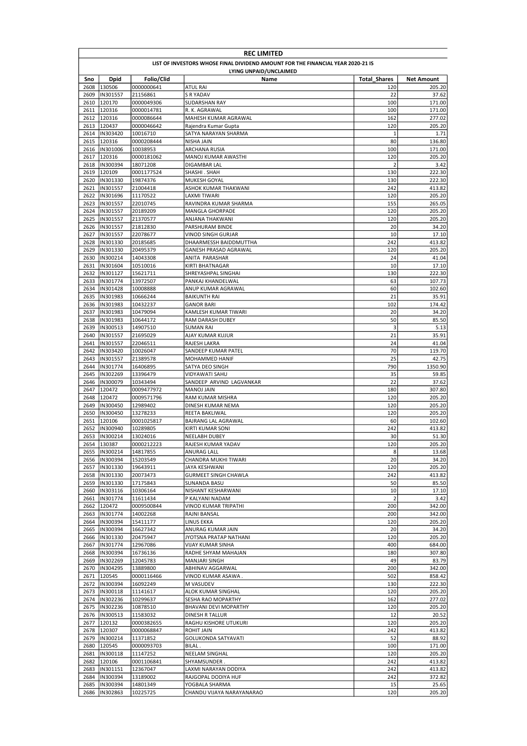# REC LIMITED

## LIST OF INVESTORS WHOSE FINAL DIVIDEND AMOUNT FOR THE FINANCIAL YEAR 2020-21 IS LYING UNPAID/UNCLAIMED

| Sno | Dpid | Folio/Clid | Name | Total_Shares | Net Amount |
|---|---|---|---|---|---|
| 2608 | 130506 | 0000000641 | ATUL RAI | 120 | 205.20 |
| 2609 | IN301557 | 21156861 | S R YADAV | 22 | 37.62 |
| 2610 | 120170 | 0000049306 | SUDARSHAN RAY | 100 | 171.00 |
| 2611 | 120316 | 0000014781 | R. K. AGRAWAL | 100 | 171.00 |
| 2612 | 120316 | 0000086644 | MAHESH KUMAR AGRAWAL | 162 | 277.02 |
| 2613 | 120437 | 0000046642 | Rajendra Kumar Gupta | 120 | 205.20 |
| 2614 | IN303420 | 10016710 | SATYA NARAYAN SHARMA | 1 | 1.71 |
| 2615 | 120316 | 0000208444 | NISHA JAIN | 80 | 136.80 |
| 2616 | IN301006 | 10038953 | ARCHANA RUSIA | 100 | 171.00 |
| 2617 | 120316 | 0000181062 | MANOJ KUMAR AWASTHI | 120 | 205.20 |
| 2618 | IN300394 | 18071208 | DIGAMBAR LAL | 2 | 3.42 |
| 2619 | 120109 | 0001177524 | SHASHI . SHAH | 130 | 222.30 |
| 2620 | IN301330 | 19874376 | MUKESH GOYAL | 130 | 222.30 |
| 2621 | IN301557 | 21004418 | ASHOK KUMAR THAKWANI | 242 | 413.82 |
| 2622 | IN301696 | 11170522 | LAXMI TIWARI | 120 | 205.20 |
| 2623 | IN301557 | 22010745 | RAVINDRA KUMAR SHARMA | 155 | 265.05 |
| 2624 | IN301557 | 20189209 | MANGLA GHORPADE | 120 | 205.20 |
| 2625 | IN301557 | 21370577 | ANJANA THAKWANI | 120 | 205.20 |
| 2626 | IN301557 | 21812830 | PARSHURAM BINDE | 20 | 34.20 |
| 2627 | IN301557 | 22078677 | VINOD SINGH GURJAR | 10 | 17.10 |
| 2628 | IN301330 | 20185685 | DHAARMESSH BAIDDMUTTHA | 242 | 413.82 |
| 2629 | IN301330 | 20495379 | GANESH PRASAD AGRAWAL | 120 | 205.20 |
| 2630 | IN300214 | 14043308 | ANITA PARASHAR | 24 | 41.04 |
| 2631 | IN301604 | 10510016 | KIRTI BHATNAGAR | 10 | 17.10 |
| 2632 | IN301127 | 15621711 | SHREYASHPAL SINGHAI | 130 | 222.30 |
| 2633 | IN301774 | 13972507 | PANKAJ KHANDELWAL | 63 | 107.73 |
| 2634 | IN301428 | 10008888 | ANUP KUMAR AGRAWAL | 60 | 102.60 |
| 2635 | IN301983 | 10666244 | BAIKUNTH RAI | 21 | 35.91 |
| 2636 | IN301983 | 10432237 | GANOR BARI | 102 | 174.42 |
| 2637 | IN301983 | 10479094 | KAMLESH KUMAR TIWARI | 20 | 34.20 |
| 2638 | IN301983 | 10644172 | RAM DARASH DUBEY | 50 | 85.50 |
| 2639 | IN300513 | 14907510 | SUMAN RAI | 3 | 5.13 |
| 2640 | IN301557 | 21695029 | AJAY KUMAR KUJUR | 21 | 35.91 |
| 2641 | IN301557 | 22046511 | RAJESH LAKRA | 24 | 41.04 |
| 2642 | IN303420 | 10026047 | SANDEEP KUMAR PATEL | 70 | 119.70 |
| 2643 | IN301557 | 21389578 | MOHAMMED HANIF | 25 | 42.75 |
| 2644 | IN301774 | 16406895 | SATYA DEO SINGH | 790 | 1350.90 |
| 2645 | IN302269 | 13396479 | VIDYAWATI SAHU | 35 | 59.85 |
| 2646 | IN300079 | 10343494 | SANDEEP ARVIND LAGVANKAR | 22 | 37.62 |
| 2647 | 120472 | 0009477972 | MANOJ JAIN | 180 | 307.80 |
| 2648 | 120472 | 0009571796 | RAM KUMAR MISHRA | 120 | 205.20 |
| 2649 | IN300450 | 12989402 | DINESH KUMAR NEMA | 120 | 205.20 |
| 2650 | IN300450 | 13278233 | REETA BAKLIWAL | 120 | 205.20 |
| 2651 | 120106 | 0001025817 | BAJRANG LAL AGRAWAL | 60 | 102.60 |
| 2652 | IN300940 | 10289805 | KIRTI KUMAR SONI | 242 | 413.82 |
| 2653 | IN300214 | 13024016 | NEELABH DUBEY | 30 | 51.30 |
| 2654 | 130387 | 0000212223 | RAJESH KUMAR YADAV | 120 | 205.20 |
| 2655 | IN300214 | 14817855 | ANURAG LALL | 8 | 13.68 |
| 2656 | IN300394 | 15203549 | CHANDRA MUKHI TIWARI | 20 | 34.20 |
| 2657 | IN301330 | 19643911 | JAYA KESHWANI | 120 | 205.20 |
| 2658 | IN301330 | 20073473 | GURMEET SINGH CHAWLA | 242 | 413.82 |
| 2659 | IN301330 | 17175843 | SUNANDA BASU | 50 | 85.50 |
| 2660 | IN303116 | 10306164 | NISHANT KESHARWANI | 10 | 17.10 |
| 2661 | IN301774 | 11611434 | P KALYANI NADAM | 2 | 3.42 |
| 2662 | 120472 | 0009500844 | VINOD KUMAR TRIPATHI | 200 | 342.00 |
| 2663 | IN301774 | 14002268 | RAJNI BANSAL | 200 | 342.00 |
| 2664 | IN300394 | 15411177 | LINUS EKKA | 120 | 205.20 |
| 2665 | IN300394 | 16627342 | ANURAG KUMAR JAIN | 20 | 34.20 |
| 2666 | IN301330 | 20475947 | JYOTSNA PRATAP NATHANI | 120 | 205.20 |
| 2667 | IN301774 | 12967086 | VIJAY KUMAR SINHA | 400 | 684.00 |
| 2668 | IN300394 | 16736136 | RADHE SHYAM MAHAJAN | 180 | 307.80 |
| 2669 | IN302269 | 12045783 | MANJARI SINGH | 49 | 83.79 |
| 2670 | IN304295 | 13889800 | ABHINAV AGGARWAL | 200 | 342.00 |
| 2671 | 120545 | 0000116466 | VINOD KUMAR ASAWA . | 502 | 858.42 |
| 2672 | IN300394 | 16092249 | M VASUDEV | 130 | 222.30 |
| 2673 | IN300118 | 11141617 | ALOK KUMAR SINGHAL | 120 | 205.20 |
| 2674 | IN302236 | 10299637 | SESHA RAO MOPARTHY | 162 | 277.02 |
| 2675 | IN302236 | 10878510 | BHAVANI DEVI MOPARTHY | 120 | 205.20 |
| 2676 | IN300513 | 11583032 | DINESH R TALLUR | 12 | 20.52 |
| 2677 | 120132 | 0000382655 | RAGHU KISHORE UTUKURI | 120 | 205.20 |
| 2678 | 120307 | 0000068847 | ROHIT JAIN | 242 | 413.82 |
| 2679 | IN300214 | 11371852 | GOLUKONDA SATYAVATI | 52 | 88.92 |
| 2680 | 120545 | 0000093703 | BILAL . | 100 | 171.00 |
| 2681 | IN300118 | 11147252 | NEELAM SINGHAL | 120 | 205.20 |
| 2682 | 120106 | 0001106841 | SHYAMSUNDER . | 242 | 413.82 |
| 2683 | IN301151 | 12367047 | LAXMI NARAYAN DODIYA | 242 | 413.82 |
| 2684 | IN300394 | 13189002 | RAJGOPAL DODIYA HUF | 242 | 372.82 |
| 2685 | IN300394 | 14801349 | YOGBALA SHARMA | 15 | 25.65 |
| 2686 | IN302863 | 10225725 | CHANDU VIJAYA NARAYANARAO | 120 | 205.20 |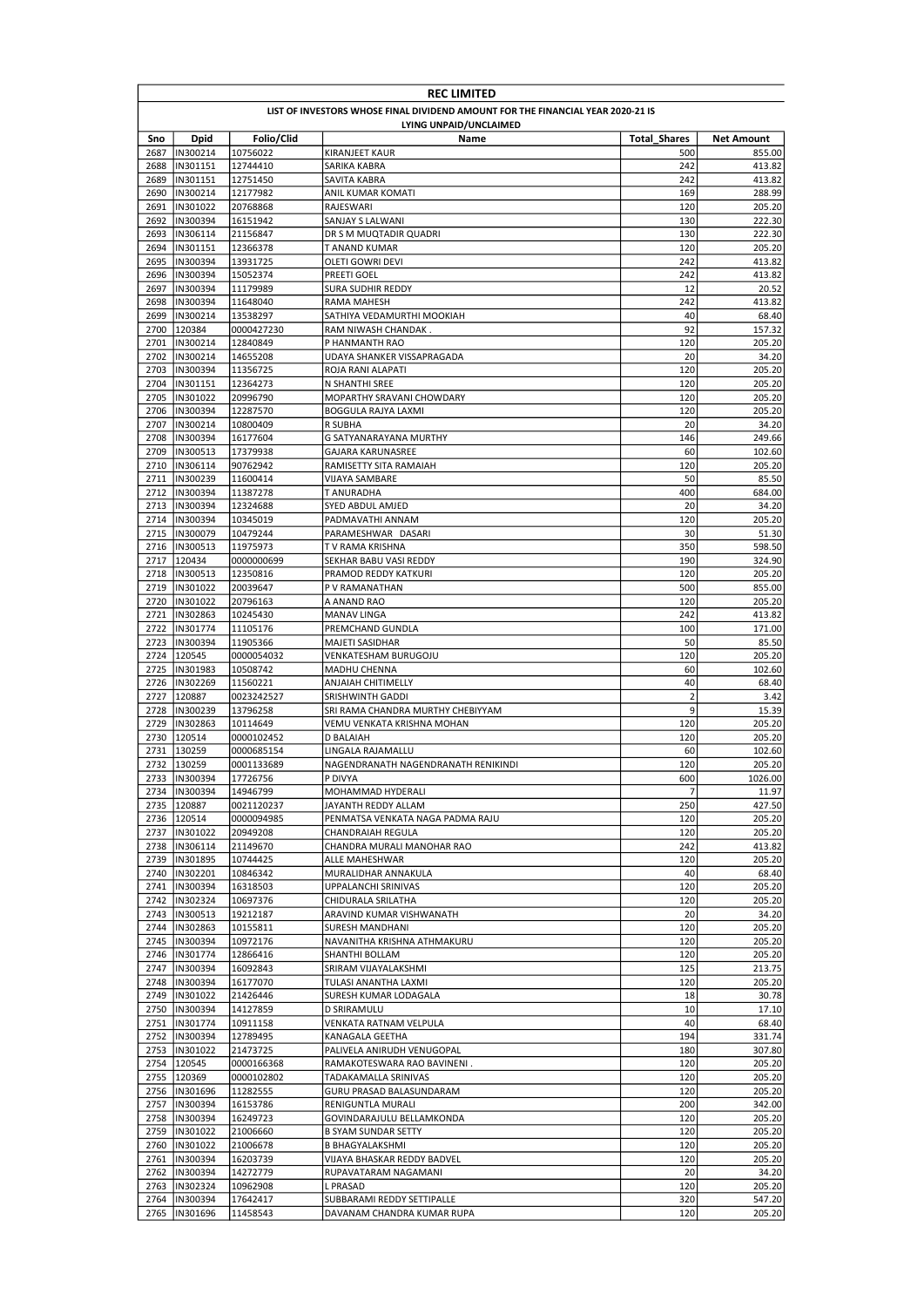**REC LIMITED**

**LIST OF INVESTORS WHOSE FINAL DIVIDEND AMOUNT FOR THE FINANCIAL YEAR 2020-21 IS LYING UNPAID/UNCLAIMED**

| Sno | Dpid | Folio/Clid | Name | Total_Shares | Net Amount |
|---|---|---|---|---|---|
| 2687 | IN300214 | 10756022 | KIRANJEET KAUR | 500 | 855.00 |
| 2688 | IN301151 | 12744410 | SARIKA KABRA | 242 | 413.82 |
| 2689 | IN301151 | 12751450 | SAVITA KABRA | 242 | 413.82 |
| 2690 | IN300214 | 12177982 | ANIL KUMAR KOMATI | 169 | 288.99 |
| 2691 | IN301022 | 20768868 | RAJESWARI | 120 | 205.20 |
| 2692 | IN300394 | 16151942 | SANJAY S LALWANI | 130 | 222.30 |
| 2693 | IN306114 | 21156847 | DR S M MUQTADIR QUADRI | 130 | 222.30 |
| 2694 | IN301151 | 12366378 | T ANAND KUMAR | 120 | 205.20 |
| 2695 | IN300394 | 13931725 | OLETI GOWRI DEVI | 242 | 413.82 |
| 2696 | IN300394 | 15052374 | PREETI GOEL | 242 | 413.82 |
| 2697 | IN300394 | 11179989 | SURA SUDHIR REDDY | 12 | 20.52 |
| 2698 | IN300394 | 11648040 | RAMA MAHESH | 242 | 413.82 |
| 2699 | IN300214 | 13538297 | SATHIYA VEDAMURTHI MOOKIAH | 40 | 68.40 |
| 2700 | 120384 | 0000427230 | RAM NIWASH CHANDAK . | 92 | 157.32 |
| 2701 | IN300214 | 12840849 | P HANMANTH RAO | 120 | 205.20 |
| 2702 | IN300214 | 14655208 | UDAYA SHANKER VISSAPRAGADA | 20 | 34.20 |
| 2703 | IN300394 | 11356725 | ROJA RANI ALAPATI | 120 | 205.20 |
| 2704 | IN301151 | 12364273 | N SHANTHI SREE | 120 | 205.20 |
| 2705 | IN301022 | 20996790 | MOPARTHY SRAVANI CHOWDARY | 120 | 205.20 |
| 2706 | IN300394 | 12287570 | BOGGULA RAJYA LAXMI | 120 | 205.20 |
| 2707 | IN300214 | 10800409 | R SUBHA | 20 | 34.20 |
| 2708 | IN300394 | 16177604 | G SATYANARAYANA MURTHY | 146 | 249.66 |
| 2709 | IN300513 | 17379938 | GAJARA KARUNASREE | 60 | 102.60 |
| 2710 | IN306114 | 90762942 | RAMISETTY SITA RAMAIAH | 120 | 205.20 |
| 2711 | IN300239 | 11600414 | VIJAYA SAMBARE | 50 | 85.50 |
| 2712 | IN300394 | 11387278 | T ANURADHA | 400 | 684.00 |
| 2713 | IN300394 | 12324688 | SYED ABDUL AMJED | 20 | 34.20 |
| 2714 | IN300394 | 10345019 | PADMAVATHI ANNAM | 120 | 205.20 |
| 2715 | IN300079 | 10479244 | PARAMESHWAR DASARI | 30 | 51.30 |
| 2716 | IN300513 | 11975973 | T V RAMA KRISHNA | 350 | 598.50 |
| 2717 | 120434 | 0000000699 | SEKHAR BABU VASI REDDY | 190 | 324.90 |
| 2718 | IN300513 | 12350816 | PRAMOD REDDY KATKURI | 120 | 205.20 |
| 2719 | IN301022 | 20039647 | P V RAMANATHAN | 500 | 855.00 |
| 2720 | IN301022 | 20796163 | A ANAND RAO | 120 | 205.20 |
| 2721 | IN302863 | 10245430 | MANAV LINGA | 242 | 413.82 |
| 2722 | IN301774 | 11105176 | PREMCHAND GUNDLA | 100 | 171.00 |
| 2723 | IN300394 | 11905366 | MAJETI SASIDHAR | 50 | 85.50 |
| 2724 | 120545 | 0000054032 | VENKATESHAM BURUGOJU | 120 | 205.20 |
| 2725 | IN301983 | 10508742 | MADHU CHENNA | 60 | 102.60 |
| 2726 | IN302269 | 11560221 | ANJAIAH CHITIMELLY | 40 | 68.40 |
| 2727 | 120887 | 0023242527 | SRISHWINTH GADDI | 2 | 3.42 |
| 2728 | IN300239 | 13796258 | SRI RAMA CHANDRA MURTHY CHEBIYYAM | 9 | 15.39 |
| 2729 | IN302863 | 10114649 | VEMU VENKATA KRISHNA MOHAN | 120 | 205.20 |
| 2730 | 120514 | 0000102452 | D BALAIAH | 120 | 205.20 |
| 2731 | 130259 | 0000685154 | LINGALA RAJAMALLU | 60 | 102.60 |
| 2732 | 130259 | 0001133689 | NAGENDRANATH NAGENDRANATH RENIKINDI | 120 | 205.20 |
| 2733 | IN300394 | 17726756 | P DIVYA | 600 | 1026.00 |
| 2734 | IN300394 | 14946799 | MOHAMMAD HYDERALI | 7 | 11.97 |
| 2735 | 120887 | 0021120237 | JAYANTH REDDY ALLAM | 250 | 427.50 |
| 2736 | 120514 | 0000094985 | PENMATSA VENKATA NAGA PADMA RAJU | 120 | 205.20 |
| 2737 | IN301022 | 20949208 | CHANDRAIAH REGULA | 120 | 205.20 |
| 2738 | IN306114 | 21149670 | CHANDRA MURALI MANOHAR RAO | 242 | 413.82 |
| 2739 | IN301895 | 10744425 | ALLE MAHESHWAR | 120 | 205.20 |
| 2740 | IN302201 | 10846342 | MURALIDHAR ANNAKULA | 40 | 68.40 |
| 2741 | IN300394 | 16318503 | UPPALANCHI SRINIVAS | 120 | 205.20 |
| 2742 | IN302324 | 10697376 | CHIDURALA SRILATHA | 120 | 205.20 |
| 2743 | IN300513 | 19212187 | ARAVIND KUMAR VISHWANATH | 20 | 34.20 |
| 2744 | IN302863 | 10155811 | SURESH MANDHANI | 120 | 205.20 |
| 2745 | IN300394 | 10972176 | NAVANITHA KRISHNA ATHMAKURU | 120 | 205.20 |
| 2746 | IN301774 | 12866416 | SHANTHI BOLLAM | 120 | 205.20 |
| 2747 | IN300394 | 16092843 | SRIRAM VIJAYALAKSHMI | 125 | 213.75 |
| 2748 | IN300394 | 16177070 | TULASI ANANTHA LAXMI | 120 | 205.20 |
| 2749 | IN301022 | 21426446 | SURESH KUMAR LODAGALA | 18 | 30.78 |
| 2750 | IN300394 | 14127859 | D SRIRAMULU | 10 | 17.10 |
| 2751 | IN301774 | 10911158 | VENKATA RATNAM VELPULA | 40 | 68.40 |
| 2752 | IN300394 | 12789495 | KANAGALA GEETHA | 194 | 331.74 |
| 2753 | IN301022 | 21473725 | PALIVELA ANIRUDH VENUGOPAL | 180 | 307.80 |
| 2754 | 120545 | 0000166368 | RAMAKOTESWARA RAO BAVINENI . | 120 | 205.20 |
| 2755 | 120369 | 0000102802 | TADAKAMALLA SRINIVAS | 120 | 205.20 |
| 2756 | IN301696 | 11282555 | GURU PRASAD BALASUNDARAM | 120 | 205.20 |
| 2757 | IN300394 | 16153786 | RENIGUNTLA MURALI | 200 | 342.00 |
| 2758 | IN300394 | 16249723 | GOVINDARAJULU BELLAMKONDA | 120 | 205.20 |
| 2759 | IN301022 | 21006660 | B SYAM SUNDAR SETTY | 120 | 205.20 |
| 2760 | IN301022 | 21006678 | B BHAGYALAKSHMI | 120 | 205.20 |
| 2761 | IN300394 | 16203739 | VIJAYA BHASKAR REDDY BADVEL | 120 | 205.20 |
| 2762 | IN300394 | 14272779 | RUPAVATARAM NAGAMANI | 20 | 34.20 |
| 2763 | IN302324 | 10962908 | L PRASAD | 120 | 205.20 |
| 2764 | IN300394 | 17642417 | SUBBARAMI REDDY SETTIPALLE | 320 | 547.20 |
| 2765 | IN301696 | 11458543 | DAVANAM CHANDRA KUMAR RUPA | 120 | 205.20 |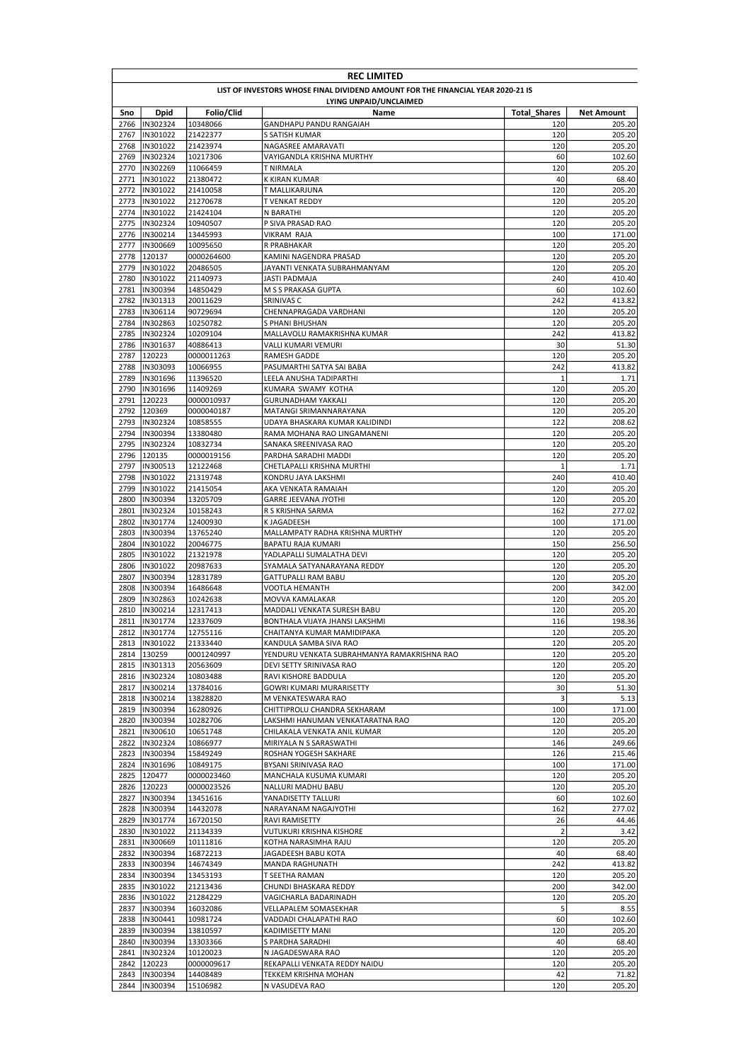**REC LIMITED**

**LIST OF INVESTORS WHOSE FINAL DIVIDEND AMOUNT FOR THE FINANCIAL YEAR 2020-21 IS LYING UNPAID/UNCLAIMED**

| Sno | Dpid | Folio/Clid | Name | Total_Shares | Net Amount |
|---|---|---|---|---|---|
| 2766 | IN302324 | 10348066 | GANDHAPU PANDU RANGAIAH | 120 | 205.20 |
| 2767 | IN301022 | 21422377 | S SATISH KUMAR | 120 | 205.20 |
| 2768 | IN301022 | 21423974 | NAGASREE AMARAVATI | 120 | 205.20 |
| 2769 | IN302324 | 10217306 | VAYIGANDLA KRISHNA MURTHY | 60 | 102.60 |
| 2770 | IN302269 | 11066459 | T NIRMALA | 120 | 205.20 |
| 2771 | IN301022 | 21380472 | K KIRAN KUMAR | 40 | 68.40 |
| 2772 | IN301022 | 21410058 | T MALLIKARJUNA | 120 | 205.20 |
| 2773 | IN301022 | 21270678 | T VENKAT REDDY | 120 | 205.20 |
| 2774 | IN301022 | 21424104 | N BARATHI | 120 | 205.20 |
| 2775 | IN302324 | 10940507 | P SIVA PRASAD RAO | 120 | 205.20 |
| 2776 | IN300214 | 13445993 | VIKRAM RAJA | 100 | 171.00 |
| 2777 | IN300669 | 10095650 | R PRABHAKAR | 120 | 205.20 |
| 2778 | 120137 | 0000264600 | KAMINI NAGENDRA PRASAD | 120 | 205.20 |
| 2779 | IN301022 | 20486505 | JAYANTI VENKATA SUBRAHMANYAM | 120 | 205.20 |
| 2780 | IN301022 | 21140973 | JASTI PADMAJA | 240 | 410.40 |
| 2781 | IN300394 | 14850429 | M S S PRAKASA GUPTA | 60 | 102.60 |
| 2782 | IN301313 | 20011629 | SRINIVAS C | 242 | 413.82 |
| 2783 | IN306114 | 90729694 | CHENNAPRAGADA VARDHANI | 120 | 205.20 |
| 2784 | IN302863 | 10250782 | S PHANI BHUSHAN | 120 | 205.20 |
| 2785 | IN302324 | 10209104 | MALLAVOLU RAMAKRISHNA KUMAR | 242 | 413.82 |
| 2786 | IN301637 | 40886413 | VALLI KUMARI VEMURI | 30 | 51.30 |
| 2787 | 120223 | 0000011263 | RAMESH GADDE | 120 | 205.20 |
| 2788 | IN303093 | 10066955 | PASUMARTHI SATYA SAI BABA | 242 | 413.82 |
| 2789 | IN301696 | 11396520 | LEELA ANUSHA TADIPARTHI | 1 | 1.71 |
| 2790 | IN301696 | 11409269 | KUMARA SWAMY KOTHA | 120 | 205.20 |
| 2791 | 120223 | 0000010937 | GURUNADHAM YAKKALI | 120 | 205.20 |
| 2792 | 120369 | 0000040187 | MATANGI SRIMANNARAYANA | 120 | 205.20 |
| 2793 | IN302324 | 10858555 | UDAYA BHASKARA KUMAR KALIDINDI | 122 | 208.62 |
| 2794 | IN300394 | 13380480 | RAMA MOHANA RAO LINGAMANENI | 120 | 205.20 |
| 2795 | IN302324 | 10832734 | SANAKA SREENIVASA RAO | 120 | 205.20 |
| 2796 | 120135 | 0000019156 | PARDHA SARADHI MADDI | 120 | 205.20 |
| 2797 | IN300513 | 12122468 | CHETLAPALLI KRISHNA MURTHI | 1 | 1.71 |
| 2798 | IN301022 | 21319748 | KONDRU JAYA LAKSHMI | 240 | 410.40 |
| 2799 | IN301022 | 21415054 | AKA VENKATA RAMAIAH | 120 | 205.20 |
| 2800 | IN300394 | 13205709 | GARRE JEEVANA JYOTHI | 120 | 205.20 |
| 2801 | IN302324 | 10158243 | R S KRISHNA SARMA | 162 | 277.02 |
| 2802 | IN301774 | 12400930 | K JAGADEESH | 100 | 171.00 |
| 2803 | IN300394 | 13765240 | MALLAMPATY RADHA KRISHNA MURTHY | 120 | 205.20 |
| 2804 | IN301022 | 20046775 | BAPATU RAJA KUMARI | 150 | 256.50 |
| 2805 | IN301022 | 21321978 | YADLAPALLI SUMALATHA DEVI | 120 | 205.20 |
| 2806 | IN301022 | 20987633 | SYAMALA SATYANARAYANA REDDY | 120 | 205.20 |
| 2807 | IN300394 | 12831789 | GATTUPALLI RAM BABU | 120 | 205.20 |
| 2808 | IN300394 | 16486648 | VOOTLA HEMANTH | 200 | 342.00 |
| 2809 | IN302863 | 10242638 | MOVVA KAMALAKAR | 120 | 205.20 |
| 2810 | IN300214 | 12317413 | MADDALI VENKATA SURESH BABU | 120 | 205.20 |
| 2811 | IN301774 | 12337609 | BONTHALA VIJAYA JHANSI LAKSHMI | 116 | 198.36 |
| 2812 | IN301774 | 12755116 | CHAITANYA KUMAR MAMIDIPAKA | 120 | 205.20 |
| 2813 | IN301022 | 21333440 | KANDULA SAMBA SIVA RAO | 120 | 205.20 |
| 2814 | 130259 | 0001240997 | YENDURU VENKATA SUBRAHMANYA RAMAKRISHNA RAO | 120 | 205.20 |
| 2815 | IN301313 | 20563609 | DEVI SETTY SRINIVASA RAO | 120 | 205.20 |
| 2816 | IN302324 | 10803488 | RAVI KISHORE BADDULA | 120 | 205.20 |
| 2817 | IN300214 | 13784016 | GOWRI KUMARI MURARISETTY | 30 | 51.30 |
| 2818 | IN300214 | 13828820 | M VENKATESWARA RAO | 3 | 5.13 |
| 2819 | IN300394 | 16280926 | CHITTIPROLU CHANDRA SEKHARAM | 100 | 171.00 |
| 2820 | IN300394 | 10282706 | LAKSHMI HANUMAN VENKATARATNA RAO | 120 | 205.20 |
| 2821 | IN300610 | 10651748 | CHILAKALA VENKATA ANIL KUMAR | 120 | 205.20 |
| 2822 | IN302324 | 10866977 | MIRIYALA N S SARASWATHI | 146 | 249.66 |
| 2823 | IN300394 | 15849249 | ROSHAN YOGESH SAKHARE | 126 | 215.46 |
| 2824 | IN301696 | 10849175 | BYSANI SRINIVASA RAO | 100 | 171.00 |
| 2825 | 120477 | 0000023460 | MANCHALA KUSUMA KUMARI | 120 | 205.20 |
| 2826 | 120223 | 0000023526 | NALLURI MADHU BABU | 120 | 205.20 |
| 2827 | IN300394 | 13451616 | YANADISETTY TALLURI | 60 | 102.60 |
| 2828 | IN300394 | 14432078 | NARAYANAM NAGAJYOTHI | 162 | 277.02 |
| 2829 | IN301774 | 16720150 | RAVI RAMISETTY | 26 | 44.46 |
| 2830 | IN301022 | 21134339 | VUTUKURI KRISHNA KISHORE | 2 | 3.42 |
| 2831 | IN300669 | 10111816 | KOTHA NARASIMHA RAJU | 120 | 205.20 |
| 2832 | IN300394 | 16872213 | JAGADEESH BABU KOTA | 40 | 68.40 |
| 2833 | IN300394 | 14674349 | MANDA RAGHUNATH | 242 | 413.82 |
| 2834 | IN300394 | 13453193 | T SEETHA RAMAN | 120 | 205.20 |
| 2835 | IN301022 | 21213436 | CHUNDI BHASKARA REDDY | 200 | 342.00 |
| 2836 | IN301022 | 21284229 | VAGICHARLA BADARINADH | 120 | 205.20 |
| 2837 | IN300394 | 16032086 | VELLAPALEM SOMASEKHAR | 5 | 8.55 |
| 2838 | IN300441 | 10981724 | VADDADI CHALAPATHI RAO | 60 | 102.60 |
| 2839 | IN300394 | 13810597 | KADIMISETTY MANI | 120 | 205.20 |
| 2840 | IN300394 | 13303366 | S PARDHA SARADHI | 40 | 68.40 |
| 2841 | IN302324 | 10120023 | N JAGADESWARA RAO | 120 | 205.20 |
| 2842 | 120223 | 0000009617 | REKAPALLI VENKATA REDDY NAIDU | 120 | 205.20 |
| 2843 | IN300394 | 14408489 | TEKKEM KRISHNA MOHAN | 42 | 71.82 |
| 2844 | IN300394 | 15106982 | N VASUDEVA RAO | 120 | 205.20 |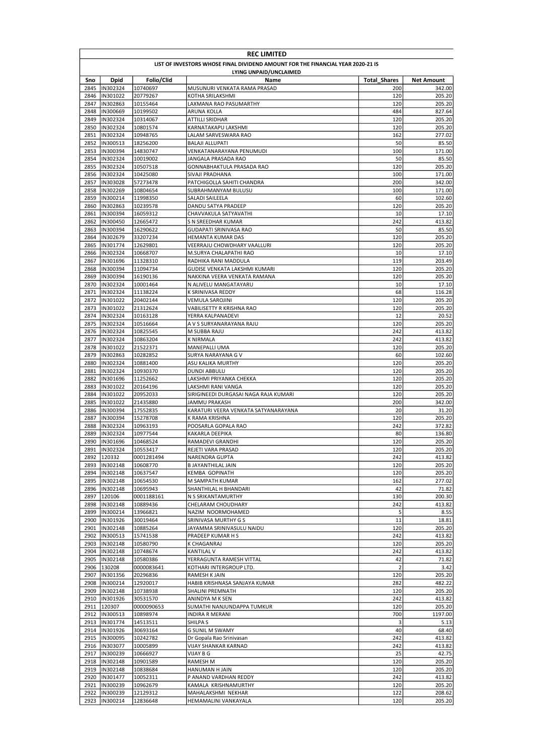**REC LIMITED**

**LIST OF INVESTORS WHOSE FINAL DIVIDEND AMOUNT FOR THE FINANCIAL YEAR 2020-21 IS LYING UNPAID/UNCLAIMED**

| Sno | Dpid | Folio/Clid | Name | Total_Shares | Net Amount |
|---|---|---|---|---|---|
| 2845 | IN302324 | 10740697 | MUSUNURI VENKATA RAMA PRASAD | 200 | 342.00 |
| 2846 | IN301022 | 20779267 | KOTHA SRILAKSHMI | 120 | 205.20 |
| 2847 | IN302863 | 10155464 | LAXMANA RAO PASUMARTHY | 120 | 205.20 |
| 2848 | IN300669 | 10199502 | ARUNA KOLLA | 484 | 827.64 |
| 2849 | IN302324 | 10314067 | ATTILLI SRIDHAR | 120 | 205.20 |
| 2850 | IN302324 | 10801574 | KARNATAKAPU LAKSHMI | 120 | 205.20 |
| 2851 | IN302324 | 10948765 | LALAM SARVESWARA RAO | 162 | 277.02 |
| 2852 | IN300513 | 18256200 | BALAJI ALLUPATI | 50 | 85.50 |
| 2853 | IN300394 | 14830747 | VENKATANARAYANA PENUMUDI | 100 | 171.00 |
| 2854 | IN302324 | 10019002 | JANGALA PRASADA RAO | 50 | 85.50 |
| 2855 | IN302324 | 10507518 | GONNABHAKTULA PRASADA RAO | 120 | 205.20 |
| 2856 | IN302324 | 10425080 | SIVAJI PRADHANA | 100 | 171.00 |
| 2857 | IN303028 | 57273478 | PATCHIGOLLA SAHITI CHANDRA | 200 | 342.00 |
| 2858 | IN302269 | 10804654 | SUBRAHMANYAM BULUSU | 100 | 171.00 |
| 2859 | IN300214 | 11998350 | SALADI SAILEELA | 60 | 102.60 |
| 2860 | IN302863 | 10239578 | DANDU SATYA PRADEEP | 120 | 205.20 |
| 2861 | IN300394 | 16059312 | CHAVVAKULA SATYAVATHI | 10 | 17.10 |
| 2862 | IN300450 | 12665472 | S N SREEDHAR KUMAR | 242 | 413.82 |
| 2863 | IN300394 | 16290622 | GUDAPATI SRINIVASA RAO | 50 | 85.50 |
| 2864 | IN302679 | 33207234 | HEMANTA KUMAR DAS | 120 | 205.20 |
| 2865 | IN301774 | 12629801 | VEERRAJU CHOWDHARY VAALLURI | 120 | 205.20 |
| 2866 | IN302324 | 10668707 | M.SURYA CHALAPATHI RAO | 10 | 17.10 |
| 2867 | IN301696 | 11328310 | RADHIKA RANI MADDULA | 119 | 203.49 |
| 2868 | IN300394 | 11094734 | GUDISE VENKATA LAKSHMI KUMARI | 120 | 205.20 |
| 2869 | IN300394 | 16190136 | NAKKINA VEERA VENKATA RAMANA | 120 | 205.20 |
| 2870 | IN302324 | 10001464 | N ALIVELU MANGATAYARU | 10 | 17.10 |
| 2871 | IN302324 | 11138224 | K SRINIVASA REDDY | 68 | 116.28 |
| 2872 | IN301022 | 20402144 | VEMULA SAROJINI | 120 | 205.20 |
| 2873 | IN301022 | 21312624 | VABILISETTY R KRISHNA RAO | 120 | 205.20 |
| 2874 | IN302324 | 10163128 | YERRA KALPANADEVI | 12 | 20.52 |
| 2875 | IN302324 | 10516664 | A V S SURYANARAYANA RAJU | 120 | 205.20 |
| 2876 | IN302324 | 10825545 | M SUBBA RAJU | 242 | 413.82 |
| 2877 | IN302324 | 10863204 | K NIRMALA | 242 | 413.82 |
| 2878 | IN301022 | 21522371 | MANEPALLI UMA | 120 | 205.20 |
| 2879 | IN302863 | 10282852 | SURYA NARAYANA G V | 60 | 102.60 |
| 2880 | IN302324 | 10881400 | ASU KALIKA MURTHY | 120 | 205.20 |
| 2881 | IN302324 | 10930370 | DUNDI ABBULU | 120 | 205.20 |
| 2882 | IN301696 | 11252662 | LAKSHMI PRIYANKA CHEKKA | 120 | 205.20 |
| 2883 | IN301022 | 20164196 | LAKSHMI RANI VANGA | 120 | 205.20 |
| 2884 | IN301022 | 20952033 | SIRIGINEEDI DURGASAI NAGA RAJA KUMARI | 120 | 205.20 |
| 2885 | IN301022 | 21435880 | JAMMU PRAKASH | 200 | 342.00 |
| 2886 | IN300394 | 17552835 | KARATURI VEERA VENKATA SATYANARAYANA | 20 | 31.20 |
| 2887 | IN300394 | 15278708 | K RAMA KRISHNA | 120 | 205.20 |
| 2888 | IN302324 | 10963193 | POOSARLA GOPALA RAO | 242 | 372.82 |
| 2889 | IN302324 | 10977544 | KAKARLA DEEPIKA | 80 | 136.80 |
| 2890 | IN301696 | 10468524 | RAMADEVI GRANDHI | 120 | 205.20 |
| 2891 | IN302324 | 10553417 | REJETI VARA PRASAD | 120 | 205.20 |
| 2892 | 120332 | 0001281494 | NARENDRA GUPTA | 242 | 413.82 |
| 2893 | IN302148 | 10608770 | B JAYANTHILAL JAIN | 120 | 205.20 |
| 2894 | IN302148 | 10637547 | KEMBA GOPINATH | 120 | 205.20 |
| 2895 | IN302148 | 10654530 | M SAMPATH KUMAR | 162 | 277.02 |
| 2896 | IN302148 | 10695943 | SHANTHILAL H BHANDARI | 42 | 71.82 |
| 2897 | 120106 | 0001188161 | N S SRIKANTAMURTHY | 130 | 200.30 |
| 2898 | IN302148 | 10889436 | CHELARAM CHOUDHARY | 242 | 413.82 |
| 2899 | IN300214 | 13966821 | NAZIM NOORMOHAMED | 5 | 8.55 |
| 2900 | IN301926 | 30019464 | SRINIVASA MURTHY G S | 11 | 18.81 |
| 2901 | IN302148 | 10885264 | JAYAMMA SRINIVASULU NAIDU | 120 | 205.20 |
| 2902 | IN300513 | 15741538 | PRADEEP KUMAR H S | 242 | 413.82 |
| 2903 | IN302148 | 10580790 | K CHAGANRAJ | 120 | 205.20 |
| 2904 | IN302148 | 10748674 | KANTILAL V | 242 | 413.82 |
| 2905 | IN302148 | 10580386 | YERRAGUNTA RAMESH VITTAL | 42 | 71.82 |
| 2906 | 130208 | 0000083641 | KOTHARI INTERGROUP LTD. | 2 | 3.42 |
| 2907 | IN301356 | 20296836 | RAMESH K JAIN | 120 | 205.20 |
| 2908 | IN300214 | 12920017 | HABIB KRISHNASA SANJAYA KUMAR | 282 | 482.22 |
| 2909 | IN302148 | 10738938 | SHALINI PREMNATH | 120 | 205.20 |
| 2910 | IN301926 | 30531570 | ANINDYA M K SEN | 242 | 413.82 |
| 2911 | 120307 | 0000090653 | SUMATHI NANJUNDAPPA TUMKUR | 120 | 205.20 |
| 2912 | IN300513 | 10898974 | INDIRA R MERANI | 700 | 1197.00 |
| 2913 | IN301774 | 14513511 | SHILPA S | 3 | 5.13 |
| 2914 | IN301926 | 30693164 | G SUNIL M SWAMY | 40 | 68.40 |
| 2915 | IN300095 | 10242782 | Dr Gopala Rao Srinivasan | 242 | 413.82 |
| 2916 | IN303077 | 10005899 | VIJAY SHANKAR KARNAD | 242 | 413.82 |
| 2917 | IN300239 | 10666927 | VIJAY B G | 25 | 42.75 |
| 2918 | IN302148 | 10901589 | RAMESH M | 120 | 205.20 |
| 2919 | IN302148 | 10838684 | HANUMAN H JAIN | 120 | 205.20 |
| 2920 | IN301477 | 10052311 | P ANAND VARDHAN REDDY | 242 | 413.82 |
| 2921 | IN300239 | 10962679 | KAMALA KRISHNAMURTHY | 120 | 205.20 |
| 2922 | IN300239 | 12129312 | MAHALAKSHMI NEKHAR | 122 | 208.62 |
| 2923 | IN300214 | 12836648 | HEMAMALINI VANKAYALA | 120 | 205.20 |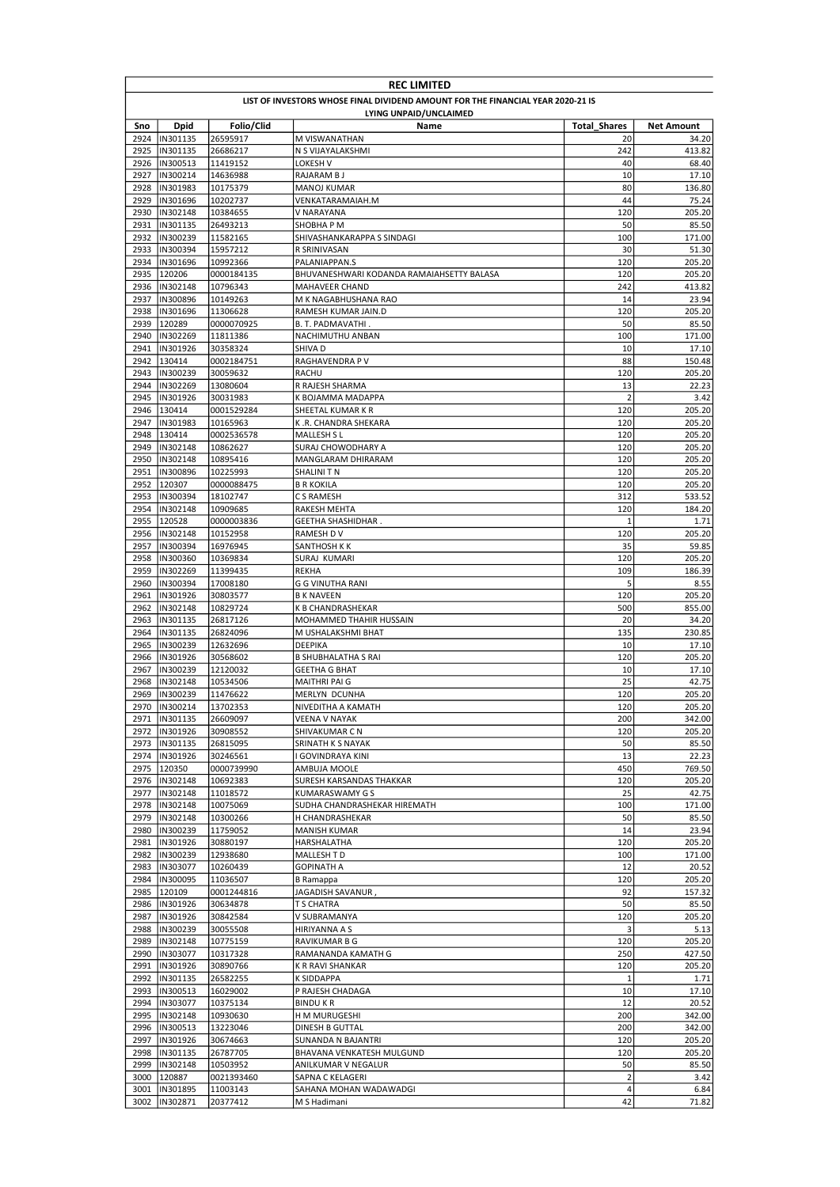# REC LIMITED

## LIST OF INVESTORS WHOSE FINAL DIVIDEND AMOUNT FOR THE FINANCIAL YEAR 2020-21 IS LYING UNPAID/UNCLAIMED

| Sno | Dpid | Folio/Clid | Name | Total_Shares | Net Amount |
|---|---|---|---|---|---|
| 2924 | IN301135 | 26595917 | M VISWANATHAN | 20 | 34.20 |
| 2925 | IN301135 | 26686217 | N S VIJAYALAKSHMI | 242 | 413.82 |
| 2926 | IN300513 | 11419152 | LOKESH V | 40 | 68.40 |
| 2927 | IN300214 | 14636988 | RAJARAM B J | 10 | 17.10 |
| 2928 | IN301983 | 10175379 | MANOJ KUMAR | 80 | 136.80 |
| 2929 | IN301696 | 10202737 | VENKATARAMAIAH.M | 44 | 75.24 |
| 2930 | IN302148 | 10384655 | V NARAYANA | 120 | 205.20 |
| 2931 | IN301135 | 26493213 | SHOBHA P M | 50 | 85.50 |
| 2932 | IN300239 | 11582165 | SHIVASHANKARAPPA S SINDAGI | 100 | 171.00 |
| 2933 | IN300394 | 15957212 | R SRINIVASAN | 30 | 51.30 |
| 2934 | IN301696 | 10992366 | PALANIAPPAN.S | 120 | 205.20 |
| 2935 | 120206 | 0000184135 | BHUVANESHWARI KODANDA RAMAIAHSETTY BALASA | 120 | 205.20 |
| 2936 | IN302148 | 10796343 | MAHAVEER CHAND | 242 | 413.82 |
| 2937 | IN300896 | 10149263 | M K NAGABHUSHANA RAO | 14 | 23.94 |
| 2938 | IN301696 | 11306628 | RAMESH KUMAR JAIN.D | 120 | 205.20 |
| 2939 | 120289 | 0000070925 | B. T. PADMAVATHI . | 50 | 85.50 |
| 2940 | IN302269 | 11811386 | NACHIMUTHU ANBAN | 100 | 171.00 |
| 2941 | IN301926 | 30358324 | SHIVA D | 10 | 17.10 |
| 2942 | 130414 | 0002184751 | RAGHAVENDRA P V | 88 | 150.48 |
| 2943 | IN300239 | 30059632 | RACHU | 120 | 205.20 |
| 2944 | IN302269 | 13080604 | R RAJESH SHARMA | 13 | 22.23 |
| 2945 | IN301926 | 30031983 | K BOJAMMA MADAPPA | 2 | 3.42 |
| 2946 | 130414 | 0001529284 | SHEETAL KUMAR K R | 120 | 205.20 |
| 2947 | IN301983 | 10165963 | K .R. CHANDRA SHEKARA | 120 | 205.20 |
| 2948 | 130414 | 0002536578 | MALLESH S L | 120 | 205.20 |
| 2949 | IN302148 | 10862627 | SURAJ CHOWODHARY A | 120 | 205.20 |
| 2950 | IN302148 | 10895416 | MANGLARAM DHIRARAM | 120 | 205.20 |
| 2951 | IN300896 | 10225993 | SHALINI T N | 120 | 205.20 |
| 2952 | 120307 | 0000088475 | B R KOKILA | 120 | 205.20 |
| 2953 | IN300394 | 18102747 | C S RAMESH | 312 | 533.52 |
| 2954 | IN302148 | 10909685 | RAKESH MEHTA | 120 | 184.20 |
| 2955 | 120528 | 0000003836 | GEETHA SHASHIDHAR . | 1 | 1.71 |
| 2956 | IN302148 | 10152958 | RAMESH D V | 120 | 205.20 |
| 2957 | IN300394 | 16976945 | SANTHOSH K K | 35 | 59.85 |
| 2958 | IN300360 | 10369834 | SURAJ KUMARI | 120 | 205.20 |
| 2959 | IN302269 | 11399435 | REKHA | 109 | 186.39 |
| 2960 | IN300394 | 17008180 | G G VINUTHA RANI | 5 | 8.55 |
| 2961 | IN301926 | 30803577 | B K NAVEEN | 120 | 205.20 |
| 2962 | IN302148 | 10829724 | K B CHANDRASHEKAR | 500 | 855.00 |
| 2963 | IN301135 | 26817126 | MOHAMMED THAHIR HUSSAIN | 20 | 34.20 |
| 2964 | IN301135 | 26824096 | M USHALAKSHMI BHAT | 135 | 230.85 |
| 2965 | IN300239 | 12632696 | DEEPIKA | 10 | 17.10 |
| 2966 | IN301926 | 30568602 | B SHUBHALATHA S RAI | 120 | 205.20 |
| 2967 | IN300239 | 12120032 | GEETHA G BHAT | 10 | 17.10 |
| 2968 | IN302148 | 10534506 | MAITHRI PAI G | 25 | 42.75 |
| 2969 | IN300239 | 11476622 | MERLYN DCUNHA | 120 | 205.20 |
| 2970 | IN300214 | 13702353 | NIVEDITHA A KAMATH | 120 | 205.20 |
| 2971 | IN301135 | 26609097 | VEENA V NAYAK | 200 | 342.00 |
| 2972 | IN301926 | 30908552 | SHIVAKUMAR C N | 120 | 205.20 |
| 2973 | IN301135 | 26815095 | SRINATH K S NAYAK | 50 | 85.50 |
| 2974 | IN301926 | 30246561 | I GOVINDRAYA KINI | 13 | 22.23 |
| 2975 | 120350 | 0000739990 | AMBUJA MOOLE | 450 | 769.50 |
| 2976 | IN302148 | 10692383 | SURESH KARSANDAS THAKKAR | 120 | 205.20 |
| 2977 | IN302148 | 11018572 | KUMARASWAMY G S | 25 | 42.75 |
| 2978 | IN302148 | 10075069 | SUDHA CHANDRASHEKAR HIREMATH | 100 | 171.00 |
| 2979 | IN302148 | 10300266 | H CHANDRASHEKAR | 50 | 85.50 |
| 2980 | IN300239 | 11759052 | MANISH KUMAR | 14 | 23.94 |
| 2981 | IN301926 | 30880197 | HARSHALATHA | 120 | 205.20 |
| 2982 | IN300239 | 12938680 | MALLESH T D | 100 | 171.00 |
| 2983 | IN303077 | 10260439 | GOPINATH A | 12 | 20.52 |
| 2984 | IN300095 | 11036507 | B Ramappa | 120 | 205.20 |
| 2985 | 120109 | 0001244816 | JAGADISH SAVANUR , | 92 | 157.32 |
| 2986 | IN301926 | 30634878 | T S CHATRA | 50 | 85.50 |
| 2987 | IN301926 | 30842584 | V SUBRAMANYA | 120 | 205.20 |
| 2988 | IN300239 | 30055508 | HIRIYANNA A S | 3 | 5.13 |
| 2989 | IN302148 | 10775159 | RAVIKUMAR B G | 120 | 205.20 |
| 2990 | IN303077 | 10317328 | RAMANANDA KAMATH G | 250 | 427.50 |
| 2991 | IN301926 | 30890766 | K R RAVI SHANKAR | 120 | 205.20 |
| 2992 | IN301135 | 26582255 | K SIDDAPPA | 1 | 1.71 |
| 2993 | IN300513 | 16029002 | P RAJESH CHADAGA | 10 | 17.10 |
| 2994 | IN303077 | 10375134 | BINDU K R | 12 | 20.52 |
| 2995 | IN302148 | 10930630 | H M MURUGESHI | 200 | 342.00 |
| 2996 | IN300513 | 13223046 | DINESH B GUTTAL | 200 | 342.00 |
| 2997 | IN301926 | 30674663 | SUNANDA N BAJANTRI | 120 | 205.20 |
| 2998 | IN301135 | 26787705 | BHAVANA VENKATESH MULGUND | 120 | 205.20 |
| 2999 | IN302148 | 10503952 | ANILKUMAR V NEGALUR | 50 | 85.50 |
| 3000 | 120887 | 0021393460 | SAPNA C KELAGERI | 2 | 3.42 |
| 3001 | IN301895 | 11003143 | SAHANA MOHAN WADAWADGI | 4 | 6.84 |
| 3002 | IN302871 | 20377412 | M S Hadimani | 42 | 71.82 |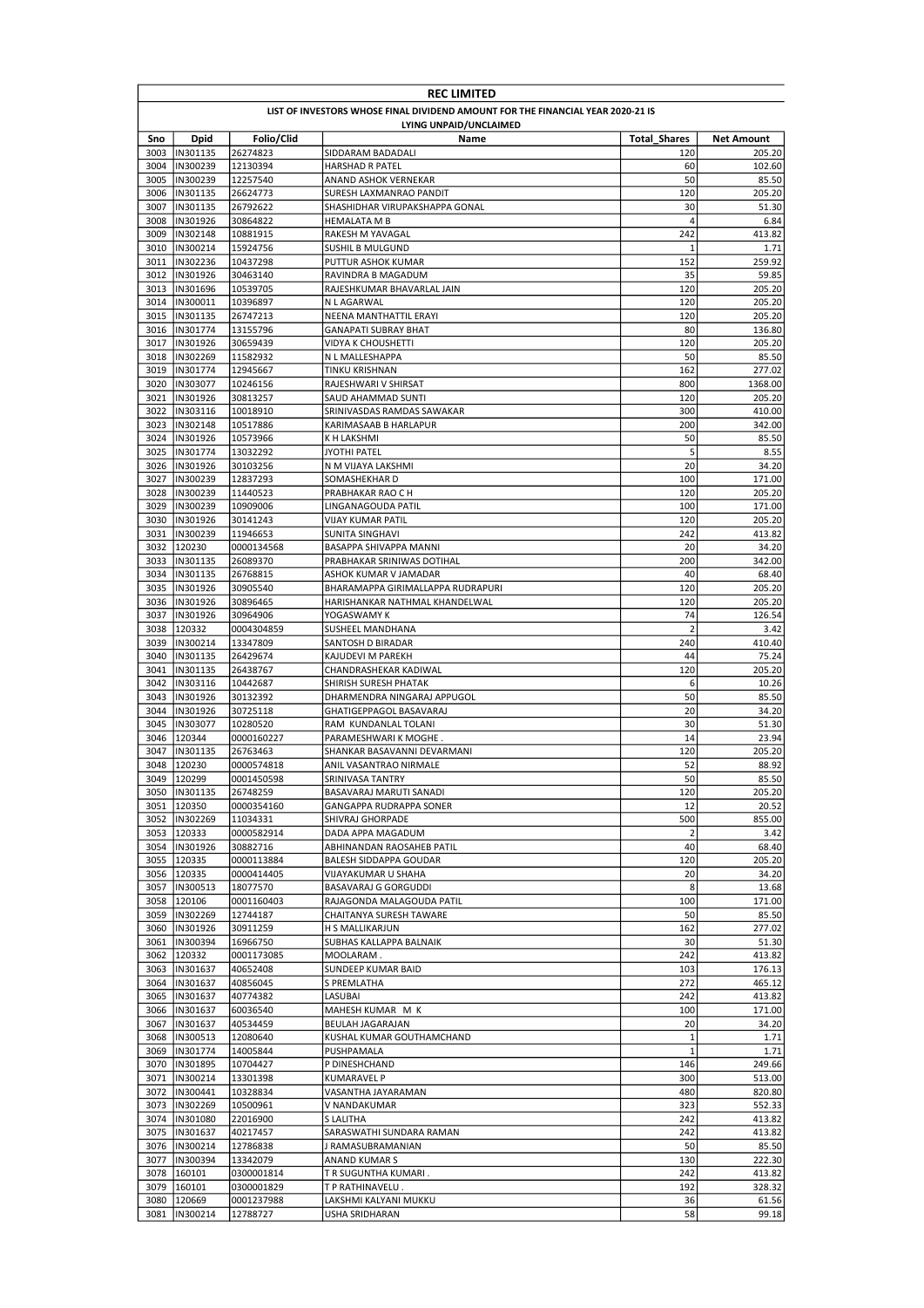# REC LIMITED

## LIST OF INVESTORS WHOSE FINAL DIVIDEND AMOUNT FOR THE FINANCIAL YEAR 2020-21 IS LYING UNPAID/UNCLAIMED

| Sno | Dpid | Folio/Clid | Name | Total_Shares | Net Amount |
|---|---|---|---|---|---|
| 3003 | IN301135 | 26274823 | SIDDARAM BADADALI | 120 | 205.20 |
| 3004 | IN300239 | 12130394 | HARSHAD R PATEL | 60 | 102.60 |
| 3005 | IN300239 | 12257540 | ANAND ASHOK VERNEKAR | 50 | 85.50 |
| 3006 | IN301135 | 26624773 | SURESH LAXMANRAO PANDIT | 120 | 205.20 |
| 3007 | IN301135 | 26792622 | SHASHIDHAR VIRUPAKSHAPPA GONAL | 30 | 51.30 |
| 3008 | IN301926 | 30864822 | HEMALATA M B | 4 | 6.84 |
| 3009 | IN302148 | 10881915 | RAKESH M YAVAGAL | 242 | 413.82 |
| 3010 | IN300214 | 15924756 | SUSHIL B MULGUND | 1 | 1.71 |
| 3011 | IN302236 | 10437298 | PUTTUR ASHOK KUMAR | 152 | 259.92 |
| 3012 | IN301926 | 30463140 | RAVINDRA B MAGADUM | 35 | 59.85 |
| 3013 | IN301696 | 10539705 | RAJESHKUMAR BHAVARLAL JAIN | 120 | 205.20 |
| 3014 | IN300011 | 10396897 | N L AGARWAL | 120 | 205.20 |
| 3015 | IN301135 | 26747213 | NEENA MANTHATTIL ERAYI | 120 | 205.20 |
| 3016 | IN301774 | 13155796 | GANAPATI SUBRAY BHAT | 80 | 136.80 |
| 3017 | IN301926 | 30659439 | VIDYA K CHOUSHETTI | 120 | 205.20 |
| 3018 | IN302269 | 11582932 | N L MALLESHAPPA | 50 | 85.50 |
| 3019 | IN301774 | 12945667 | TINKU KRISHNAN | 162 | 277.02 |
| 3020 | IN303077 | 10246156 | RAJESHWARI V SHIRSAT | 800 | 1368.00 |
| 3021 | IN301926 | 30813257 | SAUD AHAMMAD SUNTI | 120 | 205.20 |
| 3022 | IN303116 | 10018910 | SRINIVASDAS RAMDAS SAWAKAR | 300 | 410.00 |
| 3023 | IN302148 | 10517886 | KARIMASAAB B HARLAPUR | 200 | 342.00 |
| 3024 | IN301926 | 10573966 | K H LAKSHMI | 50 | 85.50 |
| 3025 | IN301774 | 13032292 | JYOTHI PATEL | 5 | 8.55 |
| 3026 | IN301926 | 30103256 | N M VIJAYA LAKSHMI | 20 | 34.20 |
| 3027 | IN300239 | 12837293 | SOMASHEKHAR D | 100 | 171.00 |
| 3028 | IN300239 | 11440523 | PRABHAKAR RAO C H | 120 | 205.20 |
| 3029 | IN300239 | 10909006 | LINGANAGOUDA PATIL | 100 | 171.00 |
| 3030 | IN301926 | 30141243 | VIJAY KUMAR PATIL | 120 | 205.20 |
| 3031 | IN300239 | 11946653 | SUNITA SINGHAVI | 242 | 413.82 |
| 3032 | 120230 | 0000134568 | BASAPPA SHIVAPPA MANNI | 20 | 34.20 |
| 3033 | IN301135 | 26089370 | PRABHAKAR SRINIWAS DOTIHAL | 200 | 342.00 |
| 3034 | IN301135 | 26768815 | ASHOK KUMAR V JAMADAR | 40 | 68.40 |
| 3035 | IN301926 | 30905540 | BHARAMAPPA GIRIMALLAPPA RUDRAPURI | 120 | 205.20 |
| 3036 | IN301926 | 30896465 | HARISHANKAR NATHMAL KHANDELWAL | 120 | 205.20 |
| 3037 | IN301926 | 30964906 | YOGASWAMY K | 74 | 126.54 |
| 3038 | 120332 | 0004304859 | SUSHEEL MANDHANA | 2 | 3.42 |
| 3039 | IN300214 | 13347809 | SANTOSH D BIRADAR | 240 | 410.40 |
| 3040 | IN301135 | 26429674 | KAJUDEVI M PAREKH | 44 | 75.24 |
| 3041 | IN301135 | 26438767 | CHANDRASHEKAR KADIWAL | 120 | 205.20 |
| 3042 | IN303116 | 10442687 | SHIRISH SURESH PHATAK | 6 | 10.26 |
| 3043 | IN301926 | 30132392 | DHARMENDRA NINGARAJ APPUGOL | 50 | 85.50 |
| 3044 | IN301926 | 30725118 | GHATIGEPPAGOL BASAVARAJ | 20 | 34.20 |
| 3045 | IN303077 | 10280520 | RAM KUNDANLAL TOLANI | 30 | 51.30 |
| 3046 | 120344 | 0000160227 | PARAMESHWARI K MOGHE . | 14 | 23.94 |
| 3047 | IN301135 | 26763463 | SHANKAR BASAVANNI DEVARMANI | 120 | 205.20 |
| 3048 | 120230 | 0000574818 | ANIL VASANTRAO NIRMALE | 52 | 88.92 |
| 3049 | 120299 | 0001450598 | SRINIVASA TANTRY | 50 | 85.50 |
| 3050 | IN301135 | 26748259 | BASAVARAJ MARUTI SANADI | 120 | 205.20 |
| 3051 | 120350 | 0000354160 | GANGAPPA RUDRAPPA SONER | 12 | 20.52 |
| 3052 | IN302269 | 11034331 | SHIVRAJ GHORPADE | 500 | 855.00 |
| 3053 | 120333 | 0000582914 | DADA APPA MAGADUM | 2 | 3.42 |
| 3054 | IN301926 | 30882716 | ABHINANDAN RAOSAHEB PATIL | 40 | 68.40 |
| 3055 | 120335 | 0000113884 | BALESH SIDDAPPA GOUDAR | 120 | 205.20 |
| 3056 | 120335 | 0000414405 | VIJAYAKUMAR U SHAHA | 20 | 34.20 |
| 3057 | IN300513 | 18077570 | BASAVARAJ G GORGUDDI | 8 | 13.68 |
| 3058 | 120106 | 0001160403 | RAJAGONDA MALAGOUDA PATIL | 100 | 171.00 |
| 3059 | IN302269 | 12744187 | CHAITANYA SURESH TAWARE | 50 | 85.50 |
| 3060 | IN301926 | 30911259 | H S MALLIKARJUN | 162 | 277.02 |
| 3061 | IN300394 | 16966750 | SUBHAS KALLAPPA BALNAIK | 30 | 51.30 |
| 3062 | 120332 | 0001173085 | MOOLARAM . | 242 | 413.82 |
| 3063 | IN301637 | 40652408 | SUNDEEP KUMAR BAID | 103 | 176.13 |
| 3064 | IN301637 | 40856045 | S PREMLATHA | 272 | 465.12 |
| 3065 | IN301637 | 40774382 | LASUBAI | 242 | 413.82 |
| 3066 | IN301637 | 60036540 | MAHESH KUMAR M K | 100 | 171.00 |
| 3067 | IN301637 | 40534459 | BEULAH JAGARAJAN | 20 | 34.20 |
| 3068 | IN300513 | 12080640 | KUSHAL KUMAR GOUTHAMCHAND | 1 | 1.71 |
| 3069 | IN301774 | 14005844 | PUSHPAMALA | 1 | 1.71 |
| 3070 | IN301895 | 10704427 | P DINESHCHAND | 146 | 249.66 |
| 3071 | IN300214 | 13301398 | KUMARAVEL P | 300 | 513.00 |
| 3072 | IN300441 | 10328834 | VASANTHA JAYARAMAN | 480 | 820.80 |
| 3073 | IN302269 | 10500961 | V NANDAKUMAR | 323 | 552.33 |
| 3074 | IN301080 | 22016900 | S LALITHA | 242 | 413.82 |
| 3075 | IN301637 | 40217457 | SARASWATHI SUNDARA RAMAN | 242 | 413.82 |
| 3076 | IN300214 | 12786838 | J RAMASUBRAMANIAN | 50 | 85.50 |
| 3077 | IN300394 | 13342079 | ANAND KUMAR S | 130 | 222.30 |
| 3078 | 160101 | 0300001814 | T R SUGUNTHA KUMARI . | 242 | 413.82 |
| 3079 | 160101 | 0300001829 | T P RATHINAVELU . | 192 | 328.32 |
| 3080 | 120669 | 0001237988 | LAKSHMI KALYANI MUKKU | 36 | 61.56 |
| 3081 | IN300214 | 12788727 | USHA SRIDHARAN | 58 | 99.18 |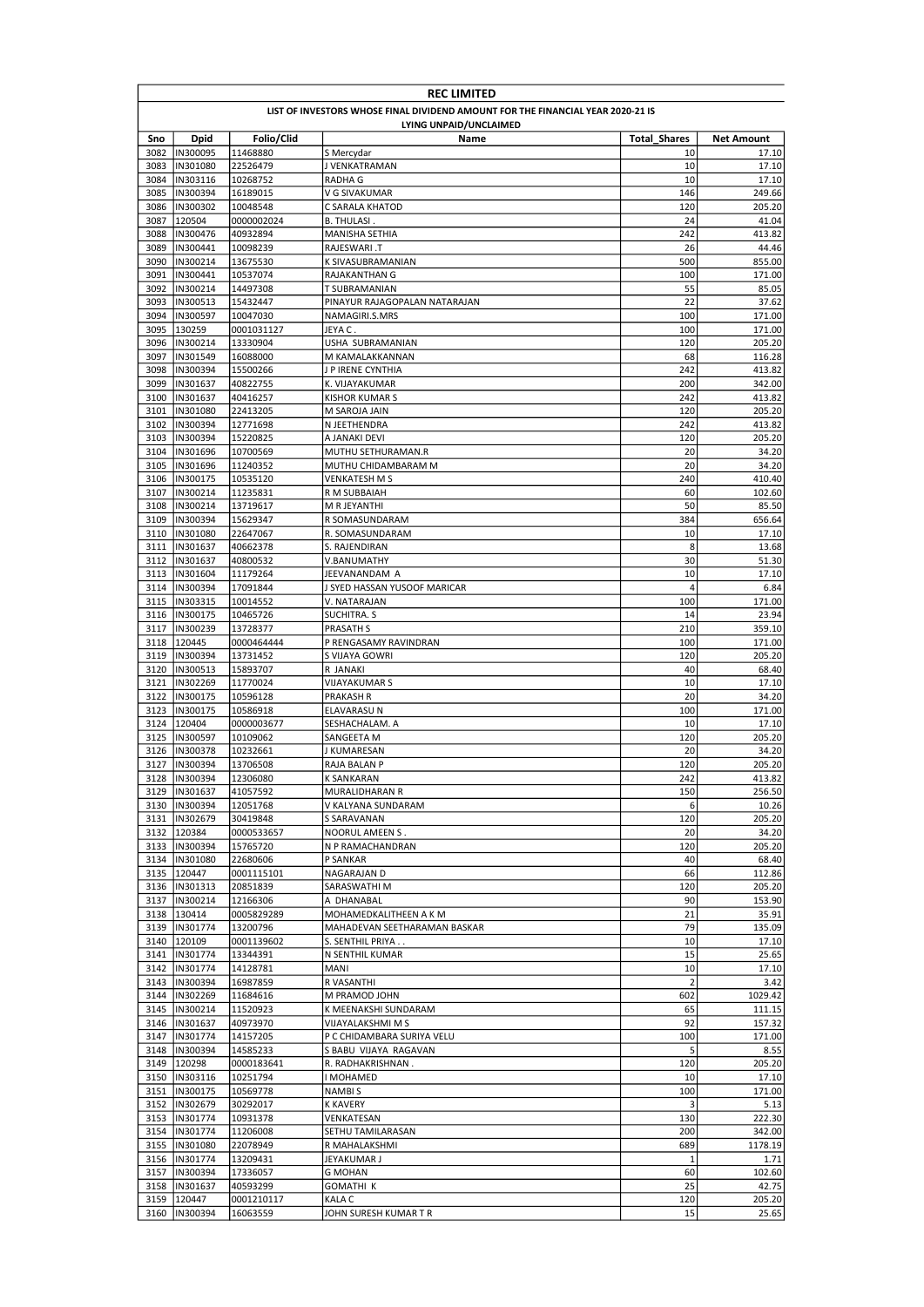**REC LIMITED**

**LIST OF INVESTORS WHOSE FINAL DIVIDEND AMOUNT FOR THE FINANCIAL YEAR 2020-21 IS LYING UNPAID/UNCLAIMED**

| Sno | Dpid | Folio/Clid | Name | Total_Shares | Net Amount |
|---|---|---|---|---|---|
| 3082 | IN300095 | 11468880 | S Mercydar | 10 | 17.10 |
| 3083 | IN301080 | 22526479 | J VENKATRAMAN | 10 | 17.10 |
| 3084 | IN303116 | 10268752 | RADHA G | 10 | 17.10 |
| 3085 | IN300394 | 16189015 | V G SIVAKUMAR | 146 | 249.66 |
| 3086 | IN300302 | 10048548 | C SARALA KHATOD | 120 | 205.20 |
| 3087 | 120504 | 0000002024 | B. THULASI . | 24 | 41.04 |
| 3088 | IN300476 | 40932894 | MANISHA SETHIA | 242 | 413.82 |
| 3089 | IN300441 | 10098239 | RAJESWARI .T | 26 | 44.46 |
| 3090 | IN300214 | 13675530 | K SIVASUBRAMANIAN | 500 | 855.00 |
| 3091 | IN300441 | 10537074 | RAJAKANTHAN G | 100 | 171.00 |
| 3092 | IN300214 | 14497308 | T SUBRAMANIAN | 55 | 85.05 |
| 3093 | IN300513 | 15432447 | PINAYUR RAJAGOPALAN NATARAJAN | 22 | 37.62 |
| 3094 | IN300597 | 10047030 | NAMAGIRI.S.MRS | 100 | 171.00 |
| 3095 | 130259 | 0001031127 | JEYA C . | 100 | 171.00 |
| 3096 | IN300214 | 13330904 | USHA SUBRAMANIAN | 120 | 205.20 |
| 3097 | IN301549 | 16088000 | M KAMALAKKANNAN | 68 | 116.28 |
| 3098 | IN300394 | 15500266 | J P IRENE CYNTHIA | 242 | 413.82 |
| 3099 | IN301637 | 40822755 | K. VIJAYAKUMAR | 200 | 342.00 |
| 3100 | IN301637 | 40416257 | KISHOR KUMAR S | 242 | 413.82 |
| 3101 | IN301080 | 22413205 | M SAROJA JAIN | 120 | 205.20 |
| 3102 | IN300394 | 12771698 | N JEETHENDRA | 242 | 413.82 |
| 3103 | IN300394 | 15220825 | A JANAKI DEVI | 120 | 205.20 |
| 3104 | IN301696 | 10700569 | MUTHU SETHURAMAN.R | 20 | 34.20 |
| 3105 | IN301696 | 11240352 | MUTHU CHIDAMBARAM M | 20 | 34.20 |
| 3106 | IN300175 | 10535120 | VENKATESH M S | 240 | 410.40 |
| 3107 | IN300214 | 11235831 | R M SUBBAIAH | 60 | 102.60 |
| 3108 | IN300214 | 13719617 | M R JEYANTHI | 50 | 85.50 |
| 3109 | IN300394 | 15629347 | R SOMASUNDARAM | 384 | 656.64 |
| 3110 | IN301080 | 22647067 | R. SOMASUNDARAM | 10 | 17.10 |
| 3111 | IN301637 | 40662378 | S. RAJENDIRAN | 8 | 13.68 |
| 3112 | IN301637 | 40800532 | V.BANUMATHY | 30 | 51.30 |
| 3113 | IN301604 | 11179264 | JEEVANANDAM A | 10 | 17.10 |
| 3114 | IN300394 | 17091844 | J SYED HASSAN YUSOOF MARICAR | 4 | 6.84 |
| 3115 | IN303315 | 10014552 | V. NATARAJAN | 100 | 171.00 |
| 3116 | IN300175 | 10465726 | SUCHITRA. S | 14 | 23.94 |
| 3117 | IN300239 | 13728377 | PRASATH S | 210 | 359.10 |
| 3118 | 120445 | 0000464444 | P RENGASAMY RAVINDRAN | 100 | 171.00 |
| 3119 | IN300394 | 13731452 | S VIJAYA GOWRI | 120 | 205.20 |
| 3120 | IN300513 | 15893707 | R JANAKI | 40 | 68.40 |
| 3121 | IN302269 | 11770024 | VIJAYAKUMAR S | 10 | 17.10 |
| 3122 | IN300175 | 10596128 | PRAKASH R | 20 | 34.20 |
| 3123 | IN300175 | 10586918 | ELAVARASU N | 100 | 171.00 |
| 3124 | 120404 | 0000003677 | SESHACHALAM. A | 10 | 17.10 |
| 3125 | IN300597 | 10109062 | SANGEETA M | 120 | 205.20 |
| 3126 | IN300378 | 10232661 | J KUMARESAN | 20 | 34.20 |
| 3127 | IN300394 | 13706508 | RAJA BALAN P | 120 | 205.20 |
| 3128 | IN300394 | 12306080 | K SANKARAN | 242 | 413.82 |
| 3129 | IN301637 | 41057592 | MURALIDHARAN R | 150 | 256.50 |
| 3130 | IN300394 | 12051768 | V KALYANA SUNDARAM | 6 | 10.26 |
| 3131 | IN302679 | 30419848 | S SARAVANAN | 120 | 205.20 |
| 3132 | 120384 | 0000533657 | NOORUL AMEEN S . | 20 | 34.20 |
| 3133 | IN300394 | 15765720 | N P RAMACHANDRAN | 120 | 205.20 |
| 3134 | IN301080 | 22680606 | P SANKAR | 40 | 68.40 |
| 3135 | 120447 | 0001115101 | NAGARAJAN D | 66 | 112.86 |
| 3136 | IN301313 | 20851839 | SARASWATHI M | 120 | 205.20 |
| 3137 | IN300214 | 12166306 | A DHANABAL | 90 | 153.90 |
| 3138 | 130414 | 0005829289 | MOHAMEDKALITHEEN A K M | 21 | 35.91 |
| 3139 | IN301774 | 13200796 | MAHADEVAN SEETHARAMAN BASKAR | 79 | 135.09 |
| 3140 | 120109 | 0001139602 | S. SENTHIL PRIYA . . | 10 | 17.10 |
| 3141 | IN301774 | 13344391 | N SENTHIL KUMAR | 15 | 25.65 |
| 3142 | IN301774 | 14128781 | MANI | 10 | 17.10 |
| 3143 | IN300394 | 16987859 | R VASANTHI | 2 | 3.42 |
| 3144 | IN302269 | 11684616 | M PRAMOD JOHN | 602 | 1029.42 |
| 3145 | IN300214 | 11520923 | K MEENAKSHI SUNDARAM | 65 | 111.15 |
| 3146 | IN301637 | 40973970 | VIJAYALAKSHMI M S | 92 | 157.32 |
| 3147 | IN301774 | 14157205 | P C CHIDAMBARA SURIYA VELU | 100 | 171.00 |
| 3148 | IN300394 | 14585233 | S BABU VIJAYA RAGAVAN | 5 | 8.55 |
| 3149 | 120298 | 0000183641 | R. RADHAKRISHNAN . | 120 | 205.20 |
| 3150 | IN303116 | 10251794 | I MOHAMED | 10 | 17.10 |
| 3151 | IN300175 | 10569778 | NAMBI S | 100 | 171.00 |
| 3152 | IN302679 | 30292017 | K KAVERY | 3 | 5.13 |
| 3153 | IN301774 | 10931378 | VENKATESAN | 130 | 222.30 |
| 3154 | IN301774 | 11206008 | SETHU TAMILARASAN | 200 | 342.00 |
| 3155 | IN301080 | 22078949 | R MAHALAKSHMI | 689 | 1178.19 |
| 3156 | IN301774 | 13209431 | JEYAKUMAR J | 1 | 1.71 |
| 3157 | IN300394 | 17336057 | G MOHAN | 60 | 102.60 |
| 3158 | IN301637 | 40593299 | GOMATHI K | 25 | 42.75 |
| 3159 | 120447 | 0001210117 | KALA C | 120 | 205.20 |
| 3160 | IN300394 | 16063559 | JOHN SURESH KUMAR T R | 15 | 25.65 |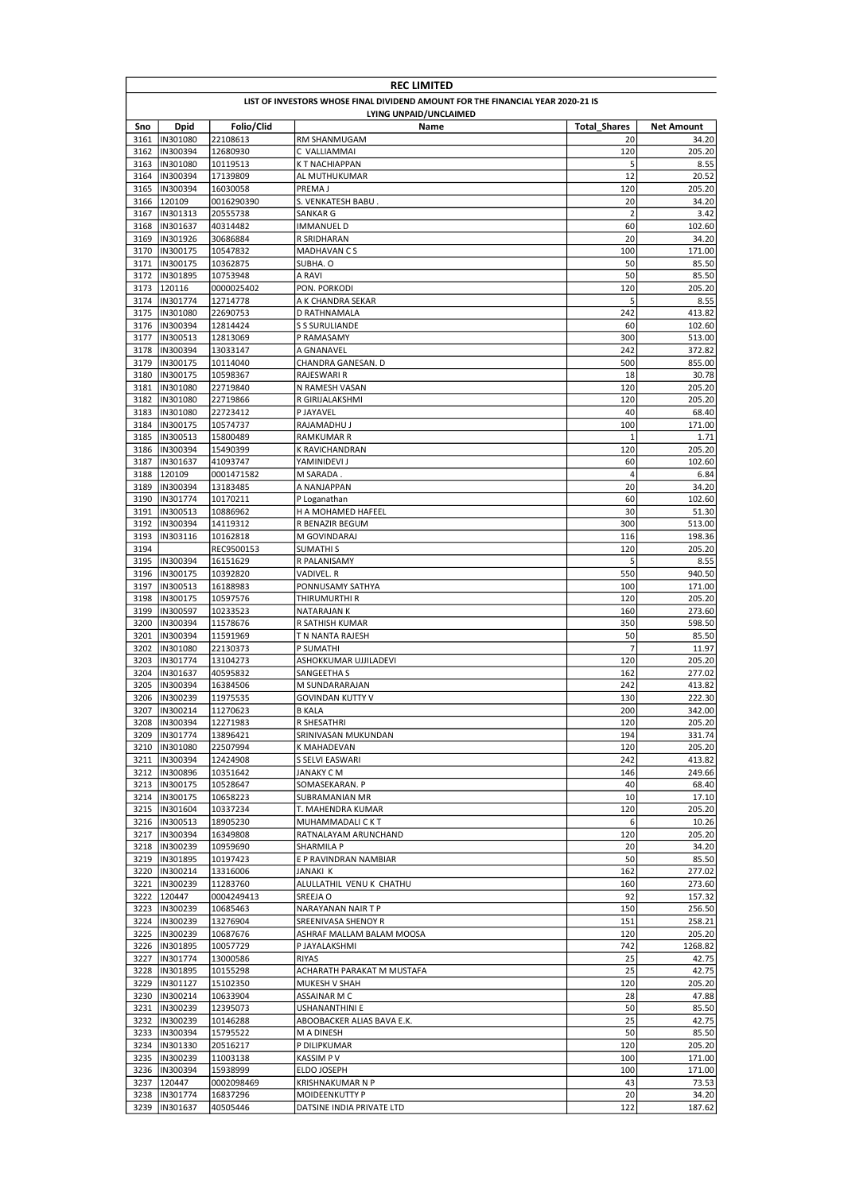# REC LIMITED

## LIST OF INVESTORS WHOSE FINAL DIVIDEND AMOUNT FOR THE FINANCIAL YEAR 2020-21 IS LYING UNPAID/UNCLAIMED

| Sno | Dpid | Folio/Clid | Name | Total_Shares | Net Amount |
|---|---|---|---|---|---|
| 3161 | IN301080 | 22108613 | RM SHANMUGAM | 20 | 34.20 |
| 3162 | IN300394 | 12680930 | C VALLIAMMAI | 120 | 205.20 |
| 3163 | IN301080 | 10119513 | K T NACHIAPPAN | 5 | 8.55 |
| 3164 | IN300394 | 17139809 | AL MUTHUKUMAR | 12 | 20.52 |
| 3165 | IN300394 | 16030058 | PREMA J | 120 | 205.20 |
| 3166 | 120109 | 0016290390 | S. VENKATESH BABU . | 20 | 34.20 |
| 3167 | IN301313 | 20555738 | SANKAR G | 2 | 3.42 |
| 3168 | IN301637 | 40314482 | IMMANUEL D | 60 | 102.60 |
| 3169 | IN301926 | 30686884 | R SRIDHARAN | 20 | 34.20 |
| 3170 | IN300175 | 10547832 | MADHAVAN C S | 100 | 171.00 |
| 3171 | IN300175 | 10362875 | SUBHA. O | 50 | 85.50 |
| 3172 | IN301895 | 10753948 | A RAVI | 50 | 85.50 |
| 3173 | 120116 | 0000025402 | PON. PORKODI | 120 | 205.20 |
| 3174 | IN301774 | 12714778 | A K CHANDRA SEKAR | 5 | 8.55 |
| 3175 | IN301080 | 22690753 | D RATHNAMALA | 242 | 413.82 |
| 3176 | IN300394 | 12814424 | S S SURULIANDE | 60 | 102.60 |
| 3177 | IN300513 | 12813069 | P RAMASAMY | 300 | 513.00 |
| 3178 | IN300394 | 13033147 | A GNANAVEL | 242 | 372.82 |
| 3179 | IN300175 | 10114040 | CHANDRA GANESAN. D | 500 | 855.00 |
| 3180 | IN300175 | 10598367 | RAJESWARI R | 18 | 30.78 |
| 3181 | IN301080 | 22719840 | N RAMESH VASAN | 120 | 205.20 |
| 3182 | IN301080 | 22719866 | R GIRIJALAKSHMI | 120 | 205.20 |
| 3183 | IN301080 | 22723412 | P JAYAVEL | 40 | 68.40 |
| 3184 | IN300175 | 10574737 | RAJAMADHU J | 100 | 171.00 |
| 3185 | IN300513 | 15800489 | RAMKUMAR R | 1 | 1.71 |
| 3186 | IN300394 | 15490399 | K RAVICHANDRAN | 120 | 205.20 |
| 3187 | IN301637 | 41093747 | YAMINIDEVI J | 60 | 102.60 |
| 3188 | 120109 | 0001471582 | M SARADA . | 4 | 6.84 |
| 3189 | IN300394 | 13183485 | A NANJAPPAN | 20 | 34.20 |
| 3190 | IN301774 | 10170211 | P Loganathan | 60 | 102.60 |
| 3191 | IN300513 | 10886962 | H A MOHAMED HAFEEL | 30 | 51.30 |
| 3192 | IN300394 | 14119312 | R BENAZIR BEGUM | 300 | 513.00 |
| 3193 | IN303116 | 10162818 | M GOVINDARAJ | 116 | 198.36 |
| 3194 | | REC9500153 | SUMATHI S | 120 | 205.20 |
| 3195 | IN300394 | 16151629 | R PALANISAMY | 5 | 8.55 |
| 3196 | IN300175 | 10392820 | VADIVEL. R | 550 | 940.50 |
| 3197 | IN300513 | 16188983 | PONNUSAMY SATHYA | 100 | 171.00 |
| 3198 | IN300175 | 10597576 | THIRUMURTHI R | 120 | 205.20 |
| 3199 | IN300597 | 10233523 | NATARAJAN K | 160 | 273.60 |
| 3200 | IN300394 | 11578676 | R SATHISH KUMAR | 350 | 598.50 |
| 3201 | IN300394 | 11591969 | T N NANTA RAJESH | 50 | 85.50 |
| 3202 | IN301080 | 22130373 | P SUMATHI | 7 | 11.97 |
| 3203 | IN301774 | 13104273 | ASHOKKUMAR UJJILADEVI | 120 | 205.20 |
| 3204 | IN301637 | 40595832 | SANGEETHA S | 162 | 277.02 |
| 3205 | IN300394 | 16384506 | M SUNDARARAJAN | 242 | 413.82 |
| 3206 | IN300239 | 11975535 | GOVINDAN KUTTY V | 130 | 222.30 |
| 3207 | IN300214 | 11270623 | B KALA | 200 | 342.00 |
| 3208 | IN300394 | 12271983 | R SHESATHRI | 120 | 205.20 |
| 3209 | IN301774 | 13896421 | SRINIVASAN MUKUNDAN | 194 | 331.74 |
| 3210 | IN301080 | 22507994 | K MAHADEVAN | 120 | 205.20 |
| 3211 | IN300394 | 12424908 | S SELVI EASWARI | 242 | 413.82 |
| 3212 | IN300896 | 10351642 | JANAKY C M | 146 | 249.66 |
| 3213 | IN300175 | 10528647 | SOMASEKARAN. P | 40 | 68.40 |
| 3214 | IN300175 | 10658223 | SUBRAMANIAN MR | 10 | 17.10 |
| 3215 | IN301604 | 10337234 | T. MAHENDRA KUMAR | 120 | 205.20 |
| 3216 | IN300513 | 18905230 | MUHAMMADALI C K T | 6 | 10.26 |
| 3217 | IN300394 | 16349808 | RATNALAYAM ARUNCHAND | 120 | 205.20 |
| 3218 | IN300239 | 10959690 | SHARMILA P | 20 | 34.20 |
| 3219 | IN301895 | 10197423 | E P RAVINDRAN NAMBIAR | 50 | 85.50 |
| 3220 | IN300214 | 13316006 | JANAKI K | 162 | 277.02 |
| 3221 | IN300239 | 11283760 | ALULLATHIL VENU K CHATHU | 160 | 273.60 |
| 3222 | 120447 | 0004249413 | SREEJA O | 92 | 157.32 |
| 3223 | IN300239 | 10685463 | NARAYANAN NAIR T P | 150 | 256.50 |
| 3224 | IN300239 | 13276904 | SREENIVASA SHENOY R | 151 | 258.21 |
| 3225 | IN300239 | 10687676 | ASHRAF MALLAM BALAM MOOSA | 120 | 205.20 |
| 3226 | IN301895 | 10057729 | P JAYALAKSHMI | 742 | 1268.82 |
| 3227 | IN301774 | 13000586 | RIYAS | 25 | 42.75 |
| 3228 | IN301895 | 10155298 | ACHARATH PARAKAT M MUSTAFA | 25 | 42.75 |
| 3229 | IN301127 | 15102350 | MUKESH V SHAH | 120 | 205.20 |
| 3230 | IN300214 | 10633904 | ASSAINAR M C | 28 | 47.88 |
| 3231 | IN300239 | 12395073 | USHANANTHINI E | 50 | 85.50 |
| 3232 | IN300239 | 10146288 | ABOOBACKER ALIAS BAVA E.K. | 25 | 42.75 |
| 3233 | IN300394 | 15795522 | M A DINESH | 50 | 85.50 |
| 3234 | IN301330 | 20516217 | P DILIPKUMAR | 120 | 205.20 |
| 3235 | IN300239 | 11003138 | KASSIM P V | 100 | 171.00 |
| 3236 | IN300394 | 15938999 | ELDO JOSEPH | 100 | 171.00 |
| 3237 | 120447 | 0002098469 | KRISHNAKUMAR N P | 43 | 73.53 |
| 3238 | IN301774 | 16837296 | MOIDEENKUTTY P | 20 | 34.20 |
| 3239 | IN301637 | 40505446 | DATSINE INDIA PRIVATE LTD | 122 | 187.62 |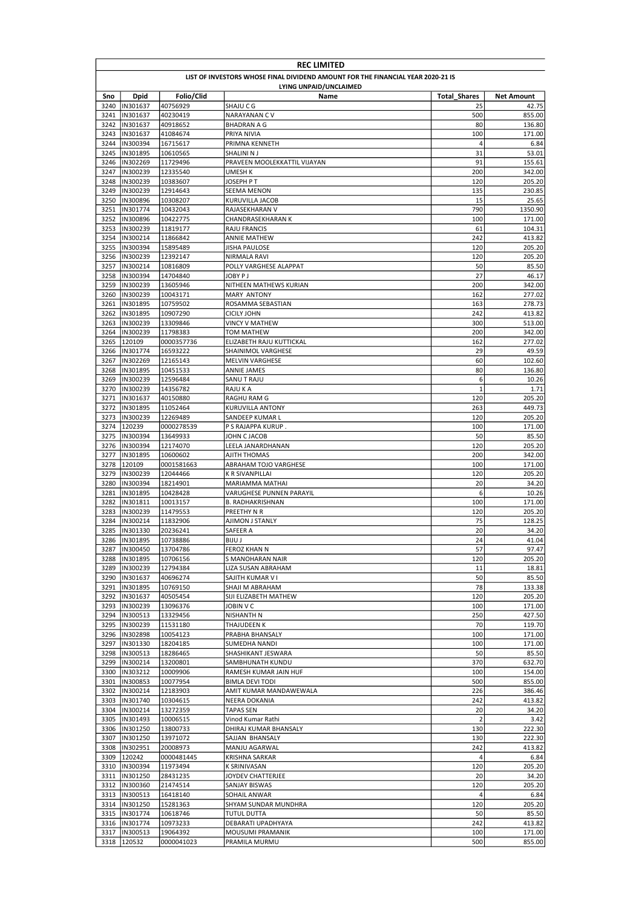# REC LIMITED

## LIST OF INVESTORS WHOSE FINAL DIVIDEND AMOUNT FOR THE FINANCIAL YEAR 2020-21 IS LYING UNPAID/UNCLAIMED

| Sno | Dpid | Folio/Clid | Name | Total_Shares | Net Amount |
|---|---|---|---|---|---|
| 3240 | IN301637 | 40756929 | SHAJU C G | 25 | 42.75 |
| 3241 | IN301637 | 40230419 | NARAYANAN C V | 500 | 855.00 |
| 3242 | IN301637 | 40918652 | BHADRAN A G | 80 | 136.80 |
| 3243 | IN301637 | 41084674 | PRIYA NIVIA | 100 | 171.00 |
| 3244 | IN300394 | 16715617 | PRIMNA KENNETH | 4 | 6.84 |
| 3245 | IN301895 | 10610565 | SHALINI N J | 31 | 53.01 |
| 3246 | IN302269 | 11729496 | PRAVEEN MOOLEKKATTIL VIJAYAN | 91 | 155.61 |
| 3247 | IN300239 | 12335540 | UMESH K | 200 | 342.00 |
| 3248 | IN300239 | 10383607 | JOSEPH P T | 120 | 205.20 |
| 3249 | IN300239 | 12914643 | SEEMA MENON | 135 | 230.85 |
| 3250 | IN300896 | 10308207 | KURUVILLA JACOB | 15 | 25.65 |
| 3251 | IN301774 | 10432043 | RAJASEKHARAN V | 790 | 1350.90 |
| 3252 | IN300896 | 10422775 | CHANDRASEKHARAN K | 100 | 171.00 |
| 3253 | IN300239 | 11819177 | RAJU FRANCIS | 61 | 104.31 |
| 3254 | IN300214 | 11866842 | ANNIE MATHEW | 242 | 413.82 |
| 3255 | IN300394 | 15895489 | JISHA PAULOSE | 120 | 205.20 |
| 3256 | IN300239 | 12392147 | NIRMALA RAVI | 120 | 205.20 |
| 3257 | IN300214 | 10816809 | POLLY VARGHESE ALAPPAT | 50 | 85.50 |
| 3258 | IN300394 | 14704840 | JOBY P J | 27 | 46.17 |
| 3259 | IN300239 | 13605946 | NITHEEN MATHEWS KURIAN | 200 | 342.00 |
| 3260 | IN300239 | 10043171 | MARY ANTONY | 162 | 277.02 |
| 3261 | IN301895 | 10759502 | ROSAMMA SEBASTIAN | 163 | 278.73 |
| 3262 | IN301895 | 10907290 | CICILY JOHN | 242 | 413.82 |
| 3263 | IN300239 | 13309846 | VINCY V MATHEW | 300 | 513.00 |
| 3264 | IN300239 | 11798383 | TOM MATHEW | 200 | 342.00 |
| 3265 | 120109 | 0000357736 | ELIZABETH RAJU KUTTICKAL | 162 | 277.02 |
| 3266 | IN301774 | 16593222 | SHAINIMOL VARGHESE | 29 | 49.59 |
| 3267 | IN302269 | 12165143 | MELVIN VARGHESE | 60 | 102.60 |
| 3268 | IN301895 | 10451533 | ANNIE JAMES | 80 | 136.80 |
| 3269 | IN300239 | 12596484 | SANU T RAJU | 6 | 10.26 |
| 3270 | IN300239 | 14356782 | RAJU K A | 1 | 1.71 |
| 3271 | IN301637 | 40150880 | RAGHU RAM G | 120 | 205.20 |
| 3272 | IN301895 | 11052464 | KURUVILLA ANTONY | 263 | 449.73 |
| 3273 | IN300239 | 12269489 | SANDEEP KUMAR L | 120 | 205.20 |
| 3274 | 120239 | 0000278539 | P S RAJAPPA KURUP . | 100 | 171.00 |
| 3275 | IN300394 | 13649933 | JOHN C JACOB | 50 | 85.50 |
| 3276 | IN300394 | 12174070 | LEELA JANARDHANAN | 120 | 205.20 |
| 3277 | IN301895 | 10600602 | AJITH THOMAS | 200 | 342.00 |
| 3278 | 120109 | 0001581663 | ABRAHAM TOJO VARGHESE | 100 | 171.00 |
| 3279 | IN300239 | 12044466 | K R SIVANPILLAI | 120 | 205.20 |
| 3280 | IN300394 | 18214901 | MARIAMMA MATHAI | 20 | 34.20 |
| 3281 | IN301895 | 10428428 | VARUGHESE PUNNEN PARAYIL | 6 | 10.26 |
| 3282 | IN301811 | 10013157 | B. RADHAKRISHNAN | 100 | 171.00 |
| 3283 | IN300239 | 11479553 | PREETHY N R | 120 | 205.20 |
| 3284 | IN300214 | 11832906 | AJIMON J STANLY | 75 | 128.25 |
| 3285 | IN301330 | 20236241 | SAFEER A | 20 | 34.20 |
| 3286 | IN301895 | 10738886 | BIJU J | 24 | 41.04 |
| 3287 | IN300450 | 13704786 | FEROZ KHAN N | 57 | 97.47 |
| 3288 | IN301895 | 10706156 | S MANOHARAN NAIR | 120 | 205.20 |
| 3289 | IN300239 | 12794384 | LIZA SUSAN ABRAHAM | 11 | 18.81 |
| 3290 | IN301637 | 40696274 | SAJITH KUMAR V I | 50 | 85.50 |
| 3291 | IN301895 | 10769150 | SHAJI M ABRAHAM | 78 | 133.38 |
| 3292 | IN301637 | 40505454 | SIJI ELIZABETH MATHEW | 120 | 205.20 |
| 3293 | IN300239 | 13096376 | JOBIN V C | 100 | 171.00 |
| 3294 | IN300513 | 13329456 | NISHANTH N | 250 | 427.50 |
| 3295 | IN300239 | 11531180 | THAJUDEEN K | 70 | 119.70 |
| 3296 | IN302898 | 10054123 | PRABHA BHANSALY | 100 | 171.00 |
| 3297 | IN301330 | 18204185 | SUMEDHA NANDI | 100 | 171.00 |
| 3298 | IN300513 | 18286465 | SHASHIKANT JESWARA | 50 | 85.50 |
| 3299 | IN300214 | 13200801 | SAMBHUNATH KUNDU | 370 | 632.70 |
| 3300 | IN303212 | 10009906 | RAMESH KUMAR JAIN HUF | 100 | 154.00 |
| 3301 | IN300853 | 10077954 | BIMLA DEVI TODI | 500 | 855.00 |
| 3302 | IN300214 | 12183903 | AMIT KUMAR MANDAWEWALA | 226 | 386.46 |
| 3303 | IN301740 | 10304615 | NEERA DOKANIA | 242 | 413.82 |
| 3304 | IN300214 | 13272359 | TAPAS SEN | 20 | 34.20 |
| 3305 | IN301493 | 10006515 | Vinod Kumar Rathi | 2 | 3.42 |
| 3306 | IN301250 | 13800733 | DHIRAJ KUMAR BHANSALY | 130 | 222.30 |
| 3307 | IN301250 | 13971072 | SAJJAN BHANSALY | 130 | 222.30 |
| 3308 | IN302951 | 20008973 | MANJU AGARWAL | 242 | 413.82 |
| 3309 | 120242 | 0000481445 | KRISHNA SARKAR | 4 | 6.84 |
| 3310 | IN300394 | 11973494 | K SRINIVASAN | 120 | 205.20 |
| 3311 | IN301250 | 28431235 | JOYDEV CHATTERJEE | 20 | 34.20 |
| 3312 | IN300360 | 21474514 | SANJAY BISWAS | 120 | 205.20 |
| 3313 | IN300513 | 16418140 | SOHAIL ANWAR | 4 | 6.84 |
| 3314 | IN301250 | 15281363 | SHYAM SUNDAR MUNDHRA | 120 | 205.20 |
| 3315 | IN301774 | 10618746 | TUTUL DUTTA | 50 | 85.50 |
| 3316 | IN301774 | 10973233 | DEBARATI UPADHYAYA | 242 | 413.82 |
| 3317 | IN300513 | 19064392 | MOUSUMI PRAMANIK | 100 | 171.00 |
| 3318 | 120532 | 0000041023 | PRAMILA MURMU | 500 | 855.00 |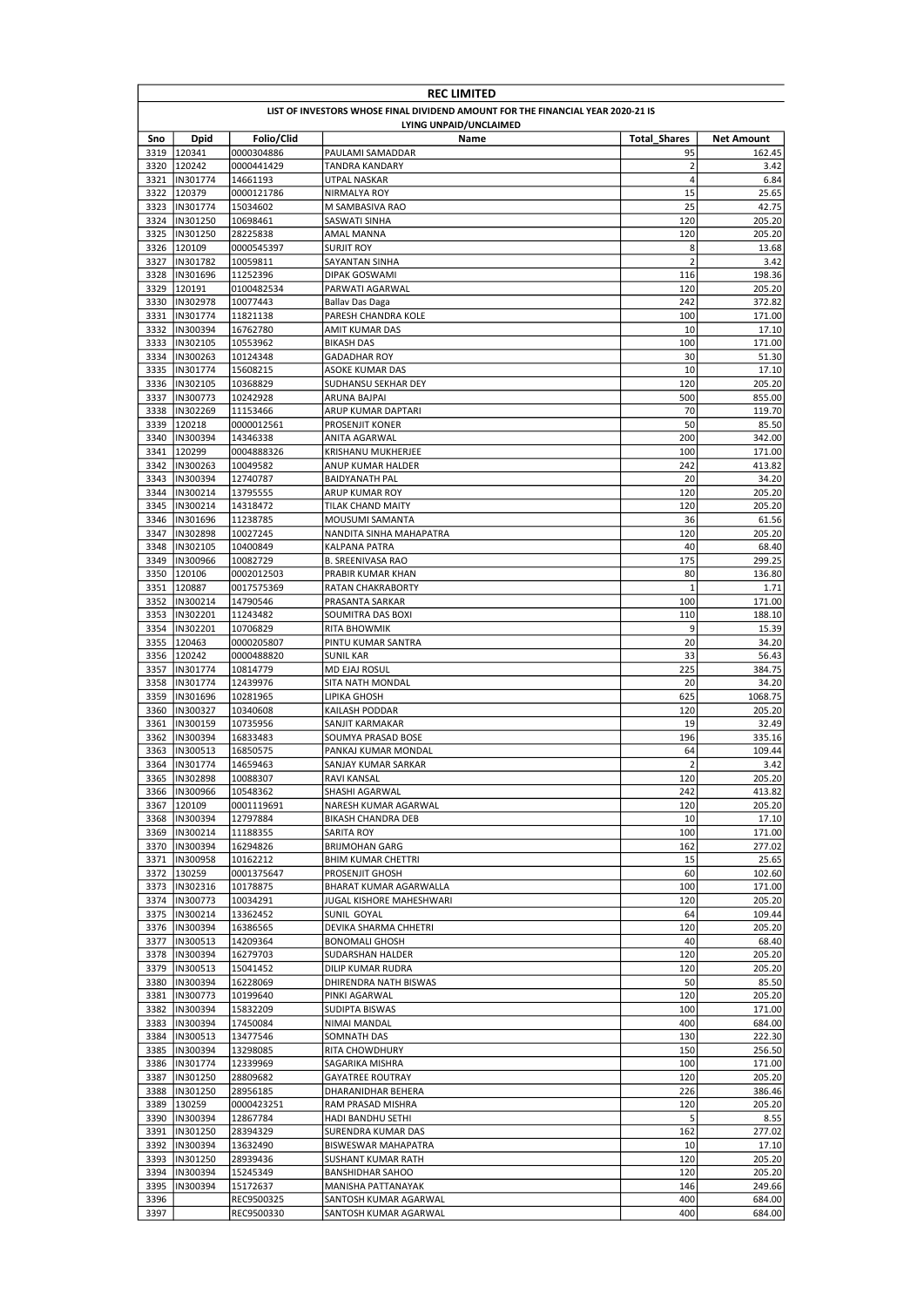**REC LIMITED**

**LIST OF INVESTORS WHOSE FINAL DIVIDEND AMOUNT FOR THE FINANCIAL YEAR 2020-21 IS LYING UNPAID/UNCLAIMED**

| Sno | Dpid | Folio/Clid | Name | Total_Shares | Net Amount |
|---|---|---|---|---|---|
| 3319 | 120341 | 0000304886 | PAULAMI SAMADDAR | 95 | 162.45 |
| 3320 | 120242 | 0000441429 | TANDRA KANDARY | 2 | 3.42 |
| 3321 | IN301774 | 14661193 | UTPAL NASKAR | 4 | 6.84 |
| 3322 | 120379 | 0000121786 | NIRMALYA ROY | 15 | 25.65 |
| 3323 | IN301774 | 15034602 | M SAMBASIVA RAO | 25 | 42.75 |
| 3324 | IN301250 | 10698461 | SASWATI SINHA | 120 | 205.20 |
| 3325 | IN301250 | 28225838 | AMAL MANNA | 120 | 205.20 |
| 3326 | 120109 | 0000545397 | SURJIT ROY | 8 | 13.68 |
| 3327 | IN301782 | 10059811 | SAYANTAN SINHA | 2 | 3.42 |
| 3328 | IN301696 | 11252396 | DIPAK GOSWAMI | 116 | 198.36 |
| 3329 | 120191 | 0100482534 | PARWATI AGARWAL | 120 | 205.20 |
| 3330 | IN302978 | 10077443 | Ballav Das Daga | 242 | 372.82 |
| 3331 | IN301774 | 11821138 | PARESH CHANDRA KOLE | 100 | 171.00 |
| 3332 | IN300394 | 16762780 | AMIT KUMAR DAS | 10 | 17.10 |
| 3333 | IN302105 | 10553962 | BIKASH DAS | 100 | 171.00 |
| 3334 | IN300263 | 10124348 | GADADHAR ROY | 30 | 51.30 |
| 3335 | IN301774 | 15608215 | ASOKE KUMAR DAS | 10 | 17.10 |
| 3336 | IN302105 | 10368829 | SUDHANSU SEKHAR DEY | 120 | 205.20 |
| 3337 | IN300773 | 10242928 | ARUNA BAJPAI | 500 | 855.00 |
| 3338 | IN302269 | 11153466 | ARUP KUMAR DAPTARI | 70 | 119.70 |
| 3339 | 120218 | 0000012561 | PROSENJIT KONER | 50 | 85.50 |
| 3340 | IN300394 | 14346338 | ANITA AGARWAL | 200 | 342.00 |
| 3341 | 120299 | 0004888326 | KRISHANU MUKHERJEE | 100 | 171.00 |
| 3342 | IN300263 | 10049582 | ANUP KUMAR HALDER | 242 | 413.82 |
| 3343 | IN300394 | 12740787 | BAIDYANATH PAL | 20 | 34.20 |
| 3344 | IN300214 | 13795555 | ARUP KUMAR ROY | 120 | 205.20 |
| 3345 | IN300214 | 14318472 | TILAK CHAND MAITY | 120 | 205.20 |
| 3346 | IN301696 | 11238785 | MOUSUMI SAMANTA | 36 | 61.56 |
| 3347 | IN302898 | 10027245 | NANDITA SINHA MAHAPATRA | 120 | 205.20 |
| 3348 | IN302105 | 10400849 | KALPANA PATRA | 40 | 68.40 |
| 3349 | IN300966 | 10082729 | B. SREENIVASA RAO | 175 | 299.25 |
| 3350 | 120106 | 0002012503 | PRABIR KUMAR KHAN | 80 | 136.80 |
| 3351 | 120887 | 0017575369 | RATAN CHAKRABORTY | 1 | 1.71 |
| 3352 | IN300214 | 14790546 | PRASANTA SARKAR | 100 | 171.00 |
| 3353 | IN302201 | 11243482 | SOUMITRA DAS BOXI | 110 | 188.10 |
| 3354 | IN302201 | 10706829 | RITA BHOWMIK | 9 | 15.39 |
| 3355 | 120463 | 0000205807 | PINTU KUMAR SANTRA | 20 | 34.20 |
| 3356 | 120242 | 0000488820 | SUNIL KAR | 33 | 56.43 |
| 3357 | IN301774 | 10814779 | MD EJAJ ROSUL | 225 | 384.75 |
| 3358 | IN301774 | 12439976 | SITA NATH MONDAL | 20 | 34.20 |
| 3359 | IN301696 | 10281965 | LIPIKA GHOSH | 625 | 1068.75 |
| 3360 | IN300327 | 10340608 | KAILASH PODDAR | 120 | 205.20 |
| 3361 | IN300159 | 10735956 | SANJIT KARMAKAR | 19 | 32.49 |
| 3362 | IN300394 | 16833483 | SOUMYA PRASAD BOSE | 196 | 335.16 |
| 3363 | IN300513 | 16850575 | PANKAJ KUMAR MONDAL | 64 | 109.44 |
| 3364 | IN301774 | 14659463 | SANJAY KUMAR SARKAR | 2 | 3.42 |
| 3365 | IN302898 | 10088307 | RAVI KANSAL | 120 | 205.20 |
| 3366 | IN300966 | 10548362 | SHASHI AGARWAL | 242 | 413.82 |
| 3367 | 120109 | 0001119691 | NARESH KUMAR AGARWAL | 120 | 205.20 |
| 3368 | IN300394 | 12797884 | BIKASH CHANDRA DEB | 10 | 17.10 |
| 3369 | IN300214 | 11188355 | SARITA ROY | 100 | 171.00 |
| 3370 | IN300394 | 16294826 | BRIJMOHAN GARG | 162 | 277.02 |
| 3371 | IN300958 | 10162212 | BHIM KUMAR CHETTRI | 15 | 25.65 |
| 3372 | 130259 | 0001375647 | PROSENJIT GHOSH | 60 | 102.60 |
| 3373 | IN302316 | 10178875 | BHARAT KUMAR AGARWALLA | 100 | 171.00 |
| 3374 | IN300773 | 10034291 | JUGAL KISHORE MAHESHWARI | 120 | 205.20 |
| 3375 | IN300214 | 13362452 | SUNIL GOYAL | 64 | 109.44 |
| 3376 | IN300394 | 16386565 | DEVIKA SHARMA CHHETRI | 120 | 205.20 |
| 3377 | IN300513 | 14209364 | BONOMALI GHOSH | 40 | 68.40 |
| 3378 | IN300394 | 16279703 | SUDARSHAN HALDER | 120 | 205.20 |
| 3379 | IN300513 | 15041452 | DILIP KUMAR RUDRA | 120 | 205.20 |
| 3380 | IN300394 | 16228069 | DHIRENDRA NATH BISWAS | 50 | 85.50 |
| 3381 | IN300773 | 10199640 | PINKI AGARWAL | 120 | 205.20 |
| 3382 | IN300394 | 15832209 | SUDIPTA BISWAS | 100 | 171.00 |
| 3383 | IN300394 | 17450084 | NIMAI MANDAL | 400 | 684.00 |
| 3384 | IN300513 | 13477546 | SOMNATH DAS | 130 | 222.30 |
| 3385 | IN300394 | 13298085 | RITA CHOWDHURY | 150 | 256.50 |
| 3386 | IN301774 | 12339969 | SAGARIKA MISHRA | 100 | 171.00 |
| 3387 | IN301250 | 28809682 | GAYATREE ROUTRAY | 120 | 205.20 |
| 3388 | IN301250 | 28956185 | DHARANIDHAR BEHERA | 226 | 386.46 |
| 3389 | 130259 | 0000423251 | RAM PRASAD MISHRA | 120 | 205.20 |
| 3390 | IN300394 | 12867784 | HADI BANDHU SETHI | 5 | 8.55 |
| 3391 | IN301250 | 28394329 | SURENDRA KUMAR DAS | 162 | 277.02 |
| 3392 | IN300394 | 13632490 | BISWESWAR MAHAPATRA | 10 | 17.10 |
| 3393 | IN301250 | 28939436 | SUSHANT KUMAR RATH | 120 | 205.20 |
| 3394 | IN300394 | 15245349 | BANSHIDHAR SAHOO | 120 | 205.20 |
| 3395 | IN300394 | 15172637 | MANISHA PATTANAYAK | 146 | 249.66 |
| 3396 | | REC9500325 | SANTOSH KUMAR AGARWAL | 400 | 684.00 |
| 3397 | | REC9500330 | SANTOSH KUMAR AGARWAL | 400 | 684.00 |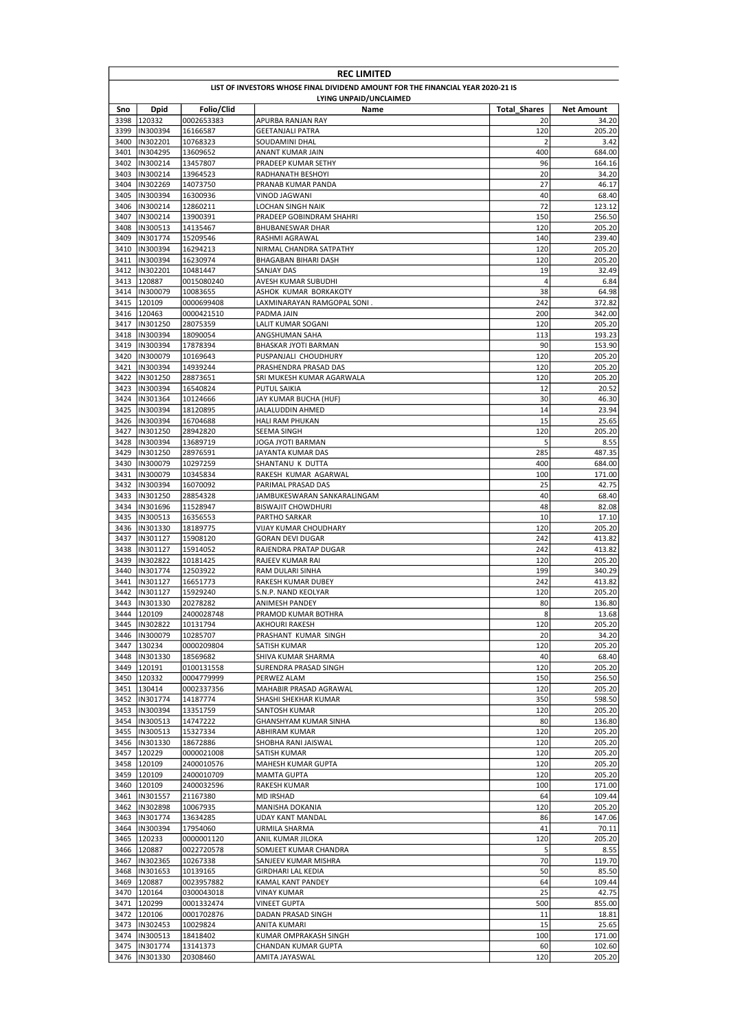**REC LIMITED**

**LIST OF INVESTORS WHOSE FINAL DIVIDEND AMOUNT FOR THE FINANCIAL YEAR 2020-21 IS LYING UNPAID/UNCLAIMED**

| Sno | Dpid | Folio/Clid | Name | Total_Shares | Net Amount |
|---|---|---|---|---|---|
| 3398 | 120332 | 0002653383 | APURBA RANJAN RAY | 20 | 34.20 |
| 3399 | IN300394 | 16166587 | GEETANJALI PATRA | 120 | 205.20 |
| 3400 | IN302201 | 10768323 | SOUDAMINI DHAL | 2 | 3.42 |
| 3401 | IN304295 | 13609652 | ANANT KUMAR JAIN | 400 | 684.00 |
| 3402 | IN300214 | 13457807 | PRADEEP KUMAR SETHY | 96 | 164.16 |
| 3403 | IN300214 | 13964523 | RADHANATH BESHOYI | 20 | 34.20 |
| 3404 | IN302269 | 14073750 | PRANAB KUMAR PANDA | 27 | 46.17 |
| 3405 | IN300394 | 16300936 | VINOD JAGWANI | 40 | 68.40 |
| 3406 | IN300214 | 12860211 | LOCHAN SINGH NAIK | 72 | 123.12 |
| 3407 | IN300214 | 13900391 | PRADEEP GOBINDRAM SHAHRI | 150 | 256.50 |
| 3408 | IN300513 | 14135467 | BHUBANESWAR DHAR | 120 | 205.20 |
| 3409 | IN301774 | 15209546 | RASHMI AGRAWAL | 140 | 239.40 |
| 3410 | IN300394 | 16294213 | NIRMAL CHANDRA SATPATHY | 120 | 205.20 |
| 3411 | IN300394 | 16230974 | BHAGABAN BIHARI DASH | 120 | 205.20 |
| 3412 | IN302201 | 10481447 | SANJAY DAS | 19 | 32.49 |
| 3413 | 120887 | 0015080240 | AVESH KUMAR SUBUDHI | 4 | 6.84 |
| 3414 | IN300079 | 10083655 | ASHOK KUMAR BORKAKOTY | 38 | 64.98 |
| 3415 | 120109 | 0000699408 | LAXMINARAYAN RAMGOPAL SONI . | 242 | 372.82 |
| 3416 | 120463 | 0000421510 | PADMA JAIN | 200 | 342.00 |
| 3417 | IN301250 | 28075359 | LALIT KUMAR SOGANI | 120 | 205.20 |
| 3418 | IN300394 | 18090054 | ANGSHUMAN SAHA | 113 | 193.23 |
| 3419 | IN300394 | 17878394 | BHASKAR JYOTI BARMAN | 90 | 153.90 |
| 3420 | IN300079 | 10169643 | PUSPANJALI CHOUDHURY | 120 | 205.20 |
| 3421 | IN300394 | 14939244 | PRASHENDRA PRASAD DAS | 120 | 205.20 |
| 3422 | IN301250 | 28873651 | SRI MUKESH KUMAR AGARWALA | 120 | 205.20 |
| 3423 | IN300394 | 16540824 | PUTUL SAIKIA | 12 | 20.52 |
| 3424 | IN301364 | 10124666 | JAY KUMAR BUCHA (HUF) | 30 | 46.30 |
| 3425 | IN300394 | 18120895 | JALALUDDIN AHMED | 14 | 23.94 |
| 3426 | IN300394 | 16704688 | HALI RAM PHUKAN | 15 | 25.65 |
| 3427 | IN301250 | 28942820 | SEEMA SINGH | 120 | 205.20 |
| 3428 | IN300394 | 13689719 | JOGA JYOTI BARMAN | 5 | 8.55 |
| 3429 | IN301250 | 28976591 | JAYANTA KUMAR DAS | 285 | 487.35 |
| 3430 | IN300079 | 10297259 | SHANTANU K DUTTA | 400 | 684.00 |
| 3431 | IN300079 | 10345834 | RAKESH KUMAR AGARWAL | 100 | 171.00 |
| 3432 | IN300394 | 16070092 | PARIMAL PRASAD DAS | 25 | 42.75 |
| 3433 | IN301250 | 28854328 | JAMBUKESWARAN SANKARALINGAM | 40 | 68.40 |
| 3434 | IN301696 | 11528947 | BISWAJIT CHOWDHURI | 48 | 82.08 |
| 3435 | IN300513 | 16356553 | PARTHO SARKAR | 10 | 17.10 |
| 3436 | IN301330 | 18189775 | VIJAY KUMAR CHOUDHARY | 120 | 205.20 |
| 3437 | IN301127 | 15908120 | GORAN DEVI DUGAR | 242 | 413.82 |
| 3438 | IN301127 | 15914052 | RAJENDRA PRATAP DUGAR | 242 | 413.82 |
| 3439 | IN302822 | 10181425 | RAJEEV KUMAR RAI | 120 | 205.20 |
| 3440 | IN301774 | 12503922 | RAM DULARI SINHA | 199 | 340.29 |
| 3441 | IN301127 | 16651773 | RAKESH KUMAR DUBEY | 242 | 413.82 |
| 3442 | IN301127 | 15929240 | S.N.P. NAND KEOLYAR | 120 | 205.20 |
| 3443 | IN301330 | 20278282 | ANIMESH PANDEY | 80 | 136.80 |
| 3444 | 120109 | 2400028748 | PRAMOD KUMAR BOTHRA | 8 | 13.68 |
| 3445 | IN302822 | 10131794 | AKHOURI RAKESH | 120 | 205.20 |
| 3446 | IN300079 | 10285707 | PRASHANT KUMAR SINGH | 20 | 34.20 |
| 3447 | 130234 | 0000209804 | SATISH KUMAR | 120 | 205.20 |
| 3448 | IN301330 | 18569682 | SHIVA KUMAR SHARMA | 40 | 68.40 |
| 3449 | 120191 | 0100131558 | SURENDRA PRASAD SINGH | 120 | 205.20 |
| 3450 | 120332 | 0004779999 | PERWEZ ALAM | 150 | 256.50 |
| 3451 | 130414 | 0002337356 | MAHABIR PRASAD AGRAWAL | 120 | 205.20 |
| 3452 | IN301774 | 14187774 | SHASHI SHEKHAR KUMAR | 350 | 598.50 |
| 3453 | IN300394 | 13351759 | SANTOSH KUMAR | 120 | 205.20 |
| 3454 | IN300513 | 14747222 | GHANSHYAM KUMAR SINHA | 80 | 136.80 |
| 3455 | IN300513 | 15327334 | ABHIRAM KUMAR | 120 | 205.20 |
| 3456 | IN301330 | 18672886 | SHOBHA RANI JAISWAL | 120 | 205.20 |
| 3457 | 120229 | 0000021008 | SATISH KUMAR | 120 | 205.20 |
| 3458 | 120109 | 2400010576 | MAHESH KUMAR GUPTA | 120 | 205.20 |
| 3459 | 120109 | 2400010709 | MAMTA GUPTA | 120 | 205.20 |
| 3460 | 120109 | 2400032596 | RAKESH KUMAR | 100 | 171.00 |
| 3461 | IN301557 | 21167380 | MD IRSHAD | 64 | 109.44 |
| 3462 | IN302898 | 10067935 | MANISHA DOKANIA | 120 | 205.20 |
| 3463 | IN301774 | 13634285 | UDAY KANT MANDAL | 86 | 147.06 |
| 3464 | IN300394 | 17954060 | URMILA SHARMA | 41 | 70.11 |
| 3465 | 120233 | 0000001120 | ANIL KUMAR JILOKA | 120 | 205.20 |
| 3466 | 120887 | 0022720578 | SOMJEET KUMAR CHANDRA | 5 | 8.55 |
| 3467 | IN302365 | 10267338 | SANJEEV KUMAR MISHRA | 70 | 119.70 |
| 3468 | IN301653 | 10139165 | GIRDHARI LAL KEDIA | 50 | 85.50 |
| 3469 | 120887 | 0023957882 | KAMAL KANT PANDEY | 64 | 109.44 |
| 3470 | 120164 | 0300043018 | VINAY KUMAR | 25 | 42.75 |
| 3471 | 120299 | 0001332474 | VINEET GUPTA | 500 | 855.00 |
| 3472 | 120106 | 0001702876 | DADAN PRASAD SINGH | 11 | 18.81 |
| 3473 | IN302453 | 10029824 | ANITA KUMARI | 15 | 25.65 |
| 3474 | IN300513 | 18418402 | KUMAR OMPRAKASH SINGH | 100 | 171.00 |
| 3475 | IN301774 | 13141373 | CHANDAN KUMAR GUPTA | 60 | 102.60 |
| 3476 | IN301330 | 20308460 | AMITA JAYASWAL | 120 | 205.20 |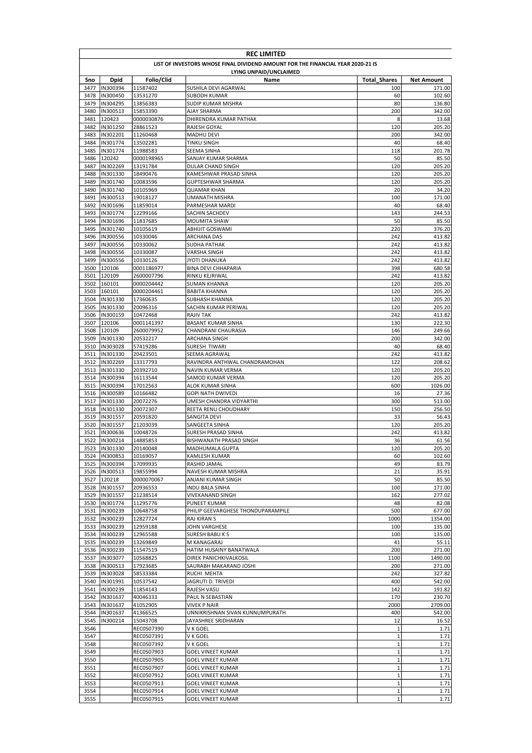# REC LIMITED

## LIST OF INVESTORS WHOSE FINAL DIVIDEND AMOUNT FOR THE FINANCIAL YEAR 2020-21 IS LYING UNPAID/UNCLAIMED

| Sno | Dpid | Folio/Clid | Name | Total_Shares | Net Amount |
|---|---|---|---|---|---|
| 3477 | IN300394 | 11587402 | SUSHILA DEVI AGARWAL | 100 | 171.00 |
| 3478 | IN300450 | 13531270 | SUBODH KUMAR | 60 | 102.60 |
| 3479 | IN304295 | 13856383 | SUDIP KUMAR MISHRA | 80 | 136.80 |
| 3480 | IN300513 | 15853390 | AJAY SHARMA | 200 | 342.00 |
| 3481 | 120423 | 0000030876 | DHIRENDRA KUMAR PATHAK | 8 | 13.68 |
| 3482 | IN301250 | 28861523 | RAJESH GOYAL | 120 | 205.20 |
| 3483 | IN302201 | 11260468 | MADHU DEVI | 200 | 342.00 |
| 3484 | IN301774 | 13502281 | TINKU SINGH | 40 | 68.40 |
| 3485 | IN301774 | 11988583 | SEEMA SINHA | 118 | 201.78 |
| 3486 | 120242 | 0000198965 | SANJAY KUMAR SHARMA | 50 | 85.50 |
| 3487 | IN302269 | 13191784 | DULAR CHAND SINGH | 120 | 205.20 |
| 3488 | IN301330 | 18490476 | KAMESHWAR PRASAD SINHA | 120 | 205.20 |
| 3489 | IN301740 | 10083596 | GUPTESHWAR SHARMA | 120 | 205.20 |
| 3490 | IN301740 | 10105969 | QUAMAR KHAN | 20 | 34.20 |
| 3491 | IN300513 | 19018127 | UMANATH MISHRA | 100 | 171.00 |
| 3492 | IN301696 | 11859014 | PARMESHAR MARDI | 40 | 68.40 |
| 3493 | IN301774 | 12299166 | SACHIN SACHDEV | 143 | 244.53 |
| 3494 | IN301696 | 11837685 | MOUMITA SHAW | 50 | 85.50 |
| 3495 | IN301740 | 10105619 | ABHIJIT GOSWAMI | 220 | 376.20 |
| 3496 | IN300556 | 10330046 | ARCHANA DAS | 242 | 413.82 |
| 3497 | IN300556 | 10330062 | SUDHA PATHAK | 242 | 413.82 |
| 3498 | IN300556 | 10330087 | VARSHA SINGH | 242 | 413.82 |
| 3499 | IN300556 | 10330126 | JYOTI DHANUKA | 242 | 413.82 |
| 3500 | 120106 | 0001186977 | BINA DEVI CHHAPARIA | 398 | 680.58 |
| 3501 | 120109 | 2600007796 | RINKU KEJRIWAL | 242 | 413.82 |
| 3502 | 160101 | 0000204442 | SUMAN KHANNA | 120 | 205.20 |
| 3503 | 160101 | 0000204461 | BABITA KHANNA | 120 | 205.20 |
| 3504 | IN301330 | 17360635 | SUBHASH KHANNA | 120 | 205.20 |
| 3505 | IN301330 | 20096316 | SACHIN KUMAR PERIWAL | 120 | 205.20 |
| 3506 | IN300159 | 10472468 | RAJIV TAK | 242 | 413.82 |
| 3507 | 120106 | 0001141397 | BASANT KUMAR SINHA | 130 | 222.30 |
| 3508 | 120109 | 2600079952 | CHANDRANI CHAURASIA | 146 | 249.66 |
| 3509 | IN301330 | 20532217 | ARCHANA SINGH | 200 | 342.00 |
| 3510 | IN303028 | 57419286 | SURESH TIWARI | 40 | 68.40 |
| 3511 | IN301330 | 20423501 | SEEMA AGRAWAL | 242 | 413.82 |
| 3512 | IN302269 | 13317793 | RAVINDRA ANTHWAL CHANDRAMOHAN | 122 | 208.62 |
| 3513 | IN301330 | 20392710 | NAVIN KUMAR VERMA | 120 | 205.20 |
| 3514 | IN300394 | 16113544 | SAMOD KUMAR VERMA | 120 | 205.20 |
| 3515 | IN300394 | 17012563 | ALOK KUMAR SINHA | 600 | 1026.00 |
| 3516 | IN300589 | 10166482 | GOPI NATH DWIVEDI | 16 | 27.36 |
| 3517 | IN301330 | 20072276 | UMESH CHANDRA VIDYARTHI | 300 | 513.00 |
| 3518 | IN301330 | 20072307 | REETA RENU CHOUDHARY | 150 | 256.50 |
| 3519 | IN301557 | 20591820 | SANGITA DEVI | 33 | 56.43 |
| 3520 | IN301557 | 21203039 | SANGEETA SINHA | 120 | 205.20 |
| 3521 | IN300636 | 10048726 | SURESH PRASAD SINHA | 242 | 413.82 |
| 3522 | IN300214 | 14885853 | BISHWANATH PRASAD SINGH | 36 | 61.56 |
| 3523 | IN301330 | 20140048 | MADHUMALA GUPTA | 120 | 205.20 |
| 3524 | IN300853 | 10169057 | KAMLESH KUMAR | 60 | 102.60 |
| 3525 | IN300394 | 17099935 | RASHID JAMAL | 49 | 83.79 |
| 3526 | IN300513 | 19855994 | NAVESH KUMAR MISHRA | 21 | 35.91 |
| 3527 | 120218 | 0000070067 | ANJANI KUMAR SINGH | 50 | 85.50 |
| 3528 | IN301557 | 20936553 | INDU BALA SINHA | 100 | 171.00 |
| 3529 | IN301557 | 21238514 | VIVEKANAND SINGH | 162 | 277.02 |
| 3530 | IN301774 | 11295776 | PUNEET KUMAR | 48 | 82.08 |
| 3531 | IN300239 | 10648758 | PHILIP GEEVARGHESE THONDUPARAMPILE | 500 | 677.00 |
| 3532 | IN300239 | 12827724 | RAJ KIRAN S | 1000 | 1354.00 |
| 3533 | IN300239 | 12959188 | JOHN VARGHESE | 100 | 135.00 |
| 3534 | IN300239 | 12965588 | SURESH BABU K S | 100 | 135.00 |
| 3535 | IN300239 | 13269849 | M KANAGARAJ | 41 | 55.11 |
| 3536 | IN300239 | 11547519 | HATIM HUSAINY BANATWALA | 200 | 271.00 |
| 3537 | IN303077 | 10568825 | DIREK PANICHKIVALKOSIL | 1100 | 1490.00 |
| 3538 | IN300513 | 17923685 | SAURABH MAKARAND JOSHI | 200 | 271.00 |
| 3539 | IN303028 | 58533384 | RUCHI MEHTA | 242 | 327.82 |
| 3540 | IN301991 | 10537542 | JAGRUTI D. TRIVEDI | 400 | 542.00 |
| 3541 | IN300239 | 11854143 | RAJESH VASU | 142 | 191.82 |
| 3542 | IN301637 | 40046333 | PAUL N SEBASTIAN | 170 | 230.70 |
| 3543 | IN301637 | 41052905 | VIVEK P NAIR | 2000 | 2709.00 |
| 3544 | IN301637 | 41366525 | UNNIKRISHNAN SIVAN KUNNUMPURATH | 400 | 542.00 |
| 3545 | IN300214 | 15043708 | JAYASHREE SRIDHARAN | 12 | 16.52 |
| 3546 | | REC0507390 | V K GOEL | 1 | 1.71 |
| 3547 | | REC0507391 | V K GOEL | 1 | 1.71 |
| 3548 | | REC0507392 | V K GOEL | 1 | 1.71 |
| 3549 | | REC0507903 | GOEL VINEET KUMAR | 1 | 1.71 |
| 3550 | | REC0507905 | GOEL VINEET KUMAR | 1 | 1.71 |
| 3551 | | REC0507907 | GOEL VINEET KUMAR | 1 | 1.71 |
| 3552 | | REC0507912 | GOEL VINEET KUMAR | 1 | 1.71 |
| 3553 | | REC0507913 | GOEL VINEET KUMAR | 1 | 1.71 |
| 3554 | | REC0507914 | GOEL VINEET KUMAR | 1 | 1.71 |
| 3555 | | REC0507915 | GOEL VINEET KUMAR | 1 | 1.71 |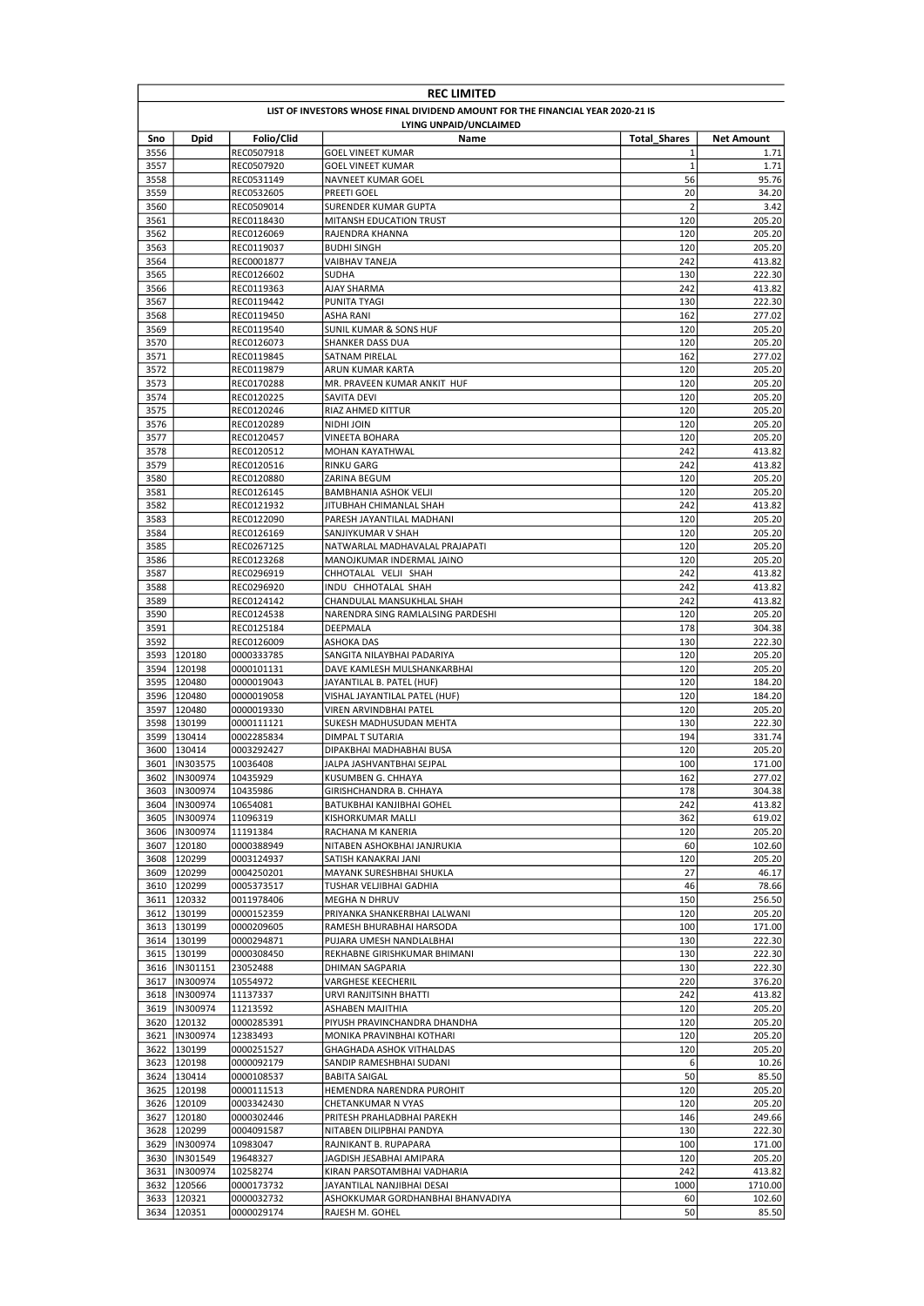# REC LIMITED

## LIST OF INVESTORS WHOSE FINAL DIVIDEND AMOUNT FOR THE FINANCIAL YEAR 2020-21 IS LYING UNPAID/UNCLAIMED

| Sno | Dpid | Folio/Clid | Name | Total_Shares | Net Amount |
|---|---|---|---|---|---|
| 3556 | | REC0507918 | GOEL VINEET KUMAR | 1 | 1.71 |
| 3557 | | REC0507920 | GOEL VINEET KUMAR | 1 | 1.71 |
| 3558 | | REC0531149 | NAVNEET KUMAR GOEL | 56 | 95.76 |
| 3559 | | REC0532605 | PREETI GOEL | 20 | 34.20 |
| 3560 | | REC0509014 | SURENDER KUMAR GUPTA | 2 | 3.42 |
| 3561 | | REC0118430 | MITANSH EDUCATION TRUST | 120 | 205.20 |
| 3562 | | REC0126069 | RAJENDRA KHANNA | 120 | 205.20 |
| 3563 | | REC0119037 | BUDHI SINGH | 120 | 205.20 |
| 3564 | | REC0001877 | VAIBHAV TANEJA | 242 | 413.82 |
| 3565 | | REC0126602 | SUDHA | 130 | 222.30 |
| 3566 | | REC0119363 | AJAY SHARMA | 242 | 413.82 |
| 3567 | | REC0119442 | PUNITA TYAGI | 130 | 222.30 |
| 3568 | | REC0119450 | ASHA RANI | 162 | 277.02 |
| 3569 | | REC0119540 | SUNIL KUMAR & SONS HUF | 120 | 205.20 |
| 3570 | | REC0126073 | SHANKER DASS DUA | 120 | 205.20 |
| 3571 | | REC0119845 | SATNAM PIRELAL | 162 | 277.02 |
| 3572 | | REC0119879 | ARUN KUMAR KARTA | 120 | 205.20 |
| 3573 | | REC0170288 | MR. PRAVEEN KUMAR ANKIT HUF | 120 | 205.20 |
| 3574 | | REC0120225 | SAVITA DEVI | 120 | 205.20 |
| 3575 | | REC0120246 | RIAZ AHMED KITTUR | 120 | 205.20 |
| 3576 | | REC0120289 | NIDHI JOIN | 120 | 205.20 |
| 3577 | | REC0120457 | VINEETA BOHARA | 120 | 205.20 |
| 3578 | | REC0120512 | MOHAN KAYATHWAL | 242 | 413.82 |
| 3579 | | REC0120516 | RINKU GARG | 242 | 413.82 |
| 3580 | | REC0120880 | ZARINA BEGUM | 120 | 205.20 |
| 3581 | | REC0126145 | BAMBHANIA ASHOK VELJI | 120 | 205.20 |
| 3582 | | REC0121932 | JITUBHAH CHIMANLAL SHAH | 242 | 413.82 |
| 3583 | | REC0122090 | PARESH JAYANTILAL MADHANI | 120 | 205.20 |
| 3584 | | REC0126169 | SANJIYKUMAR V SHAH | 120 | 205.20 |
| 3585 | | REC0267125 | NATWARLAL MADHAVALAL PRAJAPATI | 120 | 205.20 |
| 3586 | | REC0123268 | MANOJKUMAR INDERMAL JAINO | 120 | 205.20 |
| 3587 | | REC0296919 | CHHOTALAL VELJI SHAH | 242 | 413.82 |
| 3588 | | REC0296920 | INDU CHHOTALAL SHAH | 242 | 413.82 |
| 3589 | | REC0124142 | CHANDULAL MANSUKHLAL SHAH | 242 | 413.82 |
| 3590 | | REC0124538 | NARENDRA SING RAMLALSING PARDESHI | 120 | 205.20 |
| 3591 | | REC0125184 | DEEPMALA | 178 | 304.38 |
| 3592 | | REC0126009 | ASHOKA DAS | 130 | 222.30 |
| 3593 | 120180 | 0000333785 | SANGITA NILAYBHAI PADARIYA | 120 | 205.20 |
| 3594 | 120198 | 0000101131 | DAVE KAMLESH MULSHANKARBHAI | 120 | 205.20 |
| 3595 | 120480 | 0000019043 | JAYANTILAL B. PATEL (HUF) | 120 | 184.20 |
| 3596 | 120480 | 0000019058 | VISHAL JAYANTILAL PATEL (HUF) | 120 | 184.20 |
| 3597 | 120480 | 0000019330 | VIREN ARVINDBHAI PATEL | 120 | 205.20 |
| 3598 | 130199 | 0000111121 | SUKESH MADHUSUDAN MEHTA | 130 | 222.30 |
| 3599 | 130414 | 0002285834 | DIMPAL T SUTARIA | 194 | 331.74 |
| 3600 | 130414 | 0003292427 | DIPAKBHAI MADHABHAI BUSA | 120 | 205.20 |
| 3601 | IN303575 | 10036408 | JALPA JASHVANTBHAI SEJPAL | 100 | 171.00 |
| 3602 | IN300974 | 10435929 | KUSUMBEN G. CHHAYA | 162 | 277.02 |
| 3603 | IN300974 | 10435986 | GIRISHCHANDRA B. CHHAYA | 178 | 304.38 |
| 3604 | IN300974 | 10654081 | BATUKBHAI KANJIBHAI GOHEL | 242 | 413.82 |
| 3605 | IN300974 | 11096319 | KISHORKUMAR MALLI | 362 | 619.02 |
| 3606 | IN300974 | 11191384 | RACHANA M KANERIA | 120 | 205.20 |
| 3607 | 120180 | 0000388949 | NITABEN ASHOKBHAI JANJRUKIA | 60 | 102.60 |
| 3608 | 120299 | 0003124937 | SATISH KANAKRAI JANI | 120 | 205.20 |
| 3609 | 120299 | 0004250201 | MAYANK SURESHBHAI SHUKLA | 27 | 46.17 |
| 3610 | 120299 | 0005373517 | TUSHAR VELJIBHAI GADHIA | 46 | 78.66 |
| 3611 | 120332 | 0011978406 | MEGHA N DHRUV | 150 | 256.50 |
| 3612 | 130199 | 0000152359 | PRIYANKA SHANKERBHAI LALWANI | 120 | 205.20 |
| 3613 | 130199 | 0000209605 | RAMESH BHURABHAI HARSODA | 100 | 171.00 |
| 3614 | 130199 | 0000294871 | PUJARA UMESH NANDLALBHAI | 130 | 222.30 |
| 3615 | 130199 | 0000308450 | REKHABNE GIRISHKUMAR BHIMANI | 130 | 222.30 |
| 3616 | IN301151 | 23052488 | DHIMAN SAGPARIA | 130 | 222.30 |
| 3617 | IN300974 | 10554972 | VARGHESE KEECHERIL | 220 | 376.20 |
| 3618 | IN300974 | 11137337 | URVI RANJITSINH BHATTI | 242 | 413.82 |
| 3619 | IN300974 | 11213592 | ASHABEN MAJITHIA | 120 | 205.20 |
| 3620 | 120132 | 0000285391 | PIYUSH PRAVINCHANDRA DHANDHA | 120 | 205.20 |
| 3621 | IN300974 | 12383493 | MONIKA PRAVINBHAI KOTHARI | 120 | 205.20 |
| 3622 | 130199 | 0000251527 | GHAGHADA ASHOK VITHALDAS | 120 | 205.20 |
| 3623 | 120198 | 0000092179 | SANDIP RAMESHBHAI SUDANI | 6 | 10.26 |
| 3624 | 130414 | 0000108537 | BABITA SAIGAL | 50 | 85.50 |
| 3625 | 120198 | 0000111513 | HEMENDRA NARENDRA PUROHIT | 120 | 205.20 |
| 3626 | 120109 | 0003342430 | CHETANKUMAR N VYAS | 120 | 205.20 |
| 3627 | 120180 | 0000302446 | PRITESH PRAHLADBHAI PAREKH | 146 | 249.66 |
| 3628 | 120299 | 0004091587 | NITABEN DILIPBHAI PANDYA | 130 | 222.30 |
| 3629 | IN300974 | 10983047 | RAJNIKANT B. RUPAPARA | 100 | 171.00 |
| 3630 | IN301549 | 19648327 | JAGDISH JESABHAI AMIPARA | 120 | 205.20 |
| 3631 | IN300974 | 10258274 | KIRAN PARSOTAMBHAI VADHARIA | 242 | 413.82 |
| 3632 | 120566 | 0000173732 | JAYANTILAL NANJIBHAI DESAI | 1000 | 1710.00 |
| 3633 | 120321 | 0000032732 | ASHOKKUMAR GORDHANBHAI BHANVADIYA | 60 | 102.60 |
| 3634 | 120351 | 0000029174 | RAJESH M. GOHEL | 50 | 85.50 |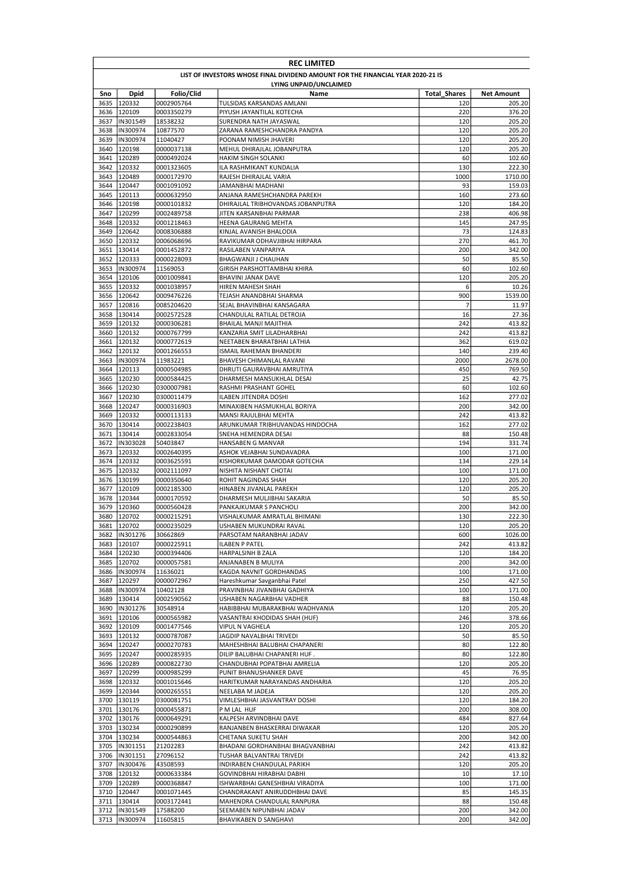# REC LIMITED

## LIST OF INVESTORS WHOSE FINAL DIVIDEND AMOUNT FOR THE FINANCIAL YEAR 2020-21 IS LYING UNPAID/UNCLAIMED

| Sno | Dpid | Folio/Clid | Name | Total_Shares | Net Amount |
|---|---|---|---|---|---|
| 3635 | 120332 | 0002905764 | TULSIDAS KARSANDAS AMLANI | 120 | 205.20 |
| 3636 | 120109 | 0003350279 | PIYUSH JAYANTILAL KOTECHA | 220 | 376.20 |
| 3637 | IN301549 | 18538232 | SURENDRA NATH JAYASWAL | 120 | 205.20 |
| 3638 | IN300974 | 10877570 | ZARANA RAMESHCHANDRA PANDYA | 120 | 205.20 |
| 3639 | IN300974 | 11040427 | POONAM NIMISH JHAVERI | 120 | 205.20 |
| 3640 | 120198 | 0000037138 | MEHUL DHIRAJLAL JOBANPUTRA | 120 | 205.20 |
| 3641 | 120289 | 0000492024 | HAKIM SINGH SOLANKI | 60 | 102.60 |
| 3642 | 120332 | 0001323605 | ILA RASHMIKANT KUNDALIA | 130 | 222.30 |
| 3643 | 120489 | 0000172970 | RAJESH DHIRAJLAL VARIA | 1000 | 1710.00 |
| 3644 | 120447 | 0001091092 | JAMANBHAI MADHANI | 93 | 159.03 |
| 3645 | 120113 | 0000632950 | ANJANA RAMESHCHANDRA PAREKH | 160 | 273.60 |
| 3646 | 120198 | 0000101832 | DHIRAJLAL TRIBHOVANDAS JOBANPUTRA | 120 | 184.20 |
| 3647 | 120299 | 0002489758 | JITEN KARSANBHAI PARMAR | 238 | 406.98 |
| 3648 | 120332 | 0001218463 | HEENA GAURANG MEHTA | 145 | 247.95 |
| 3649 | 120642 | 0008306888 | KINJAL AVANISH BHALODIA | 73 | 124.83 |
| 3650 | 120332 | 0006068696 | RAVIKUMAR ODHAVJIBHAI HIRPARA | 270 | 461.70 |
| 3651 | 130414 | 0001452872 | RASILABEN VANPARIYA | 200 | 342.00 |
| 3652 | 120333 | 0000228093 | BHAGWANJI J CHAUHAN | 50 | 85.50 |
| 3653 | IN300974 | 11569053 | GIRISH PARSHOTTAMBHAI KHIRA | 60 | 102.60 |
| 3654 | 120106 | 0001009841 | BHAVINI JANAK DAVE | 120 | 205.20 |
| 3655 | 120332 | 0001038957 | HIREN MAHESH SHAH | 6 | 10.26 |
| 3656 | 120642 | 0009476226 | TEJASH ANANDBHAI SHARMA | 900 | 1539.00 |
| 3657 | 120816 | 0085204620 | SEJAL BHAVINBHAI KANSAGARA | 7 | 11.97 |
| 3658 | 130414 | 0002572528 | CHANDULAL RATILAL DETROJA | 16 | 27.36 |
| 3659 | 120132 | 0000306281 | BHAILAL MANJI MAJITHIA | 242 | 413.82 |
| 3660 | 120132 | 0000767799 | KANZARIA SMIT LILADHARBHAI | 242 | 413.82 |
| 3661 | 120132 | 0000772619 | NEETABEN BHARATBHAI LATHIA | 362 | 619.02 |
| 3662 | 120132 | 0001266553 | ISMAIL RAHEMAN BHANDERI | 140 | 239.40 |
| 3663 | IN300974 | 11983221 | BHAVESH CHIMANLAL RAVANI | 2000 | 2678.00 |
| 3664 | 120113 | 0000504985 | DHRUTI GAURAVBHAI AMRUTIYA | 450 | 769.50 |
| 3665 | 120230 | 0000584425 | DHARMESH MANSUKHLAL DESAI | 25 | 42.75 |
| 3666 | 120230 | 0300007981 | RASHMI PRASHANT GOHEL | 60 | 102.60 |
| 3667 | 120230 | 0300011479 | ILABEN JITENDRA DOSHI | 162 | 277.02 |
| 3668 | 120247 | 0000316903 | MINAXIBEN HASMUKHLAL BORIYA | 200 | 342.00 |
| 3669 | 120332 | 0000113133 | MANSI RAJULBHAI MEHTA | 242 | 413.82 |
| 3670 | 130414 | 0002238403 | ARUNKUMAR TRIBHUVANDAS HINDOCHA | 162 | 277.02 |
| 3671 | 130414 | 0002833054 | SNEHA HEMENDRA DESAI | 88 | 150.48 |
| 3672 | IN303028 | 50403847 | HANSABEN G MANVAR | 194 | 331.74 |
| 3673 | 120332 | 0002640395 | ASHOK VEJABHAI SUNDAVADRA | 100 | 171.00 |
| 3674 | 120332 | 0003625591 | KISHORKUMAR DAMODAR GOTECHA | 134 | 229.14 |
| 3675 | 120332 | 0002111097 | NISHITA NISHANT CHOTAI | 100 | 171.00 |
| 3676 | 130199 | 0000350640 | ROHIT NAGINDAS SHAH | 120 | 205.20 |
| 3677 | 120109 | 0002185300 | HINABEN JIVANLAL PAREKH | 120 | 205.20 |
| 3678 | 120344 | 0000170592 | DHARMESH MULJIBHAI SAKARIA | 50 | 85.50 |
| 3679 | 120360 | 0000560428 | PANKAJKUMAR S PANCHOLI | 200 | 342.00 |
| 3680 | 120702 | 0000215291 | VISHALKUMAR AMRATLAL BHIMANI | 130 | 222.30 |
| 3681 | 120702 | 0000235029 | USHABEN MUKUNDRAI RAVAL | 120 | 205.20 |
| 3682 | IN301276 | 30662869 | PARSOTAM NARANBHAI JADAV | 600 | 1026.00 |
| 3683 | 120107 | 0000225911 | ILABEN P PATEL | 242 | 413.82 |
| 3684 | 120230 | 0000394406 | HARPALSINH B ZALA | 120 | 184.20 |
| 3685 | 120702 | 0000057581 | ANJANABEN B MULIYA | 200 | 342.00 |
| 3686 | IN300974 | 11636021 | KAGDA NAVNIT GORDHANDAS | 100 | 171.00 |
| 3687 | 120297 | 0000072967 | Hareshkumar Savganbhai Patel | 250 | 427.50 |
| 3688 | IN300974 | 10402128 | PRAVINBHAI JIVANBHAI GADHIYA | 100 | 171.00 |
| 3689 | 130414 | 0002590562 | USHABEN NAGARBHAI VADHER | 88 | 150.48 |
| 3690 | IN301276 | 30548914 | HABIBBHAI MUBARAKBHAI WADHVANIA | 120 | 205.20 |
| 3691 | 120106 | 0000565982 | VASANTRAI KHODIDAS SHAH (HUF) | 246 | 378.66 |
| 3692 | 120109 | 0001477546 | VIPUL N VAGHELA | 120 | 205.20 |
| 3693 | 120132 | 0000787087 | JAGDIP NAVALBHAI TRIVEDI | 50 | 85.50 |
| 3694 | 120247 | 0000270783 | MAHESHBHAI BALUBHAI CHAPANERI | 80 | 122.80 |
| 3695 | 120247 | 0000285935 | DILIP BALUBHAI CHAPANERI HUF . | 80 | 122.80 |
| 3696 | 120289 | 0000822730 | CHANDUBHAI POPATBHAI AMRELIA | 120 | 205.20 |
| 3697 | 120299 | 0000985299 | PUNIT BHANUSHANKER DAVE | 45 | 76.95 |
| 3698 | 120332 | 0001015646 | HARITKUMAR NARAYANDAS ANDHARIA | 120 | 205.20 |
| 3699 | 120344 | 0000265551 | NEELABA M JADEJA | 120 | 205.20 |
| 3700 | 130119 | 0300081751 | VIMLESHBHAI JASVANTRAY DOSHI | 120 | 184.20 |
| 3701 | 130176 | 0000455871 | P M LAL HUF | 200 | 308.00 |
| 3702 | 130176 | 0000649291 | KALPESH ARVINDBHAI DAVE | 484 | 827.64 |
| 3703 | 130234 | 0000290899 | RANJANBEN BHASKERRAI DIWAKAR | 120 | 205.20 |
| 3704 | 130234 | 0000544863 | CHETANA SUKETU SHAH | 200 | 342.00 |
| 3705 | IN301151 | 21202283 | BHADANI GORDHANBHAI BHAGVANBHAI | 242 | 413.82 |
| 3706 | IN301151 | 27096152 | TUSHAR BALVANTRAI TRIVEDI | 242 | 413.82 |
| 3707 | IN300476 | 43508593 | INDIRABEN CHANDULAL PARIKH | 120 | 205.20 |
| 3708 | 120132 | 0000633384 | GOVINDBHAI HIRABHAI DABHI | 10 | 17.10 |
| 3709 | 120289 | 0000368847 | ISHWARBHAI GANESHBHAI VIRADIYA | 100 | 171.00 |
| 3710 | 120447 | 0001071445 | CHANDRAKANT ANIRUDDHBHAI DAVE | 85 | 145.35 |
| 3711 | 130414 | 0003172441 | MAHENDRA CHANDULAL RANPURA | 88 | 150.48 |
| 3712 | IN301549 | 17588200 | SEEMABEN NIPUNBHAI JADAV | 200 | 342.00 |
| 3713 | IN300974 | 11605815 | BHAVIKABEN D SANGHAVI | 200 | 342.00 |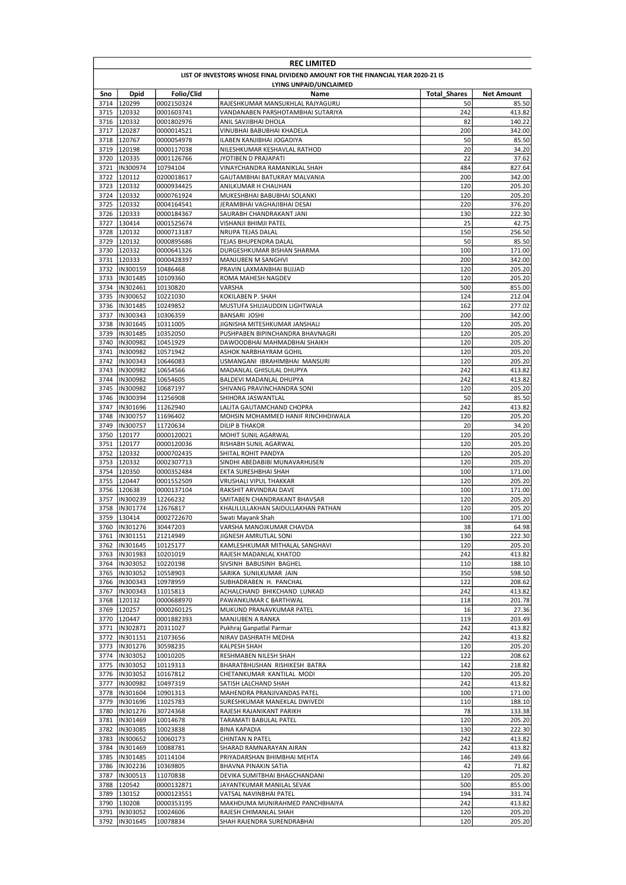# REC LIMITED

## LIST OF INVESTORS WHOSE FINAL DIVIDEND AMOUNT FOR THE FINANCIAL YEAR 2020-21 IS LYING UNPAID/UNCLAIMED

| Sno | Dpid | Folio/Clid | Name | Total_Shares | Net Amount |
|---|---|---|---|---|---|
| 3714 | 120299 | 0002150324 | RAJESHKUMAR MANSUKHLAL RAJYAGURU | 50 | 85.50 |
| 3715 | 120332 | 0001603741 | VANDANABEN PARSHOTAMBHAI SUTARIYA | 242 | 413.82 |
| 3716 | 120332 | 0001802976 | ANIL SAVJIBHAI DHOLA | 82 | 140.22 |
| 3717 | 120287 | 0000014521 | VINUBHAI BABUBHAI KHADELA | 200 | 342.00 |
| 3718 | 120767 | 0000054978 | ILABEN KANJIBHAI JOGADIYA | 50 | 85.50 |
| 3719 | 120198 | 0000117038 | NILESHKUMAR KESHAVLAL RATHOD | 20 | 34.20 |
| 3720 | 120335 | 0001126766 | JYOTIBEN D PRAJAPATI | 22 | 37.62 |
| 3721 | IN300974 | 10794104 | VINAYCHANDRA RAMANIKLAL SHAH | 484 | 827.64 |
| 3722 | 120112 | 0200018617 | GAUTAMBHAI BATUKRAY MALVANIA | 200 | 342.00 |
| 3723 | 120332 | 0000934425 | ANILKUMAR H CHAUHAN | 120 | 205.20 |
| 3724 | 120332 | 0000761924 | MUKESHBHAI BABUBHAI SOLANKI | 120 | 205.20 |
| 3725 | 120332 | 0004164541 | JERAMBHAI VAGHAJIBHAI DESAI | 220 | 376.20 |
| 3726 | 120333 | 0000184367 | SAURABH CHANDRAKANT JANI | 130 | 222.30 |
| 3727 | 130414 | 0001525674 | VISHANJI BHIMJI PATEL | 25 | 42.75 |
| 3728 | 120132 | 0000713187 | NRUPA TEJAS DALAL | 150 | 256.50 |
| 3729 | 120132 | 0000895686 | TEJAS BHUPENDRA DALAL | 50 | 85.50 |
| 3730 | 120332 | 0000641326 | DURGESHKUMAR BISHAN SHARMA | 100 | 171.00 |
| 3731 | 120333 | 0000428397 | MANJUBEN M SANGHVI | 200 | 342.00 |
| 3732 | IN300159 | 10486468 | PRAVIN LAXMANBHAI BUJJAD | 120 | 205.20 |
| 3733 | IN301485 | 10109360 | ROMA MAHESH NAGDEV | 120 | 205.20 |
| 3734 | IN302461 | 10130820 | VARSHA | 500 | 855.00 |
| 3735 | IN300652 | 10221030 | KOKILABEN P. SHAH | 124 | 212.04 |
| 3736 | IN301485 | 10249852 | MUSTUFA SHUJAUDDIN LIGHTWALA | 162 | 277.02 |
| 3737 | IN300343 | 10306359 | BANSARI JOSHI | 200 | 342.00 |
| 3738 | IN301645 | 10311005 | JIGNISHA MITESHKUMAR JANSHALI | 120 | 205.20 |
| 3739 | IN301485 | 10352050 | PUSHPABEN BIPINCHANDRA BHAVNAGRI | 120 | 205.20 |
| 3740 | IN300982 | 10451929 | DAWOODBHAI MAHMADBHAI SHAIKH | 120 | 205.20 |
| 3741 | IN300982 | 10571942 | ASHOK NARBHAYRAM GOHIL | 120 | 205.20 |
| 3742 | IN300343 | 10646083 | USMANGANI IBRAHIMBHAI MANSURI | 120 | 205.20 |
| 3743 | IN300982 | 10654566 | MADANLAL GHISULAL DHUPYA | 242 | 413.82 |
| 3744 | IN300982 | 10654605 | BALDEVI MADANLAL DHUPYA | 242 | 413.82 |
| 3745 | IN300982 | 10687197 | SHIVANG PRAVINCHANDRA SONI | 120 | 205.20 |
| 3746 | IN300394 | 11256908 | SHIHORA JASWANTLAL | 50 | 85.50 |
| 3747 | IN301696 | 11262940 | LALITA GAUTAMCHAND CHOPRA | 242 | 413.82 |
| 3748 | IN300757 | 11696402 | MOHSIN MOHAMMED HANIF RINCHHDIWALA | 120 | 205.20 |
| 3749 | IN300757 | 11720634 | DILIP B THAKOR | 20 | 34.20 |
| 3750 | 120177 | 0000120021 | MOHIT SUNIL AGARWAL | 120 | 205.20 |
| 3751 | 120177 | 0000120036 | RISHABH SUNIL AGARWAL | 120 | 205.20 |
| 3752 | 120332 | 0000702435 | SHITAL ROHIT PANDYA | 120 | 205.20 |
| 3753 | 120332 | 0002307713 | SINDHI ABEDABIBI MUNAVARHUSEN | 120 | 205.20 |
| 3754 | 120350 | 0000352484 | EKTA SURESHBHAI SHAH | 100 | 171.00 |
| 3755 | 120447 | 0001552509 | VRUSHALI VIPUL THAKKAR | 120 | 205.20 |
| 3756 | 120638 | 0000137104 | RAKSHIT ARVINDRAI DAVE | 100 | 171.00 |
| 3757 | IN300239 | 12266232 | SMITABEN CHANDRAKANT BHAVSAR | 120 | 205.20 |
| 3758 | IN301774 | 12676817 | KHALILULLAKHAN SAIDULLAKHAN PATHAN | 120 | 205.20 |
| 3759 | 130414 | 0002722670 | Swati Mayank Shah | 100 | 171.00 |
| 3760 | IN301276 | 30447203 | VARSHA MANOJKUMAR CHAVDA | 38 | 64.98 |
| 3761 | IN301151 | 21214949 | JIGNESH AMRUTLAL SONI | 130 | 222.30 |
| 3762 | IN301645 | 10125177 | KAMLESHKUMAR MITHALAL SANGHAVI | 120 | 205.20 |
| 3763 | IN301983 | 10201019 | RAJESH MADANLAL KHATOD | 242 | 413.82 |
| 3764 | IN303052 | 10220198 | SIVSINH BABUSINH BAGHEL | 110 | 188.10 |
| 3765 | IN303052 | 10558903 | SARIKA SUNILKUMAR JAIN | 350 | 598.50 |
| 3766 | IN300343 | 10978959 | SUBHADRABEN H. PANCHAL | 122 | 208.62 |
| 3767 | IN300343 | 11015813 | ACHALCHAND BHIKCHAND LUNKAD | 242 | 413.82 |
| 3768 | 120132 | 0000688970 | PAWANKUMAR C BARTHWAL | 118 | 201.78 |
| 3769 | 120257 | 0000260125 | MUKUND PRANAVKUMAR PATEL | 16 | 27.36 |
| 3770 | 120447 | 0001882393 | MANJUBEN A RANKA | 119 | 203.49 |
| 3771 | IN302871 | 20311027 | Pukhraj Ganpatlal Parmar | 242 | 413.82 |
| 3772 | IN301151 | 21073656 | NIRAV DASHRATH MEDHA | 242 | 413.82 |
| 3773 | IN301276 | 30598235 | KALPESH SHAH | 120 | 205.20 |
| 3774 | IN303052 | 10010205 | RESHMABEN NILESH SHAH | 122 | 208.62 |
| 3775 | IN303052 | 10119313 | BHARATBHUSHAN RISHIKESH BATRA | 142 | 218.82 |
| 3776 | IN303052 | 10167812 | CHETANKUMAR KANTILAL MODI | 120 | 205.20 |
| 3777 | IN300982 | 10497319 | SATISH LALCHAND SHAH | 242 | 413.82 |
| 3778 | IN301604 | 10901313 | MAHENDRA PRANJIVANDAS PATEL | 100 | 171.00 |
| 3779 | IN301696 | 11025783 | SURESHKUMAR MANEKLAL DWIVEDI | 110 | 188.10 |
| 3780 | IN301276 | 30724368 | RAJESH RAJANIKANT PARIKH | 78 | 133.38 |
| 3781 | IN301469 | 10014678 | TARAMATI BABULAL PATEL | 120 | 205.20 |
| 3782 | IN303085 | 10023838 | BINA KAPADIA | 130 | 222.30 |
| 3783 | IN300652 | 10060173 | CHINTAN N PATEL | 242 | 413.82 |
| 3784 | IN301469 | 10088781 | SHARAD RAMNARAYAN AIRAN | 242 | 413.82 |
| 3785 | IN301485 | 10114104 | PRIYADARSHAN BHIMBHAI MEHTA | 146 | 249.66 |
| 3786 | IN302236 | 10369805 | BHAVNA PINAKIN SATIA | 42 | 71.82 |
| 3787 | IN300513 | 11070838 | DEVIKA SUMITBHAI BHAGCHANDANI | 120 | 205.20 |
| 3788 | 120542 | 0000132871 | JAYANTKUMAR MANILAL SEVAK | 500 | 855.00 |
| 3789 | 130152 | 0000123551 | VATSAL NAVINBHAI PATEL | 194 | 331.74 |
| 3790 | 130208 | 0000353195 | MAKHDUMA MUNIRAHMED PANCHBHAIYA | 242 | 413.82 |
| 3791 | IN303052 | 10024606 | RAJESH CHIMANLAL SHAH | 120 | 205.20 |
| 3792 | IN301645 | 10078834 | SHAH RAJENDRA SURENDRABHAI | 120 | 205.20 |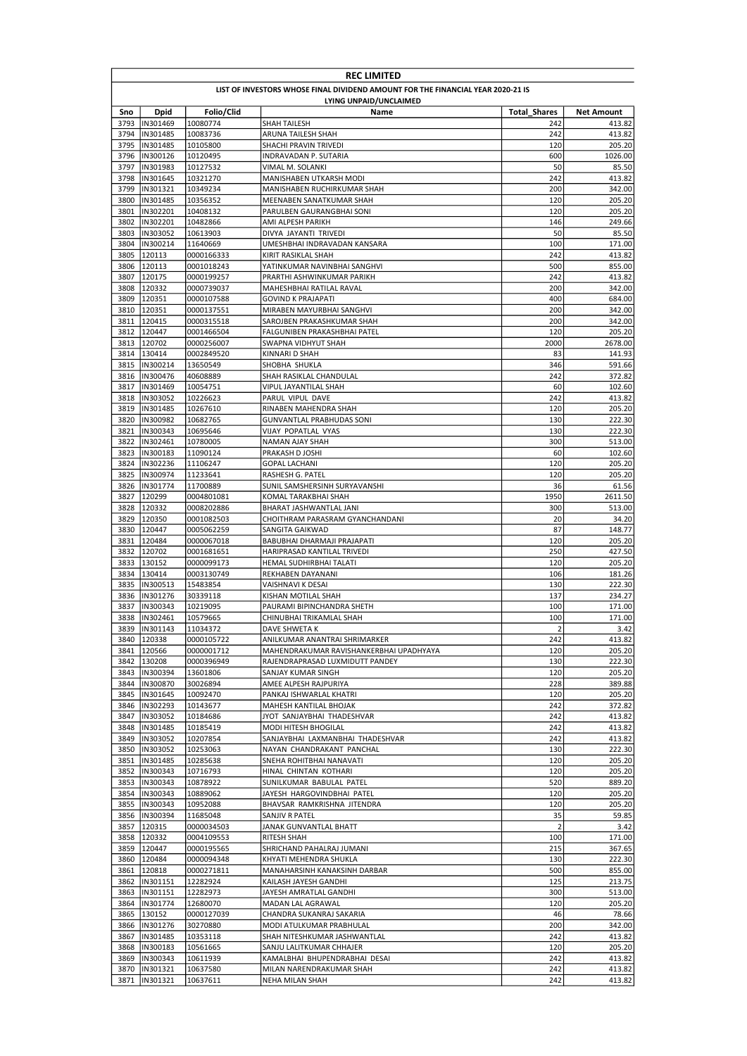# REC LIMITED

## LIST OF INVESTORS WHOSE FINAL DIVIDEND AMOUNT FOR THE FINANCIAL YEAR 2020-21 IS LYING UNPAID/UNCLAIMED

| Sno | Dpid | Folio/Clid | Name | Total_Shares | Net Amount |
|---|---|---|---|---|---|
| 3793 | IN301469 | 10080774 | SHAH TAILESH | 242 | 413.82 |
| 3794 | IN301485 | 10083736 | ARUNA TAILESH SHAH | 242 | 413.82 |
| 3795 | IN301485 | 10105800 | SHACHI PRAVIN TRIVEDI | 120 | 205.20 |
| 3796 | IN300126 | 10120495 | INDRAVADAN P. SUTARIA | 600 | 1026.00 |
| 3797 | IN301983 | 10127532 | VIMAL M. SOLANKI | 50 | 85.50 |
| 3798 | IN301645 | 10321270 | MANISHABEN UTKARSH MODI | 242 | 413.82 |
| 3799 | IN301321 | 10349234 | MANISHABEN RUCHIRKUMAR SHAH | 200 | 342.00 |
| 3800 | IN301485 | 10356352 | MEENABEN SANATKUMAR SHAH | 120 | 205.20 |
| 3801 | IN302201 | 10408132 | PARULBEN GAURANGBHAI SONI | 120 | 205.20 |
| 3802 | IN302201 | 10482866 | AMI ALPESH PARIKH | 146 | 249.66 |
| 3803 | IN303052 | 10613903 | DIVYA JAYANTI TRIVEDI | 50 | 85.50 |
| 3804 | IN300214 | 11640669 | UMESHBHAI INDRAVADAN KANSARA | 100 | 171.00 |
| 3805 | 120113 | 0000166333 | KIRIT RASIKLAL SHAH | 242 | 413.82 |
| 3806 | 120113 | 0001018243 | YATINKUMAR NAVINBHAI SANGHVI | 500 | 855.00 |
| 3807 | 120175 | 0000199257 | PRARTHI ASHWINKUMAR PARIKH | 242 | 413.82 |
| 3808 | 120332 | 0000739037 | MAHESHBHAI RATILAL RAVAL | 200 | 342.00 |
| 3809 | 120351 | 0000107588 | GOVIND K PRAJAPATI | 400 | 684.00 |
| 3810 | 120351 | 0000137551 | MIRABEN MAYURBHAI SANGHVI | 200 | 342.00 |
| 3811 | 120415 | 0000315518 | SAROJBEN PRAKASHKUMAR SHAH | 200 | 342.00 |
| 3812 | 120447 | 0001466504 | FALGUNIBEN PRAKASHBHAI PATEL | 120 | 205.20 |
| 3813 | 120702 | 0000256007 | SWAPNA VIDHYUT SHAH | 2000 | 2678.00 |
| 3814 | 130414 | 0002849520 | KINNARI D SHAH | 83 | 141.93 |
| 3815 | IN300214 | 13650549 | SHOBHA SHUKLA | 346 | 591.66 |
| 3816 | IN300476 | 40608889 | SHAH RASIKLAL CHANDULAL | 242 | 372.82 |
| 3817 | IN301469 | 10054751 | VIPUL JAYANTILAL SHAH | 60 | 102.60 |
| 3818 | IN303052 | 10226623 | PARUL VIPUL DAVE | 242 | 413.82 |
| 3819 | IN301485 | 10267610 | RINABEN MAHENDRA SHAH | 120 | 205.20 |
| 3820 | IN300982 | 10682765 | GUNVANTLAL PRABHUDAS SONI | 130 | 222.30 |
| 3821 | IN300343 | 10695646 | VIJAY POPATLAL VYAS | 130 | 222.30 |
| 3822 | IN302461 | 10780005 | NAMAN AJAY SHAH | 300 | 513.00 |
| 3823 | IN300183 | 11090124 | PRAKASH D JOSHI | 60 | 102.60 |
| 3824 | IN302236 | 11106247 | GOPAL LACHANI | 120 | 205.20 |
| 3825 | IN300974 | 11233641 | RASHESH G. PATEL | 120 | 205.20 |
| 3826 | IN301774 | 11700889 | SUNIL SAMSHERSINH SURYAVANSHI | 36 | 61.56 |
| 3827 | 120299 | 0004801081 | KOMAL TARAKBHAI SHAH | 1950 | 2611.50 |
| 3828 | 120332 | 0008202886 | BHARAT JASHWANTLAL JANI | 300 | 513.00 |
| 3829 | 120350 | 0001082503 | CHOITHRAM PARASRAM GYANCHANDANI | 20 | 34.20 |
| 3830 | 120447 | 0005062259 | SANGITA GAIKWAD | 87 | 148.77 |
| 3831 | 120484 | 0000067018 | BABUBHAI DHARMAJI PRAJAPATI | 120 | 205.20 |
| 3832 | 120702 | 0001681651 | HARIPRASAD KANTILAL TRIVEDI | 250 | 427.50 |
| 3833 | 130152 | 0000099173 | HEMAL SUDHIRBHAI TALATI | 120 | 205.20 |
| 3834 | 130414 | 0003130749 | REKHABEN DAYANANI | 106 | 181.26 |
| 3835 | IN300513 | 15483854 | VAISHNAVI K DESAI | 130 | 222.30 |
| 3836 | IN301276 | 30339118 | KISHAN MOTILAL SHAH | 137 | 234.27 |
| 3837 | IN300343 | 10219095 | PAURAMI BIPINCHANDRA SHETH | 100 | 171.00 |
| 3838 | IN302461 | 10579665 | CHINUBHAI TRIKAMLAL SHAH | 100 | 171.00 |
| 3839 | IN301143 | 11034372 | DAVE SHWETA K | 2 | 3.42 |
| 3840 | 120338 | 0000105722 | ANILKUMAR ANANTRAI SHRIMARKER | 242 | 413.82 |
| 3841 | 120566 | 0000001712 | MAHENDRAKUMAR RAVISHANKERBHAI UPADHYAYA | 120 | 205.20 |
| 3842 | 130208 | 0000396949 | RAJENDRAPRASAD LUXMIDUTT PANDEY | 130 | 222.30 |
| 3843 | IN300394 | 13601806 | SANJAY KUMAR SINGH | 120 | 205.20 |
| 3844 | IN300870 | 30026894 | AMEE ALPESH RAJPURIYA | 228 | 389.88 |
| 3845 | IN301645 | 10092470 | PANKAJ ISHWARLAL KHATRI | 120 | 205.20 |
| 3846 | IN302293 | 10143677 | MAHESH KANTILAL BHOJAK | 242 | 372.82 |
| 3847 | IN303052 | 10184686 | JYOT SANJAYBHAI THADESHVAR | 242 | 413.82 |
| 3848 | IN301485 | 10185419 | MODI HITESH BHOGILAL | 242 | 413.82 |
| 3849 | IN303052 | 10207854 | SANJAYBHAI LAXMANBHAI THADESHVAR | 242 | 413.82 |
| 3850 | IN303052 | 10253063 | NAYAN CHANDRAKANT PANCHAL | 130 | 222.30 |
| 3851 | IN301485 | 10285638 | SNEHA ROHITBHAI NANAVATI | 120 | 205.20 |
| 3852 | IN300343 | 10716793 | HINAL CHINTAN KOTHARI | 120 | 205.20 |
| 3853 | IN300343 | 10878922 | SUNILKUMAR BABULAL PATEL | 520 | 889.20 |
| 3854 | IN300343 | 10889062 | JAYESH HARGOVINDBHAI PATEL | 120 | 205.20 |
| 3855 | IN300343 | 10952088 | BHAVSAR RAMKRISHNA JITENDRA | 120 | 205.20 |
| 3856 | IN300394 | 11685048 | SANJIV R PATEL | 35 | 59.85 |
| 3857 | 120315 | 0000034503 | JANAK GUNVANTLAL BHATT | 2 | 3.42 |
| 3858 | 120332 | 0004109553 | RITESH SHAH | 100 | 171.00 |
| 3859 | 120447 | 0000195565 | SHRICHAND PAHALRAJ JUMANI | 215 | 367.65 |
| 3860 | 120484 | 0000094348 | KHYATI MEHENDRA SHUKLA | 130 | 222.30 |
| 3861 | 120818 | 0000271811 | MANAHARSINH KANAKSINH DARBAR | 500 | 855.00 |
| 3862 | IN301151 | 12282924 | KAILASH JAYESH GANDHI | 125 | 213.75 |
| 3863 | IN301151 | 12282973 | JAYESH AMRATLAL GANDHI | 300 | 513.00 |
| 3864 | IN301774 | 12680070 | MADAN LAL AGRAWAL | 120 | 205.20 |
| 3865 | 130152 | 0000127039 | CHANDRA SUKANRAJ SAKARIA | 46 | 78.66 |
| 3866 | IN301276 | 30270880 | MODI ATULKUMAR PRABHULAL | 200 | 342.00 |
| 3867 | IN301485 | 10353118 | SHAH NITESHKUMAR JASHWANTLAL | 242 | 413.82 |
| 3868 | IN300183 | 10561665 | SANJU LALITKUMAR CHHAJER | 120 | 205.20 |
| 3869 | IN300343 | 10611939 | KAMALBHAI BHUPENDRABHAI DESAI | 242 | 413.82 |
| 3870 | IN301321 | 10637580 | MILAN NARENDRAKUMAR SHAH | 242 | 413.82 |
| 3871 | IN301321 | 10637611 | NEHA MILAN SHAH | 242 | 413.82 |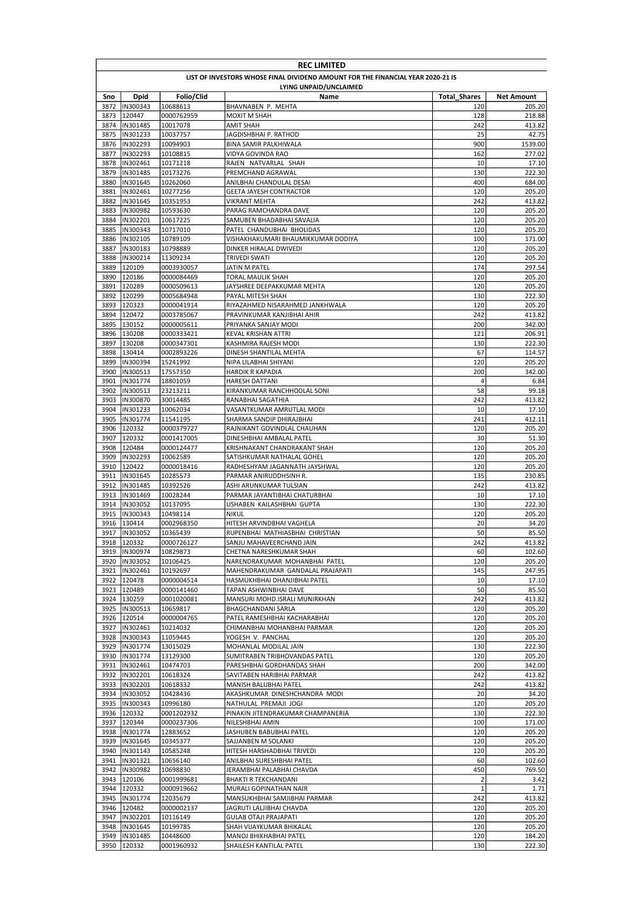# REC LIMITED

## LIST OF INVESTORS WHOSE FINAL DIVIDEND AMOUNT FOR THE FINANCIAL YEAR 2020-21 IS LYING UNPAID/UNCLAIMED

| Sno | Dpid | Folio/Clid | Name | Total_Shares | Net Amount |
|---|---|---|---|---|---|
| 3872 | IN300343 | 10688613 | BHAVNABEN P. MEHTA | 120 | 205.20 |
| 3873 | 120447 | 0000762959 | MOXIT M SHAH | 128 | 218.88 |
| 3874 | IN301485 | 10017078 | AMIT SHAH | 242 | 413.82 |
| 3875 | IN301233 | 10037757 | JAGDISHBHAI P. RATHOD | 25 | 42.75 |
| 3876 | IN302293 | 10094903 | BINA SAMIR PALKHIWALA | 900 | 1539.00 |
| 3877 | IN302293 | 10108815 | VIDYA GOVINDA RAO | 162 | 277.02 |
| 3878 | IN302461 | 10171218 | RAJEN NATVARLAL SHAH | 10 | 17.10 |
| 3879 | IN301485 | 10173276 | PREMCHAND AGRAWAL | 130 | 222.30 |
| 3880 | IN301645 | 10262060 | ANILBHAI CHANDULAL DESAI | 400 | 684.00 |
| 3881 | IN302461 | 10277256 | GEETA JAYESH CONTRACTOR | 120 | 205.20 |
| 3882 | IN301645 | 10351953 | VIKRANT MEHTA | 242 | 413.82 |
| 3883 | IN300982 | 10593630 | PARAG RAMCHANDRA DAVE | 120 | 205.20 |
| 3884 | IN302201 | 10617225 | SAMUBEN BHADABHAI SAVALIA | 120 | 205.20 |
| 3885 | IN300343 | 10717010 | PATEL CHANDUBHAI BHOLIDAS | 120 | 205.20 |
| 3886 | IN302105 | 10789109 | VISHAKHAKUMARI BHAUMIKKUMAR DODIYA | 100 | 171.00 |
| 3887 | IN300183 | 10798889 | DINKER HIRALAL DWIVEDI | 120 | 205.20 |
| 3888 | IN300214 | 11309234 | TRIVEDI SWATI | 120 | 205.20 |
| 3889 | 120109 | 0003930057 | JATIN M PATEL | 174 | 297.54 |
| 3890 | 120186 | 0000084469 | TORAL MAULIK SHAH | 120 | 205.20 |
| 3891 | 120289 | 0000509613 | JAYSHREE DEEPAKKUMAR MEHTA | 120 | 205.20 |
| 3892 | 120299 | 0005684948 | PAYAL MITESH SHAH | 130 | 222.30 |
| 3893 | 120323 | 0000041914 | RIYAZAHMED NISARAHMED JANKHWALA | 120 | 205.20 |
| 3894 | 120472 | 0003785067 | PRAVINKUMAR KANJIBHAI AHIR | 242 | 413.82 |
| 3895 | 130152 | 0000005611 | PRIYANKA SANJAY MODI | 200 | 342.00 |
| 3896 | 130208 | 0000333421 | KEVAL KRISHAN ATTRI | 121 | 206.91 |
| 3897 | 130208 | 0000347301 | KASHMIRA RAJESH MODI | 130 | 222.30 |
| 3898 | 130414 | 0002893226 | DINESH SHANTILAL MEHTA | 67 | 114.57 |
| 3899 | IN300394 | 15241992 | NIPA LILABHAI SHIYANI | 120 | 205.20 |
| 3900 | IN300513 | 17557350 | HARDIK R KAPADIA | 200 | 342.00 |
| 3901 | IN301774 | 18801059 | HARESH DATTANI | 4 | 6.84 |
| 3902 | IN300513 | 23213211 | KIRANKUMAR RANCHHODLAL SONI | 58 | 99.18 |
| 3903 | IN300870 | 30014485 | RANABHAI SAGATHIA | 242 | 413.82 |
| 3904 | IN301233 | 10062034 | VASANTKUMAR AMRUTLAL MODI | 10 | 17.10 |
| 3905 | IN301774 | 11541195 | SHARMA SANDIP DHIRAJBHAI | 241 | 412.11 |
| 3906 | 120332 | 0000379727 | RAJNIKANT GOVINDLAL CHAUHAN | 120 | 205.20 |
| 3907 | 120332 | 0001417005 | DINESHBHAI AMBALAL PATEL | 30 | 51.30 |
| 3908 | 120484 | 0000124477 | KRISHNAKANT CHANDRAKANT SHAH | 120 | 205.20 |
| 3909 | IN302293 | 10062589 | SATISHKUMAR NATHALAL GOHEL | 120 | 205.20 |
| 3910 | 120422 | 0000018416 | RADHESHYAM JAGANNATH JAYSHWAL | 120 | 205.20 |
| 3911 | IN301645 | 10285573 | PARMAR ANIRUDDHSINH R. | 135 | 230.85 |
| 3912 | IN301485 | 10392526 | ASHI ARUNKUMAR TULSIAN | 242 | 413.82 |
| 3913 | IN301469 | 10028244 | PARMAR JAYANTIBHAI CHATURBHAI | 10 | 17.10 |
| 3914 | IN303052 | 10137095 | USHABEN KAILASHBHAI GUPTA | 130 | 222.30 |
| 3915 | IN300343 | 10498114 | NIKUL | 120 | 205.20 |
| 3916 | 130414 | 0002968350 | HITESH ARVINDBHAI VAGHELA | 20 | 34.20 |
| 3917 | IN303052 | 10365439 | RUPENBHAI MATHIASBHAI CHRISTIAN | 50 | 85.50 |
| 3918 | 120332 | 0000726127 | SANJU MAHAVEERCHAND JAIN | 242 | 413.82 |
| 3919 | IN300974 | 10829873 | CHETNA NARESHKUMAR SHAH | 60 | 102.60 |
| 3920 | IN303052 | 10106425 | NARENDRAKUMAR MOHANBHAI PATEL | 120 | 205.20 |
| 3921 | IN302461 | 10192697 | MAHENDRAKUMAR GANDALAL PRAJAPATI | 145 | 247.95 |
| 3922 | 120478 | 0000004514 | HASMUKHBHAI DHANJIBHAI PATEL | 10 | 17.10 |
| 3923 | 120489 | 0000141460 | TAPAN ASHWINBHAI DAVE | 50 | 85.50 |
| 3924 | 130259 | 0001020081 | MANSURI MOHD.ISRALI MUNIRKHAN | 242 | 413.82 |
| 3925 | IN300513 | 10659817 | BHAGCHANDANI SARLA | 120 | 205.20 |
| 3926 | 120514 | 0000004765 | PATEL RAMESHBHAI KACHARABHAI | 120 | 205.20 |
| 3927 | IN302461 | 10214032 | CHIMANBHAI MOHANBHAI PARMAR | 120 | 205.20 |
| 3928 | IN300343 | 11059445 | YOGESH V. PANCHAL | 120 | 205.20 |
| 3929 | IN301774 | 13015029 | MOHANLAL MODILAL JAIN | 130 | 222.30 |
| 3930 | IN301774 | 13129300 | SUMITRABEN TRIBHOVANDAS PATEL | 120 | 205.20 |
| 3931 | IN302461 | 10474703 | PARESHBHAI GORDHANDAS SHAH | 200 | 342.00 |
| 3932 | IN302201 | 10618324 | SAVITABEN HARIBHAI PARMAR | 242 | 413.82 |
| 3933 | IN302201 | 10618332 | MANISH BALUBHAI PATEL | 242 | 413.82 |
| 3934 | IN303052 | 10428436 | AKASHKUMAR DINESHCHANDRA MODI | 20 | 34.20 |
| 3935 | IN300343 | 10996180 | NATHULAL PREMAJI JOGI | 120 | 205.20 |
| 3936 | 120332 | 0001202932 | PINAKIN JITENDRAKUMAR CHAMPANERIA | 130 | 222.30 |
| 3937 | 120344 | 0000237306 | NILESHBHAI AMIN | 100 | 171.00 |
| 3938 | IN301774 | 12883652 | JASHUBEN BABUBHAI PATEL | 120 | 205.20 |
| 3939 | IN301645 | 10345377 | SAJJANBEN M SOLANKI | 120 | 205.20 |
| 3940 | IN301143 | 10585248 | HITESH HARSHADBHAI TRIVEDI | 120 | 205.20 |
| 3941 | IN301321 | 10656140 | ANILBHAI SURESHBHAI PATEL | 60 | 102.60 |
| 3942 | IN300982 | 10698830 | JERAMBHAI PALABHAI CHAVDA | 450 | 769.50 |
| 3943 | 120106 | 0001999681 | BHAKTI R TEKCHANDANI | 2 | 3.42 |
| 3944 | 120332 | 0000919662 | MURALI GOPINATHAN NAIR | 1 | 1.71 |
| 3945 | IN301774 | 12035679 | MANSUKHBHAI SAMJIBHAI PARMAR | 242 | 413.82 |
| 3946 | 120482 | 0000002137 | JAGRUTI LALJIBHAI CHAVDA | 120 | 205.20 |
| 3947 | IN302201 | 10116149 | GULAB OTAJI PRAJAPATI | 120 | 205.20 |
| 3948 | IN301645 | 10199785 | SHAH VIJAYKUMAR BHIKALAL | 120 | 205.20 |
| 3949 | IN301485 | 10448600 | MANOJ BHIKHABHAI PATEL | 120 | 184.20 |
| 3950 | 120332 | 0001960932 | SHAILESH KANTILAL PATEL | 130 | 222.30 |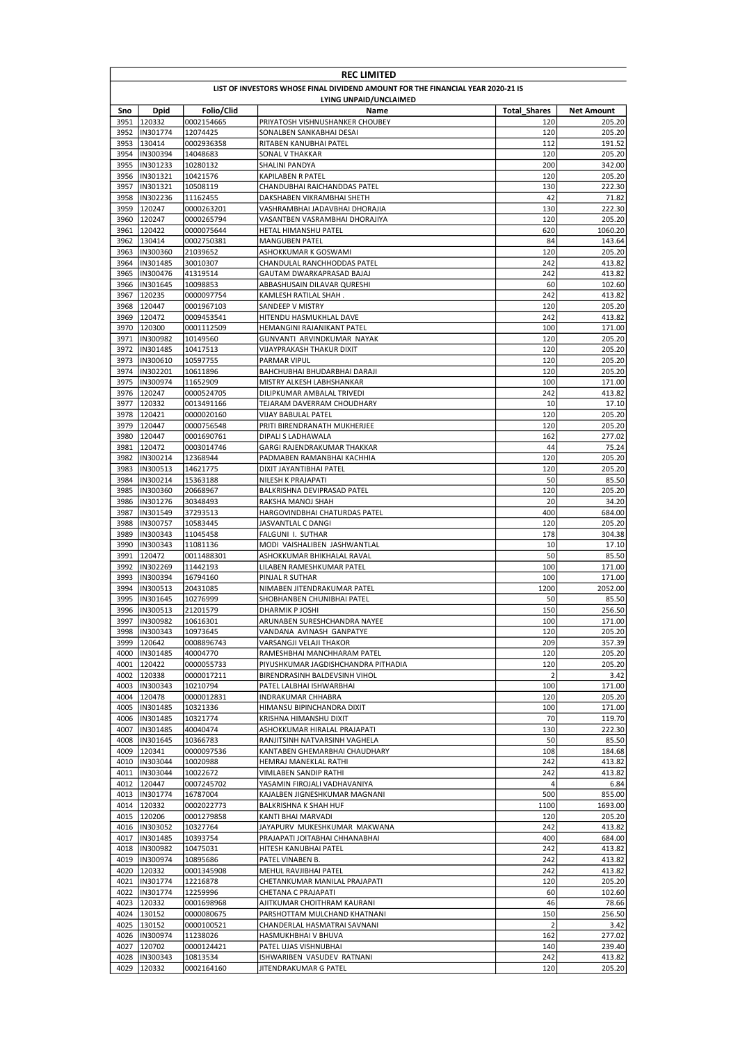| REC LIMITED | | | | | |
|---|---|---|---|---|---|
| LIST OF INVESTORS WHOSE FINAL DIVIDEND AMOUNT FOR THE FINANCIAL YEAR 2020-21 IS LYING UNPAID/UNCLAIMED | | | | | |
| Sno | Dpid | Folio/Clid | Name | Total_Shares | Net Amount |
| 3951 | 120332 | 0002154665 | PRIYATOSH VISHNUSHANKER CHOUBEY | 120 | 205.20 |
| 3952 | IN301774 | 12074425 | SONALBEN SANKABHAI DESAI | 120 | 205.20 |
| 3953 | 130414 | 0002936358 | RITABEN KANUBHAI PATEL | 112 | 191.52 |
| 3954 | IN300394 | 14048683 | SONAL V THAKKAR | 120 | 205.20 |
| 3955 | IN301233 | 10280132 | SHALINI PANDYA | 200 | 342.00 |
| 3956 | IN301321 | 10421576 | KAPILABEN R PATEL | 120 | 205.20 |
| 3957 | IN301321 | 10508119 | CHANDUBHAI RAICHANDDAS PATEL | 130 | 222.30 |
| 3958 | IN302236 | 11162455 | DAKSHABEN VIKRAMBHAI SHETH | 42 | 71.82 |
| 3959 | 120247 | 0000263201 | VASHRAMBHAI JADAVBHAI DHORAJIA | 130 | 222.30 |
| 3960 | 120247 | 0000265794 | VASANTBEN VASRAMBHAI DHORAJIYA | 120 | 205.20 |
| 3961 | 120422 | 0000075644 | HETAL HIMANSHU PATEL | 620 | 1060.20 |
| 3962 | 130414 | 0002750381 | MANGUBEN PATEL | 84 | 143.64 |
| 3963 | IN300360 | 21039652 | ASHOKKUMAR K GOSWAMI | 120 | 205.20 |
| 3964 | IN301485 | 30010307 | CHANDULAL RANCHHODDAS PATEL | 242 | 413.82 |
| 3965 | IN300476 | 41319514 | GAUTAM DWARKAPRASAD BAJAJ | 242 | 413.82 |
| 3966 | IN301645 | 10098853 | ABBASHUSAIN DILAVAR QURESHI | 60 | 102.60 |
| 3967 | 120235 | 0000097754 | KAMLESH RATILAL SHAH . | 242 | 413.82 |
| 3968 | 120447 | 0001967103 | SANDEEP V MISTRY | 120 | 205.20 |
| 3969 | 120472 | 0009453541 | HITENDU HASMUKHLAL DAVE | 242 | 413.82 |
| 3970 | 120300 | 0001112509 | HEMANGINI RAJANIKANT PATEL | 100 | 171.00 |
| 3971 | IN300982 | 10149560 | GUNVANTI ARVINDKUMAR NAYAK | 120 | 205.20 |
| 3972 | IN301485 | 10417513 | VIJAYPRAKASH THAKUR DIXIT | 120 | 205.20 |
| 3973 | IN300610 | 10597755 | PARMAR VIPUL | 120 | 205.20 |
| 3974 | IN302201 | 10611896 | BAHCHUBHAI BHUDARBHAI DARAJI | 120 | 205.20 |
| 3975 | IN300974 | 11652909 | MISTRY ALKESH LABHSHANKAR | 100 | 171.00 |
| 3976 | 120247 | 0000524705 | DILIPKUMAR AMBALAL TRIVEDI | 242 | 413.82 |
| 3977 | 120332 | 0013491166 | TEJARAM DAVERRAM CHOUDHARY | 10 | 17.10 |
| 3978 | 120421 | 0000020160 | VIJAY BABULAL PATEL | 120 | 205.20 |
| 3979 | 120447 | 0000756548 | PRITI BIRENDRANATH MUKHERJEE | 120 | 205.20 |
| 3980 | 120447 | 0001690761 | DIPALI S LADHAWALA | 162 | 277.02 |
| 3981 | 120472 | 0003014746 | GARGI RAJENDRAKUMAR THAKKAR | 44 | 75.24 |
| 3982 | IN300214 | 12368944 | PADMABEN RAMANBHAI KACHHIA | 120 | 205.20 |
| 3983 | IN300513 | 14621775 | DIXIT JAYANTIBHAI PATEL | 120 | 205.20 |
| 3984 | IN300214 | 15363188 | NILESH K PRAJAPATI | 50 | 85.50 |
| 3985 | IN300360 | 20668967 | BALKRISHNA DEVIPRASAD PATEL | 120 | 205.20 |
| 3986 | IN301276 | 30348493 | RAKSHA MANOJ SHAH | 20 | 34.20 |
| 3987 | IN301549 | 37293513 | HARGOVINDBHAI CHATURDAS PATEL | 400 | 684.00 |
| 3988 | IN300757 | 10583445 | JASVANTLAL C DANGI | 120 | 205.20 |
| 3989 | IN300343 | 11045458 | FALGUNI I. SUTHAR | 178 | 304.38 |
| 3990 | IN300343 | 11081136 | MODI VAISHALIBEN JASHWANTLAL | 10 | 17.10 |
| 3991 | 120472 | 0011488301 | ASHOKKUMAR BHIKHALAL RAVAL | 50 | 85.50 |
| 3992 | IN302269 | 11442193 | LILABEN RAMESHKUMAR PATEL | 100 | 171.00 |
| 3993 | IN300394 | 16794160 | PINJAL R SUTHAR | 100 | 171.00 |
| 3994 | IN300513 | 20431085 | NIMABEN JITENDRAKUMAR PATEL | 1200 | 2052.00 |
| 3995 | IN301645 | 10276999 | SHOBHANBEN CHUNIBHAI PATEL | 50 | 85.50 |
| 3996 | IN300513 | 21201579 | DHARMIK P JOSHI | 150 | 256.50 |
| 3997 | IN300982 | 10616301 | ARUNABEN SURESHCHANDRA NAYEE | 100 | 171.00 |
| 3998 | IN300343 | 10973645 | VANDANA AVINASH GANPATYE | 120 | 205.20 |
| 3999 | 120642 | 0008896743 | VARSANGJI VELAJI THAKOR | 209 | 357.39 |
| 4000 | IN301485 | 40004770 | RAMESHBHAI MANCHHARAM PATEL | 120 | 205.20 |
| 4001 | 120422 | 0000055733 | PIYUSHKUMAR JAGDISHCHANDRA PITHADIA | 120 | 205.20 |
| 4002 | 120338 | 0000017211 | BIRENDRASINH BALDEVSINH VIHOL | 2 | 3.42 |
| 4003 | IN300343 | 10210794 | PATEL LALBHAI ISHWARBHAI | 100 | 171.00 |
| 4004 | 120478 | 0000012831 | INDRAKUMAR CHHABRA | 120 | 205.20 |
| 4005 | IN301485 | 10321336 | HIMANSU BIPINCHANDRA DIXIT | 100 | 171.00 |
| 4006 | IN301485 | 10321774 | KRISHNA HIMANSHU DIXIT | 70 | 119.70 |
| 4007 | IN301485 | 40040474 | ASHOKKUMAR HIRALAL PRAJAPATI | 130 | 222.30 |
| 4008 | IN301645 | 10366783 | RANJITSINH NATVARSINH VAGHELA | 50 | 85.50 |
| 4009 | 120341 | 0000097536 | KANTABEN GHEMARBHAI CHAUDHARY | 108 | 184.68 |
| 4010 | IN303044 | 10020988 | HEMRAJ MANEKLAL RATHI | 242 | 413.82 |
| 4011 | IN303044 | 10022672 | VIMLABEN SANDIP RATHI | 242 | 413.82 |
| 4012 | 120447 | 0007245702 | YASAMIN FIROJALI VADHAVANIYA | 4 | 6.84 |
| 4013 | IN301774 | 16787004 | KAJALBEN JIGNESHKUMAR MAGNANI | 500 | 855.00 |
| 4014 | 120332 | 0002022773 | BALKRISHNA K SHAH HUF | 1100 | 1693.00 |
| 4015 | 120206 | 0001279858 | KANTI BHAI MARVADI | 120 | 205.20 |
| 4016 | IN303052 | 10327764 | JAYAPURV MUKESHKUMAR MAKWANA | 242 | 413.82 |
| 4017 | IN301485 | 10393754 | PRAJAPATI JOITABHAI CHHANABHAI | 400 | 684.00 |
| 4018 | IN300982 | 10475031 | HITESH KANUBHAI PATEL | 242 | 413.82 |
| 4019 | IN300974 | 10895686 | PATEL VINABEN B. | 242 | 413.82 |
| 4020 | 120332 | 0001345908 | MEHUL RAVJIBHAI PATEL | 242 | 413.82 |
| 4021 | IN301774 | 12216878 | CHETANKUMAR MANILAL PRAJAPATI | 120 | 205.20 |
| 4022 | IN301774 | 12259996 | CHETANA C PRAJAPATI | 60 | 102.60 |
| 4023 | 120332 | 0001698968 | AJITKUMAR CHOITHRAM KAURANI | 46 | 78.66 |
| 4024 | 130152 | 0000080675 | PARSHOTTAM MULCHAND KHATNANI | 150 | 256.50 |
| 4025 | 130152 | 0000100521 | CHANDERLAL HASMATRAI SAVNANI | 2 | 3.42 |
| 4026 | IN300974 | 11238026 | HASMUKHBHAI V BHUVA | 162 | 277.02 |
| 4027 | 120702 | 0000124421 | PATEL UJAS VISHNUBHAI | 140 | 239.40 |
| 4028 | IN300343 | 10813534 | ISHWARIBEN VASUDEV RATNANI | 242 | 413.82 |
| 4029 | 120332 | 0002164160 | JITENDRAKUMAR G PATEL | 120 | 205.20 |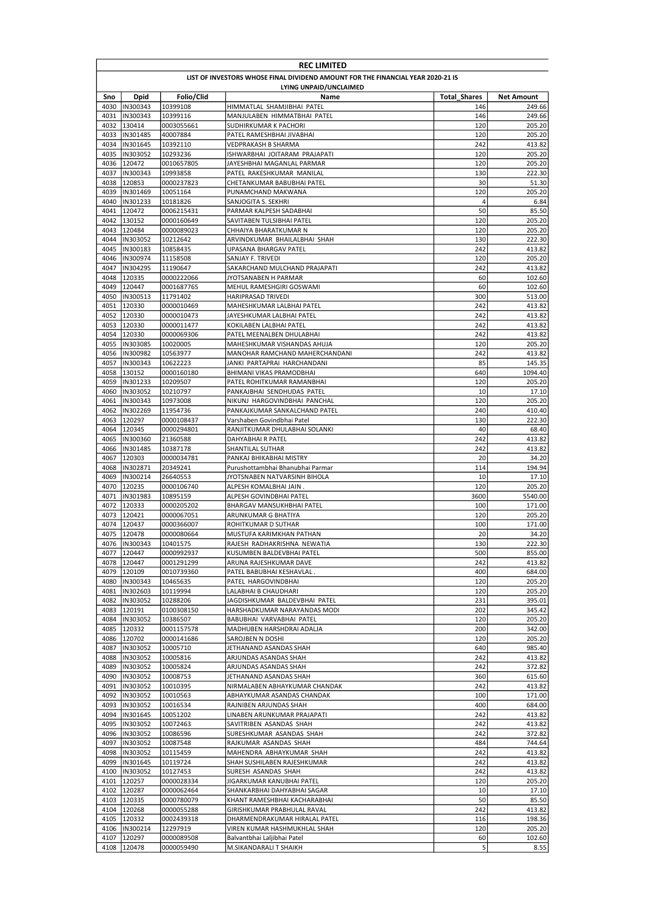| REC LIMITED | | | | | |
|---|---|---|---|---|---|
| LIST OF INVESTORS WHOSE FINAL DIVIDEND AMOUNT FOR THE FINANCIAL YEAR 2020-21 IS LYING UNPAID/UNCLAIMED | | | | | |
| Sno | Dpid | Folio/Clid | Name | Total_Shares | Net Amount |
| 4030 | IN300343 | 10399108 | HIMMATLAL SHAMJIBHAI PATEL | 146 | 249.66 |
| 4031 | IN300343 | 10399116 | MANJULABEN HIMMATBHAI PATEL | 146 | 249.66 |
| 4032 | 130414 | 0003055661 | SUDHIRKUMAR K PACHORI | 120 | 205.20 |
| 4033 | IN301485 | 40007884 | PATEL RAMESHBHAI JIVABHAI | 120 | 205.20 |
| 4034 | IN301645 | 10392110 | VEDPRAKASH B SHARMA | 242 | 413.82 |
| 4035 | IN303052 | 10293236 | ISHWARBHAI JOITARAM PRAJAPATI | 120 | 205.20 |
| 4036 | 120472 | 0010657805 | JAYESHBHAI MAGANLAL PARMAR | 120 | 205.20 |
| 4037 | IN300343 | 10993858 | PATEL RAKESHKUMAR MANILAL | 130 | 222.30 |
| 4038 | 120853 | 0000237823 | CHETANKUMAR BABUBHAI PATEL | 30 | 51.30 |
| 4039 | IN301469 | 10051164 | PUNAMCHAND MAKWANA | 120 | 205.20 |
| 4040 | IN301233 | 10181826 | SANJOGITA S. SEKHRI | 4 | 6.84 |
| 4041 | 120472 | 0006215431 | PARMAR KALPESH SADABHAI | 50 | 85.50 |
| 4042 | 130152 | 0000160649 | SAVITABEN TULSIBHAI PATEL | 120 | 205.20 |
| 4043 | 120484 | 0000089023 | CHHAIYA BHARATKUMAR N | 120 | 205.20 |
| 4044 | IN303052 | 10212642 | ARVINDKUMAR BHAILALBHAI SHAH | 130 | 222.30 |
| 4045 | IN300183 | 10858435 | UPASANA BHARGAV PATEL | 242 | 413.82 |
| 4046 | IN300974 | 11158508 | SANJAY F. TRIVEDI | 120 | 205.20 |
| 4047 | IN304295 | 11190647 | SAKARCHAND MULCHAND PRAJAPATI | 242 | 413.82 |
| 4048 | 120335 | 0000222066 | JYOTSANABEN H PARMAR | 60 | 102.60 |
| 4049 | 120447 | 0001687765 | MEHUL RAMESHGIRI GOSWAMI | 60 | 102.60 |
| 4050 | IN300513 | 11791402 | HARIPRASAD TRIVEDI | 300 | 513.00 |
| 4051 | 120330 | 0000010469 | MAHESHKUMAR LALBHAI PATEL | 242 | 413.82 |
| 4052 | 120330 | 0000010473 | JAYESHKUMAR LALBHAI PATEL | 242 | 413.82 |
| 4053 | 120330 | 0000011477 | KOKILABEN LALBHAI PATEL | 242 | 413.82 |
| 4054 | 120330 | 0000069306 | PATEL MEENALBEN DHULABHAI | 242 | 413.82 |
| 4055 | IN303085 | 10020005 | MAHESHKUMAR VISHANDAS AHUJA | 120 | 205.20 |
| 4056 | IN300982 | 10563977 | MANOHAR RAMCHAND MAHERCHANDANI | 242 | 413.82 |
| 4057 | IN300343 | 10622223 | JANKI PARTAPRAI HARCHANDANI | 85 | 145.35 |
| 4058 | 130152 | 0000160180 | BHIMANI VIKAS PRAMODBHAI | 640 | 1094.40 |
| 4059 | IN301233 | 10209507 | PATEL ROHITKUMAR RAMANBHAI | 120 | 205.20 |
| 4060 | IN303052 | 10210797 | PANKAJBHAI SENDHUDAS PATEL | 10 | 17.10 |
| 4061 | IN300343 | 10973008 | NIKUNJ HARGOVINDBHAI PANCHAL | 120 | 205.20 |
| 4062 | IN302269 | 11954736 | PANKAJKUMAR SANKALCHAND PATEL | 240 | 410.40 |
| 4063 | 120297 | 0000108437 | Varshaben Govindbhai Patel | 130 | 222.30 |
| 4064 | 120345 | 0000294801 | RANJITKUMAR DHULABHAI SOLANKI | 40 | 68.40 |
| 4065 | IN300360 | 21360588 | DAHYABHAI R PATEL | 242 | 413.82 |
| 4066 | IN301485 | 10387178 | SHANTILAL SUTHAR | 242 | 413.82 |
| 4067 | 120303 | 0000034781 | PANKAJ BHIKABHAI MISTRY | 20 | 34.20 |
| 4068 | IN302871 | 20349241 | Purushottambhai Bhanubhai Parmar | 114 | 194.94 |
| 4069 | IN300214 | 26640553 | JYOTSNABEN NATVARSINH BIHOLA | 10 | 17.10 |
| 4070 | 120235 | 0000106740 | ALPESH KOMALBHAI JAIN . | 120 | 205.20 |
| 4071 | IN301983 | 10895159 | ALPESH GOVINDBHAI PATEL | 3600 | 5540.00 |
| 4072 | 120333 | 0000205202 | BHARGAV MANSUKHBHAI PATEL | 100 | 171.00 |
| 4073 | 120421 | 0000067051 | ARUNKUMAR G BHATIYA | 120 | 205.20 |
| 4074 | 120437 | 0000366007 | ROHITKUMAR D SUTHAR | 100 | 171.00 |
| 4075 | 120478 | 0000080664 | MUSTUFA KARIMKHAN PATHAN | 20 | 34.20 |
| 4076 | IN300343 | 10401575 | RAJESH RADHAKRISHNA NEWATIA | 130 | 222.30 |
| 4077 | 120447 | 0000992937 | KUSUMBEN BALDEVBHAI PATEL | 500 | 855.00 |
| 4078 | 120447 | 0001291299 | ARUNA RAJESHKUMAR DAVE | 242 | 413.82 |
| 4079 | 120109 | 0010739360 | PATEL BABUBHAI KESHAVLAL . | 400 | 684.00 |
| 4080 | IN300343 | 10465635 | PATEL HARGOVINDBHAI | 120 | 205.20 |
| 4081 | IN302603 | 10119994 | LALABHAI B CHAUDHARI | 120 | 205.20 |
| 4082 | IN303052 | 10288206 | JAGDISHKUMAR BALDEVBHAI PATEL | 231 | 395.01 |
| 4083 | 120191 | 0100308150 | HARSHADKUMAR NARAYANDAS MODI | 202 | 345.42 |
| 4084 | IN303052 | 10386507 | BABUBHAI VARVABHAI PATEL | 120 | 205.20 |
| 4085 | 120332 | 0001157578 | MADHUBEN HARSHDRAI ADALJA | 200 | 342.00 |
| 4086 | 120702 | 0000141686 | SAROJBEN N DOSHI | 120 | 205.20 |
| 4087 | IN303052 | 10005710 | JETHANAND ASANDAS SHAH | 640 | 985.40 |
| 4088 | IN303052 | 10005816 | ARJUNDAS ASANDAS SHAH | 242 | 413.82 |
| 4089 | IN303052 | 10005824 | ARJUNDAS ASANDAS SHAH | 242 | 372.82 |
| 4090 | IN303052 | 10008753 | JETHANAND ASANDAS SHAH | 360 | 615.60 |
| 4091 | IN303052 | 10010395 | NIRMALABEN ABHAYKUMAR CHANDAK | 242 | 413.82 |
| 4092 | IN303052 | 10010563 | ABHAYKUMAR ASANDAS CHANDAK | 100 | 171.00 |
| 4093 | IN303052 | 10016534 | RAJNIBEN ARJUNDAS SHAH | 400 | 684.00 |
| 4094 | IN301645 | 10051202 | LINABEN ARUNKUMAR PRAJAPATI | 242 | 413.82 |
| 4095 | IN303052 | 10072463 | SAVITRIBEN ASANDAS SHAH | 242 | 413.82 |
| 4096 | IN303052 | 10086596 | SURESHKUMAR ASANDAS SHAH | 242 | 372.82 |
| 4097 | IN303052 | 10087548 | RAJKUMAR ASANDAS SHAH | 484 | 744.64 |
| 4098 | IN303052 | 10115459 | MAHENDRA ABHAYKUMAR SHAH | 242 | 413.82 |
| 4099 | IN301645 | 10119724 | SHAH SUSHILABEN RAJESHKUMAR | 242 | 413.82 |
| 4100 | IN303052 | 10127453 | SURESH ASANDAS SHAH | 242 | 413.82 |
| 4101 | 120257 | 0000028334 | JIGARKUMAR KANUBHAI PATEL | 120 | 205.20 |
| 4102 | 120287 | 0000062464 | SHANKARBHAI DAHYABHAI SAGAR | 10 | 17.10 |
| 4103 | 120335 | 0000780079 | KHANT RAMESHBHAI KACHARABHAI | 50 | 85.50 |
| 4104 | 120268 | 0000055288 | GIRISHKUMAR PRABHULAL RAVAL | 242 | 413.82 |
| 4105 | 120332 | 0002439318 | DHARMENDRAKUMAR HIRALAL PATEL | 116 | 198.36 |
| 4106 | IN300214 | 12297919 | VIREN KUMAR HASHMUKHLAL SHAH | 120 | 205.20 |
| 4107 | 120297 | 0000089508 | Balvantbhai Laljibhai Patel | 60 | 102.60 |
| 4108 | 120478 | 0000059490 | M.SIKANDARALI T SHAIKH | 5 | 8.55 |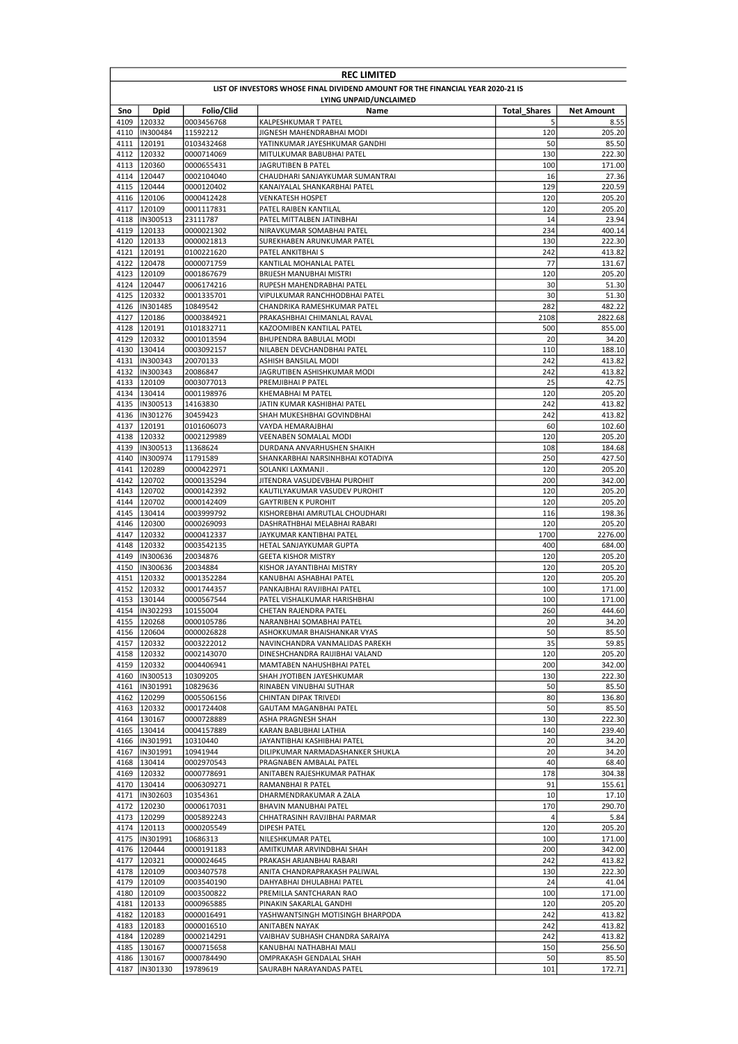**REC LIMITED**

**LIST OF INVESTORS WHOSE FINAL DIVIDEND AMOUNT FOR THE FINANCIAL YEAR 2020-21 IS LYING UNPAID/UNCLAIMED**

| Sno | Dpid | Folio/Clid | Name | Total_Shares | Net Amount |
|---|---|---|---|---|---|
| 4109 | 120332 | 0003456768 | KALPESHKUMAR T PATEL | 5 | 8.55 |
| 4110 | IN300484 | 11592212 | JIGNESH MAHENDRABHAI MODI | 120 | 205.20 |
| 4111 | 120191 | 0103432468 | YATINKUMAR JAYESHKUMAR GANDHI | 50 | 85.50 |
| 4112 | 120332 | 0000714069 | MITULKUMAR BABUBHAI PATEL | 130 | 222.30 |
| 4113 | 120360 | 0000655431 | JAGRUTIBEN B PATEL | 100 | 171.00 |
| 4114 | 120447 | 0002104040 | CHAUDHARI SANJAYKUMAR SUMANTRAI | 16 | 27.36 |
| 4115 | 120444 | 0000120402 | KANAIYALAL SHANKARBHAI PATEL | 129 | 220.59 |
| 4116 | 120106 | 0000412428 | VENKATESH HOSPET | 120 | 205.20 |
| 4117 | 120109 | 0001117831 | PATEL RAIBEN KANTILAL | 120 | 205.20 |
| 4118 | IN300513 | 23111787 | PATEL MITTALBEN JATINBHAI | 14 | 23.94 |
| 4119 | 120133 | 0000021302 | NIRAVKUMAR SOMABHAI PATEL | 234 | 400.14 |
| 4120 | 120133 | 0000021813 | SUREKHABEN ARUNKUMAR PATEL | 130 | 222.30 |
| 4121 | 120191 | 0100221620 | PATEL ANKITBHAI S | 242 | 413.82 |
| 4122 | 120478 | 0000071759 | KANTILAL MOHANLAL PATEL | 77 | 131.67 |
| 4123 | 120109 | 0001867679 | BRIJESH MANUBHAI MISTRI | 120 | 205.20 |
| 4124 | 120447 | 0006174216 | RUPESH MAHENDRABHAI PATEL | 30 | 51.30 |
| 4125 | 120332 | 0001335701 | VIPULKUMAR RANCHHODBHAI PATEL | 30 | 51.30 |
| 4126 | IN301485 | 10849542 | CHANDRIKA RAMESHKUMAR PATEL | 282 | 482.22 |
| 4127 | 120186 | 0000384921 | PRAKASHBHAI CHIMANLAL RAVAL | 2108 | 2822.68 |
| 4128 | 120191 | 0101832711 | KAZOOMIBEN KANTILAL PATEL | 500 | 855.00 |
| 4129 | 120332 | 0001013594 | BHUPENDRA BABULAL MODI | 20 | 34.20 |
| 4130 | 130414 | 0003092157 | NILABEN DEVCHANDBHAI PATEL | 110 | 188.10 |
| 4131 | IN300343 | 20070133 | ASHISH BANSILAL MODI | 242 | 413.82 |
| 4132 | IN300343 | 20086847 | JAGRUTIBEN ASHISHKUMAR MODI | 242 | 413.82 |
| 4133 | 120109 | 0003077013 | PREMJIBHAI P PATEL | 25 | 42.75 |
| 4134 | 130414 | 0001198976 | KHEMABHAI M PATEL | 120 | 205.20 |
| 4135 | IN300513 | 14163830 | JATIN KUMAR KASHIBHAI PATEL | 242 | 413.82 |
| 4136 | IN301276 | 30459423 | SHAH MUKESHBHAI GOVINDBHAI | 242 | 413.82 |
| 4137 | 120191 | 0101606073 | VAYDA HEMARAJBHAI | 60 | 102.60 |
| 4138 | 120332 | 0002129989 | VEENABEN SOMALAL MODI | 120 | 205.20 |
| 4139 | IN300513 | 11368624 | DURDANA ANVARHUSHEN SHAIKH | 108 | 184.68 |
| 4140 | IN300974 | 11791589 | SHANKARBHAI NARSINHBHAI KOTADIYA | 250 | 427.50 |
| 4141 | 120289 | 0000422971 | SOLANKI LAXMANJI . | 120 | 205.20 |
| 4142 | 120702 | 0000135294 | JITENDRA VASUDEVBHAI PUROHIT | 200 | 342.00 |
| 4143 | 120702 | 0000142392 | KAUTILYAKUMAR VASUDEV PUROHIT | 120 | 205.20 |
| 4144 | 120702 | 0000142409 | GAYTRIBEN K PUROHIT | 120 | 205.20 |
| 4145 | 130414 | 0003999792 | KISHOREBHAI AMRUTLAL CHOUDHARI | 116 | 198.36 |
| 4146 | 120300 | 0000269093 | DASHRATHBHAI MELABHAI RABARI | 120 | 205.20 |
| 4147 | 120332 | 0000412337 | JAYKUMAR KANTIBHAI PATEL | 1700 | 2276.00 |
| 4148 | 120332 | 0003542135 | HETAL SANJAYKUMAR GUPTA | 400 | 684.00 |
| 4149 | IN300636 | 20034876 | GEETA KISHOR MISTRY | 120 | 205.20 |
| 4150 | IN300636 | 20034884 | KISHOR JAYANTIBHAI MISTRY | 120 | 205.20 |
| 4151 | 120332 | 0001352284 | KANUBHAI ASHABHAI PATEL | 120 | 205.20 |
| 4152 | 120332 | 0001744357 | PANKAJBHAI RAVJIBHAI PATEL | 100 | 171.00 |
| 4153 | 130144 | 0000567544 | PATEL VISHALKUMAR HARISHBHAI | 100 | 171.00 |
| 4154 | IN302293 | 10155004 | CHETAN RAJENDRA PATEL | 260 | 444.60 |
| 4155 | 120268 | 0000105786 | NARANBHAI SOMABHAI PATEL | 20 | 34.20 |
| 4156 | 120604 | 0000026828 | ASHOKKUMAR BHAISHANKAR VYAS | 50 | 85.50 |
| 4157 | 120332 | 0003222012 | NAVINCHANDRA VANMALIDAS PAREKH | 35 | 59.85 |
| 4158 | 120332 | 0002143070 | DINESHCHANDRA RAIJIBHAI VALAND | 120 | 205.20 |
| 4159 | 120332 | 0004406941 | MAMTABEN NAHUSHBHAI PATEL | 200 | 342.00 |
| 4160 | IN300513 | 10309205 | SHAH JYOTIBEN JAYESHKUMAR | 130 | 222.30 |
| 4161 | IN301991 | 10829636 | RINABEN VINUBHAI SUTHAR | 50 | 85.50 |
| 4162 | 120299 | 0005506156 | CHINTAN DIPAK TRIVEDI | 80 | 136.80 |
| 4163 | 120332 | 0001724408 | GAUTAM MAGANBHAI PATEL | 50 | 85.50 |
| 4164 | 130167 | 0000728889 | ASHA PRAGNESH SHAH | 130 | 222.30 |
| 4165 | 130414 | 0004157889 | KARAN BABUBHAI LATHIA | 140 | 239.40 |
| 4166 | IN301991 | 10310440 | JAYANTIBHAI KASHIBHAI PATEL | 20 | 34.20 |
| 4167 | IN301991 | 10941944 | DILIPKUMAR NARMADASHANKER SHUKLA | 20 | 34.20 |
| 4168 | 130414 | 0002970543 | PRAGNABEN AMBALAL PATEL | 40 | 68.40 |
| 4169 | 120332 | 0000778691 | ANITABEN RAJESHKUMAR PATHAK | 178 | 304.38 |
| 4170 | 130414 | 0006309271 | RAMANBHAI R PATEL | 91 | 155.61 |
| 4171 | IN302603 | 10354361 | DHARMENDRAKUMAR A ZALA | 10 | 17.10 |
| 4172 | 120230 | 0000617031 | BHAVIN MANUBHAI PATEL | 170 | 290.70 |
| 4173 | 120299 | 0005892243 | CHHATRASINH RAVJIBHAI PARMAR | 4 | 5.84 |
| 4174 | 120113 | 0000205549 | DIPESH PATEL | 120 | 205.20 |
| 4175 | IN301991 | 10686313 | NILESHKUMAR PATEL | 100 | 171.00 |
| 4176 | 120444 | 0000191183 | AMITKUMAR ARVINDBHAI SHAH | 200 | 342.00 |
| 4177 | 120321 | 0000024645 | PRAKASH ARJANBHAI RABARI | 242 | 413.82 |
| 4178 | 120109 | 0003407578 | ANITA CHANDRAPRAKASH PALIWAL | 130 | 222.30 |
| 4179 | 120109 | 0003540190 | DAHYABHAI DHULABHAI PATEL | 24 | 41.04 |
| 4180 | 120109 | 0003500822 | PREMILLA SANTCHARAN RAO | 100 | 171.00 |
| 4181 | 120133 | 0000965885 | PINAKIN SAKARLAL GANDHI | 120 | 205.20 |
| 4182 | 120183 | 0000016491 | YASHWANTSINGH MOTISINGH BHARPODA | 242 | 413.82 |
| 4183 | 120183 | 0000016510 | ANITABEN NAYAK | 242 | 413.82 |
| 4184 | 120289 | 0000214291 | VAIBHAV SUBHASH CHANDRA SARAIYA | 242 | 413.82 |
| 4185 | 130167 | 0000715658 | KANUBHAI NATHABHAI MALI | 150 | 256.50 |
| 4186 | 130167 | 0000784490 | OMPRAKASH GENDALAL SHAH | 50 | 85.50 |
| 4187 | IN301330 | 19789619 | SAURABH NARAYANDAS PATEL | 101 | 172.71 |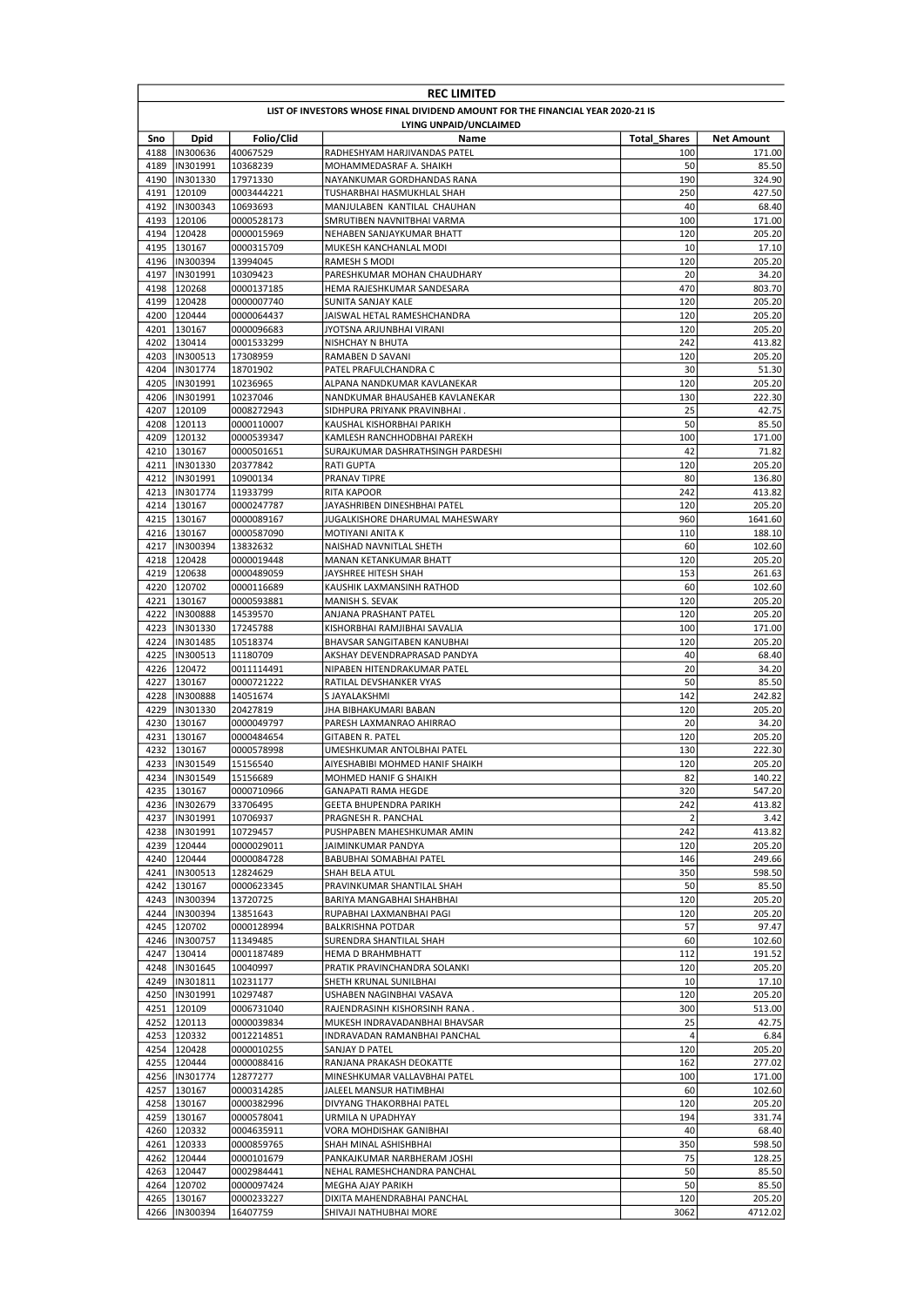# REC LIMITED

## LIST OF INVESTORS WHOSE FINAL DIVIDEND AMOUNT FOR THE FINANCIAL YEAR 2020-21 IS LYING UNPAID/UNCLAIMED

| Sno | Dpid | Folio/Clid | Name | Total_Shares | Net Amount |
|---|---|---|---|---|---|
| 4188 | IN300636 | 40067529 | RADHESHYAM HARJIVANDAS PATEL | 100 | 171.00 |
| 4189 | IN301991 | 10368239 | MOHAMMEDASRAF A. SHAIKH | 50 | 85.50 |
| 4190 | IN301330 | 17971330 | NAYANKUMAR GORDHANDAS RANA | 190 | 324.90 |
| 4191 | 120109 | 0003444221 | TUSHARBHAI HASMUKHLAL SHAH | 250 | 427.50 |
| 4192 | IN300343 | 10693693 | MANJULABEN KANTILAL CHAUHAN | 40 | 68.40 |
| 4193 | 120106 | 0000528173 | SMRUTIBEN NAVNITBHAI VARMA | 100 | 171.00 |
| 4194 | 120428 | 0000015969 | NEHABEN SANJAYKUMAR BHATT | 120 | 205.20 |
| 4195 | 130167 | 0000315709 | MUKESH KANCHANLAL MODI | 10 | 17.10 |
| 4196 | IN300394 | 13994045 | RAMESH S MODI | 120 | 205.20 |
| 4197 | IN301991 | 10309423 | PARESHKUMAR MOHAN CHAUDHARY | 20 | 34.20 |
| 4198 | 120268 | 0000137185 | HEMA RAJESHKUMAR SANDESARA | 470 | 803.70 |
| 4199 | 120428 | 0000007740 | SUNITA SANJAY KALE | 120 | 205.20 |
| 4200 | 120444 | 0000064437 | JAISWAL HETAL RAMESHCHANDRA | 120 | 205.20 |
| 4201 | 130167 | 0000096683 | JYOTSNA ARJUNBHAI VIRANI | 120 | 205.20 |
| 4202 | 130414 | 0001533299 | NISHCHAY N BHUTA | 242 | 413.82 |
| 4203 | IN300513 | 17308959 | RAMABEN D SAVANI | 120 | 205.20 |
| 4204 | IN301774 | 18701902 | PATEL PRAFULCHANDRA C | 30 | 51.30 |
| 4205 | IN301991 | 10236965 | ALPANA NANDKUMAR KAVLANEKAR | 120 | 205.20 |
| 4206 | IN301991 | 10237046 | NANDKUMAR BHAUSAHEB KAVLANEKAR | 130 | 222.30 |
| 4207 | 120109 | 0008272943 | SIDHPURA PRIYANK PRAVINBHAI . | 25 | 42.75 |
| 4208 | 120113 | 0000110007 | KAUSHAL KISHORBHAI PARIKH | 50 | 85.50 |
| 4209 | 120132 | 0000539347 | KAMLESH RANCHHODBHAI PAREKH | 100 | 171.00 |
| 4210 | 130167 | 0000501651 | SURAJKUMAR DASHRATHSINGH PARDESHI | 42 | 71.82 |
| 4211 | IN301330 | 20377842 | RATI GUPTA | 120 | 205.20 |
| 4212 | IN301991 | 10900134 | PRANAV TIPRE | 80 | 136.80 |
| 4213 | IN301774 | 11933799 | RITA KAPOOR | 242 | 413.82 |
| 4214 | 130167 | 0000247787 | JAYASHRIBEN DINESHBHAI PATEL | 120 | 205.20 |
| 4215 | 130167 | 0000089167 | JUGALKISHORE DHARUMAL MAHESWARY | 960 | 1641.60 |
| 4216 | 130167 | 0000587090 | MOTIYANI ANITA K | 110 | 188.10 |
| 4217 | IN300394 | 13832632 | NAISHAD NAVNITLAL SHETH | 60 | 102.60 |
| 4218 | 120428 | 0000019448 | MANAN KETANKUMAR BHATT | 120 | 205.20 |
| 4219 | 120638 | 0000489059 | JAYSHREE HITESH SHAH | 153 | 261.63 |
| 4220 | 120702 | 0000116689 | KAUSHIK LAXMANSINH RATHOD | 60 | 102.60 |
| 4221 | 130167 | 0000593881 | MANISH S. SEVAK | 120 | 205.20 |
| 4222 | IN300888 | 14539570 | ANJANA PRASHANT PATEL | 120 | 205.20 |
| 4223 | IN301330 | 17245788 | KISHORBHAI RAMJIBHAI SAVALIA | 100 | 171.00 |
| 4224 | IN301485 | 10518374 | BHAVSAR SANGITABEN KANUBHAI | 120 | 205.20 |
| 4225 | IN300513 | 11180709 | AKSHAY DEVENDRAPRASAD PANDYA | 40 | 68.40 |
| 4226 | 120472 | 0011114491 | NIPABEN HITENDRAKUMAR PATEL | 20 | 34.20 |
| 4227 | 130167 | 0000721222 | RATILAL DEVSHANKER VYAS | 50 | 85.50 |
| 4228 | IN300888 | 14051674 | S JAYALAKSHMI | 142 | 242.82 |
| 4229 | IN301330 | 20427819 | JHA BIBHAKUMARI BABAN | 120 | 205.20 |
| 4230 | 130167 | 0000049797 | PARESH LAXMANRAO AHIRRAO | 20 | 34.20 |
| 4231 | 130167 | 0000484654 | GITABEN R. PATEL | 120 | 205.20 |
| 4232 | 130167 | 0000578998 | UMESHKUMAR ANTOLBHAI PATEL | 130 | 222.30 |
| 4233 | IN301549 | 15156540 | AIYESHABIBI MOHMED HANIF SHAIKH | 120 | 205.20 |
| 4234 | IN301549 | 15156689 | MOHMED HANIF G SHAIKH | 82 | 140.22 |
| 4235 | 130167 | 0000710966 | GANAPATI RAMA HEGDE | 320 | 547.20 |
| 4236 | IN302679 | 33706495 | GEETA BHUPENDRA PARIKH | 242 | 413.82 |
| 4237 | IN301991 | 10706937 | PRAGNESH R. PANCHAL | 2 | 3.42 |
| 4238 | IN301991 | 10729457 | PUSHPABEN MAHESHKUMAR AMIN | 242 | 413.82 |
| 4239 | 120444 | 0000029011 | JAIMINKUMAR PANDYA | 120 | 205.20 |
| 4240 | 120444 | 0000084728 | BABUBHAI SOMABHAI PATEL | 146 | 249.66 |
| 4241 | IN300513 | 12824629 | SHAH BELA ATUL | 350 | 598.50 |
| 4242 | 130167 | 0000623345 | PRAVINKUMAR SHANTILAL SHAH | 50 | 85.50 |
| 4243 | IN300394 | 13720725 | BARIYA MANGABHAI SHAHBHAI | 120 | 205.20 |
| 4244 | IN300394 | 13851643 | RUPABHAI LAXMANBHAI PAGI | 120 | 205.20 |
| 4245 | 120702 | 0000128994 | BALKRISHNA POTDAR | 57 | 97.47 |
| 4246 | IN300757 | 11349485 | SURENDRA SHANTILAL SHAH | 60 | 102.60 |
| 4247 | 130414 | 0001187489 | HEMA D BRAHMBHATT | 112 | 191.52 |
| 4248 | IN301645 | 10040997 | PRATIK PRAVINCHANDRA SOLANKI | 120 | 205.20 |
| 4249 | IN301811 | 10231177 | SHETH KRUNAL SUNILBHAI | 10 | 17.10 |
| 4250 | IN301991 | 10297487 | USHABEN NAGINBHAI VASAVA | 120 | 205.20 |
| 4251 | 120109 | 0006731040 | RAJENDRASINH KISHORSINH RANA . | 300 | 513.00 |
| 4252 | 120113 | 0000039834 | MUKESH INDRAVADANBHAI BHAVSAR | 25 | 42.75 |
| 4253 | 120332 | 0012214851 | INDRAVADAN RAMANBHAI PANCHAL | 4 | 6.84 |
| 4254 | 120428 | 0000010255 | SANJAY D PATEL | 120 | 205.20 |
| 4255 | 120444 | 0000088416 | RANJANA PRAKASH DEOKATTE | 162 | 277.02 |
| 4256 | IN301774 | 12877277 | MINESHKUMAR VALLAVBHAI PATEL | 100 | 171.00 |
| 4257 | 130167 | 0000314285 | JALEEL MANSUR HATIMBHAI | 60 | 102.60 |
| 4258 | 130167 | 0000382996 | DIVYANG THAKORBHAI PATEL | 120 | 205.20 |
| 4259 | 130167 | 0000578041 | URMILA N UPADHYAY | 194 | 331.74 |
| 4260 | 120332 | 0004635911 | VORA MOHDISHAK GANIBHAI | 40 | 68.40 |
| 4261 | 120333 | 0000859765 | SHAH MINAL ASHISHBHAI | 350 | 598.50 |
| 4262 | 120444 | 0000101679 | PANKAJKUMAR NARBHERAM JOSHI | 75 | 128.25 |
| 4263 | 120447 | 0002984441 | NEHAL RAMESHCHANDRA PANCHAL | 50 | 85.50 |
| 4264 | 120702 | 0000097424 | MEGHA AJAY PARIKH | 50 | 85.50 |
| 4265 | 130167 | 0000233227 | DIXITA MAHENDRABHAI PANCHAL | 120 | 205.20 |
| 4266 | IN300394 | 16407759 | SHIVAJI NATHUBHAI MORE | 3062 | 4712.02 |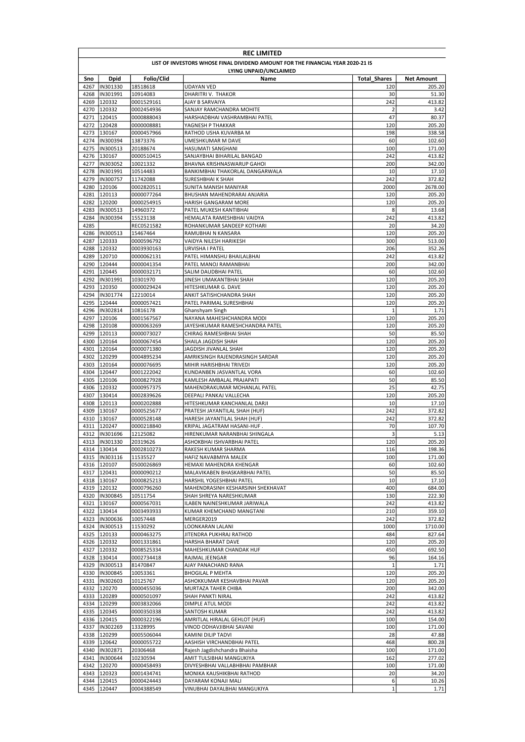# REC LIMITED

## LIST OF INVESTORS WHOSE FINAL DIVIDEND AMOUNT FOR THE FINANCIAL YEAR 2020-21 IS LYING UNPAID/UNCLAIMED

| Sno | Dpid | Folio/Clid | Name | Total_Shares | Net Amount |
|---|---|---|---|---|---|
| 4267 | IN301330 | 18518618 | UDAYAN VED | 120 | 205.20 |
| 4268 | IN301991 | 10914083 | DHARITRI V. THAKOR | 30 | 51.30 |
| 4269 | 120332 | 0001529161 | AJAY B SARVAIYA | 242 | 413.82 |
| 4270 | 120332 | 0002454936 | SANJAY RAMCHANDRA MOHITE | 2 | 3.42 |
| 4271 | 120415 | 0000888043 | HARSHADBHAI VASHRAMBHAI PATEL | 47 | 80.37 |
| 4272 | 120428 | 0000008881 | YAGNESH P THAKKAR | 120 | 205.20 |
| 4273 | 130167 | 0000457966 | RATHOD USHA KUVARBA M | 198 | 338.58 |
| 4274 | IN300394 | 13873376 | UMESHKUMAR M DAVE | 60 | 102.60 |
| 4275 | IN300513 | 20188674 | HASUMATI SANGHANI | 100 | 171.00 |
| 4276 | 130167 | 0000510415 | SANJAYBHAI BIHARILAL BANGAD | 242 | 413.82 |
| 4277 | IN303052 | 10021332 | BHAVNA KRISHNASWARUP GAHOI | 200 | 342.00 |
| 4278 | IN301991 | 10514483 | BANKIMBHAI THAKORLAL DANGARWALA | 10 | 17.10 |
| 4279 | IN300757 | 11742088 | SURESHBHAI K SHAH | 242 | 372.82 |
| 4280 | 120106 | 0002820511 | SUNITA MANISH MANIYAR | 2000 | 2678.00 |
| 4281 | 120113 | 0000077264 | BHUSHAN MAHENDRARAI ANJARIA | 120 | 205.20 |
| 4282 | 120200 | 0000254915 | HARISH GANGARAM MORE | 120 | 205.20 |
| 4283 | IN300513 | 14960372 | PATEL MUKESH KANTIBHAI | 8 | 13.68 |
| 4284 | IN300394 | 15523138 | HEMALATA RAMESHBHAI VAIDYA | 242 | 413.82 |
| 4285 | | REC0521582 | ROHANKUMAR SANDEEP KOTHARI | 20 | 34.20 |
| 4286 | IN300513 | 15467464 | RAMUBHAI N KANSARA | 120 | 205.20 |
| 4287 | 120333 | 0000596792 | VAIDYA NILESH HARIKESH | 300 | 513.00 |
| 4288 | 120332 | 0003930163 | URVISHA I PATEL | 206 | 352.26 |
| 4289 | 120710 | 0000062131 | PATEL HIMANSHU BHAILALBHAI | 242 | 413.82 |
| 4290 | 120444 | 0000041354 | PATEL MANOJ RAMANBHAI | 200 | 342.00 |
| 4291 | 120445 | 0000032171 | SALIM DAUDBHAI PATEL | 60 | 102.60 |
| 4292 | IN301991 | 10301970 | JINESH UMAKANTBHAI SHAH | 120 | 205.20 |
| 4293 | 120350 | 0000029424 | HITESHKUMAR G. DAVE | 120 | 205.20 |
| 4294 | IN301774 | 12210014 | ANKIT SATISHCHANDRA SHAH | 120 | 205.20 |
| 4295 | 120444 | 0000057421 | PATEL PARIMAL SURESHBHAI | 120 | 205.20 |
| 4296 | IN302814 | 10816178 | Ghanshyam Singh | 1 | 1.71 |
| 4297 | 120106 | 0001567567 | NAYANA MAHESHCHANDRA MODI | 120 | 205.20 |
| 4298 | 120108 | 0000063269 | JAYESHKUMAR RAMESHCHANDRA PATEL | 120 | 205.20 |
| 4299 | 120113 | 0000073027 | CHIRAG RAMESHBHAI SHAH | 50 | 85.50 |
| 4300 | 120164 | 0000067454 | SHAILA JAGDISH SHAH | 120 | 205.20 |
| 4301 | 120164 | 0000071380 | JAGDISH JIVANLAL SHAH | 120 | 205.20 |
| 4302 | 120299 | 0004895234 | AMRIKSINGH RAJENDRASINGH SARDAR | 120 | 205.20 |
| 4303 | 120164 | 0000076695 | MIHIR HARISHBHAI TRIVEDI | 120 | 205.20 |
| 4304 | 120447 | 0001222042 | KUNDANBEN JASVANTLAL VORA | 60 | 102.60 |
| 4305 | 120106 | 0000827928 | KAMLESH AMBALAL PRAJAPATI | 50 | 85.50 |
| 4306 | 120332 | 0000957375 | MAHENDRAKUMAR MOHANLAL PATEL | 25 | 42.75 |
| 4307 | 130414 | 0002839626 | DEEPALI PANKAJ VALLECHA | 120 | 205.20 |
| 4308 | 120113 | 0000202888 | HITESHKUMAR KANCHANLAL DARJI | 10 | 17.10 |
| 4309 | 130167 | 0000525677 | PRATESH JAYANTILAL SHAH (HUF) | 242 | 372.82 |
| 4310 | 130167 | 0000528148 | HARESH JAYANTILAL SHAH (HUF) | 242 | 372.82 |
| 4311 | 120247 | 0000218840 | KRIPAL JAGATRAM HASANI-HUF . | 70 | 107.70 |
| 4312 | IN301696 | 12125082 | HIRENKUMAR NARANBHAI SHINGALA | 3 | 5.13 |
| 4313 | IN301330 | 20319626 | ASHOKBHAI ISHVARBHAI PATEL | 120 | 205.20 |
| 4314 | 130414 | 0002810273 | RAKESH KUMAR SHARMA | 116 | 198.36 |
| 4315 | IN303116 | 11535527 | HAFIZ NAVABMIYA MALEK | 100 | 171.00 |
| 4316 | 120107 | 0500026869 | HEMAXI MAHENDRA KHENGAR | 60 | 102.60 |
| 4317 | 120431 | 0000090212 | MALAVIKABEN BHASKARBHAI PATEL | 50 | 85.50 |
| 4318 | 130167 | 0000825213 | HARSHIL YOGESHBHAI PATEL | 10 | 17.10 |
| 4319 | 120132 | 0000796260 | MAHENDRASINH KESHARSINH SHEKHAVAT | 400 | 684.00 |
| 4320 | IN300845 | 10511754 | SHAH SHREYA NARESHKUMAR | 130 | 222.30 |
| 4321 | 130167 | 0000567031 | ILABEN NAINESHKUMAR JARIWALA | 242 | 413.82 |
| 4322 | 130414 | 0003493933 | KUMAR KHEMCHAND MANGTANI | 210 | 359.10 |
| 4323 | IN300636 | 10057448 | MERGER2019 | 242 | 372.82 |
| 4324 | IN300513 | 11530292 | LOONKARAN LALANI | 1000 | 1710.00 |
| 4325 | 120133 | 0000463275 | JITENDRA PUKHRAJ RATHOD | 484 | 827.64 |
| 4326 | 120332 | 0001331861 | HARSHA BHARAT DAVE | 120 | 205.20 |
| 4327 | 120332 | 0008525334 | MAHESHKUMAR CHANDAK HUF | 450 | 692.50 |
| 4328 | 130414 | 0002734418 | RAJMAL JEENGAR | 96 | 164.16 |
| 4329 | IN300513 | 81470847 | AJAY PANACHAND RANA | 1 | 1.71 |
| 4330 | IN300845 | 10053361 | BHOGILAL P MEHTA | 120 | 205.20 |
| 4331 | IN302603 | 10125767 | ASHOKKUMAR KESHAVBHAI PAVAR | 120 | 205.20 |
| 4332 | 120270 | 0000455036 | MURTAZA TAHER CHIBA | 200 | 342.00 |
| 4333 | 120289 | 0000501097 | SHAH PANKTI NIRAL | 242 | 413.82 |
| 4334 | 120299 | 0003832066 | DIMPLE ATUL MODI | 242 | 413.82 |
| 4335 | 120345 | 0000350338 | SANTOSH KUMAR | 242 | 413.82 |
| 4336 | 120415 | 0000322196 | AMRITLAL HIRALAL GEHLOT (HUF) | 100 | 154.00 |
| 4337 | IN302269 | 13328995 | VINOD ODHAVJIBHAI SAVANI | 100 | 171.00 |
| 4338 | 120299 | 0005506044 | KAMINI DILIP TADVI | 28 | 47.88 |
| 4339 | 120642 | 0000055722 | AASHISH VIRCHANDBHAI PATEL | 468 | 800.28 |
| 4340 | IN302871 | 20306468 | Rajesh Jagdishchandra Bhaisha | 100 | 171.00 |
| 4341 | IN300644 | 10230594 | AMIT TULSIBHAI MANGUKIYA | 162 | 277.02 |
| 4342 | 120270 | 0000458493 | DIVYESHBHAI VALLABHBHAI PAMBHAR | 100 | 171.00 |
| 4343 | 120323 | 0001434741 | MONIKA KAUSHIKBHAI RATHOD | 20 | 34.20 |
| 4344 | 120415 | 0000424443 | DAYARAM KONAJI MALI | 6 | 10.26 |
| 4345 | 120447 | 0004388549 | VINUBHAI DAYALBHAI MANGUKIYA | 1 | 1.71 |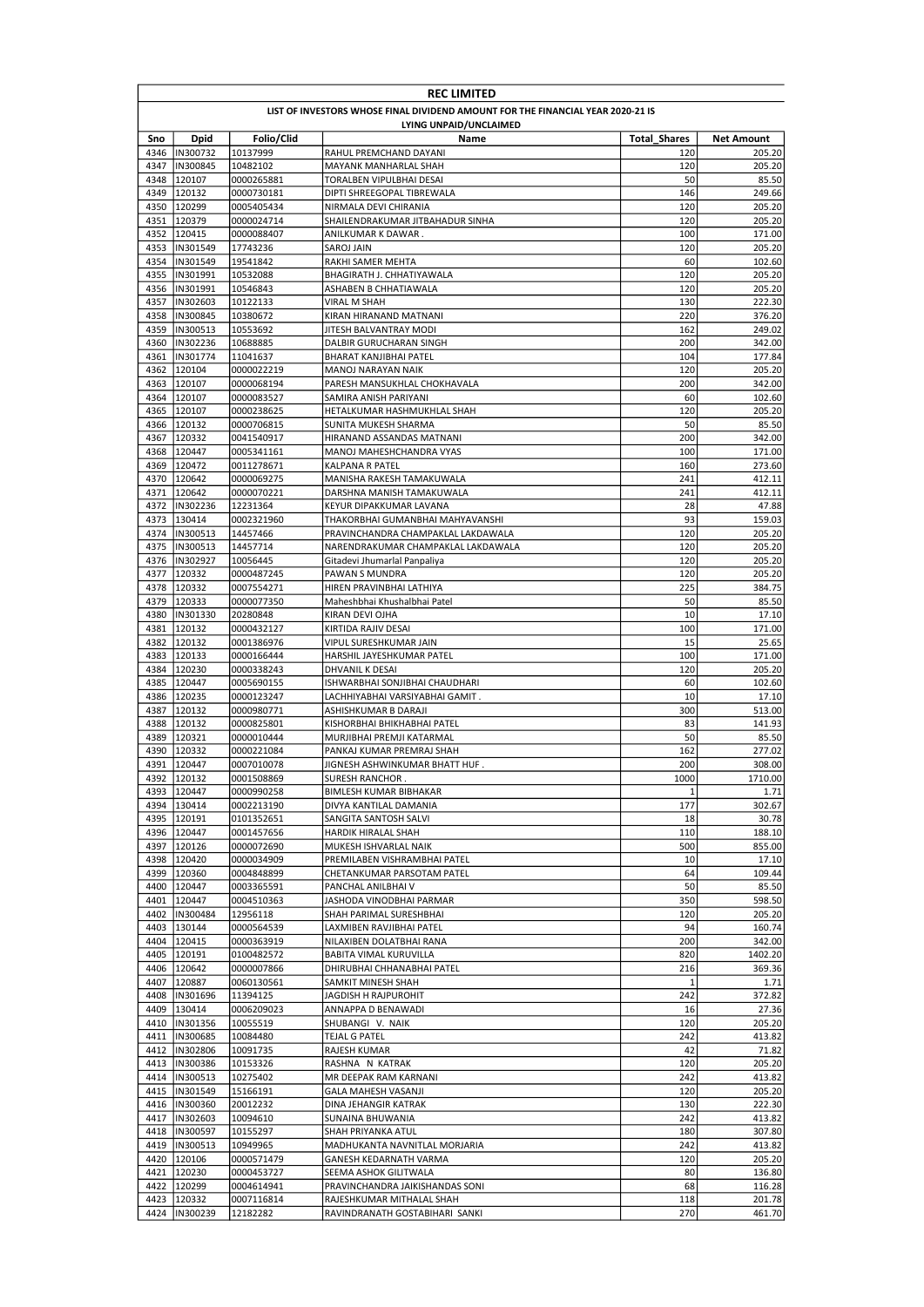# REC LIMITED

## LIST OF INVESTORS WHOSE FINAL DIVIDEND AMOUNT FOR THE FINANCIAL YEAR 2020-21 IS LYING UNPAID/UNCLAIMED

| Sno | Dpid | Folio/Clid | Name | Total_Shares | Net Amount |
|---|---|---|---|---|---|
| 4346 | IN300732 | 10137999 | RAHUL PREMCHAND DAYANI | 120 | 205.20 |
| 4347 | IN300845 | 10482102 | MAYANK MANHARLAL SHAH | 120 | 205.20 |
| 4348 | 120107 | 0000265881 | TORALBEN VIPULBHAI DESAI | 50 | 85.50 |
| 4349 | 120132 | 0000730181 | DIPTI SHREEGOPAL TIBREWALA | 146 | 249.66 |
| 4350 | 120299 | 0005405434 | NIRMALA DEVI CHIRANIA | 120 | 205.20 |
| 4351 | 120379 | 0000024714 | SHAILENDRAKUMAR JITBAHADUR SINHA | 120 | 205.20 |
| 4352 | 120415 | 0000088407 | ANILKUMAR K DAWAR . | 100 | 171.00 |
| 4353 | IN301549 | 17743236 | SAROJ JAIN | 120 | 205.20 |
| 4354 | IN301549 | 19541842 | RAKHI SAMER MEHTA | 60 | 102.60 |
| 4355 | IN301991 | 10532088 | BHAGIRATH J. CHHATIYAWALA | 120 | 205.20 |
| 4356 | IN301991 | 10546843 | ASHABEN B CHHATIAWALA | 120 | 205.20 |
| 4357 | IN302603 | 10122133 | VIRAL M SHAH | 130 | 222.30 |
| 4358 | IN300845 | 10380672 | KIRAN HIRANAND MATNANI | 220 | 376.20 |
| 4359 | IN300513 | 10553692 | JITESH BALVANTRAY MODI | 162 | 249.02 |
| 4360 | IN302236 | 10688885 | DALBIR GURUCHARAN SINGH | 200 | 342.00 |
| 4361 | IN301774 | 11041637 | BHARAT KANJIBHAI PATEL | 104 | 177.84 |
| 4362 | 120104 | 0000022219 | MANOJ NARAYAN NAIK | 120 | 205.20 |
| 4363 | 120107 | 0000068194 | PARESH MANSUKHLAL CHOKHAVALA | 200 | 342.00 |
| 4364 | 120107 | 0000083527 | SAMIRA ANISH PARIYANI | 60 | 102.60 |
| 4365 | 120107 | 0000238625 | HETALKUMAR HASHMUKHLAL SHAH | 120 | 205.20 |
| 4366 | 120132 | 0000706815 | SUNITA MUKESH SHARMA | 50 | 85.50 |
| 4367 | 120332 | 0041540917 | HIRANAND ASSANDAS MATNANI | 200 | 342.00 |
| 4368 | 120447 | 0005341161 | MANOJ MAHESHCHANDRA VYAS | 100 | 171.00 |
| 4369 | 120472 | 0011278671 | KALPANA R PATEL | 160 | 273.60 |
| 4370 | 120642 | 0000069275 | MANISHA RAKESH TAMAKUWALA | 241 | 412.11 |
| 4371 | 120642 | 0000070221 | DARSHNA MANISH TAMAKUWALA | 241 | 412.11 |
| 4372 | IN302236 | 12231364 | KEYUR DIPAKKUMAR LAVANA | 28 | 47.88 |
| 4373 | 130414 | 0002321960 | THAKORBHAI GUMANBHAI MAHYAVANSHI | 93 | 159.03 |
| 4374 | IN300513 | 14457466 | PRAVINCHANDRA CHAMPAKLAL LAKDAWALA | 120 | 205.20 |
| 4375 | IN300513 | 14457714 | NARENDRAKUMAR CHAMPAKLAL LAKDAWALA | 120 | 205.20 |
| 4376 | IN302927 | 10056445 | Gitadevi Jhumarlal Panpaliya | 120 | 205.20 |
| 4377 | 120332 | 0000487245 | PAWAN S MUNDRA | 120 | 205.20 |
| 4378 | 120332 | 0007554271 | HIREN PRAVINBHAI LATHIYA | 225 | 384.75 |
| 4379 | 120333 | 0000077350 | Maheshbhai Khushalbhai Patel | 50 | 85.50 |
| 4380 | IN301330 | 20280848 | KIRAN DEVI OJHA | 10 | 17.10 |
| 4381 | 120132 | 0000432127 | KIRTIDA RAJIV DESAI | 100 | 171.00 |
| 4382 | 120132 | 0001386976 | VIPUL SURESHKUMAR JAIN | 15 | 25.65 |
| 4383 | 120133 | 0000166444 | HARSHIL JAYESHKUMAR PATEL | 100 | 171.00 |
| 4384 | 120230 | 0000338243 | DHVANIL K DESAI | 120 | 205.20 |
| 4385 | 120447 | 0005690155 | ISHWARBHAI SONJIBHAI CHAUDHARI | 60 | 102.60 |
| 4386 | 120235 | 0000123247 | LACHHIYABHAI VARSIYABHAI GAMIT . | 10 | 17.10 |
| 4387 | 120132 | 0000980771 | ASHISHKUMAR B DARAJI | 300 | 513.00 |
| 4388 | 120132 | 0000825801 | KISHORBHAI BHIKHABHAI PATEL | 83 | 141.93 |
| 4389 | 120321 | 0000010444 | MURJIBHAI PREMJI KATARMAL | 50 | 85.50 |
| 4390 | 120332 | 0000221084 | PANKAJ KUMAR PREMRAJ SHAH | 162 | 277.02 |
| 4391 | 120447 | 0007010078 | JIGNESH ASHWINKUMAR BHATT HUF . | 200 | 308.00 |
| 4392 | 120132 | 0001508869 | SURESH RANCHOR . | 1000 | 1710.00 |
| 4393 | 120447 | 0000990258 | BIMLESH KUMAR BIBHAKAR | 1 | 1.71 |
| 4394 | 130414 | 0002213190 | DIVYA KANTILAL DAMANIA | 177 | 302.67 |
| 4395 | 120191 | 0101352651 | SANGITA SANTOSH SALVI | 18 | 30.78 |
| 4396 | 120447 | 0001457656 | HARDIK HIRALAL SHAH | 110 | 188.10 |
| 4397 | 120126 | 0000072690 | MUKESH ISHVARLAL NAIK | 500 | 855.00 |
| 4398 | 120420 | 0000034909 | PREMILABEN VISHRAMBHAI PATEL | 10 | 17.10 |
| 4399 | 120360 | 0004848899 | CHETANKUMAR PARSOTAM PATEL | 64 | 109.44 |
| 4400 | 120447 | 0003365591 | PANCHAL ANILBHAI V | 50 | 85.50 |
| 4401 | 120447 | 0004510363 | JASHODA VINODBHAI PARMAR | 350 | 598.50 |
| 4402 | IN300484 | 12956118 | SHAH PARIMAL SURESHBHAI | 120 | 205.20 |
| 4403 | 130144 | 0000564539 | LAXMIBEN RAVJIBHAI PATEL | 94 | 160.74 |
| 4404 | 120415 | 0000363919 | NILAXIBEN DOLATBHAI RANA | 200 | 342.00 |
| 4405 | 120191 | 0100482572 | BABITA VIMAL KURUVILLA | 820 | 1402.20 |
| 4406 | 120642 | 0000007866 | DHIRUBHAI CHHANABHAI PATEL | 216 | 369.36 |
| 4407 | 120887 | 0060130561 | SAMKIT MINESH SHAH | 1 | 1.71 |
| 4408 | IN301696 | 11394125 | JAGDISH H RAJPUROHIT | 242 | 372.82 |
| 4409 | 130414 | 0006209023 | ANNAPPA D BENAWADI | 16 | 27.36 |
| 4410 | IN301356 | 10055519 | SHUBANGI V. NAIK | 120 | 205.20 |
| 4411 | IN300685 | 10084480 | TEJAL G PATEL | 242 | 413.82 |
| 4412 | IN302806 | 10091735 | RAJESH KUMAR | 42 | 71.82 |
| 4413 | IN300386 | 10153326 | RASHNA N KATRAK | 120 | 205.20 |
| 4414 | IN300513 | 10275402 | MR DEEPAK RAM KARNANI | 242 | 413.82 |
| 4415 | IN301549 | 15166191 | GALA MAHESH VASANJI | 120 | 205.20 |
| 4416 | IN300360 | 20012232 | DINA JEHANGIR KATRAK | 130 | 222.30 |
| 4417 | IN302603 | 10094610 | SUNAINA BHUWANIA | 242 | 413.82 |
| 4418 | IN300597 | 10155297 | SHAH PRIYANKA ATUL | 180 | 307.80 |
| 4419 | IN300513 | 10949965 | MADHUKANTA NAVNITLAL MORJARIA | 242 | 413.82 |
| 4420 | 120106 | 0000571479 | GANESH KEDARNATH VARMA | 120 | 205.20 |
| 4421 | 120230 | 0000453727 | SEEMA ASHOK GILITWALA | 80 | 136.80 |
| 4422 | 120299 | 0004614941 | PRAVINCHANDRA JAIKISHANDAS SONI | 68 | 116.28 |
| 4423 | 120332 | 0007116814 | RAJESHKUMAR MITHALAL SHAH | 118 | 201.78 |
| 4424 | IN300239 | 12182282 | RAVINDRANATH GOSTABIHARI SANKI | 270 | 461.70 |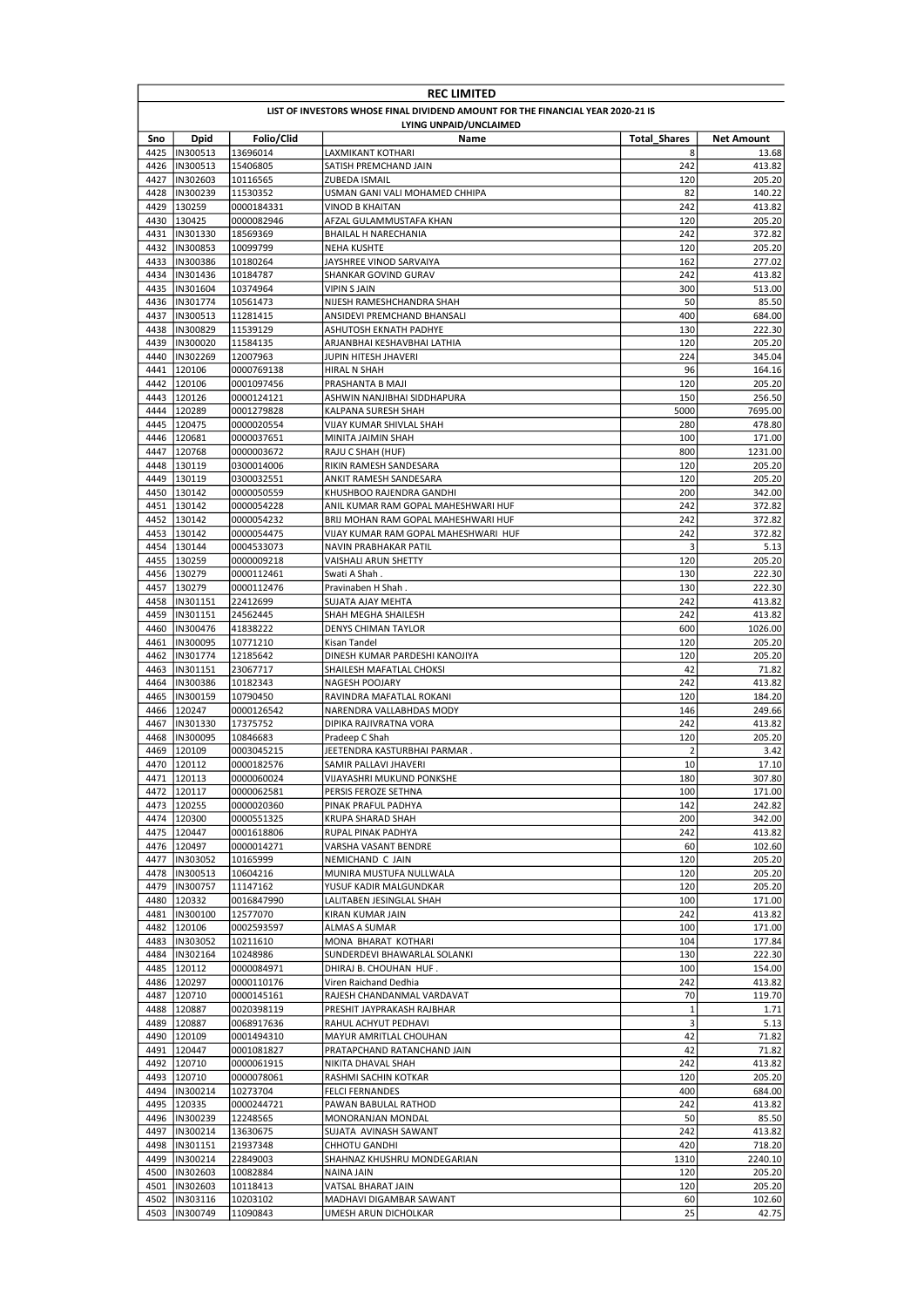# REC LIMITED

## LIST OF INVESTORS WHOSE FINAL DIVIDEND AMOUNT FOR THE FINANCIAL YEAR 2020-21 IS LYING UNPAID/UNCLAIMED

| Sno | Dpid | Folio/Clid | Name | Total_Shares | Net Amount |
|---|---|---|---|---|---|
| 4425 | IN300513 | 13696014 | LAXMIKANT KOTHARI | 8 | 13.68 |
| 4426 | IN300513 | 15406805 | SATISH PREMCHAND JAIN | 242 | 413.82 |
| 4427 | IN302603 | 10116565 | ZUBEDA ISMAIL | 120 | 205.20 |
| 4428 | IN300239 | 11530352 | USMAN GANI VALI MOHAMED CHHIPA | 82 | 140.22 |
| 4429 | 130259 | 0000184331 | VINOD B KHAITAN | 242 | 413.82 |
| 4430 | 130425 | 0000082946 | AFZAL GULAMMUSTAFA KHAN | 120 | 205.20 |
| 4431 | IN301330 | 18569369 | BHAILAL H NARECHANIA | 242 | 372.82 |
| 4432 | IN300853 | 10099799 | NEHA KUSHTE | 120 | 205.20 |
| 4433 | IN300386 | 10180264 | JAYSHREE VINOD SARVAIYA | 162 | 277.02 |
| 4434 | IN301436 | 10184787 | SHANKAR GOVIND GURAV | 242 | 413.82 |
| 4435 | IN301604 | 10374964 | VIPIN S JAIN | 300 | 513.00 |
| 4436 | IN301774 | 10561473 | NIJESH RAMESHCHANDRA SHAH | 50 | 85.50 |
| 4437 | IN300513 | 11281415 | ANSIDEVI PREMCHAND BHANSALI | 400 | 684.00 |
| 4438 | IN300829 | 11539129 | ASHUTOSH EKNATH PADHYE | 130 | 222.30 |
| 4439 | IN300020 | 11584135 | ARJANBHAI KESHAVBHAI LATHIA | 120 | 205.20 |
| 4440 | IN302269 | 12007963 | JUPIN HITESH JHAVERI | 224 | 345.04 |
| 4441 | 120106 | 0000769138 | HIRAL N SHAH | 96 | 164.16 |
| 4442 | 120106 | 0001097456 | PRASHANTA B MAJI | 120 | 205.20 |
| 4443 | 120126 | 0000124121 | ASHWIN NANJIBHAI SIDDHAPURA | 150 | 256.50 |
| 4444 | 120289 | 0001279828 | KALPANA SURESH SHAH | 5000 | 7695.00 |
| 4445 | 120475 | 0000020554 | VIJAY KUMAR SHIVLAL SHAH | 280 | 478.80 |
| 4446 | 120681 | 0000037651 | MINITA JAIMIN SHAH | 100 | 171.00 |
| 4447 | 120768 | 0000003672 | RAJU C SHAH (HUF) | 800 | 1231.00 |
| 4448 | 130119 | 0300014006 | RIKIN RAMESH SANDESARA | 120 | 205.20 |
| 4449 | 130119 | 0300032551 | ANKIT RAMESH SANDESARA | 120 | 205.20 |
| 4450 | 130142 | 0000050559 | KHUSHBOO RAJENDRA GANDHI | 200 | 342.00 |
| 4451 | 130142 | 0000054228 | ANIL KUMAR RAM GOPAL MAHESHWARI HUF | 242 | 372.82 |
| 4452 | 130142 | 0000054232 | BRIJ MOHAN RAM GOPAL MAHESHWARI HUF | 242 | 372.82 |
| 4453 | 130142 | 0000054475 | VIJAY KUMAR RAM GOPAL MAHESHWARI HUF | 242 | 372.82 |
| 4454 | 130144 | 0004533073 | NAVIN PRABHAKAR PATIL | 3 | 5.13 |
| 4455 | 130259 | 0000009218 | VAISHALI ARUN SHETTY | 120 | 205.20 |
| 4456 | 130279 | 0000112461 | Swati A Shah . | 130 | 222.30 |
| 4457 | 130279 | 0000112476 | Pravinaben H Shah . | 130 | 222.30 |
| 4458 | IN301151 | 22412699 | SUJATA AJAY MEHTA | 242 | 413.82 |
| 4459 | IN301151 | 24562445 | SHAH MEGHA SHAILESH | 242 | 413.82 |
| 4460 | IN300476 | 41838222 | DENYS CHIMAN TAYLOR | 600 | 1026.00 |
| 4461 | IN300095 | 10771210 | Kisan Tandel | 120 | 205.20 |
| 4462 | IN301774 | 12185642 | DINESH KUMAR PARDESHI KANOJIYA | 120 | 205.20 |
| 4463 | IN301151 | 23067717 | SHAILESH MAFATLAL CHOKSI | 42 | 71.82 |
| 4464 | IN300386 | 10182343 | NAGESH POOJARY | 242 | 413.82 |
| 4465 | IN300159 | 10790450 | RAVINDRA MAFATLAL ROKANI | 120 | 184.20 |
| 4466 | 120247 | 0000126542 | NARENDRA VALLABHDAS MODY | 146 | 249.66 |
| 4467 | IN301330 | 17375752 | DIPIKA RAJIVRATNA VORA | 242 | 413.82 |
| 4468 | IN300095 | 10846683 | Pradeep C Shah | 120 | 205.20 |
| 4469 | 120109 | 0003045215 | JEETENDRA KASTURBHAI PARMAR . | 2 | 3.42 |
| 4470 | 120112 | 0000182576 | SAMIR PALLAVI JHAVERI | 10 | 17.10 |
| 4471 | 120113 | 0000060024 | VIJAYASHRI MUKUND PONKSHE | 180 | 307.80 |
| 4472 | 120117 | 0000062581 | PERSIS FEROZE SETHNA | 100 | 171.00 |
| 4473 | 120255 | 0000020360 | PINAK PRAFUL PADHYA | 142 | 242.82 |
| 4474 | 120300 | 0000551325 | KRUPA SHARAD SHAH | 200 | 342.00 |
| 4475 | 120447 | 0001618806 | RUPAL PINAK PADHYA | 242 | 413.82 |
| 4476 | 120497 | 0000014271 | VARSHA VASANT BENDRE | 60 | 102.60 |
| 4477 | IN303052 | 10165999 | NEMICHAND C JAIN | 120 | 205.20 |
| 4478 | IN300513 | 10604216 | MUNIRA MUSTUFA NULLWALA | 120 | 205.20 |
| 4479 | IN300757 | 11147162 | YUSUF KADIR MALGUNDKAR | 120 | 205.20 |
| 4480 | 120332 | 0016847990 | LALITABEN JESINGLAL SHAH | 100 | 171.00 |
| 4481 | IN300100 | 12577070 | KIRAN KUMAR JAIN | 242 | 413.82 |
| 4482 | 120106 | 0002593597 | ALMAS A SUMAR | 100 | 171.00 |
| 4483 | IN303052 | 10211610 | MONA BHARAT KOTHARI | 104 | 177.84 |
| 4484 | IN302164 | 10248986 | SUNDERDEVI BHAWARLAL SOLANKI | 130 | 222.30 |
| 4485 | 120112 | 0000084971 | DHIRAJ B. CHOUHAN HUF . | 100 | 154.00 |
| 4486 | 120297 | 0000110176 | Viren Raichand Dedhia | 242 | 413.82 |
| 4487 | 120710 | 0000145161 | RAJESH CHANDANMAL VARDAVAT | 70 | 119.70 |
| 4488 | 120887 | 0020398119 | PRESHIT JAYPRAKASH RAJBHAR | 1 | 1.71 |
| 4489 | 120887 | 0068917636 | RAHUL ACHYUT PEDHAVI | 3 | 5.13 |
| 4490 | 120109 | 0001494310 | MAYUR AMRITLAL CHOUHAN | 42 | 71.82 |
| 4491 | 120447 | 0001081827 | PRATAPCHAND RATANCHAND JAIN | 42 | 71.82 |
| 4492 | 120710 | 0000061915 | NIKITA DHAVAL SHAH | 242 | 413.82 |
| 4493 | 120710 | 0000078061 | RASHMI SACHIN KOTKAR | 120 | 205.20 |
| 4494 | IN300214 | 10273704 | FELCI FERNANDES | 400 | 684.00 |
| 4495 | 120335 | 0000244721 | PAWAN BABULAL RATHOD | 242 | 413.82 |
| 4496 | IN300239 | 12248565 | MONORANJAN MONDAL | 50 | 85.50 |
| 4497 | IN300214 | 13630675 | SUJATA AVINASH SAWANT | 242 | 413.82 |
| 4498 | IN301151 | 21937348 | CHHOTU GANDHI | 420 | 718.20 |
| 4499 | IN300214 | 22849003 | SHAHNAZ KHUSHRU MONDEGARIAN | 1310 | 2240.10 |
| 4500 | IN302603 | 10082884 | NAINA JAIN | 120 | 205.20 |
| 4501 | IN302603 | 10118413 | VATSAL BHARAT JAIN | 120 | 205.20 |
| 4502 | IN303116 | 10203102 | MADHAVI DIGAMBAR SAWANT | 60 | 102.60 |
| 4503 | IN300749 | 11090843 | UMESH ARUN DICHOLKAR | 25 | 42.75 |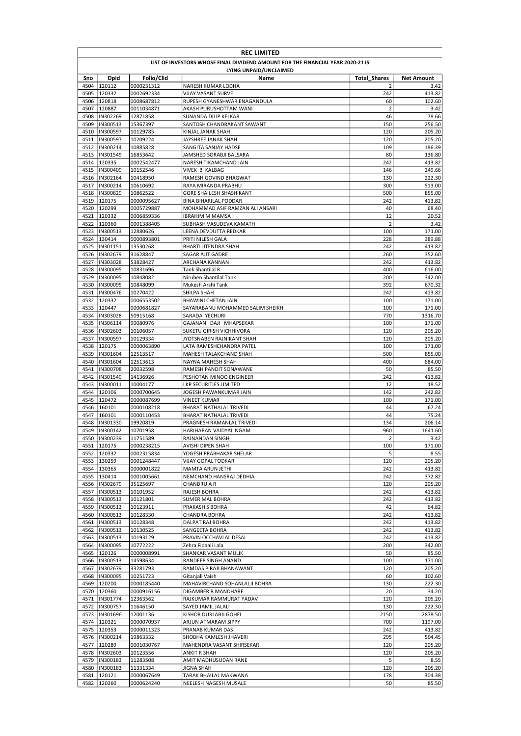# REC LIMITED

## LIST OF INVESTORS WHOSE FINAL DIVIDEND AMOUNT FOR THE FINANCIAL YEAR 2020-21 IS LYING UNPAID/UNCLAIMED

| Sno | Dpid | Folio/Clid | Name | Total_Shares | Net Amount |
|---|---|---|---|---|---|
| 4504 | 120112 | 0000231312 | NARESH KUMAR LODHA | 2 | 3.42 |
| 4505 | 120332 | 0002692334 | VIJAY VASANT SURVE | 242 | 413.82 |
| 4506 | 120818 | 0008687812 | RUPESH GYANESHWAR ENAGANDULA | 60 | 102.60 |
| 4507 | 120887 | 0011034871 | AKASH PURUSHOTTAM WANI | 2 | 3.42 |
| 4508 | IN302269 | 12871858 | SUNANDA DILIP KELKAR | 46 | 78.66 |
| 4509 | IN300513 | 15367397 | SANTOSH CHANDRAKANT SAWANT | 150 | 256.50 |
| 4510 | IN300597 | 10129785 | KINJAL JANAK SHAH | 120 | 205.20 |
| 4511 | IN300597 | 10209224 | JAYSHREE JANAK SHAH | 120 | 205.20 |
| 4512 | IN300214 | 10885828 | SANGITA SANJAY HADSE | 109 | 186.39 |
| 4513 | IN301549 | 16853642 | JAMSHED SORABJI BALSARA | 80 | 136.80 |
| 4514 | 120335 | 0002542477 | NARESH TIKAMCHAND JAIN | 242 | 413.82 |
| 4515 | IN300409 | 10152546 | VIVEK B KALBAG | 146 | 249.66 |
| 4516 | IN302164 | 10418950 | RAMESH GOVIND BHAGWAT | 130 | 222.30 |
| 4517 | IN300214 | 10610692 | RAYA MIRANDA PRABHU | 300 | 513.00 |
| 4518 | IN300829 | 10862522 | GORE SHAILESH SHASHIKANT | 500 | 855.00 |
| 4519 | 120175 | 0000095627 | BINA BIHARILAL PODDAR | 242 | 413.82 |
| 4520 | 120299 | 0005729887 | MOHAMMAD ASIF RAMZAN ALI ANSARI | 40 | 68.40 |
| 4521 | 120332 | 0006859336 | IBRAHIM M MAMSA | 12 | 20.52 |
| 4522 | 120360 | 0001388405 | SUBHASH VASUDEVA KAMATH | 2 | 3.42 |
| 4523 | IN300513 | 12880626 | LEENA DEVDUTTA REDKAR | 100 | 171.00 |
| 4524 | 130414 | 0000893801 | PRITI NILESH GALA | 228 | 389.88 |
| 4525 | IN301151 | 13530268 | BHARTI JITENDRA SHAH | 242 | 413.82 |
| 4526 | IN302679 | 31628847 | SAGAR AJIT GADRE | 260 | 352.60 |
| 4527 | IN303028 | 53828427 | ARCHANA KANNAN | 242 | 413.82 |
| 4528 | IN300095 | 10831696 | Tank Shantilal R | 400 | 616.00 |
| 4529 | IN300095 | 10848082 | Niruben Shantilal Tank | 200 | 342.00 |
| 4530 | IN300095 | 10848099 | Mukesh Arshi Tank | 392 | 670.32 |
| 4531 | IN300476 | 10270422 | SHILPA SHAH | 242 | 413.82 |
| 4532 | 120332 | 0006553502 | BHAWINI CHETAN JAIN | 100 | 171.00 |
| 4533 | 120447 | 0000681827 | SAYARABANU MOHAMMED SALIM SHEIKH | 100 | 171.00 |
| 4534 | IN303028 | 50915168 | SARADA YECHURI | 770 | 1316.70 |
| 4535 | IN306114 | 90080976 | GAJANAN DAJI MHAPSEKAR | 100 | 171.00 |
| 4536 | IN302603 | 10106057 | SUKETU GIRISH VICHHIVORA | 120 | 205.20 |
| 4537 | IN300597 | 10129334 | JYOTSNABEN RAJNIKANT SHAH | 120 | 205.20 |
| 4538 | 120175 | 0000063890 | LATA RAMESHCHANDRA PATEL | 100 | 171.00 |
| 4539 | IN301604 | 12513517 | MAHESH TALAKCHAND SHAH | 500 | 855.00 |
| 4540 | IN301604 | 12513613 | NAYNA MAHESH SHAH | 400 | 684.00 |
| 4541 | IN300708 | 20032598 | RAMESH PANDIT SONAWANE | 50 | 85.50 |
| 4542 | IN301549 | 14136926 | PESHOTAN MINOO ENGINEER | 242 | 413.82 |
| 4543 | IN300011 | 10004177 | LKP SECURITIES LIMITED | 12 | 18.52 |
| 4544 | 120106 | 0000700645 | JOGESH PAWANKUMAR JAIN | 142 | 242.82 |
| 4545 | 120472 | 0000087699 | VINEET KUMAR | 100 | 171.00 |
| 4546 | 160101 | 0000108218 | BHARAT NATHALAL TRIVEDI | 44 | 67.24 |
| 4547 | 160101 | 0000110453 | BHARAT NATHALAL TRIVEDI | 44 | 75.24 |
| 4548 | IN301330 | 19920819 | PRAGNESH RAMANLAL TRIVEDI | 134 | 206.14 |
| 4549 | IN300142 | 10701958 | HARIHARAN VAIDYALINGAM | 960 | 1641.60 |
| 4550 | IN300239 | 11751589 | RAJNANDAN SINGH | 2 | 3.42 |
| 4551 | 120175 | 0000238215 | AVISHI DIPEN SHAH | 100 | 171.00 |
| 4552 | 120332 | 0002315834 | YOGESH PRABHAKAR SHELAR | 5 | 8.55 |
| 4553 | 130259 | 0001248447 | VIJAY GOPAL TODKARI | 120 | 205.20 |
| 4554 | 130365 | 0000001822 | MAMTA ARUN JETHI | 242 | 413.82 |
| 4555 | 130414 | 0001005661 | NEMCHAND HANSRAJ DEDHIA | 242 | 372.82 |
| 4556 | IN302679 | 35125697 | CHANDRU A R | 120 | 205.20 |
| 4557 | IN300513 | 10101952 | RAJESH BOHRA | 242 | 413.82 |
| 4558 | IN300513 | 10121801 | SUMER MAL BOHRA | 242 | 413.82 |
| 4559 | IN300513 | 10123911 | PRAKASH S BOHRA | 42 | 64.82 |
| 4560 | IN300513 | 10128330 | CHANDRA BOHRA | 242 | 413.82 |
| 4561 | IN300513 | 10128348 | DALPAT RAJ BOHRA | 242 | 413.82 |
| 4562 | IN300513 | 10130525 | SANGEETA BOHRA | 242 | 413.82 |
| 4563 | IN300513 | 10193129 | PRAVIN OCCHAVLAL DESAI | 242 | 413.82 |
| 4564 | IN300095 | 10772222 | Zehra Fidaali Lala | 200 | 342.00 |
| 4565 | 120126 | 0000008991 | SHANKAR VASANT MULIK | 50 | 85.50 |
| 4566 | IN300513 | 14598634 | RANDEEP SINGH ANAND | 100 | 171.00 |
| 4567 | IN302679 | 33281793 | RAMDAS PIRAJI BHANAWANT | 120 | 205.20 |
| 4568 | IN300095 | 10251723 | Gitanjali Vaish | 60 | 102.60 |
| 4569 | 120200 | 0000185440 | MAHAVIRCHAND SOHANLALJI BOHRA | 130 | 222.30 |
| 4570 | 120360 | 0000916156 | DIGAMBER B MANDHARE | 20 | 34.20 |
| 4571 | IN301774 | 12363562 | RAJKUMAR RAMMURAT YADAV | 120 | 205.20 |
| 4572 | IN300757 | 11646150 | SAYED JAMIL JALALI | 130 | 222.30 |
| 4573 | IN301696 | 12001136 | KISHOR DURLABJI GOHEL | 2150 | 2878.50 |
| 4574 | 120321 | 0000070937 | ARJUN ATMARAM SIPPY | 700 | 1197.00 |
| 4575 | 120353 | 0000011323 | PRANAB KUMAR DAS | 242 | 413.82 |
| 4576 | IN300214 | 19863332 | SHOBHA KAMLESH JHAVERI | 295 | 504.45 |
| 4577 | 120289 | 0001030767 | MAHENDRA VASANT SHIRSEKAR | 120 | 205.20 |
| 4578 | IN302603 | 10123556 | ANKIT R SHAH | 120 | 205.20 |
| 4579 | IN300183 | 11283508 | AMIT MADHUSUDAN RANE | 5 | 8.55 |
| 4580 | IN300183 | 11331334 | JIGNA SHAH | 120 | 205.20 |
| 4581 | 120121 | 0000067649 | TARAK BHAILAL MAKWANA | 178 | 304.38 |
| 4582 | 120360 | 0000624240 | NEELESH NAGESH MUSALE | 50 | 85.50 |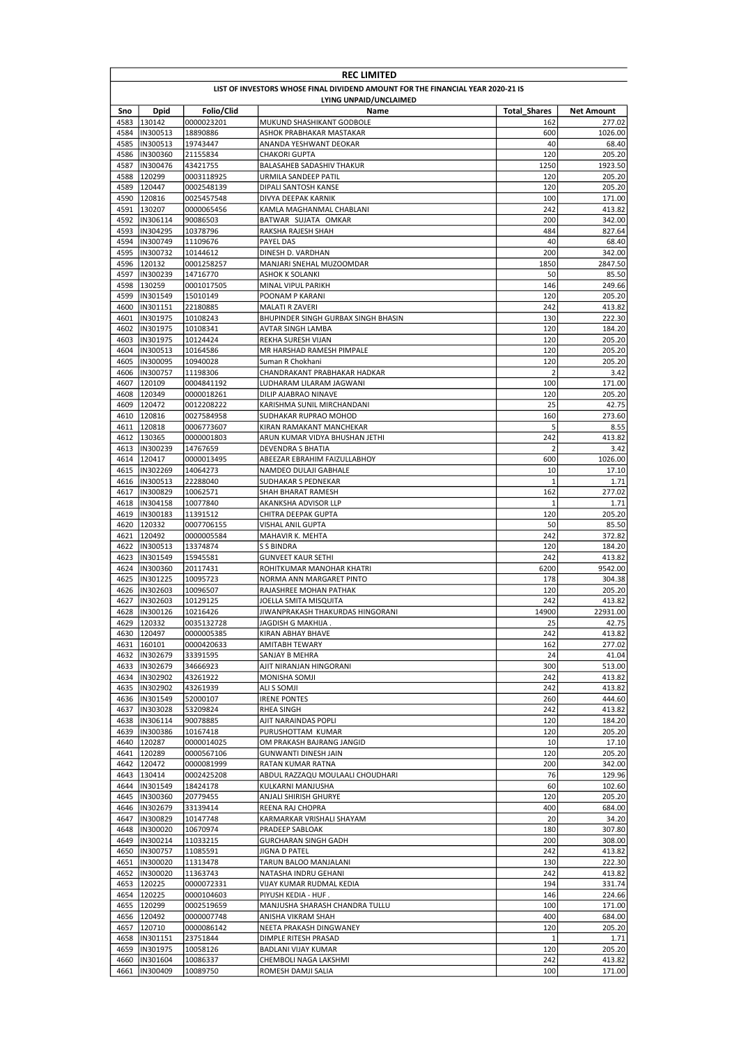**REC LIMITED**

**LIST OF INVESTORS WHOSE FINAL DIVIDEND AMOUNT FOR THE FINANCIAL YEAR 2020-21 IS LYING UNPAID/UNCLAIMED**

| Sno | Dpid | Folio/Clid | Name | Total_Shares | Net Amount |
|---|---|---|---|---|---|
| 4583 | 130142 | 0000023201 | MUKUND SHASHIKANT GODBOLE | 162 | 277.02 |
| 4584 | IN300513 | 18890886 | ASHOK PRABHAKAR MASTAKAR | 600 | 1026.00 |
| 4585 | IN300513 | 19743447 | ANANDA YESHWANT DEOKAR | 40 | 68.40 |
| 4586 | IN300360 | 21155834 | CHAKORI GUPTA | 120 | 205.20 |
| 4587 | IN300476 | 43421755 | BALASAHEB SADASHIV THAKUR | 1250 | 1923.50 |
| 4588 | 120299 | 0003118925 | URMILA SANDEEP PATIL | 120 | 205.20 |
| 4589 | 120447 | 0002548139 | DIPALI SANTOSH KANSE | 120 | 205.20 |
| 4590 | 120816 | 0025457548 | DIVYA DEEPAK KARNIK | 100 | 171.00 |
| 4591 | 130207 | 0000065456 | KAMLA MAGHANMAL CHABLANI | 242 | 413.82 |
| 4592 | IN306114 | 90086503 | BATWAR SUJATA OMKAR | 200 | 342.00 |
| 4593 | IN304295 | 10378796 | RAKSHA RAJESH SHAH | 484 | 827.64 |
| 4594 | IN300749 | 11109676 | PAYEL DAS | 40 | 68.40 |
| 4595 | IN300732 | 10144612 | DINESH D. VARDHAN | 200 | 342.00 |
| 4596 | 120132 | 0001258257 | MANJARI SNEHAL MUZOOMDAR | 1850 | 2847.50 |
| 4597 | IN300239 | 14716770 | ASHOK K SOLANKI | 50 | 85.50 |
| 4598 | 130259 | 0001017505 | MINAL VIPUL PARIKH | 146 | 249.66 |
| 4599 | IN301549 | 15010149 | POONAM P KARANI | 120 | 205.20 |
| 4600 | IN301151 | 22180885 | MALATI R ZAVERI | 242 | 413.82 |
| 4601 | IN301975 | 10108243 | BHUPINDER SINGH GURBAX SINGH BHASIN | 130 | 222.30 |
| 4602 | IN301975 | 10108341 | AVTAR SINGH LAMBA | 120 | 184.20 |
| 4603 | IN301975 | 10124424 | REKHA SURESH VIJAN | 120 | 205.20 |
| 4604 | IN300513 | 10164586 | MR HARSHAD RAMESH PIMPALE | 120 | 205.20 |
| 4605 | IN300095 | 10940028 | Suman R Chokhani | 120 | 205.20 |
| 4606 | IN300757 | 11198306 | CHANDRAKANT PRABHAKAR HADKAR | 2 | 3.42 |
| 4607 | 120109 | 0004841192 | LUDHARAM LILARAM JAGWANI | 100 | 171.00 |
| 4608 | 120349 | 0000018261 | DILIP AJABRAO NINAVE | 120 | 205.20 |
| 4609 | 120472 | 0012208222 | KARISHMA SUNIL MIRCHANDANI | 25 | 42.75 |
| 4610 | 120816 | 0027584958 | SUDHAKAR RUPRAO MOHOD | 160 | 273.60 |
| 4611 | 120818 | 0006773607 | KIRAN RAMAKANT MANCHEKAR | 5 | 8.55 |
| 4612 | 130365 | 0000001803 | ARUN KUMAR VIDYA BHUSHAN JETHI | 242 | 413.82 |
| 4613 | IN300239 | 14767659 | DEVENDRA S BHATIA | 2 | 3.42 |
| 4614 | 120417 | 0000013495 | ABEEZAR EBRAHIM FAIZULLABHOY | 600 | 1026.00 |
| 4615 | IN302269 | 14064273 | NAMDEO DULAJI GABHALE | 10 | 17.10 |
| 4616 | IN300513 | 22288040 | SUDHAKAR S PEDNEKAR | 1 | 1.71 |
| 4617 | IN300829 | 10062571 | SHAH BHARAT RAMESH | 162 | 277.02 |
| 4618 | IN304158 | 10077840 | AKANKSHA ADVISOR LLP | 1 | 1.71 |
| 4619 | IN300183 | 11391512 | CHITRA DEEPAK GUPTA | 120 | 205.20 |
| 4620 | 120332 | 0007706155 | VISHAL ANIL GUPTA | 50 | 85.50 |
| 4621 | 120492 | 0000005584 | MAHAVIR K. MEHTA | 242 | 372.82 |
| 4622 | IN300513 | 13374874 | S S BINDRA | 120 | 184.20 |
| 4623 | IN301549 | 15945581 | GUNVEET KAUR SETHI | 242 | 413.82 |
| 4624 | IN300360 | 20117431 | ROHITKUMAR MANOHAR KHATRI | 6200 | 9542.00 |
| 4625 | IN301225 | 10095723 | NORMA ANN MARGARET PINTO | 178 | 304.38 |
| 4626 | IN302603 | 10096507 | RAJASHREE MOHAN PATHAK | 120 | 205.20 |
| 4627 | IN302603 | 10129125 | JOELLA SMITA MISQUITA | 242 | 413.82 |
| 4628 | IN300126 | 10216426 | JIWANPRAKASH THAKURDAS HINGORANI | 14900 | 22931.00 |
| 4629 | 120332 | 0035132728 | JAGDISH G MAKHIJA . | 25 | 42.75 |
| 4630 | 120497 | 0000005385 | KIRAN ABHAY BHAVE | 242 | 413.82 |
| 4631 | 160101 | 0000420633 | AMITABH TEWARY | 162 | 277.02 |
| 4632 | IN302679 | 33391595 | SANJAY B MEHRA | 24 | 41.04 |
| 4633 | IN302679 | 34666923 | AJIT NIRANJAN HINGORANI | 300 | 513.00 |
| 4634 | IN302902 | 43261922 | MONISHA SOMJI | 242 | 413.82 |
| 4635 | IN302902 | 43261939 | ALI S SOMJI | 242 | 413.82 |
| 4636 | IN301549 | 52000107 | IRENE PONTES | 260 | 444.60 |
| 4637 | IN303028 | 53209824 | RHEA SINGH | 242 | 413.82 |
| 4638 | IN306114 | 90078885 | AJIT NARAINDAS POPLI | 120 | 184.20 |
| 4639 | IN300386 | 10167418 | PURUSHOTTAM KUMAR | 120 | 205.20 |
| 4640 | 120287 | 0000014025 | OM PRAKASH BAJRANG JANGID | 10 | 17.10 |
| 4641 | 120289 | 0000567106 | GUNWANTI DINESH JAIN | 120 | 205.20 |
| 4642 | 120472 | 0000081999 | RATAN KUMAR RATNA | 200 | 342.00 |
| 4643 | 130414 | 0002425208 | ABDUL RAZZAQU MOULAALI CHOUDHARI | 76 | 129.96 |
| 4644 | IN301549 | 18424178 | KULKARNI MANJUSHA | 60 | 102.60 |
| 4645 | IN300360 | 20779455 | ANJALI SHIRISH GHURYE | 120 | 205.20 |
| 4646 | IN302679 | 33139414 | REENA RAJ CHOPRA | 400 | 684.00 |
| 4647 | IN300829 | 10147748 | KARMARKAR VRISHALI SHAYAM | 20 | 34.20 |
| 4648 | IN300020 | 10670974 | PRADEEP SABLOAK | 180 | 307.80 |
| 4649 | IN300214 | 11033215 | GURCHARAN SINGH GADH | 200 | 308.00 |
| 4650 | IN300757 | 11085591 | JIGNA D PATEL | 242 | 413.82 |
| 4651 | IN300020 | 11313478 | TARUN BALOO MANJALANI | 130 | 222.30 |
| 4652 | IN300020 | 11363743 | NATASHA INDRU GEHANI | 242 | 413.82 |
| 4653 | 120225 | 0000072331 | VIJAY KUMAR RUDMAL KEDIA | 194 | 331.74 |
| 4654 | 120225 | 0000104603 | PIYUSH KEDIA - HUF . | 146 | 224.66 |
| 4655 | 120299 | 0002519659 | MANJUSHA SHARASH CHANDRA TULLU | 100 | 171.00 |
| 4656 | 120492 | 0000007748 | ANISHA VIKRAM SHAH | 400 | 684.00 |
| 4657 | 120710 | 0000086142 | NEETA PRAKASH DINGWANEY | 120 | 205.20 |
| 4658 | IN301151 | 23751844 | DIMPLE RITESH PRASAD | 1 | 1.71 |
| 4659 | IN301975 | 10058126 | BADLANI VIJAY KUMAR | 120 | 205.20 |
| 4660 | IN301604 | 10086337 | CHEMBOLI NAGA LAKSHMI | 242 | 413.82 |
| 4661 | IN300409 | 10089750 | ROMESH DAMJI SALIA | 100 | 171.00 |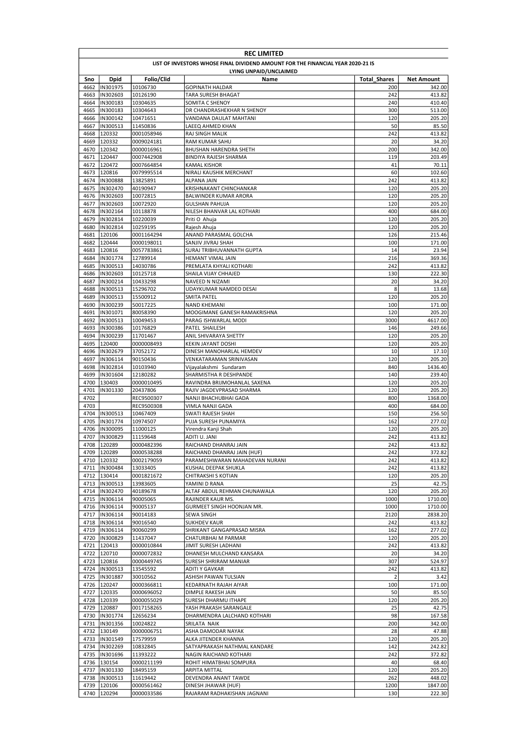# REC LIMITED

## LIST OF INVESTORS WHOSE FINAL DIVIDEND AMOUNT FOR THE FINANCIAL YEAR 2020-21 IS LYING UNPAID/UNCLAIMED

| Sno | Dpid | Folio/Clid | Name | Total_Shares | Net Amount |
|---|---|---|---|---|---|
| 4662 | IN301975 | 10106730 | GOPINATH HALDAR | 200 | 342.00 |
| 4663 | IN302603 | 10126190 | TARA SURESH BHAGAT | 242 | 413.82 |
| 4664 | IN300183 | 10304635 | SOMITA C SHENOY | 240 | 410.40 |
| 4665 | IN300183 | 10304643 | DR CHANDRASHEKHAR N SHENOY | 300 | 513.00 |
| 4666 | IN300142 | 10471651 | VANDANA DAULAT MAHTANI | 120 | 205.20 |
| 4667 | IN300513 | 11450836 | LAEEQ AHMED KHAN | 50 | 85.50 |
| 4668 | 120332 | 0001058946 | RAJ SINGH MALIK | 242 | 413.82 |
| 4669 | 120332 | 0009024181 | RAM KUMAR SAHU | 20 | 34.20 |
| 4670 | 120342 | 0000016961 | BHUSHAN HARENDRA SHETH | 200 | 342.00 |
| 4671 | 120447 | 0007442908 | BINDIYA RAJESH SHARMA | 119 | 203.49 |
| 4672 | 120472 | 0007664854 | KAMAL KISHOR | 41 | 70.11 |
| 4673 | 120816 | 0079995514 | NIRALI KAUSHIK MERCHANT | 60 | 102.60 |
| 4674 | IN300888 | 13825891 | ALPANA JAIN | 242 | 413.82 |
| 4675 | IN302470 | 40190947 | KRISHNAKANT CHINCHANKAR | 120 | 205.20 |
| 4676 | IN302603 | 10072815 | BALWINDER KUMAR ARORA | 120 | 205.20 |
| 4677 | IN302603 | 10072920 | GULSHAN PAHUJA | 120 | 205.20 |
| 4678 | IN302164 | 10118878 | NILESH BHANVAR LAL KOTHARI | 400 | 684.00 |
| 4679 | IN302814 | 10220039 | Priti O Ahuja | 120 | 205.20 |
| 4680 | IN302814 | 10259195 | Rajesh Ahuja | 120 | 205.20 |
| 4681 | 120106 | 0001164294 | ANAND PARASMAL GOLCHA | 126 | 215.46 |
| 4682 | 120444 | 0000198011 | SANJIV JIVRAJ SHAH | 100 | 171.00 |
| 4683 | 120816 | 0057783861 | SURAJ TRIBHUVANNATH GUPTA | 14 | 23.94 |
| 4684 | IN301774 | 12789914 | HEMANT VIMAL JAIN | 216 | 369.36 |
| 4685 | IN300513 | 14030786 | PREMLATA KHYALI KOTHARI | 242 | 413.82 |
| 4686 | IN302603 | 10125718 | SHAILA VIJAY CHHAJED | 130 | 222.30 |
| 4687 | IN300214 | 10433298 | NAVEED N NIZAMI | 20 | 34.20 |
| 4688 | IN300513 | 15296702 | UDAYKUMAR NAMDEO DESAI | 8 | 13.68 |
| 4689 | IN300513 | 15500912 | SMITA PATEL | 120 | 205.20 |
| 4690 | IN300239 | 50017225 | NAND KHEMANI | 100 | 171.00 |
| 4691 | IN301071 | 80058390 | MOOGIMANE GANESH RAMAKRISHNA | 120 | 205.20 |
| 4692 | IN300513 | 10049453 | PARAG ISHWARLAL MODI | 3000 | 4617.00 |
| 4693 | IN300386 | 10176829 | PATEL SHAILESH | 146 | 249.66 |
| 4694 | IN300239 | 11701467 | ANIL SHIVARAYA SHETTY | 120 | 205.20 |
| 4695 | 120400 | 0000008493 | KEKIN JAYANT DOSHI | 120 | 205.20 |
| 4696 | IN302679 | 37052172 | DINESH MANOHARLAL HEMDEV | 10 | 17.10 |
| 4697 | IN306114 | 90150436 | VENKATARAMAN SRINIVASAN | 120 | 205.20 |
| 4698 | IN302814 | 10103940 | Vijayalakshmi Sundaram | 840 | 1436.40 |
| 4699 | IN301604 | 12180282 | SHARMISTHA R DESHPANDE | 140 | 239.40 |
| 4700 | 130403 | 0000010495 | RAVINDRA BRIJMOHANLAL SAXENA | 120 | 205.20 |
| 4701 | IN301330 | 20437806 | RAJIV JAGDEVPRASAD SHARMA | 120 | 205.20 |
| 4702 | | REC9500307 | NANJI BHACHUBHAI GADA | 800 | 1368.00 |
| 4703 | | REC9500308 | VIMLA NANJI GADA | 400 | 684.00 |
| 4704 | IN300513 | 10467409 | SWATI RAJESH SHAH | 150 | 256.50 |
| 4705 | IN301774 | 10974507 | PUJA SURESH PUNAMIYA | 162 | 277.02 |
| 4706 | IN300095 | 11000125 | Virendra Kanji Shah | 120 | 205.20 |
| 4707 | IN300829 | 11159648 | ADITI U. JANI | 242 | 413.82 |
| 4708 | 120289 | 0000482396 | RAICHAND DHANRAJ JAIN | 242 | 413.82 |
| 4709 | 120289 | 0000538288 | RAICHAND DHANRAJ JAIN (HUF) | 242 | 372.82 |
| 4710 | 120332 | 0002179059 | PARAMESHWARAN MAHADEVAN NURANI | 242 | 413.82 |
| 4711 | IN300484 | 13033405 | KUSHAL DEEPAK SHUKLA | 242 | 413.82 |
| 4712 | 130414 | 0001821672 | CHITRAKSHI S KOTIAN | 120 | 205.20 |
| 4713 | IN300513 | 13983605 | YAMINI D RANA | 25 | 42.75 |
| 4714 | IN302470 | 40189678 | ALTAF ABDUL REHMAN CHUNAWALA | 120 | 205.20 |
| 4715 | IN306114 | 90005065 | RAJINDER KAUR MS. | 1000 | 1710.00 |
| 4716 | IN306114 | 90005137 | GURMEET SINGH HOONJAN MR. | 1000 | 1710.00 |
| 4717 | IN306114 | 90014183 | SEWA SINGH | 2120 | 2838.20 |
| 4718 | IN306114 | 90016540 | SUKHDEV KAUR | 242 | 413.82 |
| 4719 | IN306114 | 90060299 | SHRIKANT GANGAPRASAD MISRA | 162 | 277.02 |
| 4720 | IN300829 | 11437047 | CHATURBHAI M PARMAR | 120 | 205.20 |
| 4721 | 120413 | 0000010844 | JIMIT SURESH LADHANI | 242 | 413.82 |
| 4722 | 120710 | 0000072832 | DHANESH MULCHAND KANSARA | 20 | 34.20 |
| 4723 | 120816 | 0000449745 | SURESH SHRIRAM MANIAR | 307 | 524.97 |
| 4724 | IN300513 | 13545592 | ADITI Y GAVKAR | 242 | 413.82 |
| 4725 | IN301887 | 30010562 | ASHISH PAWAN TULSIAN | 2 | 3.42 |
| 4726 | 120247 | 0000366811 | KEDARNATH RAJAH AIYAR | 100 | 171.00 |
| 4727 | 120335 | 0000696052 | DIMPLE RAKESH JAIN | 50 | 85.50 |
| 4728 | 120339 | 0000055029 | SURESH DHARMU ITHAPE | 120 | 205.20 |
| 4729 | 120887 | 0017158265 | YASH PRAKASH SARANGALE | 25 | 42.75 |
| 4730 | IN301774 | 12656234 | DHARMENDRA LALCHAND KOTHARI | 98 | 167.58 |
| 4731 | IN301356 | 10024822 | SRILATA NAIK | 200 | 342.00 |
| 4732 | 130149 | 0000006751 | ASHA DAMODAR NAYAK | 28 | 47.88 |
| 4733 | IN301549 | 17579959 | ALKA JITENDER KHANNA | 120 | 205.20 |
| 4734 | IN302269 | 10832845 | SATYAPRAKASH NATHMAL KANDARE | 142 | 242.82 |
| 4735 | IN301696 | 11393222 | NAGIN RAICHAND KOTHARI | 242 | 372.82 |
| 4736 | 130154 | 0000211199 | ROHIT HIMATBHAI SOMPURA | 40 | 68.40 |
| 4737 | IN301330 | 18495159 | ARPITA MITTAL | 120 | 205.20 |
| 4738 | IN300513 | 11619442 | DEVENDRA ANANT TAWDE | 262 | 448.02 |
| 4739 | 120106 | 0000561462 | DINESH JHAWAR (HUF) | 1200 | 1847.00 |
| 4740 | 120294 | 0000033586 | RAJARAM RADHAKISHAN JAGNANI | 130 | 222.30 |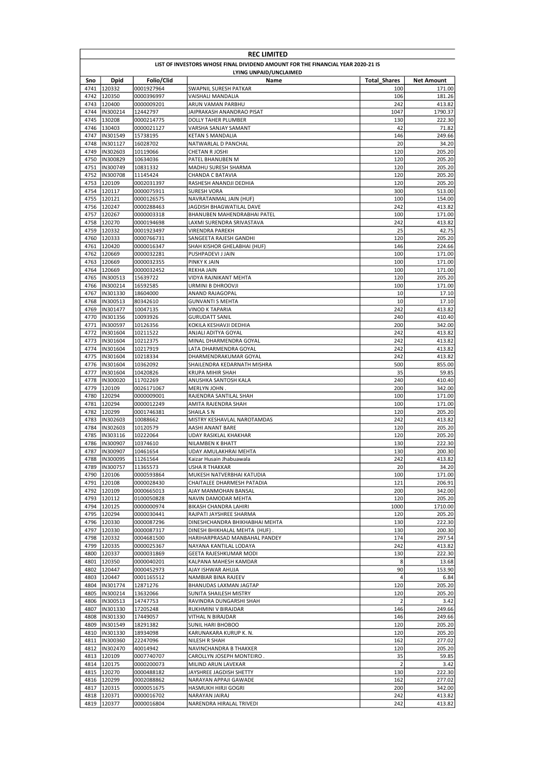**REC LIMITED**

**LIST OF INVESTORS WHOSE FINAL DIVIDEND AMOUNT FOR THE FINANCIAL YEAR 2020-21 IS LYING UNPAID/UNCLAIMED**

| Sno | Dpid | Folio/Clid | Name | Total_Shares | Net Amount |
|---|---|---|---|---|---|
| 4741 | 120332 | 0001927964 | SWAPNIL SURESH PATKAR | 100 | 171.00 |
| 4742 | 120350 | 0000396997 | VAISHALI MANDALIA | 106 | 181.26 |
| 4743 | 120400 | 0000009201 | ARUN VAMAN PARBHU | 242 | 413.82 |
| 4744 | IN300214 | 12442797 | JAIPRAKASH ANANDRAO PISAT | 1047 | 1790.37 |
| 4745 | 130208 | 0000214775 | DOLLY TAHER PLUMBER | 130 | 222.30 |
| 4746 | 130403 | 0000021127 | VARSHA SANJAY SAMANT | 42 | 71.82 |
| 4747 | IN301549 | 15738195 | KETAN S MANDALIA | 146 | 249.66 |
| 4748 | IN301127 | 16028702 | NATWARLAL D PANCHAL | 20 | 34.20 |
| 4749 | IN302603 | 10119066 | CHETAN R JOSHI | 120 | 205.20 |
| 4750 | IN300829 | 10634036 | PATEL BHANUBEN M | 120 | 205.20 |
| 4751 | IN300749 | 10831332 | MADHU SURESH SHARMA | 120 | 205.20 |
| 4752 | IN300708 | 11145424 | CHANDA C BATAVIA | 120 | 205.20 |
| 4753 | 120109 | 0002031397 | RASHESH ANANDJI DEDHIA | 120 | 205.20 |
| 4754 | 120117 | 0000075911 | SURESH VORA | 300 | 513.00 |
| 4755 | 120121 | 0000126575 | NAVRATANMAL JAIN (HUF) | 100 | 154.00 |
| 4756 | 120247 | 0000288463 | JAGDISH BHAGWATILAL DAVE | 242 | 413.82 |
| 4757 | 120267 | 0000003318 | BHANUBEN MAHENDRABHAI PATEL | 100 | 171.00 |
| 4758 | 120270 | 0000194698 | LAXMI SURENDRA SRIVASTAVA | 242 | 413.82 |
| 4759 | 120332 | 0001923497 | VIRENDRA PAREKH | 25 | 42.75 |
| 4760 | 120333 | 0000766731 | SANGEETA RAJESH GANDHI | 120 | 205.20 |
| 4761 | 120420 | 0000016347 | SHAH KISHOR GHELABHAI (HUF) | 146 | 224.66 |
| 4762 | 120669 | 0000032281 | PUSHPADEVI J JAIN | 100 | 171.00 |
| 4763 | 120669 | 0000032355 | PINKY K JAIN | 100 | 171.00 |
| 4764 | 120669 | 0000032452 | REKHA JAIN | 100 | 171.00 |
| 4765 | IN300513 | 15639722 | VIDYA RAJNIKANT MEHTA | 120 | 205.20 |
| 4766 | IN300214 | 16592585 | URMINI B DHROOVJI | 100 | 171.00 |
| 4767 | IN301330 | 18604000 | ANAND RAJAGOPAL | 10 | 17.10 |
| 4768 | IN300513 | 80342610 | GUNVANTI S MEHTA | 10 | 17.10 |
| 4769 | IN301477 | 10047135 | VINOD K TAPARIA | 242 | 413.82 |
| 4770 | IN301356 | 10093926 | GURUDATT SANIL | 240 | 410.40 |
| 4771 | IN300597 | 10126356 | KOKILA KESHAVJI DEDHIA | 200 | 342.00 |
| 4772 | IN301604 | 10211522 | ANJALI ADITYA GOYAL | 242 | 413.82 |
| 4773 | IN301604 | 10212375 | MINAL DHARMENDRA GOYAL | 242 | 413.82 |
| 4774 | IN301604 | 10217919 | LATA DHARMENDRA GOYAL | 242 | 413.82 |
| 4775 | IN301604 | 10218334 | DHARMENDRAKUMAR GOYAL | 242 | 413.82 |
| 4776 | IN301604 | 10362092 | SHAILENDRA KEDARNATH MISHRA | 500 | 855.00 |
| 4777 | IN301604 | 10420826 | KRUPA MIHIR SHAH | 35 | 59.85 |
| 4778 | IN300020 | 11702269 | ANUSHKA SANTOSH KALA | 240 | 410.40 |
| 4779 | 120109 | 0026171067 | MERLYN JOHN . | 200 | 342.00 |
| 4780 | 120294 | 0000009001 | RAJENDRA SANTILAL SHAH | 100 | 171.00 |
| 4781 | 120294 | 0000012249 | AMITA RAJENDRA SHAH | 100 | 171.00 |
| 4782 | 120299 | 0001746381 | SHAILA S N | 120 | 205.20 |
| 4783 | IN302603 | 10088662 | MISTRY KESHAVLAL NAROTAMDAS | 242 | 413.82 |
| 4784 | IN302603 | 10120579 | AASHI ANANT BARE | 120 | 205.20 |
| 4785 | IN303116 | 10222064 | UDAY RASIKLAL KHAKHAR | 120 | 205.20 |
| 4786 | IN300907 | 10374610 | NILAMBEN K BHATT | 130 | 222.30 |
| 4787 | IN300907 | 10461654 | UDAY AMULAKHRAI MEHTA | 130 | 200.30 |
| 4788 | IN300095 | 11261564 | Kaizar Husain Jhabuawala | 242 | 413.82 |
| 4789 | IN300757 | 11365573 | USHA R THAKKAR | 20 | 34.20 |
| 4790 | 120106 | 0000593864 | MUKESH NATVERBHAI KATUDIA | 100 | 171.00 |
| 4791 | 120108 | 0000028430 | CHAITALEE DHARMESH PATADIA | 121 | 206.91 |
| 4792 | 120109 | 0000665013 | AJAY MANMOHAN BANSAL | 200 | 342.00 |
| 4793 | 120112 | 0100050828 | NAVIN DAMODAR MEHTA | 120 | 205.20 |
| 4794 | 120125 | 0000000974 | BIKASH CHANDRA LAHIRI | 1000 | 1710.00 |
| 4795 | 120294 | 0000030441 | RAJPATI JAYSHREE SHARMA | 120 | 205.20 |
| 4796 | 120330 | 0000087296 | DINESHCHANDRA BHIKHABHAI MEHTA | 130 | 222.30 |
| 4797 | 120330 | 0000087317 | DINESH BHIKHALAL MEHTA (HUF) . | 130 | 200.30 |
| 4798 | 120332 | 0004681500 | HARIHARPRASAD MANBAHAL PANDEY | 174 | 297.54 |
| 4799 | 120335 | 0000025367 | NAYANA KANTILAL LODAYA | 242 | 413.82 |
| 4800 | 120337 | 0000031869 | GEETA RAJESHKUMAR MODI | 130 | 222.30 |
| 4801 | 120350 | 0000040201 | KALPANA MAHESH KAMDAR | 8 | 13.68 |
| 4802 | 120447 | 0000452973 | AJAY ISHWAR AHUJA | 90 | 153.90 |
| 4803 | 120447 | 0001165512 | NAMBIAR BINA RAJEEV | 4 | 6.84 |
| 4804 | IN301774 | 12871276 | BHANUDAS LAXMAN JAGTAP | 120 | 205.20 |
| 4805 | IN300214 | 13632066 | SUNITA SHAILESH MISTRY | 120 | 205.20 |
| 4806 | IN300513 | 14747753 | RAVINDRA DUNGARSHI SHAH | 2 | 3.42 |
| 4807 | IN301330 | 17205248 | RUKHMINI V BIRAJDAR | 146 | 249.66 |
| 4808 | IN301330 | 17449057 | VITHAL N BIRAJDAR | 146 | 249.66 |
| 4809 | IN301549 | 18291382 | SUNIL HARI BHOBOO | 120 | 205.20 |
| 4810 | IN301330 | 18934098 | KARUNAKARA KURUP K. N. | 120 | 205.20 |
| 4811 | IN300360 | 22247096 | NILESH R SHAH | 162 | 277.02 |
| 4812 | IN302470 | 40014942 | NAVINCHANDRA B THAKKER | 120 | 205.20 |
| 4813 | 120109 | 0007740707 | CAROLLYN JOSEPH MONTEIRO . | 35 | 59.85 |
| 4814 | 120175 | 0000200073 | MILIND ARUN LAVEKAR | 2 | 3.42 |
| 4815 | 120270 | 0000488182 | JAYSHREE JAGDISH SHETTY | 130 | 222.30 |
| 4816 | 120299 | 0002088862 | NARAYAN APPAJI GAWADE | 162 | 277.02 |
| 4817 | 120315 | 0000051675 | HASMUKH HIRJI GOGRI | 200 | 342.00 |
| 4818 | 120371 | 0000016702 | NARAYAN JAIRAJ | 242 | 413.82 |
| 4819 | 120377 | 0000016804 | NARENDRA HIRALAL TRIVEDI | 242 | 413.82 |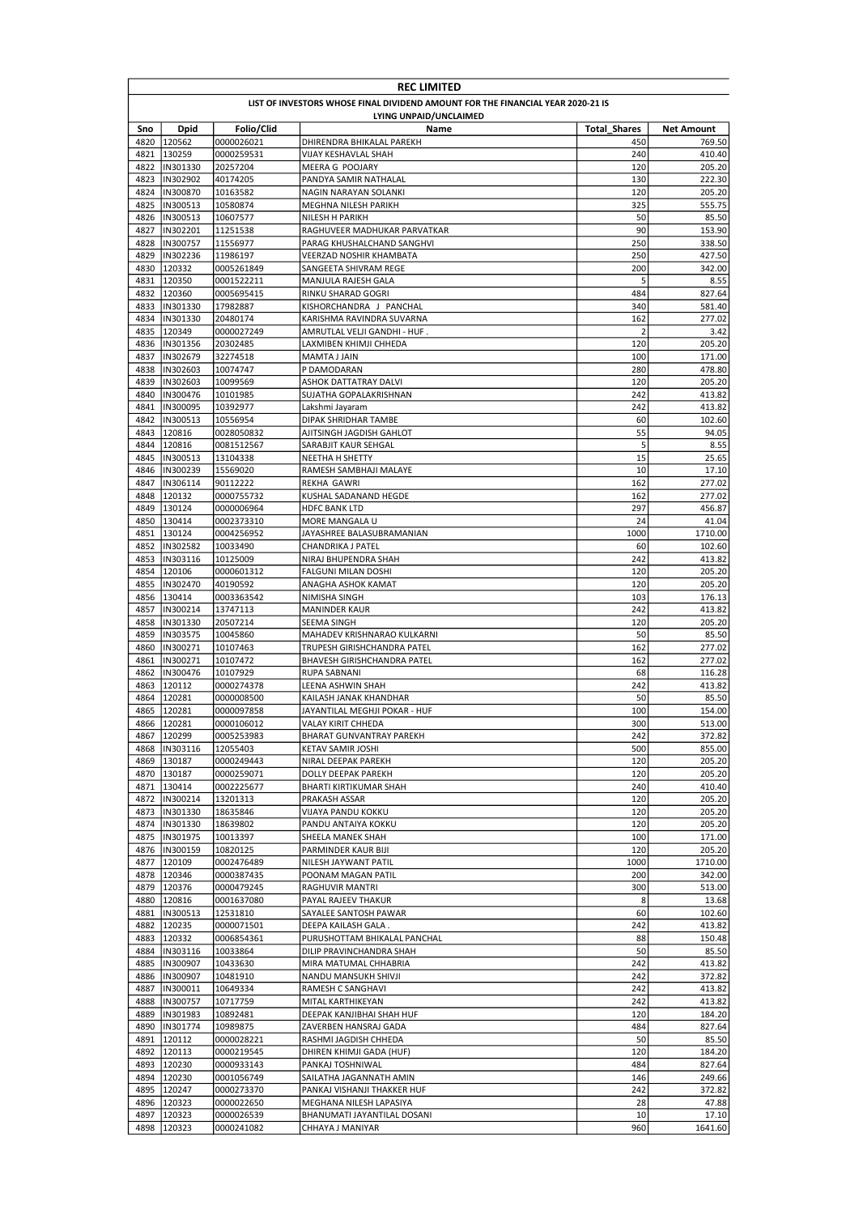| REC LIMITED | | | | | |
|---|---|---|---|---|---|
| LIST OF INVESTORS WHOSE FINAL DIVIDEND AMOUNT FOR THE FINANCIAL YEAR 2020-21 IS LYING UNPAID/UNCLAIMED | | | | | |
| Sno | Dpid | Folio/Clid | Name | Total_Shares | Net Amount |
| 4820 | 120562 | 0000026021 | DHIRENDRA BHIKALAL PAREKH | 450 | 769.50 |
| 4821 | 130259 | 0000259531 | VIJAY KESHAVLAL SHAH | 240 | 410.40 |
| 4822 | IN301330 | 20257204 | MEERA G POOJARY | 120 | 205.20 |
| 4823 | IN302902 | 40174205 | PANDYA SAMIR NATHALAL | 130 | 222.30 |
| 4824 | IN300870 | 10163582 | NAGIN NARAYAN SOLANKI | 120 | 205.20 |
| 4825 | IN300513 | 10580874 | MEGHNA NILESH PARIKH | 325 | 555.75 |
| 4826 | IN300513 | 10607577 | NILESH H PARIKH | 50 | 85.50 |
| 4827 | IN302201 | 11251538 | RAGHUVEER MADHUKAR PARVATKAR | 90 | 153.90 |
| 4828 | IN300757 | 11556977 | PARAG KHUSHALCHAND SANGHVI | 250 | 338.50 |
| 4829 | IN302236 | 11986197 | VEERZAD NOSHIR KHAMBATA | 250 | 427.50 |
| 4830 | 120332 | 0005261849 | SANGEETA SHIVRAM REGE | 200 | 342.00 |
| 4831 | 120350 | 0001522211 | MANJULA RAJESH GALA | 5 | 8.55 |
| 4832 | 120360 | 0005695415 | RINKU SHARAD GOGRI | 484 | 827.64 |
| 4833 | IN301330 | 17982887 | KISHORCHANDRA J PANCHAL | 340 | 581.40 |
| 4834 | IN301330 | 20480174 | KARISHMA RAVINDRA SUVARNA | 162 | 277.02 |
| 4835 | 120349 | 0000027249 | AMRUTLAL VELJI GANDHI - HUF . | 2 | 3.42 |
| 4836 | IN301356 | 20302485 | LAXMIBEN KHIMJI CHHEDA | 120 | 205.20 |
| 4837 | IN302679 | 32274518 | MAMTA J JAIN | 100 | 171.00 |
| 4838 | IN302603 | 10074747 | P DAMODARAN | 280 | 478.80 |
| 4839 | IN302603 | 10099569 | ASHOK DATTATRAY DALVI | 120 | 205.20 |
| 4840 | IN300476 | 10101985 | SUJATHA GOPALAKRISHNAN | 242 | 413.82 |
| 4841 | IN300095 | 10392977 | Lakshmi Jayaram | 242 | 413.82 |
| 4842 | IN300513 | 10556954 | DIPAK SHRIDHAR TAMBE | 60 | 102.60 |
| 4843 | 120816 | 0028050832 | AJITSINGH JAGDISH GAHLOT | 55 | 94.05 |
| 4844 | 120816 | 0081512567 | SARABJIT KAUR SEHGAL | 5 | 8.55 |
| 4845 | IN300513 | 13104338 | NEETHA H SHETTY | 15 | 25.65 |
| 4846 | IN300239 | 15569020 | RAMESH SAMBHAJI MALAYE | 10 | 17.10 |
| 4847 | IN306114 | 90112222 | REKHA GAWRI | 162 | 277.02 |
| 4848 | 120132 | 0000755732 | KUSHAL SADANAND HEGDE | 162 | 277.02 |
| 4849 | 130124 | 0000006964 | HDFC BANK LTD | 297 | 456.87 |
| 4850 | 130414 | 0002373310 | MORE MANGALA U | 24 | 41.04 |
| 4851 | 130124 | 0004256952 | JAYASHREE BALASUBRAMANIAN | 1000 | 1710.00 |
| 4852 | IN302582 | 10033490 | CHANDRIKA J PATEL | 60 | 102.60 |
| 4853 | IN303116 | 10125009 | NIRAJ BHUPENDRA SHAH | 242 | 413.82 |
| 4854 | 120106 | 0000601312 | FALGUNI MILAN DOSHI | 120 | 205.20 |
| 4855 | IN302470 | 40190592 | ANAGHA ASHOK KAMAT | 120 | 205.20 |
| 4856 | 130414 | 0003363542 | NIMISHA SINGH | 103 | 176.13 |
| 4857 | IN300214 | 13747113 | MANINDER KAUR | 242 | 413.82 |
| 4858 | IN301330 | 20507214 | SEEMA SINGH | 120 | 205.20 |
| 4859 | IN303575 | 10045860 | MAHADEV KRISHNARAO KULKARNI | 50 | 85.50 |
| 4860 | IN300271 | 10107463 | TRUPESH GIRISHCHANDRA PATEL | 162 | 277.02 |
| 4861 | IN300271 | 10107472 | BHAVESH GIRISHCHANDRA PATEL | 162 | 277.02 |
| 4862 | IN300476 | 10107929 | RUPA SABNANI | 68 | 116.28 |
| 4863 | 120112 | 0000274378 | LEENA ASHWIN SHAH | 242 | 413.82 |
| 4864 | 120281 | 0000008500 | KAILASH JANAK KHANDHAR | 50 | 85.50 |
| 4865 | 120281 | 0000097858 | JAYANTILAL MEGHJI POKAR - HUF | 100 | 154.00 |
| 4866 | 120281 | 0000106012 | VALAY KIRIT CHHEDA | 300 | 513.00 |
| 4867 | 120299 | 0005253983 | BHARAT GUNVANTRAY PAREKH | 242 | 372.82 |
| 4868 | IN303116 | 12055403 | KETAV SAMIR JOSHI | 500 | 855.00 |
| 4869 | 130187 | 0000249443 | NIRAL DEEPAK PAREKH | 120 | 205.20 |
| 4870 | 130187 | 0000259071 | DOLLY DEEPAK PAREKH | 120 | 205.20 |
| 4871 | 130414 | 0002225677 | BHARTI KIRTIKUMAR SHAH | 240 | 410.40 |
| 4872 | IN300214 | 13201313 | PRAKASH ASSAR | 120 | 205.20 |
| 4873 | IN301330 | 18635846 | VIJAYA PANDU KOKKU | 120 | 205.20 |
| 4874 | IN301330 | 18639802 | PANDU ANTAIYA KOKKU | 120 | 205.20 |
| 4875 | IN301975 | 10013397 | SHEELA MANEK SHAH | 100 | 171.00 |
| 4876 | IN300159 | 10820125 | PARMINDER KAUR BIJI | 120 | 205.20 |
| 4877 | 120109 | 0002476489 | NILESH JAYWANT PATIL | 1000 | 1710.00 |
| 4878 | 120346 | 0000387435 | POONAM MAGAN PATIL | 200 | 342.00 |
| 4879 | 120376 | 0000479245 | RAGHUVIR MANTRI | 300 | 513.00 |
| 4880 | 120816 | 0001637080 | PAYAL RAJEEV THAKUR | 8 | 13.68 |
| 4881 | IN300513 | 12531810 | SAYALEE SANTOSH PAWAR | 60 | 102.60 |
| 4882 | 120235 | 0000071501 | DEEPA KAILASH GALA . | 242 | 413.82 |
| 4883 | 120332 | 0006854361 | PURUSHOTTAM BHIKALAL PANCHAL | 88 | 150.48 |
| 4884 | IN303116 | 10033864 | DILIP PRAVINCHANDRA SHAH | 50 | 85.50 |
| 4885 | IN300907 | 10433630 | MIRA MATUMAL CHHABRIA | 242 | 413.82 |
| 4886 | IN300907 | 10481910 | NANDU MANSUKH SHIVJI | 242 | 372.82 |
| 4887 | IN300011 | 10649334 | RAMESH C SANGHAVI | 242 | 413.82 |
| 4888 | IN300757 | 10717759 | MITAL KARTHIKEYAN | 242 | 413.82 |
| 4889 | IN301983 | 10892481 | DEEPAK KANJIBHAI SHAH HUF | 120 | 184.20 |
| 4890 | IN301774 | 10989875 | ZAVERBEN HANSRAJ GADA | 484 | 827.64 |
| 4891 | 120112 | 0000028221 | RASHMI JAGDISH CHHEDA | 50 | 85.50 |
| 4892 | 120113 | 0000219545 | DHIREN KHIMJI GADA (HUF) | 120 | 184.20 |
| 4893 | 120230 | 0000933143 | PANKAJ TOSHNIWAL | 484 | 827.64 |
| 4894 | 120230 | 0001056749 | SAILATHA JAGANNATH AMIN | 146 | 249.66 |
| 4895 | 120247 | 0000273370 | PANKAJ VISHANJI THAKKER HUF | 242 | 372.82 |
| 4896 | 120323 | 0000022650 | MEGHANA NILESH LAPASIYA | 28 | 47.88 |
| 4897 | 120323 | 0000026539 | BHANUMATI JAYANTILAL DOSANI | 10 | 17.10 |
| 4898 | 120323 | 0000241082 | CHHAYA J MANIYAR | 960 | 1641.60 |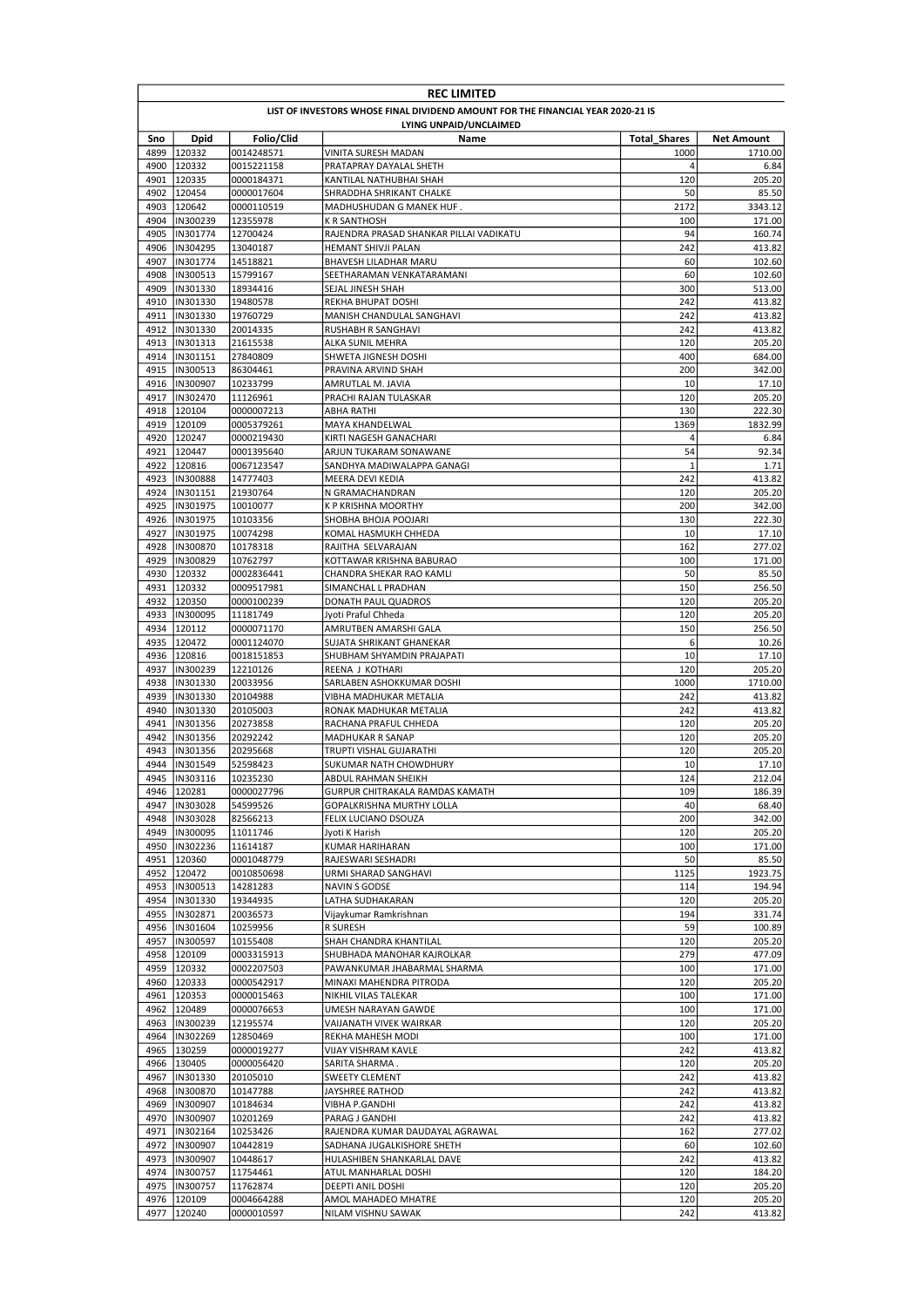# REC LIMITED

## LIST OF INVESTORS WHOSE FINAL DIVIDEND AMOUNT FOR THE FINANCIAL YEAR 2020-21 IS LYING UNPAID/UNCLAIMED

| Sno | Dpid | Folio/Clid | Name | Total_Shares | Net Amount |
|---|---|---|---|---|---|
| 4899 | 120332 | 0014248571 | VINITA SURESH MADAN | 1000 | 1710.00 |
| 4900 | 120332 | 0015221158 | PRATAPRAY DAYALAL SHETH | 4 | 6.84 |
| 4901 | 120335 | 0000184371 | KANTILAL NATHUBHAI SHAH | 120 | 205.20 |
| 4902 | 120454 | 0000017604 | SHRADDHA SHRIKANT CHALKE | 50 | 85.50 |
| 4903 | 120642 | 0000110519 | MADHUSHUDAN G MANEK HUF . | 2172 | 3343.12 |
| 4904 | IN300239 | 12355978 | K R SANTHOSH | 100 | 171.00 |
| 4905 | IN301774 | 12700424 | RAJENDRA PRASAD SHANKAR PILLAI VADIKATU | 94 | 160.74 |
| 4906 | IN304295 | 13040187 | HEMANT SHIVJI PALAN | 242 | 413.82 |
| 4907 | IN301774 | 14518821 | BHAVESH LILADHAR MARU | 60 | 102.60 |
| 4908 | IN300513 | 15799167 | SEETHARAMAN VENKATARAMANI | 60 | 102.60 |
| 4909 | IN301330 | 18934416 | SEJAL JINESH SHAH | 300 | 513.00 |
| 4910 | IN301330 | 19480578 | REKHA BHUPAT DOSHI | 242 | 413.82 |
| 4911 | IN301330 | 19760729 | MANISH CHANDULAL SANGHAVI | 242 | 413.82 |
| 4912 | IN301330 | 20014335 | RUSHABH R SANGHAVI | 242 | 413.82 |
| 4913 | IN301313 | 21615538 | ALKA SUNIL MEHRA | 120 | 205.20 |
| 4914 | IN301151 | 27840809 | SHWETA JIGNESH DOSHI | 400 | 684.00 |
| 4915 | IN300513 | 86304461 | PRAVINA ARVIND SHAH | 200 | 342.00 |
| 4916 | IN300907 | 10233799 | AMRUTLAL M. JAVIA | 10 | 17.10 |
| 4917 | IN302470 | 11126961 | PRACHI RAJAN TULASKAR | 120 | 205.20 |
| 4918 | 120104 | 0000007213 | ABHA RATHI | 130 | 222.30 |
| 4919 | 120109 | 0005379261 | MAYA KHANDELWAL | 1369 | 1832.99 |
| 4920 | 120247 | 0000219430 | KIRTI NAGESH GANACHARI | 4 | 6.84 |
| 4921 | 120447 | 0001395640 | ARJUN TUKARAM SONAWANE | 54 | 92.34 |
| 4922 | 120816 | 0067123547 | SANDHYA MADIWALAPPA GANAGI | 1 | 1.71 |
| 4923 | IN300888 | 14777403 | MEERA DEVI KEDIA | 242 | 413.82 |
| 4924 | IN301151 | 21930764 | N GRAMACHANDRAN | 120 | 205.20 |
| 4925 | IN301975 | 10010077 | K P KRISHNA MOORTHY | 200 | 342.00 |
| 4926 | IN301975 | 10103356 | SHOBHA BHOJA POOJARI | 130 | 222.30 |
| 4927 | IN301975 | 10074298 | KOMAL HASMUKH CHHEDA | 10 | 17.10 |
| 4928 | IN300870 | 10178318 | RAJITHA SELVARAJAN | 162 | 277.02 |
| 4929 | IN300829 | 10762797 | KOTTAWAR KRISHNA BABURAO | 100 | 171.00 |
| 4930 | 120332 | 0002836441 | CHANDRA SHEKAR RAO KAMLI | 50 | 85.50 |
| 4931 | 120332 | 0009517981 | SIMANCHAL L PRADHAN | 150 | 256.50 |
| 4932 | 120350 | 0000100239 | DONATH PAUL QUADROS | 120 | 205.20 |
| 4933 | IN300095 | 11181749 | Jyoti Praful Chheda | 120 | 205.20 |
| 4934 | 120112 | 0000071170 | AMRUTBEN AMARSHI GALA | 150 | 256.50 |
| 4935 | 120472 | 0001124070 | SUJATA SHRIKANT GHANEKAR | 6 | 10.26 |
| 4936 | 120816 | 0018151853 | SHUBHAM SHYAMDIN PRAJAPATI | 10 | 17.10 |
| 4937 | IN300239 | 12210126 | REENA J KOTHARI | 120 | 205.20 |
| 4938 | IN301330 | 20033956 | SARLABEN ASHOKKUMAR DOSHI | 1000 | 1710.00 |
| 4939 | IN301330 | 20104988 | VIBHA MADHUKAR METALIA | 242 | 413.82 |
| 4940 | IN301330 | 20105003 | RONAK MADHUKAR METALIA | 242 | 413.82 |
| 4941 | IN301356 | 20273858 | RACHANA PRAFUL CHHEDA | 120 | 205.20 |
| 4942 | IN301356 | 20292242 | MADHUKAR R SANAP | 120 | 205.20 |
| 4943 | IN301356 | 20295668 | TRUPTI VISHAL GUJARATHI | 120 | 205.20 |
| 4944 | IN301549 | 52598423 | SUKUMAR NATH CHOWDHURY | 10 | 17.10 |
| 4945 | IN303116 | 10235230 | ABDUL RAHMAN SHEIKH | 124 | 212.04 |
| 4946 | 120281 | 0000027796 | GURPUR CHITRAKALA RAMDAS KAMATH | 109 | 186.39 |
| 4947 | IN303028 | 54599526 | GOPALKRISHNA MURTHY LOLLA | 40 | 68.40 |
| 4948 | IN303028 | 82566213 | FELIX LUCIANO DSOUZA | 200 | 342.00 |
| 4949 | IN300095 | 11011746 | Jyoti K Harish | 120 | 205.20 |
| 4950 | IN302236 | 11614187 | KUMAR HARIHARAN | 100 | 171.00 |
| 4951 | 120360 | 0001048779 | RAJESWARI SESHADRI | 50 | 85.50 |
| 4952 | 120472 | 0010850698 | URMI SHARAD SANGHAVI | 1125 | 1923.75 |
| 4953 | IN300513 | 14281283 | NAVIN S GODSE | 114 | 194.94 |
| 4954 | IN301330 | 19344935 | LATHA SUDHAKARAN | 120 | 205.20 |
| 4955 | IN302871 | 20036573 | Vijaykumar Ramkrishnan | 194 | 331.74 |
| 4956 | IN301604 | 10259956 | R SURESH | 59 | 100.89 |
| 4957 | IN300597 | 10155408 | SHAH CHANDRA KHANTILAL | 120 | 205.20 |
| 4958 | 120109 | 0003315913 | SHUBHADA MANOHAR KAJROLKAR | 279 | 477.09 |
| 4959 | 120332 | 0002207503 | PAWANKUMAR JHABARMAL SHARMA | 100 | 171.00 |
| 4960 | 120333 | 0000542917 | MINAXI MAHENDRA PITRODA | 120 | 205.20 |
| 4961 | 120353 | 0000015463 | NIKHIL VILAS TALEKAR | 100 | 171.00 |
| 4962 | 120489 | 0000076653 | UMESH NARAYAN GAWDE | 100 | 171.00 |
| 4963 | IN300239 | 12195574 | VAIJANATH VIVEK WAIRKAR | 120 | 205.20 |
| 4964 | IN302269 | 12850469 | REKHA MAHESH MODI | 100 | 171.00 |
| 4965 | 130259 | 0000019277 | VIJAY VISHRAM KAVLE | 242 | 413.82 |
| 4966 | 130405 | 0000056420 | SARITA SHARMA . | 120 | 205.20 |
| 4967 | IN301330 | 20105010 | SWEETY CLEMENT | 242 | 413.82 |
| 4968 | IN300870 | 10147788 | JAYSHREE RATHOD | 242 | 413.82 |
| 4969 | IN300907 | 10184634 | VIBHA P.GANDHI | 242 | 413.82 |
| 4970 | IN300907 | 10201269 | PARAG J GANDHI | 242 | 413.82 |
| 4971 | IN302164 | 10253426 | RAJENDRA KUMAR DAUDAYAL AGRAWAL | 162 | 277.02 |
| 4972 | IN300907 | 10442819 | SADHANA JUGALKISHORE SHETH | 60 | 102.60 |
| 4973 | IN300907 | 10448617 | HULASHIBEN SHANKARLAL DAVE | 242 | 413.82 |
| 4974 | IN300757 | 11754461 | ATUL MANHARLAL DOSHI | 120 | 184.20 |
| 4975 | IN300757 | 11762874 | DEEPTI ANIL DOSHI | 120 | 205.20 |
| 4976 | 120109 | 0004664288 | AMOL MAHADEO MHATRE | 120 | 205.20 |
| 4977 | 120240 | 0000010597 | NILAM VISHNU SAWAK | 242 | 413.82 |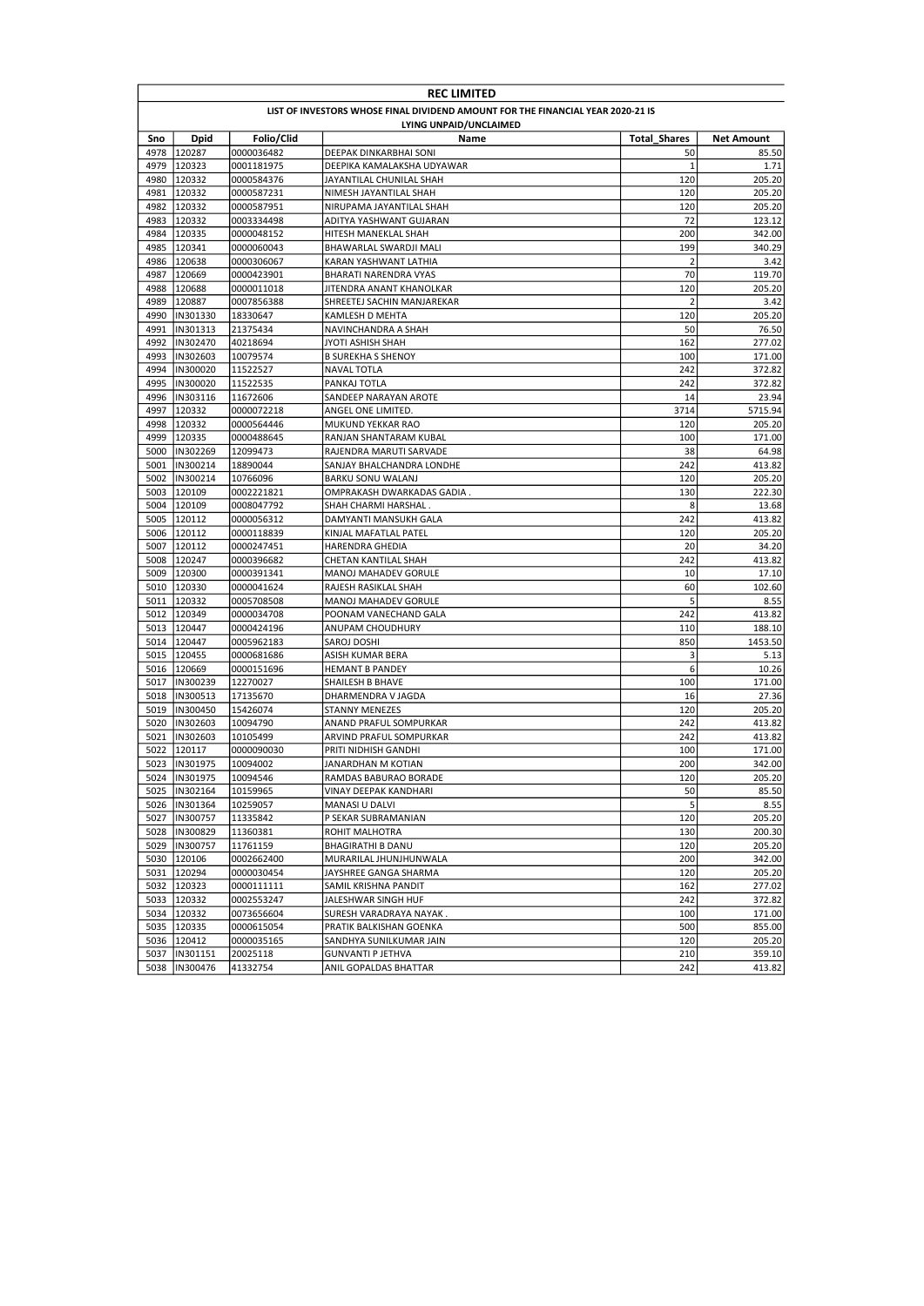# REC LIMITED

## LIST OF INVESTORS WHOSE FINAL DIVIDEND AMOUNT FOR THE FINANCIAL YEAR 2020-21 IS LYING UNPAID/UNCLAIMED

| Sno | Dpid | Folio/Clid | Name | Total_Shares | Net Amount |
|---|---|---|---|---|---|
| 4978 | 120287 | 0000036482 | DEEPAK DINKARBHAI SONI | 50 | 85.50 |
| 4979 | 120323 | 0001181975 | DEEPIKA KAMALAKSHA UDYAWAR | 1 | 1.71 |
| 4980 | 120332 | 0000584376 | JAYANTILAL CHUNILAL SHAH | 120 | 205.20 |
| 4981 | 120332 | 0000587231 | NIMESH JAYANTILAL SHAH | 120 | 205.20 |
| 4982 | 120332 | 0000587951 | NIRUPAMA JAYANTILAL SHAH | 120 | 205.20 |
| 4983 | 120332 | 0003334498 | ADITYA YASHWANT GUJARAN | 72 | 123.12 |
| 4984 | 120335 | 0000048152 | HITESH MANEKLAL SHAH | 200 | 342.00 |
| 4985 | 120341 | 0000060043 | BHAWARLAL SWARDJI MALI | 199 | 340.29 |
| 4986 | 120638 | 0000306067 | KARAN YASHWANT LATHIA | 2 | 3.42 |
| 4987 | 120669 | 0000423901 | BHARATI NARENDRA VYAS | 70 | 119.70 |
| 4988 | 120688 | 0000011018 | JITENDRA ANANT KHANOLKAR | 120 | 205.20 |
| 4989 | 120887 | 0007856388 | SHREETEJ SACHIN MANJAREKAR | 2 | 3.42 |
| 4990 | IN301330 | 18330647 | KAMLESH D MEHTA | 120 | 205.20 |
| 4991 | IN301313 | 21375434 | NAVINCHANDRA A SHAH | 50 | 76.50 |
| 4992 | IN302470 | 40218694 | JYOTI ASHISH SHAH | 162 | 277.02 |
| 4993 | IN302603 | 10079574 | B SUREKHA S SHENOY | 100 | 171.00 |
| 4994 | IN300020 | 11522527 | NAVAL TOTLA | 242 | 372.82 |
| 4995 | IN300020 | 11522535 | PANKAJ TOTLA | 242 | 372.82 |
| 4996 | IN303116 | 11672606 | SANDEEP NARAYAN AROTE | 14 | 23.94 |
| 4997 | 120332 | 0000072218 | ANGEL ONE LIMITED. | 3714 | 5715.94 |
| 4998 | 120332 | 0000564446 | MUKUND YEKKAR RAO | 120 | 205.20 |
| 4999 | 120335 | 0000488645 | RANJAN SHANTARAM KUBAL | 100 | 171.00 |
| 5000 | IN302269 | 12099473 | RAJENDRA MARUTI SARVADE | 38 | 64.98 |
| 5001 | IN300214 | 18890044 | SANJAY BHALCHANDRA LONDHE | 242 | 413.82 |
| 5002 | IN300214 | 10766096 | BARKU SONU WALANJ | 120 | 205.20 |
| 5003 | 120109 | 0002221821 | OMPRAKASH DWARKADAS GADIA . | 130 | 222.30 |
| 5004 | 120109 | 0008047792 | SHAH CHARMI HARSHAL . | 8 | 13.68 |
| 5005 | 120112 | 0000056312 | DAMYANTI MANSUKH GALA | 242 | 413.82 |
| 5006 | 120112 | 0000118839 | KINJAL MAFATLAL PATEL | 120 | 205.20 |
| 5007 | 120112 | 0000247451 | HARENDRA GHEDIA | 20 | 34.20 |
| 5008 | 120247 | 0000396682 | CHETAN KANTILAL SHAH | 242 | 413.82 |
| 5009 | 120300 | 0000391341 | MANOJ MAHADEV GORULE | 10 | 17.10 |
| 5010 | 120330 | 0000041624 | RAJESH RASIKLAL SHAH | 60 | 102.60 |
| 5011 | 120332 | 0005708508 | MANOJ MAHADEV GORULE | 5 | 8.55 |
| 5012 | 120349 | 0000034708 | POONAM VANECHAND GALA | 242 | 413.82 |
| 5013 | 120447 | 0000424196 | ANUPAM CHOUDHURY | 110 | 188.10 |
| 5014 | 120447 | 0005962183 | SAROJ DOSHI | 850 | 1453.50 |
| 5015 | 120455 | 0000681686 | ASISH KUMAR BERA | 3 | 5.13 |
| 5016 | 120669 | 0000151696 | HEMANT B PANDEY | 6 | 10.26 |
| 5017 | IN300239 | 12270027 | SHAILESH B BHAVE | 100 | 171.00 |
| 5018 | IN300513 | 17135670 | DHARMENDRA V JAGDA | 16 | 27.36 |
| 5019 | IN300450 | 15426074 | STANNY MENEZES | 120 | 205.20 |
| 5020 | IN302603 | 10094790 | ANAND PRAFUL SOMPURKAR | 242 | 413.82 |
| 5021 | IN302603 | 10105499 | ARVIND PRAFUL SOMPURKAR | 242 | 413.82 |
| 5022 | 120117 | 0000090030 | PRITI NIDHISH GANDHI | 100 | 171.00 |
| 5023 | IN301975 | 10094002 | JANARDHAN M KOTIAN | 200 | 342.00 |
| 5024 | IN301975 | 10094546 | RAMDAS BABURAO BORADE | 120 | 205.20 |
| 5025 | IN302164 | 10159965 | VINAY DEEPAK KANDHARI | 50 | 85.50 |
| 5026 | IN301364 | 10259057 | MANASI U DALVI | 5 | 8.55 |
| 5027 | IN300757 | 11335842 | P SEKAR SUBRAMANIAN | 120 | 205.20 |
| 5028 | IN300829 | 11360381 | ROHIT MALHOTRA | 130 | 200.30 |
| 5029 | IN300757 | 11761159 | BHAGIRATHI B DANU | 120 | 205.20 |
| 5030 | 120106 | 0002662400 | MURARILAL JHUNJHUNWALA | 200 | 342.00 |
| 5031 | 120294 | 0000030454 | JAYSHREE GANGA SHARMA | 120 | 205.20 |
| 5032 | 120323 | 0000111111 | SAMIL KRISHNA PANDIT | 162 | 277.02 |
| 5033 | 120332 | 0002553247 | JALESHWAR SINGH HUF | 242 | 372.82 |
| 5034 | 120332 | 0073656604 | SURESH VARADRAYA NAYAK . | 100 | 171.00 |
| 5035 | 120335 | 0000615054 | PRATIK BALKISHAN GOENKA | 500 | 855.00 |
| 5036 | 120412 | 0000035165 | SANDHYA SUNILKUMAR JAIN | 120 | 205.20 |
| 5037 | IN301151 | 20025118 | GUNVANTI P JETHVA | 210 | 359.10 |
| 5038 | IN300476 | 41332754 | ANIL GOPALDAS BHATTAR | 242 | 413.82 |